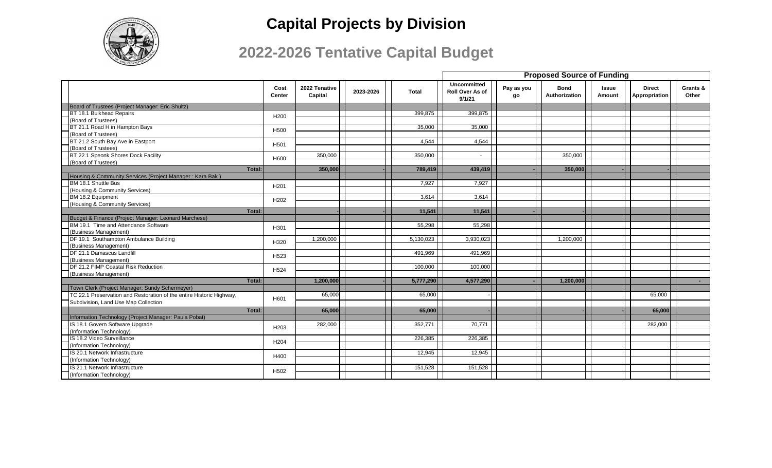# Capital Projects by Division

## 2022-2026 Tentative Capital Budget

| | Cost Center | 2022 Tenative Capital | 2023-2026 | Total | Proposed Source of Funding | | | | | |
|---|---|---|---|---|---|---|---|---|---|---|
| | | | | | Uncommitted Roll Over As of 9/1/21 | Pay as you go | Bond Authorization | Issue Amount | Direct Appropriation | Grants & Other |
| Board of Trustees (Project Manager: Eric Shultz) | | | | | | | | | | |
| BT 18.1 Bulkhead Repairs (Board of Trustees) | H200 | | | 399,875 | 399,875 | | | | | |
| BT 21.1 Road H in Hampton Bays (Board of Trustees) | H500 | | | 35,000 | 35,000 | | | | | |
| BT 21.2 South Bay Ave in Eastport (Board of Trustees) | H501 | | | 4,544 | 4,544 | | | | | |
| BT 22.1 Speonk Shores Dock Facility (Board of Trustees) | H600 | 350,000 | | 350,000 | - | | 350,000 | | | |
| **Total:** | | **350,000** | **-** | **789,419** | **439,419** | **-** | **350,000** | **-** | **-** | |
| Housing & Community Services (Project Manager : Kara Bak ) | | | | | | | | | | |
| BM 18.1 Shuttle Bus (Housing & Community Services) | H201 | | | 7,927 | 7,927 | | | | | |
| BM 18.2 Equipment (Housing & Community Services) | H202 | | | 3,614 | 3,614 | | | | | |
| **Total:** | | **-** | **-** | **11,541** | **11,541** | **-** | **-** | | | |
| Budget & Finance (Project Manager: Leonard Marchese) | | | | | | | | | | |
| BM 19.1 Time and Attendance Software (Business Management) | H301 | | | 55,298 | 55,298 | | | | | |
| DF 19.1 Southampton Ambulance Building (Business Management) | H320 | 1,200,000 | | 5,130,023 | 3,930,023 | | 1,200,000 | | | |
| DF 21.1 Damascus Landfill (Business Management) | H523 | | | 491,969 | 491,969 | | | | | |
| DF 21.2 FIMP Coastal Risk Reduction (Business Management) | H524 | | | 100,000 | 100,000 | | | | | |
| **Total:** | | **1,200,000** | **-** | **5,777,290** | **4,577,290** | **-** | **1,200,000** | | | **-** |
| Town Clerk (Project Manager: Sundy Schermeyer) | | | | | | | | | | |
| TC 22.1 Preservation and Restoration of the entire Historic Highway, Subdivision, Land Use Map Collection | H601 | 65,000 | | 65,000 | - | | | | 65,000 | |
| **Total:** | | **65,000** | | **65,000** | **-** | | **-** | **-** | **65,000** | |
| Information Technology (Project Manager: Paula Pobat) | | | | | | | | | | |
| IS 18.1 Govern Software Upgrade (Information Technology) | H203 | 282,000 | | 352,771 | 70,771 | | | | 282,000 | |
| IS 18.2 Video Surveillance (Information Technology) | H204 | | | 226,385 | 226,385 | | | | | |
| IS 20.1 Network Infrastructure (Information Technology) | H400 | | | 12,945 | 12,945 | | | | | |
| IS 21.1 Network Infrastructure (Information Technology) | H502 | | | 151,528 | 151,528 | | | | | |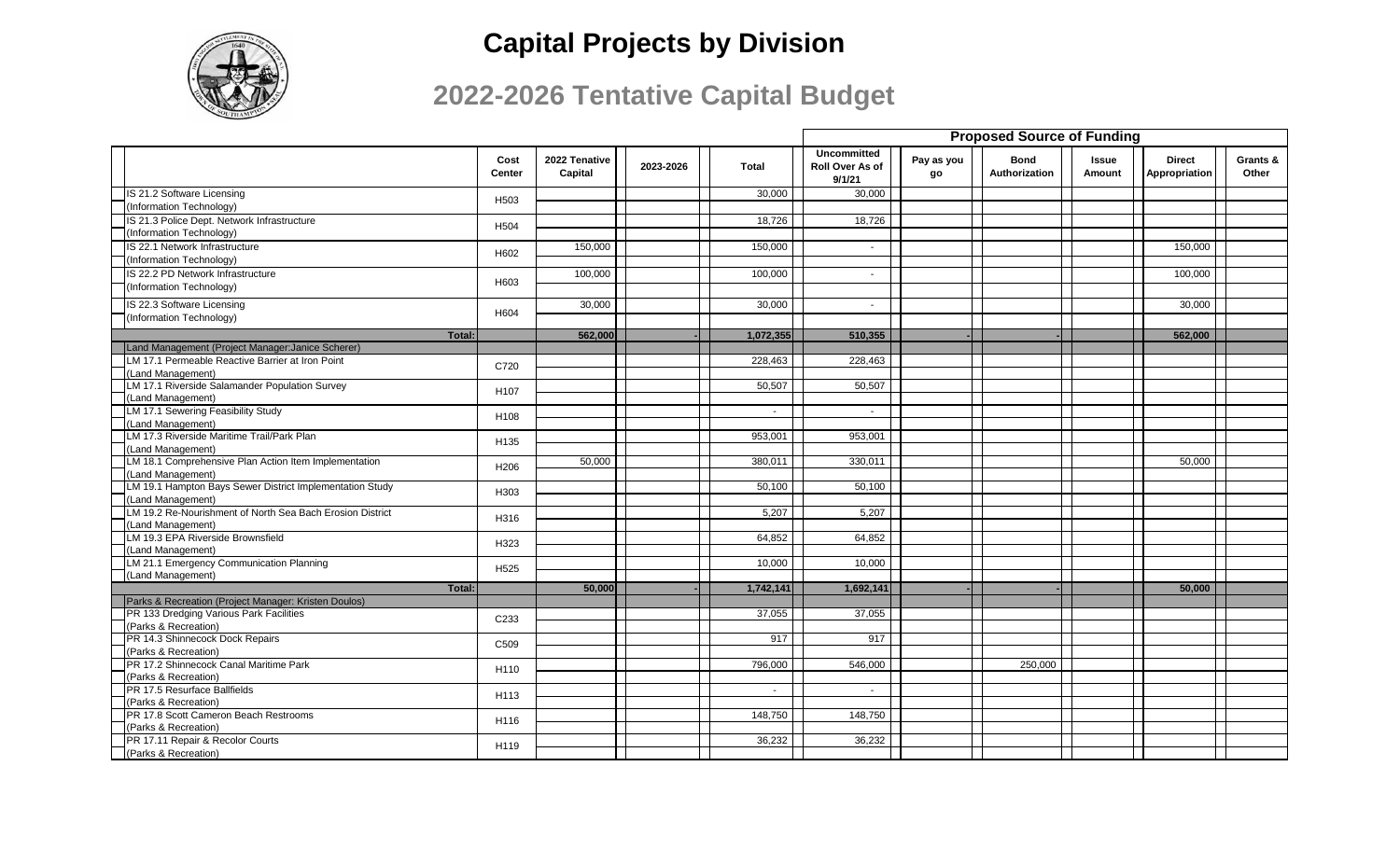# Capital Projects by Division

## 2022-2026 Tentative Capital Budget

| | Cost Center | 2022 Tenative Capital | 2023-2026 | Total | Proposed Source of Funding | | | | | |
|---|---|---|---|---|---|---|---|---|---|---|
| | | | | | Uncommitted Roll Over As of 9/1/21 | Pay as you go | Bond Authorization | Issue Amount | Direct Appropriation | Grants & Other |
| IS 21.2 Software Licensing (Information Technology) | H503 | | | 30,000 | 30,000 | | | | | |
| IS 21.3 Police Dept. Network Infrastructure (Information Technology) | H504 | | | 18,726 | 18,726 | | | | | |
| IS 22.1 Network Infrastructure (Information Technology) | H602 | 150,000 | | 150,000 | - | | | | 150,000 | |
| IS 22.2 PD Network Infrastructure (Information Technology) | H603 | 100,000 | | 100,000 | - | | | | 100,000 | |
| IS 22.3 Software Licensing (Information Technology) | H604 | 30,000 | | 30,000 | - | | | | 30,000 | |
| **Total:** | | **562,000** | **-** | **1,072,355** | **510,355** | **-** | **-** | | **562,000** | |
| Land Management (Project Manager:Janice Scherer) | | | | | | | | | | |
| LM 17.1 Permeable Reactive Barrier at Iron Point (Land Management) | C720 | | | 228,463 | 228,463 | | | | | |
| LM 17.1 Riverside Salamander Population Survey (Land Management) | H107 | | | 50,507 | 50,507 | | | | | |
| LM 17.1 Sewering Feasibility Study (Land Management) | H108 | | | - | - | | | | | |
| LM 17.3 Riverside Maritime Trail/Park Plan (Land Management) | H135 | | | 953,001 | 953,001 | | | | | |
| LM 18.1 Comprehensive Plan Action Item Implementation (Land Management) | H206 | 50,000 | | 380,011 | 330,011 | | | | 50,000 | |
| LM 19.1 Hampton Bays Sewer District Implementation Study (Land Management) | H303 | | | 50,100 | 50,100 | | | | | |
| LM 19.2 Re-Nourishment of North Sea Bach Erosion District (Land Management) | H316 | | | 5,207 | 5,207 | | | | | |
| LM 19.3 EPA Riverside Brownsfield (Land Management) | H323 | | | 64,852 | 64,852 | | | | | |
| LM 21.1 Emergency Communication Planning (Land Management) | H525 | | | 10,000 | 10,000 | | | | | |
| **Total:** | | **50,000** | **-** | **1,742,141** | **1,692,141** | **-** | **-** | | **50,000** | |
| Parks & Recreation (Project Manager: Kristen Doulos) | | | | | | | | | | |
| PR 133 Dredging Various Park Facilities (Parks & Recreation) | C233 | | | 37,055 | 37,055 | | | | | |
| PR 14.3 Shinnecock Dock Repairs (Parks & Recreation) | C509 | | | 917 | 917 | | | | | |
| PR 17.2 Shinnecock Canal Maritime Park (Parks & Recreation) | H110 | | | 796,000 | 546,000 | | 250,000 | | | |
| PR 17.5 Resurface Ballfields (Parks & Recreation) | H113 | | | - | - | | | | | |
| PR 17.8 Scott Cameron Beach Restrooms (Parks & Recreation) | H116 | | | 148,750 | 148,750 | | | | | |
| PR 17.11 Repair & Recolor Courts (Parks & Recreation) | H119 | | | 36,232 | 36,232 | | | | | |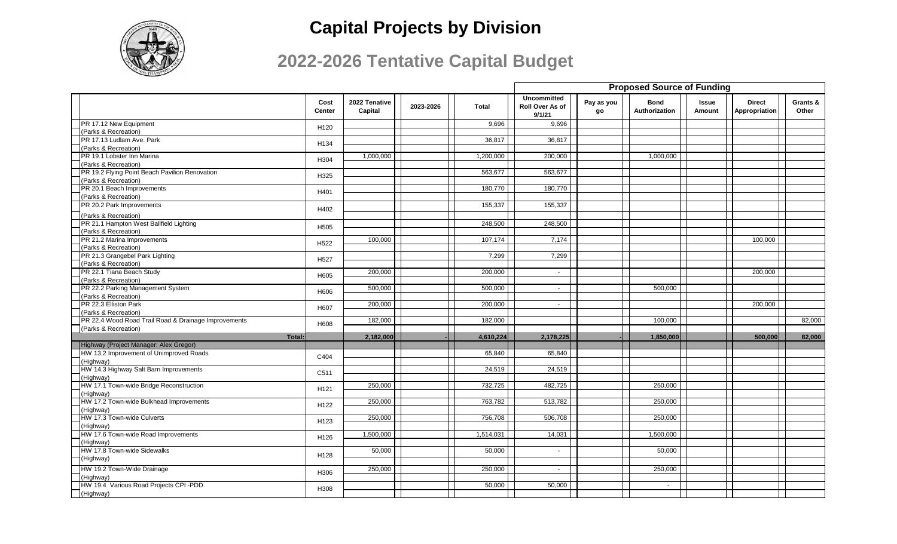# Capital Projects by Division

## 2022-2026 Tentative Capital Budget

| | Cost Center | 2022 Tenative Capital | 2023-2026 | Total | Proposed Source of Funding | | | | | |
|---|---|---|---|---|---|---|---|---|---|---|
| | | | | | Uncommitted Roll Over As of 9/1/21 | Pay as you go | Bond Authorization | Issue Amount | Direct Appropriation | Grants & Other |
| PR 17.12 New Equipment (Parks & Recreation) | H120 | | | 9,696 | 9,696 | | | | | |
| PR 17.13 Ludlam Ave. Park (Parks & Recreation) | H134 | | | 36,817 | 36,817 | | | | | |
| PR 19.1 Lobster Inn Marina (Parks & Recreation) | H304 | 1,000,000 | | 1,200,000 | 200,000 | | 1,000,000 | | | |
| PR 19.2 Flying Point Beach Pavilion Renovation (Parks & Recreation) | H325 | | | 563,677 | 563,677 | | | | | |
| PR 20.1 Beach Improvements (Parks & Recreation) | H401 | | | 180,770 | 180,770 | | | | | |
| PR 20.2 Park Improvements (Parks & Recreation) | H402 | | | 155,337 | 155,337 | | | | | |
| PR 21.1 Hampton West Ballfield Lighting (Parks & Recreation) | H505 | | | 248,500 | 248,500 | | | | | |
| PR 21.2 Marina Improvements (Parks & Recreation) | H522 | 100,000 | | 107,174 | 7,174 | | | | 100,000 | |
| PR 21.3 Grangebel Park Lighting (Parks & Recreation) | H527 | | | 7,299 | 7,299 | | | | | |
| PR 22.1 Tiana Beach Study (Parks & Recreation) | H605 | 200,000 | | 200,000 | - | | | | 200,000 | |
| PR 22.2 Parking Management System (Parks & Recreation) | H606 | 500,000 | | 500,000 | - | | 500,000 | | | |
| PR 22.3 Elliston Park (Parks & Recreation) | H607 | 200,000 | | 200,000 | - | | | | 200,000 | |
| PR 22.4 Wood Road Trail Road & Drainage Improvements (Parks & Recreation) | H608 | 182,000 | | 182,000 | | | 100,000 | | | 82,000 |
| **Total:** | | **2,182,000** | **-** | **4,610,224** | **2,178,225** | **-** | **1,850,000** | | **500,000** | **82,000** |
| Highway (Project Manager: Alex Gregor) | | | | | | | | | | |
| HW 13.2 Improvement of Unimproved Roads (Highway) | C404 | | | 65,840 | 65,840 | | | | | |
| HW 14.3 Highway Salt Barn Improvements (Highway) | C511 | | | 24,519 | 24,519 | | | | | |
| HW 17.1 Town-wide Bridge Reconstruction (Highway) | H121 | 250,000 | | 732,725 | 482,725 | | 250,000 | | | |
| HW 17.2 Town-wide Bulkhead Improvements (Highway) | H122 | 250,000 | | 763,782 | 513,782 | | 250,000 | | | |
| HW 17.3 Town-wide Culverts (Highway) | H123 | 250,000 | | 756,708 | 506,708 | | 250,000 | | | |
| HW 17.6 Town-wide Road Improvements (Highway) | H126 | 1,500,000 | | 1,514,031 | 14,031 | | 1,500,000 | | | |
| HW 17.8 Town-wide Sidewalks (Highway) | H128 | 50,000 | | 50,000 | - | | 50,000 | | | |
| HW 19.2 Town-Wide Drainage (Highway) | H306 | 250,000 | | 250,000 | - | | 250,000 | | | |
| HW 19.4 Various Road Projects CPI -PDD (Highway) | H308 | | | 50,000 | 50,000 | | - | | | |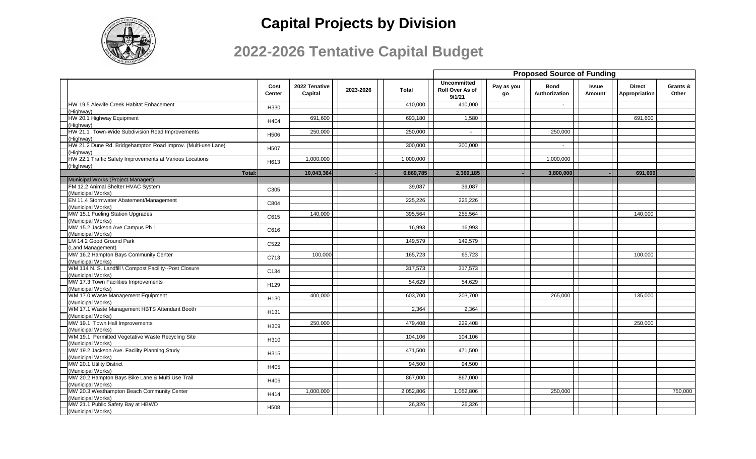# Capital Projects by Division

## 2022-2026 Tentative Capital Budget

| | Cost Center | 2022 Tenative Capital | 2023-2026 | Total | Proposed Source of Funding: Uncommitted Roll Over As of 9/1/21 | Pay as you go | Bond Authorization | Issue Amount | Direct Appropriation | Grants & Other |
|---|---|---|---|---|---|---|---|---|---|---|
| HW 19.5 Alewife Creek Habitat Enhacement (Highway) | H330 | | | 410,000 | 410,000 | | - | | | |
| HW 20.1 Highway Equipment (Highway) | H404 | 691,600 | | 693,180 | 1,580 | | | | 691,600 | |
| HW 21.1 Town-Wide Subdivision Road Improvements (Highway) | H506 | 250,000 | | 250,000 | - | | 250,000 | | | |
| HW 21.2 Dune Rd. Bridgehampton Road Improv. (Multi-use Lane) (Highway) | H507 | | | 300,000 | 300,000 | | - | | | |
| HW 22.1 Traffic Safety Improvements at Various Locations (Highway) | H613 | 1,000,000 | | 1,000,000 | | | 1,000,000 | | | |
| **Total:** | | **10,043,364** | **-** | **6,860,785** | **2,369,185** | **-** | **3,800,000** | **-** | **691,600** | |
| Municipal Works (Project Manager:) | | | | | | | | | | |
| FM 12.2 Animal Shelter HVAC System (Municipal Works) | C305 | | | 39,087 | 39,087 | | | | | |
| EN 11.4 Stormwater Abatement/Management (Municipal Works) | C804 | | | 225,226 | 225,226 | | | | | |
| MW 15.1 Fueling Station Upgrades (Municipal Works) | C615 | 140,000 | | 395,564 | 255,564 | | | | 140,000 | |
| MW 15.2 Jackson Ave Campus Ph 1 (Municipal Works) | C616 | | | 16,993 | 16,993 | | | | | |
| LM 14.2 Good Ground Park (Land Management) | C522 | | | 149,579 | 149,579 | | | | | |
| MW 16.2 Hampton Bays Community Center (Municipal Works) | C713 | 100,000 | | 165,723 | 65,723 | | | | 100,000 | |
| WM 114 N. S. Landfill \ Compost Facility--Post Closure (Municipal Works) | C134 | | | 317,573 | 317,573 | | | | | |
| MW 17.3 Town Facilities Improvements (Municipal Works) | H129 | | | 54,629 | 54,629 | | | | | |
| WM 17.0 Waste Management Equipment (Municipal Works) | H130 | 400,000 | | 603,700 | 203,700 | | 265,000 | | 135,000 | |
| WM 17.1 Waste Management HBTS Attendant Booth (Municipal Works) | H131 | | | 2,364 | 2,364 | | | | | |
| MW 19.1 Town Hall Improvements (Municipal Works) | H309 | 250,000 | | 479,408 | 229,408 | | | | 250,000 | |
| WM 19.1 Permitted Vegetative Waste Recycling Site (Municipal Works) | H310 | | | 104,106 | 104,106 | | | | | |
| MW 19.2 Jackson Ave. Facility Planning Study (Municipal Works) | H315 | | | 471,500 | 471,500 | | | | | |
| MW 20.1 Utility District (Municipal Works) | H405 | | | 94,500 | 94,500 | | | | | |
| MW 20.2 Hampton Bays Bike Lane & Multi Use Trail (Municipal Works) | H406 | | | 867,000 | 867,000 | | | | | |
| MW 20.3 Westhampton Beach Community Center (Municipal Works) | H414 | 1,000,000 | | 2,052,806 | 1,052,806 | | 250,000 | | | 750,000 |
| MW 21.1 Public Safety Bay at HBWD (Municipal Works) | H508 | | | 26,326 | 26,326 | | | | | |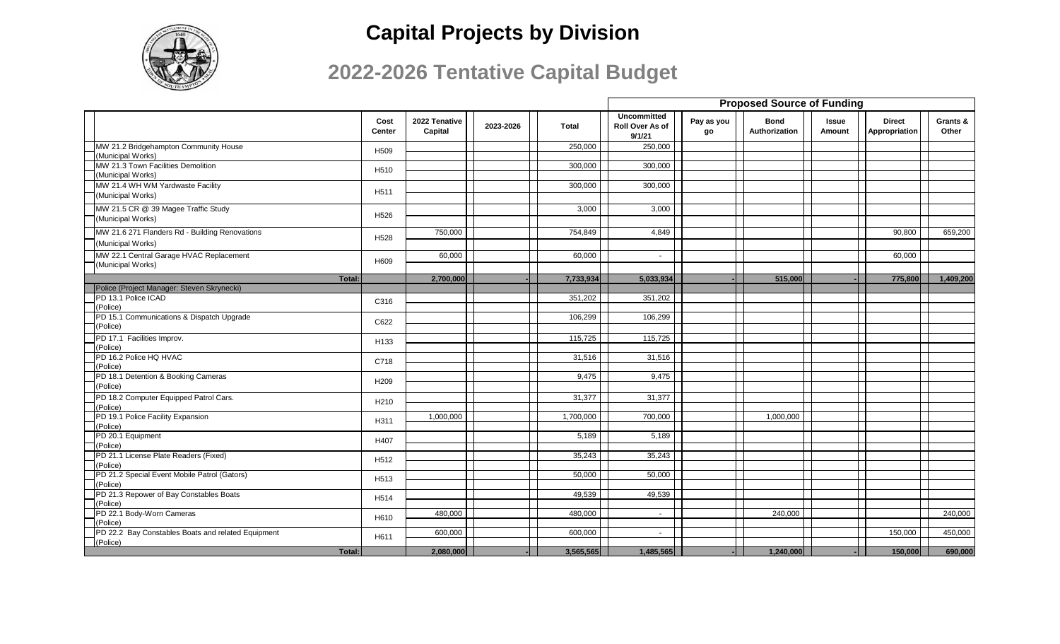# Capital Projects by Division

## 2022-2026 Tentative Capital Budget

| | Cost Center | 2022 Tenative Capital | 2023-2026 | Total | Proposed Source of Funding | | | | | |
|---|---|---|---|---|---|---|---|---|---|---|
| | | | | | Uncommitted Roll Over As of 9/1/21 | Pay as you go | Bond Authorization | Issue Amount | Direct Appropriation | Grants & Other |
| MW 21.2 Bridgehampton Community House (Municipal Works) | H509 | | | 250,000 | 250,000 | | | | | |
| MW 21.3 Town Facilities Demolition (Municipal Works) | H510 | | | 300,000 | 300,000 | | | | | |
| MW 21.4 WH WM Yardwaste Facility (Municipal Works) | H511 | | | 300,000 | 300,000 | | | | | |
| MW 21.5 CR @ 39 Magee Traffic Study (Municipal Works) | H526 | | | 3,000 | 3,000 | | | | | |
| MW 21.6 271 Flanders Rd - Building Renovations (Municipal Works) | H528 | 750,000 | | 754,849 | 4,849 | | | | 90,800 | 659,200 |
| MW 22.1 Central Garage HVAC Replacement (Municipal Works) | H609 | 60,000 | | 60,000 | - | | | | 60,000 | |
| **Total:** | | **2,700,000** | **-** | **7,733,934** | **5,033,934** | **-** | **515,000** | **-** | **775,800** | **1,409,200** |
| Police (Project Manager: Steven Skrynecki) | | | | | | | | | | |
| PD 13.1 Police ICAD (Police) | C316 | | | 351,202 | 351,202 | | | | | |
| PD 15.1 Communications & Dispatch Upgrade (Police) | C622 | | | 106,299 | 106,299 | | | | | |
| PD 17.1 Facilities Improv. (Police) | H133 | | | 115,725 | 115,725 | | | | | |
| PD 16.2 Police HQ HVAC (Police) | C718 | | | 31,516 | 31,516 | | | | | |
| PD 18.1 Detention & Booking Cameras (Police) | H209 | | | 9,475 | 9,475 | | | | | |
| PD 18.2 Computer Equipped Patrol Cars. (Police) | H210 | | | 31,377 | 31,377 | | | | | |
| PD 19.1 Police Facility Expansion (Police) | H311 | 1,000,000 | | 1,700,000 | 700,000 | | 1,000,000 | | | |
| PD 20.1 Equipment (Police) | H407 | | | 5,189 | 5,189 | | | | | |
| PD 21.1 License Plate Readers (Fixed) (Police) | H512 | | | 35,243 | 35,243 | | | | | |
| PD 21.2 Special Event Mobile Patrol (Gators) (Police) | H513 | | | 50,000 | 50,000 | | | | | |
| PD 21.3 Repower of Bay Constables Boats (Police) | H514 | | | 49,539 | 49,539 | | | | | |
| PD 22.1 Body-Worn Cameras (Police) | H610 | 480,000 | | 480,000 | - | | 240,000 | | | 240,000 |
| PD 22.2 Bay Constables Boats and related Equipment (Police) | H611 | 600,000 | | 600,000 | - | | | | 150,000 | 450,000 |
| **Total:** | | **2,080,000** | **-** | **3,565,565** | **1,485,565** | **-** | **1,240,000** | **-** | **150,000** | **690,000** |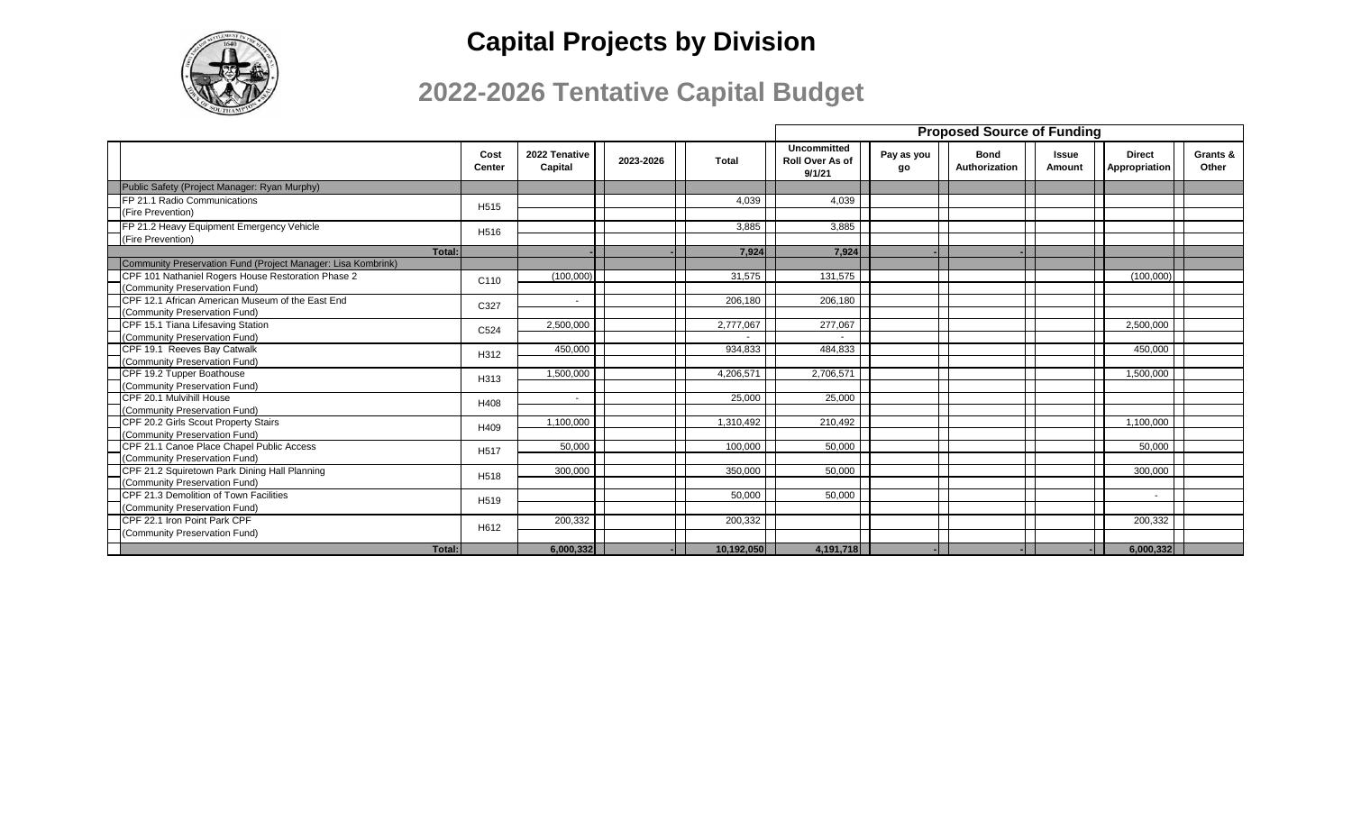# Capital Projects by Division

## 2022-2026 Tentative Capital Budget

| | Cost Center | 2022 Tenative Capital | 2023-2026 | Total | Proposed Source of Funding | | | | | |
|---|---|---|---|---|---|---|---|---|---|---|
| | | | | | Uncommitted Roll Over As of 9/1/21 | Pay as you go | Bond Authorization | Issue Amount | Direct Appropriation | Grants & Other |
| Public Safety (Project Manager: Ryan Murphy) | | | | | | | | | | |
| FP 21.1 Radio Communications (Fire Prevention) | H515 | | | 4,039 | 4,039 | | | | | |
| FP 21.2 Heavy Equipment Emergency Vehicle (Fire Prevention) | H516 | | | 3,885 | 3,885 | | | | | |
| Total: | | - | - | 7,924 | 7,924 | - | - | | | |
| Community Preservation Fund (Project Manager: Lisa Kombrink) | | | | | | | | | | |
| CPF 101 Nathaniel Rogers House Restoration Phase 2 (Community Preservation Fund) | C110 | (100,000) | | 31,575 | 131,575 | | | | (100,000) | |
| CPF 12.1 African American Museum of the East End (Community Preservation Fund) | C327 | - | | 206,180 | 206,180 | | | | | |
| CPF 15.1 Tiana Lifesaving Station (Community Preservation Fund) | C524 | 2,500,000 | | 2,777,067<br>- | 277,067<br>- | | | | 2,500,000 | |
| CPF 19.1 Reeves Bay Catwalk (Community Preservation Fund) | H312 | 450,000 | | 934,833 | 484,833 | | | | 450,000 | |
| CPF 19.2 Tupper Boathouse (Community Preservation Fund) | H313 | 1,500,000 | | 4,206,571 | 2,706,571 | | | | 1,500,000 | |
| CPF 20.1 Mulvihill House (Community Preservation Fund) | H408 | - | | 25,000 | 25,000 | | | | | |
| CPF 20.2 Girls Scout Property Stairs (Community Preservation Fund) | H409 | 1,100,000 | | 1,310,492 | 210,492 | | | | 1,100,000 | |
| CPF 21.1 Canoe Place Chapel Public Access (Community Preservation Fund) | H517 | 50,000 | | 100,000 | 50,000 | | | | 50,000 | |
| CPF 21.2 Squiretown Park Dining Hall Planning (Community Preservation Fund) | H518 | 300,000 | | 350,000 | 50,000 | | | | 300,000 | |
| CPF 21.3 Demolition of Town Facilities (Community Preservation Fund) | H519 | | | 50,000 | 50,000 | | | | - | |
| CPF 22.1 Iron Point Park CPF (Community Preservation Fund) | H612 | 200,332 | | 200,332 | | | | | 200,332 | |
| Total: | | 6,000,332 | - | 10,192,050 | 4,191,718 | - | - | - | 6,000,332 | |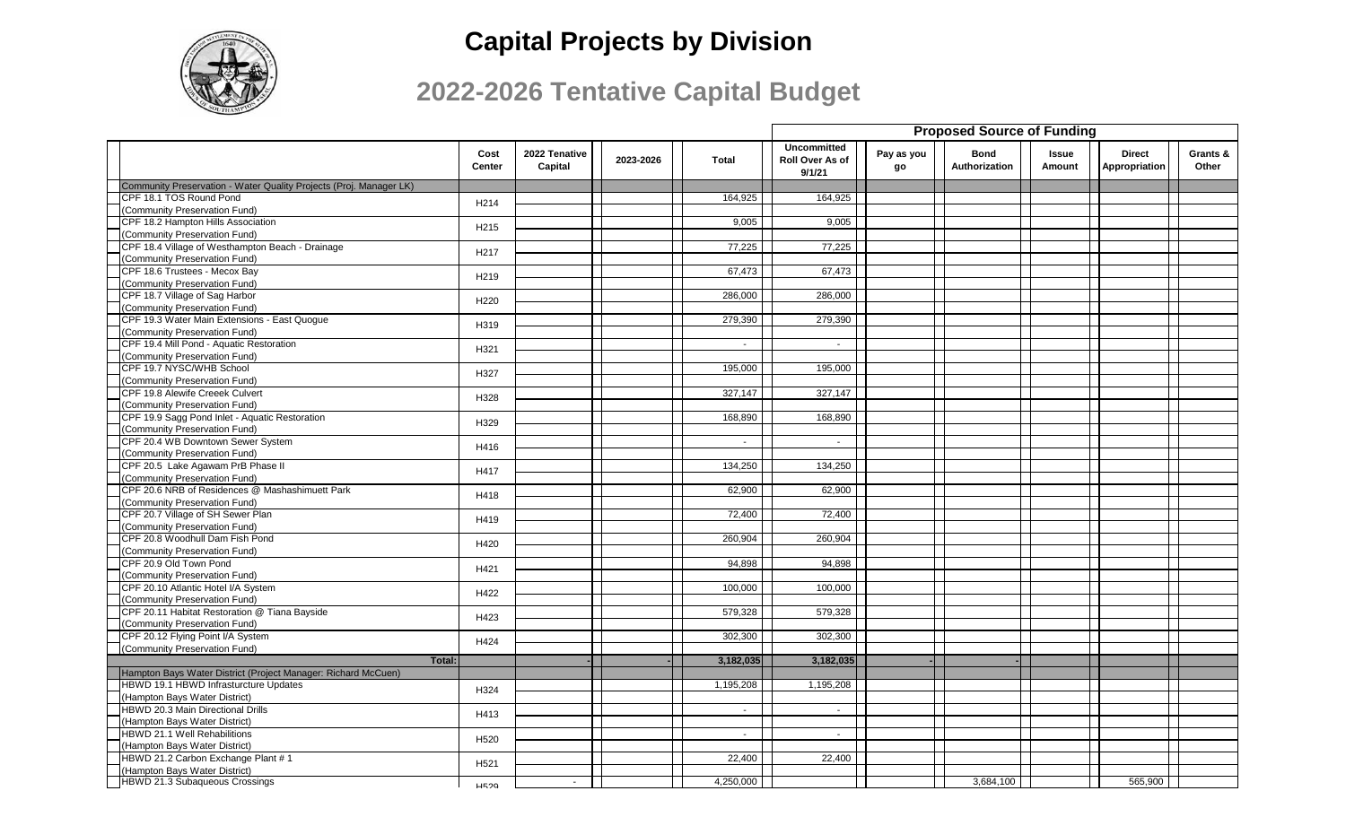# Capital Projects by Division

## 2022-2026 Tentative Capital Budget

| | Cost Center | 2022 Tenative Capital | 2023-2026 | Total | Proposed Source of Funding | | | | | |
|---|---|---|---|---|---|---|---|---|---|---|
| | | | | | Uncommitted Roll Over As of 9/1/21 | Pay as you go | Bond Authorization | Issue Amount | Direct Appropriation | Grants & Other |
| Community Preservation - Water Quality Projects (Proj. Manager LK) | | | | | | | | | | |
| CPF 18.1 TOS Round Pond (Community Preservation Fund) | H214 | | | 164,925 | 164,925 | | | | | |
| CPF 18.2 Hampton Hills Association (Community Preservation Fund) | H215 | | | 9,005 | 9,005 | | | | | |
| CPF 18.4 Village of Westhampton Beach - Drainage (Community Preservation Fund) | H217 | | | 77,225 | 77,225 | | | | | |
| CPF 18.6 Trustees - Mecox Bay (Community Preservation Fund) | H219 | | | 67,473 | 67,473 | | | | | |
| CPF 18.7 Village of Sag Harbor (Community Preservation Fund) | H220 | | | 286,000 | 286,000 | | | | | |
| CPF 19.3 Water Main Extensions - East Quogue (Community Preservation Fund) | H319 | | | 279,390 | 279,390 | | | | | |
| CPF 19.4 Mill Pond - Aquatic Restoration (Community Preservation Fund) | H321 | | | - | - | | | | | |
| CPF 19.7 NYSC/WHB School (Community Preservation Fund) | H327 | | | 195,000 | 195,000 | | | | | |
| CPF 19.8 Alewife Creeek Culvert (Community Preservation Fund) | H328 | | | 327,147 | 327,147 | | | | | |
| CPF 19.9 Sagg Pond Inlet - Aquatic Restoration (Community Preservation Fund) | H329 | | | 168,890 | 168,890 | | | | | |
| CPF 20.4 WB Downtown Sewer System (Community Preservation Fund) | H416 | | | - | - | | | | | |
| CPF 20.5 Lake Agawam PrB Phase II (Community Preservation Fund) | H417 | | | 134,250 | 134,250 | | | | | |
| CPF 20.6 NRB of Residences @ Mashashimuett Park (Community Preservation Fund) | H418 | | | 62,900 | 62,900 | | | | | |
| CPF 20.7 Village of SH Sewer Plan (Community Preservation Fund) | H419 | | | 72,400 | 72,400 | | | | | |
| CPF 20.8 Woodhull Dam Fish Pond (Community Preservation Fund) | H420 | | | 260,904 | 260,904 | | | | | |
| CPF 20.9 Old Town Pond (Community Preservation Fund) | H421 | | | 94,898 | 94,898 | | | | | |
| CPF 20.10 Atlantic Hotel I/A System (Community Preservation Fund) | H422 | | | 100,000 | 100,000 | | | | | |
| CPF 20.11 Habitat Restoration @ Tiana Bayside (Community Preservation Fund) | H423 | | | 579,328 | 579,328 | | | | | |
| CPF 20.12 Flying Point I/A System (Community Preservation Fund) | H424 | | | 302,300 | 302,300 | | | | | |
| **Total:** | | - | - | **3,182,035** | **3,182,035** | - | - | | | |
| Hampton Bays Water District (Project Manager: Richard McCuen) | | | | | | | | | | |
| HBWD 19.1 HBWD Infrasturcture Updates (Hampton Bays Water District) | H324 | | | 1,195,208 | 1,195,208 | | | | | |
| HBWD 20.3 Main Directional Drills (Hampton Bays Water District) | H413 | | | - | - | | | | | |
| HBWD 21.1 Well Rehabilitions (Hampton Bays Water District) | H520 | | | - | - | | | | | |
| HBWD 21.2 Carbon Exchange Plant # 1 (Hampton Bays Water District) | H521 | | | 22,400 | 22,400 | | | | | |
| HBWD 21.3 Subaqueous Crossings | H529 | - | | 4,250,000 | | | 3,684,100 | | 565,900 | |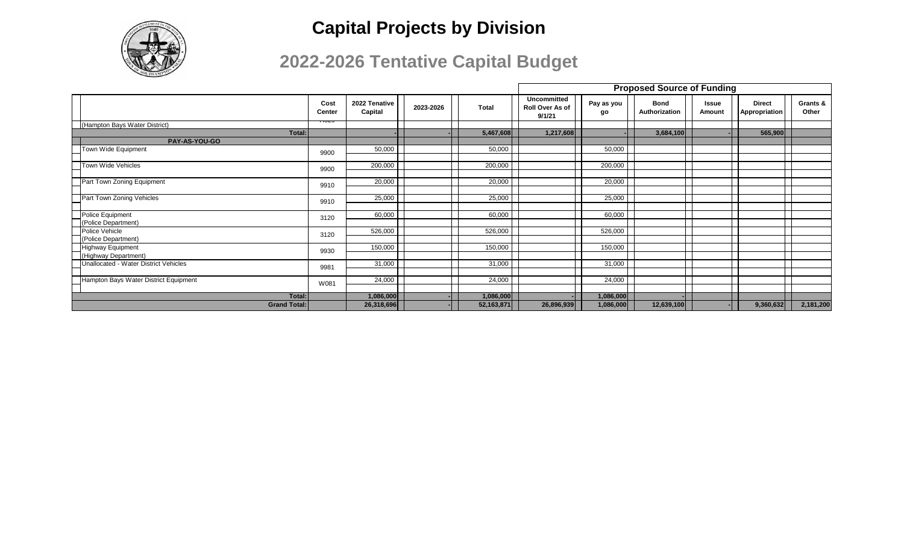# Capital Projects by Division

## 2022-2026 Tentative Capital Budget

| | Cost Center | 2022 Tenative Capital | 2023-2026 | Total | Proposed Source of Funding: Uncommitted Roll Over As of 9/1/21 | Pay as you go | Bond Authorization | Issue Amount | Direct Appropriation | Grants & Other |
|---|---|---|---|---|---|---|---|---|---|---|
| (Hampton Bays Water District) | | | | | | | | | | |
| **Total:** | | **-** | **-** | **5,467,608** | **1,217,608** | **-** | **3,684,100** | **-** | **565,900** | |
| **PAY-AS-YOU-GO** | | | | | | | | | | |
| Town Wide Equipment | 9900 | 50,000 | | 50,000 | | 50,000 | | | | |
| Town Wide Vehicles | 9900 | 200,000 | | 200,000 | | 200,000 | | | | |
| Part Town Zoning Equipment | 9910 | 20,000 | | 20,000 | | 20,000 | | | | |
| Part Town Zoning Vehicles | 9910 | 25,000 | | 25,000 | | 25,000 | | | | |
| Police Equipment (Police Department) | 3120 | 60,000 | | 60,000 | | 60,000 | | | | |
| Police Vehicle (Police Department) | 3120 | 526,000 | | 526,000 | | 526,000 | | | | |
| Highway Equipment (Highway Department) | 9930 | 150,000 | | 150,000 | | 150,000 | | | | |
| Unallocated - Water District Vehicles | 9981 | 31,000 | | 31,000 | | 31,000 | | | | |
| Hampton Bays Water District Equipment | W081 | 24,000 | | 24,000 | | 24,000 | | | | |
| **Total:** | | **1,086,000** | **-** | **1,086,000** | **-** | **1,086,000** | **-** | | | |
| **Grand Total:** | | **26,318,696** | **-** | **52,163,871** | **26,896,939** | **1,086,000** | **12,639,100** | **-** | **9,360,632** | **2,181,200** |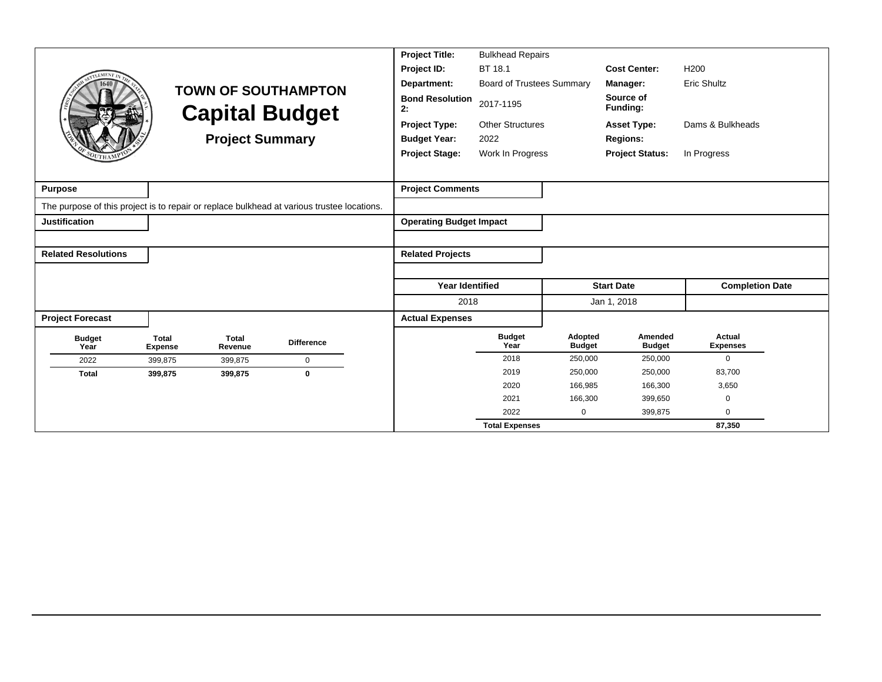# TOWN OF SOUTHAMPTON
## Capital Budget
### Project Summary

| | | | |
|---|---|---|---|
| **Project Title:** | Bulkhead Repairs | | |
| **Project ID:** | BT 18.1 | **Cost Center:** | H200 |
| **Department:** | Board of Trustees Summary | **Manager:** | Eric Shultz |
| **Bond Resolution 2:** | 2017-1195 | **Source of Funding:** | |
| **Project Type:** | Other Structures | **Asset Type:** | Dams & Bulkheads |
| **Budget Year:** | 2022 | **Regions:** | |
| **Project Stage:** | Work In Progress | **Project Status:** | In Progress |

**Purpose**

The purpose of this project is to repair or replace bulkhead at various trustee locations.

**Justification**

**Related Resolutions**

**Project Comments**

**Operating Budget Impact**

**Related Projects**

| Year Identified | Start Date | Completion Date |
|---|---|---|
| 2018 | Jan 1, 2018 | |

**Project Forecast**

| Budget Year | Total Expense | Total Revenue | Difference |
|---|---|---|---|
| 2022 | 399,875 | 399,875 | 0 |
| **Total** | **399,875** | **399,875** | **0** |

**Actual Expenses**

| Budget Year | Adopted Budget | Amended Budget | Actual Expenses |
|---|---|---|---|
| 2018 | 250,000 | 250,000 | 0 |
| 2019 | 250,000 | 250,000 | 83,700 |
| 2020 | 166,985 | 166,300 | 3,650 |
| 2021 | 166,300 | 399,650 | 0 |
| 2022 | 0 | 399,875 | 0 |
| **Total Expenses** | | | **87,350** |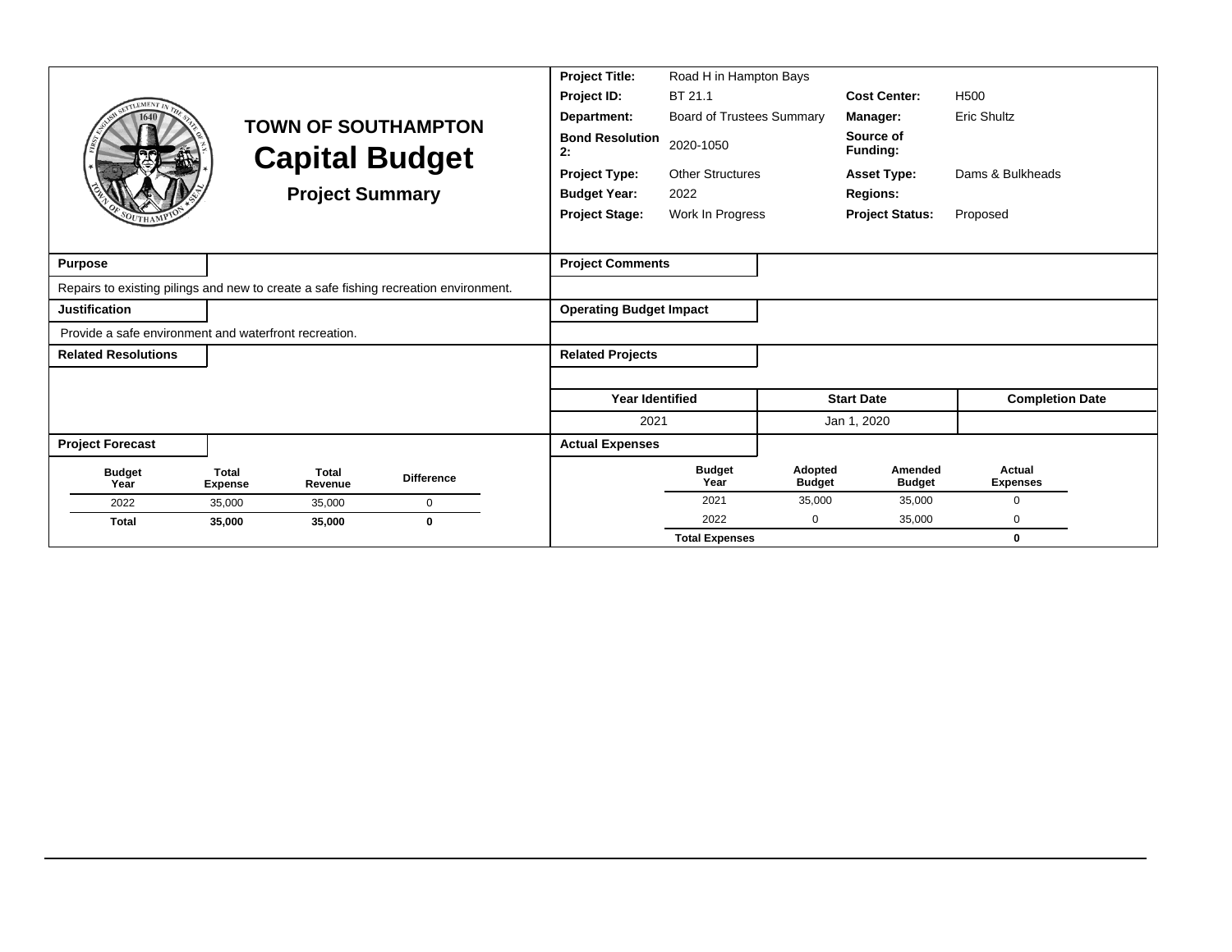# TOWN OF SOUTHAMPTON

# Capital Budget

## Project Summary

| | | | |
|---|---|---|---|
| **Project Title:** | Road H in Hampton Bays | | |
| **Project ID:** | BT 21.1 | **Cost Center:** | H500 |
| **Department:** | Board of Trustees Summary | **Manager:** | Eric Shultz |
| **Bond Resolution 2:** | 2020-1050 | **Source of Funding:** | |
| **Project Type:** | Other Structures | **Asset Type:** | Dams & Bulkheads |
| **Budget Year:** | 2022 | **Regions:** | |
| **Project Stage:** | Work In Progress | **Project Status:** | Proposed |

**Purpose**

Repairs to existing pilings and new to create a safe fishing recreation environment.

**Justification**

Provide a safe environment and waterfront recreation.

**Related Resolutions**

**Project Comments**

**Operating Budget Impact**

**Related Projects**

| Year Identified | Start Date | Completion Date |
|---|---|---|
| 2021 | Jan 1, 2020 | |

**Project Forecast**

| Budget Year | Total Expense | Total Revenue | Difference |
|---|---|---|---|
| 2022 | 35,000 | 35,000 | 0 |
| **Total** | **35,000** | **35,000** | **0** |

**Actual Expenses**

| Budget Year | Adopted Budget | Amended Budget | Actual Expenses |
|---|---|---|---|
| 2021 | 35,000 | 35,000 | 0 |
| 2022 | 0 | 35,000 | 0 |
| **Total Expenses** | | | **0** |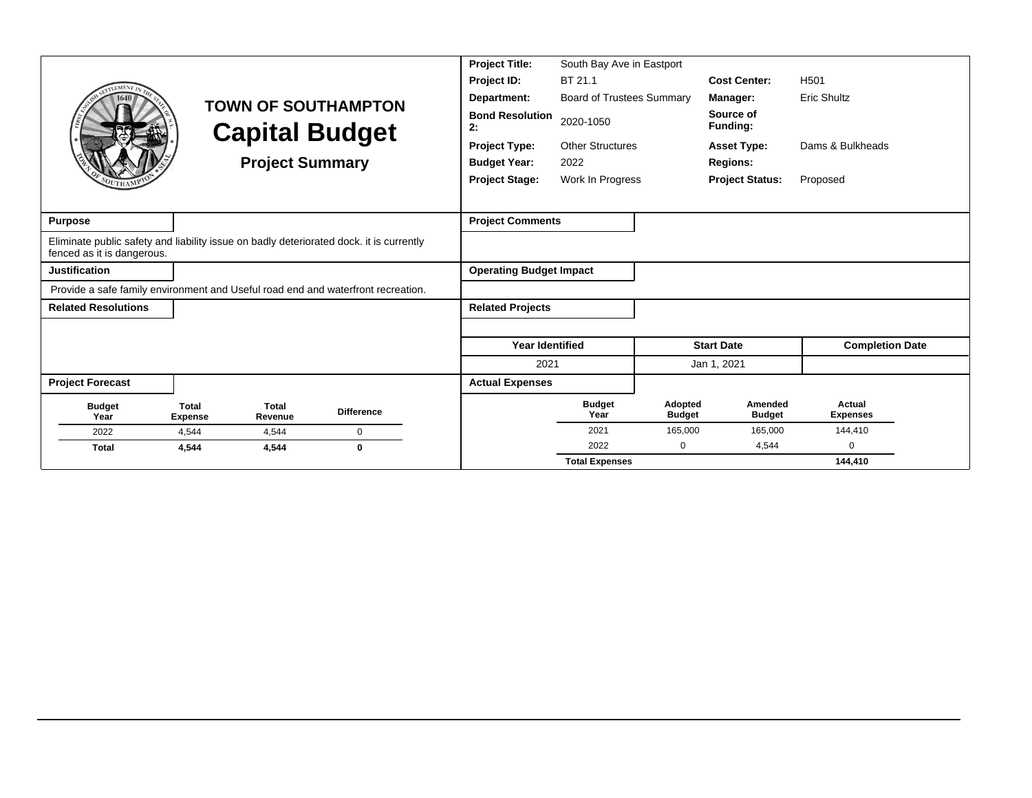# TOWN OF SOUTHAMPTON

## Capital Budget

### Project Summary

| | | | |
|---|---|---|---|
| **Project Title:** | South Bay Ave in Eastport | | |
| **Project ID:** | BT 21.1 | **Cost Center:** | H501 |
| **Department:** | Board of Trustees Summary | **Manager:** | Eric Shultz |
| **Bond Resolution 2:** | 2020-1050 | **Source of Funding:** | |
| **Project Type:** | Other Structures | **Asset Type:** | Dams & Bulkheads |
| **Budget Year:** | 2022 | **Regions:** | |
| **Project Stage:** | Work In Progress | **Project Status:** | Proposed |

**Purpose**

Eliminate public safety and liability issue on badly deteriorated dock. it is currently fenced as it is dangerous.

**Justification**

Provide a safe family environment and Useful road end and waterfront recreation.

**Related Resolutions**

**Project Comments**

**Operating Budget Impact**

**Related Projects**

| Year Identified | Start Date | Completion Date |
|---|---|---|
| 2021 | Jan 1, 2021 | |

**Project Forecast**

| Budget Year | Total Expense | Total Revenue | Difference |
|---|---|---|---|
| 2022 | 4,544 | 4,544 | 0 |
| **Total** | **4,544** | **4,544** | **0** |

**Actual Expenses**

| Budget Year | Adopted Budget | Amended Budget | Actual Expenses |
|---|---|---|---|
| 2021 | 165,000 | 165,000 | 144,410 |
| 2022 | 0 | 4,544 | 0 |
| **Total Expenses** | | | **144,410** |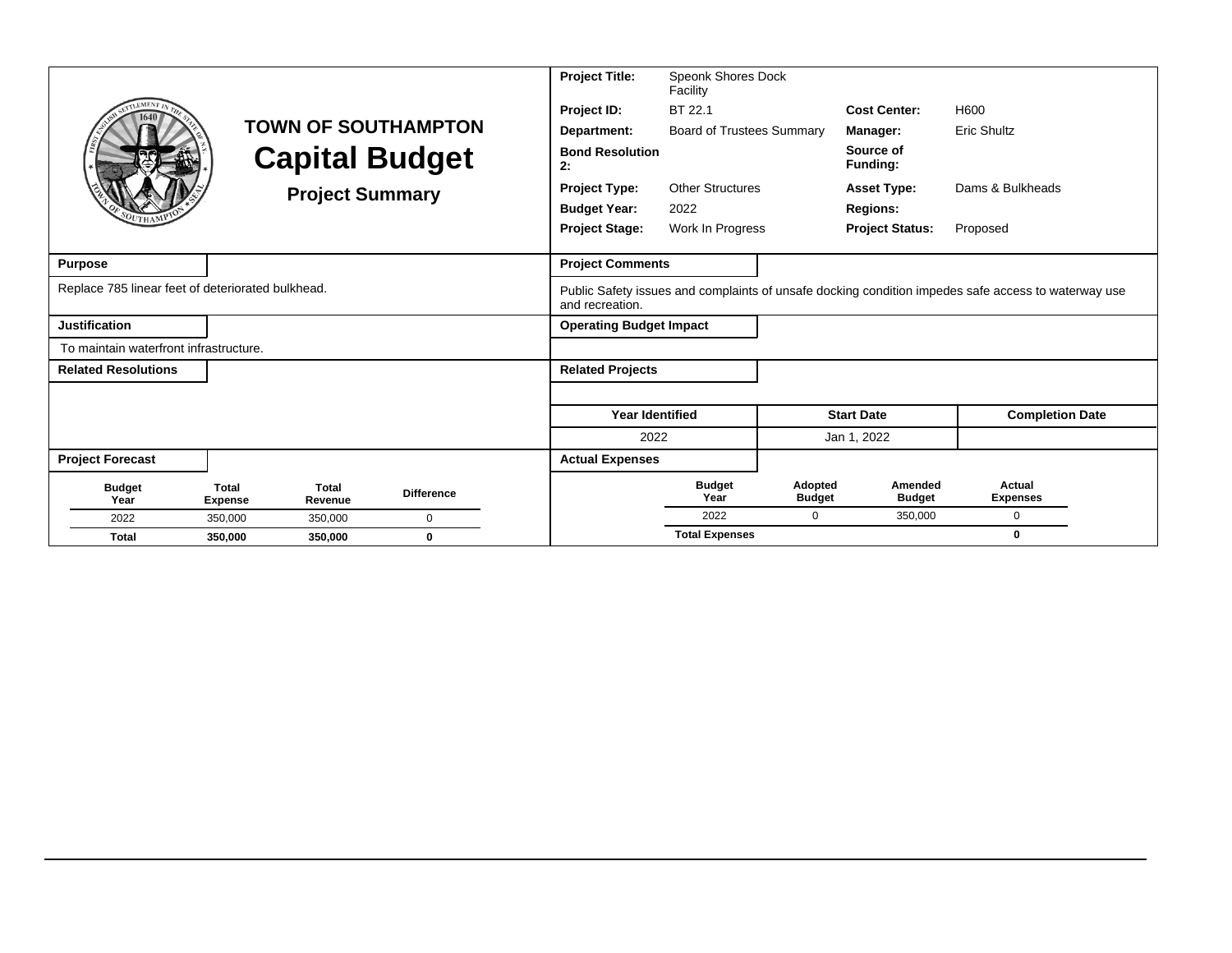# TOWN OF SOUTHAMPTON

## Capital Budget

### Project Summary

| | | | |
|---|---|---|---|
| **Project Title:** | Speonk Shores Dock Facility | | |
| **Project ID:** | BT 22.1 | **Cost Center:** | H600 |
| **Department:** | Board of Trustees Summary | **Manager:** | Eric Shultz |
| **Bond Resolution 2:** | | **Source of Funding:** | |
| **Project Type:** | Other Structures | **Asset Type:** | Dams & Bulkheads |
| **Budget Year:** | 2022 | **Regions:** | |
| **Project Stage:** | Work In Progress | **Project Status:** | Proposed |

**Purpose**

Replace 785 linear feet of deteriorated bulkhead.

**Project Comments**

Public Safety issues and complaints of unsafe docking condition impedes safe access to waterway use and recreation.

**Justification**

To maintain waterfront infrastructure.

**Operating Budget Impact**

**Related Resolutions**

**Related Projects**

| Year Identified | Start Date | Completion Date |
|---|---|---|
| 2022 | Jan 1, 2022 | |

**Project Forecast**

| Budget Year | Total Expense | Total Revenue | Difference |
|---|---|---|---|
| 2022 | 350,000 | 350,000 | 0 |
| **Total** | **350,000** | **350,000** | **0** |

**Actual Expenses**

| Budget Year | Adopted Budget | Amended Budget | Actual Expenses |
|---|---|---|---|
| 2022 | 0 | 350,000 | 0 |
| **Total Expenses** | | | **0** |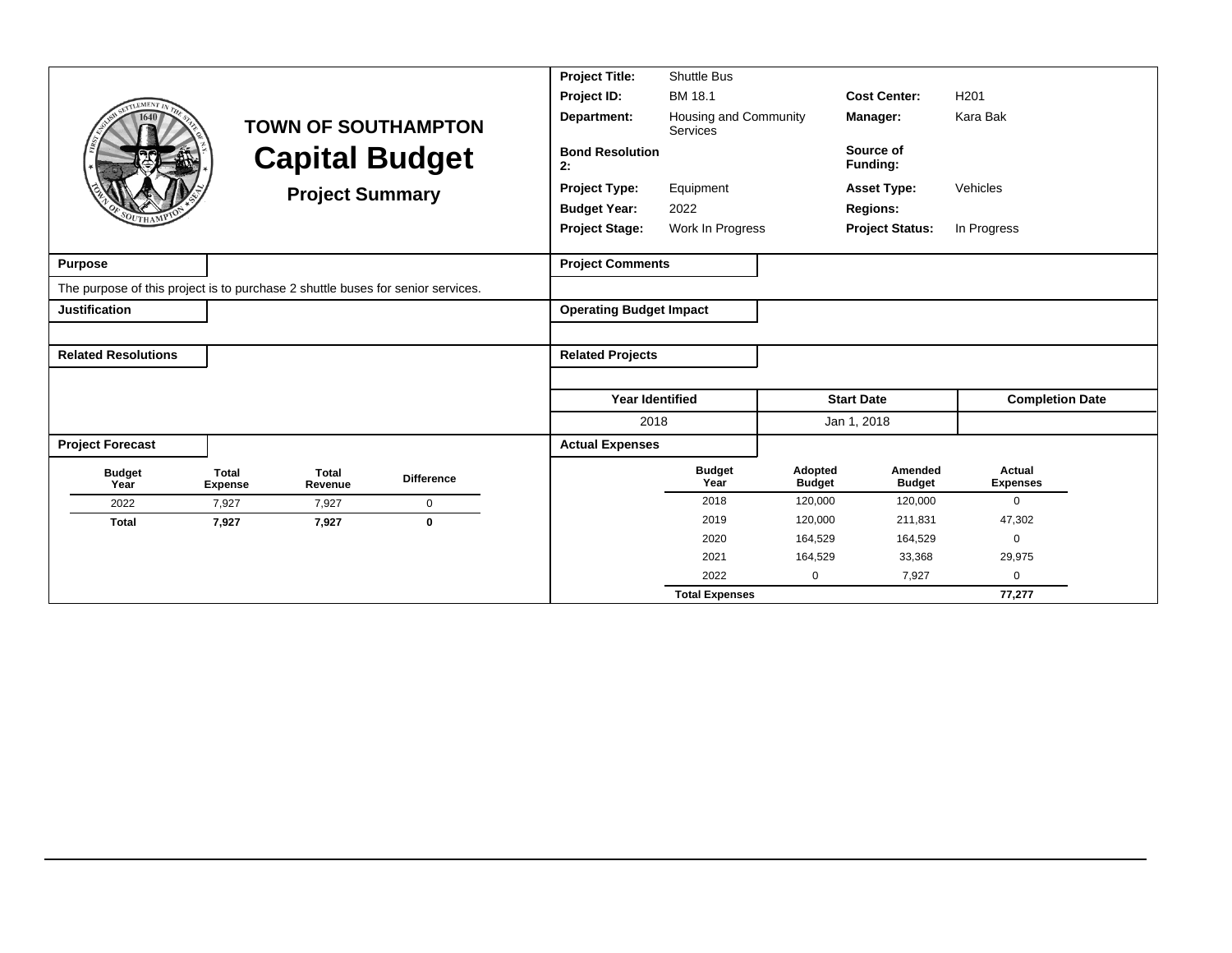# TOWN OF SOUTHAMPTON

# Capital Budget

## Project Summary

| | | | |
|---|---|---|---|
| **Project Title:** | Shuttle Bus | | |
| **Project ID:** | BM 18.1 | **Cost Center:** | H201 |
| **Department:** | Housing and Community Services | **Manager:** | Kara Bak |
| **Bond Resolution 2:** | | **Source of Funding:** | |
| **Project Type:** | Equipment | **Asset Type:** | Vehicles |
| **Budget Year:** | 2022 | **Regions:** | |
| **Project Stage:** | Work In Progress | **Project Status:** | In Progress |

**Purpose**

The purpose of this project is to purchase 2 shuttle buses for senior services.

**Justification**

**Related Resolutions**

**Project Comments**

**Operating Budget Impact**

**Related Projects**

| Year Identified | Start Date | Completion Date |
|---|---|---|
| 2018 | Jan 1, 2018 | |

**Project Forecast**

| Budget Year | Total Expense | Total Revenue | Difference |
|---|---|---|---|
| 2022 | 7,927 | 7,927 | 0 |
| **Total** | **7,927** | **7,927** | **0** |

**Actual Expenses**

| Budget Year | Adopted Budget | Amended Budget | Actual Expenses |
|---|---|---|---|
| 2018 | 120,000 | 120,000 | 0 |
| 2019 | 120,000 | 211,831 | 47,302 |
| 2020 | 164,529 | 164,529 | 0 |
| 2021 | 164,529 | 33,368 | 29,975 |
| 2022 | 0 | 7,927 | 0 |
| **Total Expenses** | | | **77,277** |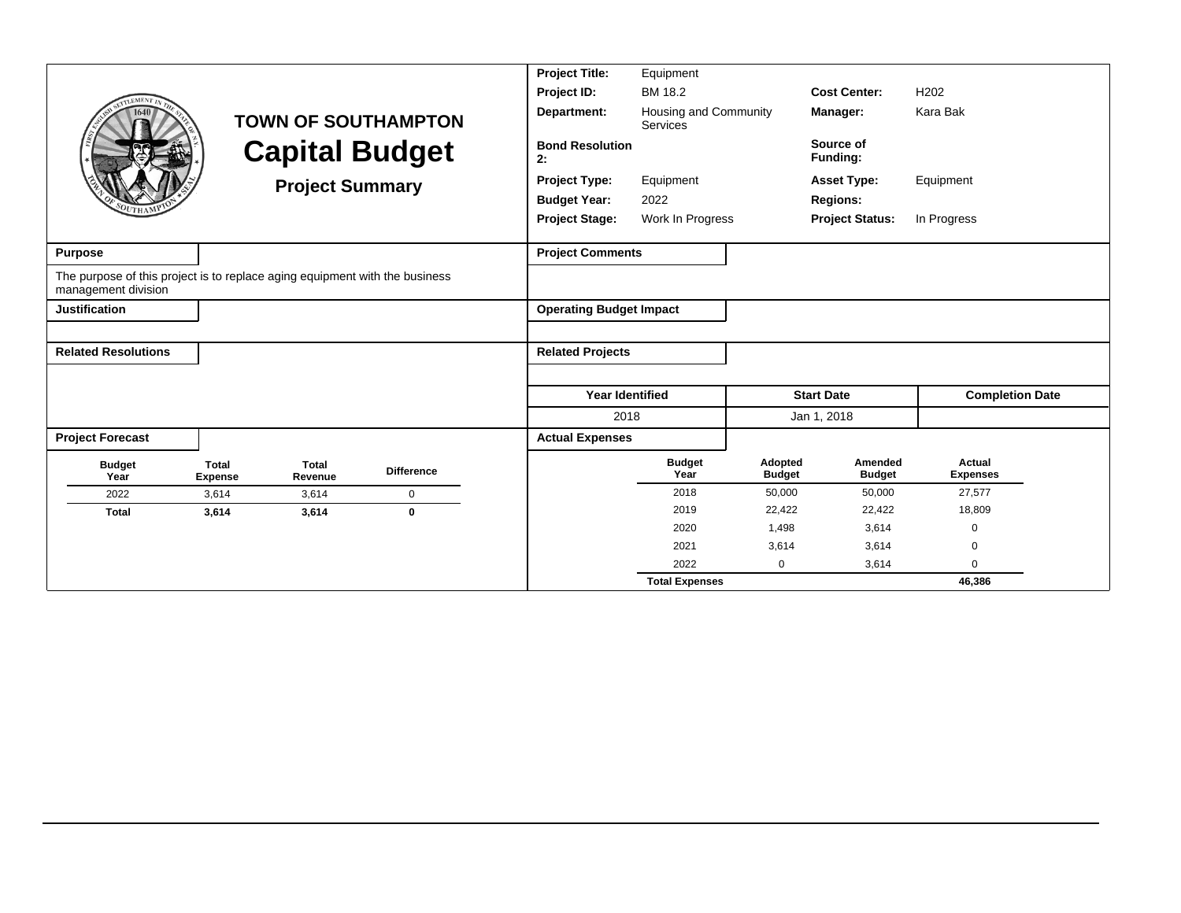# TOWN OF SOUTHAMPTON

# Capital Budget

## Project Summary

| | | | |
|---|---|---|---|
| **Project Title:** | Equipment | | |
| **Project ID:** | BM 18.2 | **Cost Center:** | H202 |
| **Department:** | Housing and Community Services | **Manager:** | Kara Bak |
| **Bond Resolution 2:** | | **Source of Funding:** | |
| **Project Type:** | Equipment | **Asset Type:** | Equipment |
| **Budget Year:** | 2022 | **Regions:** | |
| **Project Stage:** | Work In Progress | **Project Status:** | In Progress |

**Purpose**

The purpose of this project is to replace aging equipment with the business management division

**Justification**

**Related Resolutions**

**Project Comments**

**Operating Budget Impact**

**Related Projects**

| Year Identified | Start Date | Completion Date |
|---|---|---|
| 2018 | Jan 1, 2018 | |

**Project Forecast**

| Budget Year | Total Expense | Total Revenue | Difference |
|---|---|---|---|
| 2022 | 3,614 | 3,614 | 0 |
| **Total** | **3,614** | **3,614** | **0** |

**Actual Expenses**

| Budget Year | Adopted Budget | Amended Budget | Actual Expenses |
|---|---|---|---|
| 2018 | 50,000 | 50,000 | 27,577 |
| 2019 | 22,422 | 22,422 | 18,809 |
| 2020 | 1,498 | 3,614 | 0 |
| 2021 | 3,614 | 3,614 | 0 |
| 2022 | 0 | 3,614 | 0 |
| **Total Expenses** | | | **46,386** |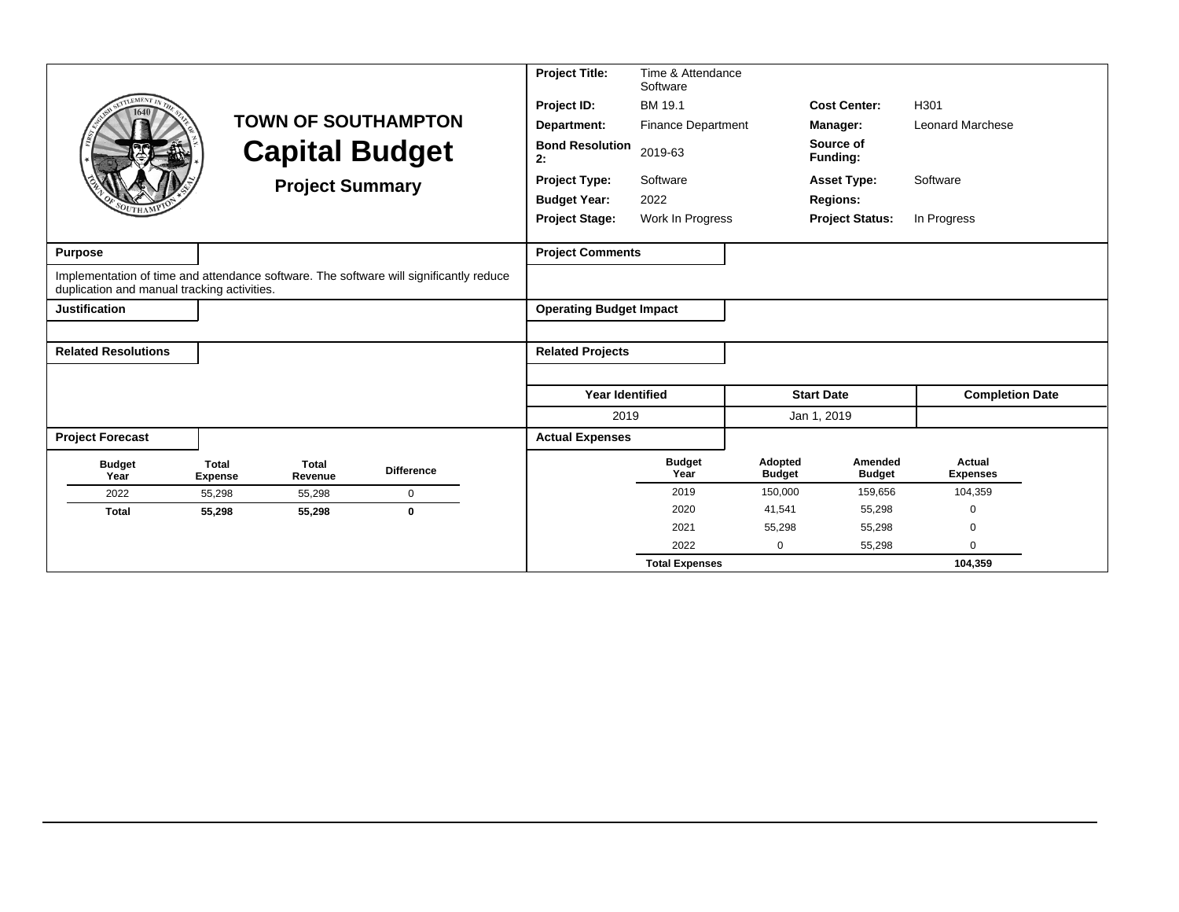# TOWN OF SOUTHAMPTON

# Capital Budget

## Project Summary

| | | | |
|---|---|---|---|
| **Project Title:** | Time & Attendance Software | | |
| **Project ID:** | BM 19.1 | **Cost Center:** | H301 |
| **Department:** | Finance Department | **Manager:** | Leonard Marchese |
| **Bond Resolution 2:** | 2019-63 | **Source of Funding:** | |
| **Project Type:** | Software | **Asset Type:** | Software |
| **Budget Year:** | 2022 | **Regions:** | |
| **Project Stage:** | Work In Progress | **Project Status:** | In Progress |

**Purpose**

Implementation of time and attendance software. The software will significantly reduce duplication and manual tracking activities.

**Justification**

**Related Resolutions**

**Project Comments**

**Operating Budget Impact**

**Related Projects**

| Year Identified | Start Date | Completion Date |
|---|---|---|
| 2019 | Jan 1, 2019 | |

**Project Forecast**

| Budget Year | Total Expense | Total Revenue | Difference |
|---|---|---|---|
| 2022 | 55,298 | 55,298 | 0 |
| **Total** | **55,298** | **55,298** | **0** |

**Actual Expenses**

| Budget Year | Adopted Budget | Amended Budget | Actual Expenses |
|---|---|---|---|
| 2019 | 150,000 | 159,656 | 104,359 |
| 2020 | 41,541 | 55,298 | 0 |
| 2021 | 55,298 | 55,298 | 0 |
| 2022 | 0 | 55,298 | 0 |
| **Total Expenses** | | | **104,359** |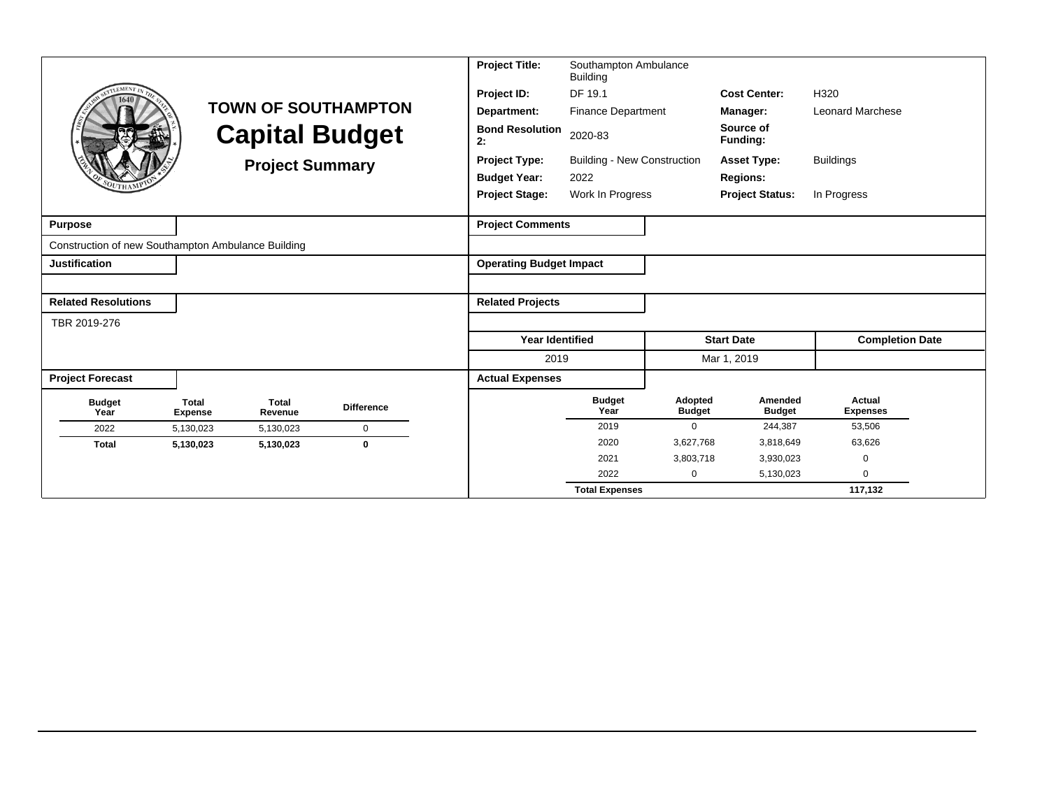# TOWN OF SOUTHAMPTON

# Capital Budget

## Project Summary

| | | | |
|---|---|---|---|
| **Project Title:** | Southampton Ambulance Building | | |
| **Project ID:** | DF 19.1 | **Cost Center:** | H320 |
| **Department:** | Finance Department | **Manager:** | Leonard Marchese |
| **Bond Resolution 2:** | 2020-83 | **Source of Funding:** | |
| **Project Type:** | Building - New Construction | **Asset Type:** | Buildings |
| **Budget Year:** | 2022 | **Regions:** | |
| **Project Stage:** | Work In Progress | **Project Status:** | In Progress |

**Purpose**

Construction of new Southampton Ambulance Building

**Justification**

**Related Resolutions**

TBR 2019-276

**Project Comments**

**Operating Budget Impact**

**Related Projects**

| Year Identified | Start Date | Completion Date |
|---|---|---|
| 2019 | Mar 1, 2019 | |

**Project Forecast**

| Budget Year | Total Expense | Total Revenue | Difference |
|---|---|---|---|
| 2022 | 5,130,023 | 5,130,023 | 0 |
| **Total** | **5,130,023** | **5,130,023** | **0** |

**Actual Expenses**

| Budget Year | Adopted Budget | Amended Budget | Actual Expenses |
|---|---|---|---|
| 2019 | 0 | 244,387 | 53,506 |
| 2020 | 3,627,768 | 3,818,649 | 63,626 |
| 2021 | 3,803,718 | 3,930,023 | 0 |
| 2022 | 0 | 5,130,023 | 0 |
| **Total Expenses** | | | **117,132** |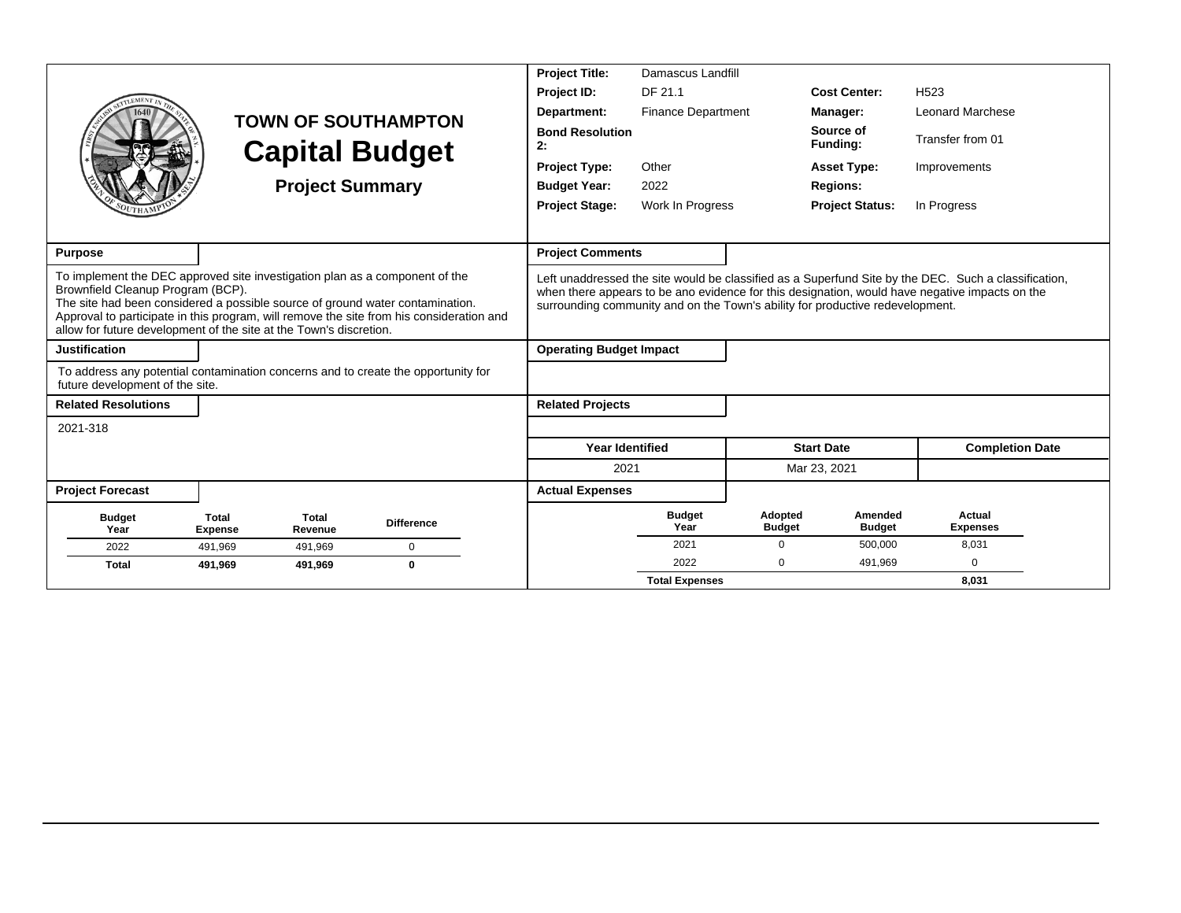# TOWN OF SOUTHAMPTON
# Capital Budget
## Project Summary

| | | | |
|---|---|---|---|
| **Project Title:** | Damascus Landfill | | |
| **Project ID:** | DF 21.1 | **Cost Center:** | H523 |
| **Department:** | Finance Department | **Manager:** | Leonard Marchese |
| **Bond Resolution 2:** | | **Source of Funding:** | Transfer from 01 |
| **Project Type:** | Other | **Asset Type:** | Improvements |
| **Budget Year:** | 2022 | **Regions:** | |
| **Project Stage:** | Work In Progress | **Project Status:** | In Progress |

### Purpose

To implement the DEC approved site investigation plan as a component of the Brownfield Cleanup Program (BCP).
The site had been considered a possible source of ground water contamination.
Approval to participate in this program, will remove the site from his consideration and allow for future development of the site at the Town's discretion.

### Project Comments

Left unaddressed the site would be classified as a Superfund Site by the DEC. Such a classification, when there appears to be ano evidence for this designation, would have negative impacts on the surrounding community and on the Town's ability for productive redevelopment.

### Justification

To address any potential contamination concerns and to create the opportunity for future development of the site.

### Operating Budget Impact

### Related Resolutions

2021-318

### Related Projects

| Year Identified | Start Date | Completion Date |
|---|---|---|
| 2021 | Mar 23, 2021 | |

### Project Forecast

| Budget Year | Total Expense | Total Revenue | Difference |
|---|---|---|---|
| 2022 | 491,969 | 491,969 | 0 |
| **Total** | **491,969** | **491,969** | **0** |

### Actual Expenses

| Budget Year | Adopted Budget | Amended Budget | Actual Expenses |
|---|---|---|---|
| 2021 | 0 | 500,000 | 8,031 |
| 2022 | 0 | 491,969 | 0 |
| **Total Expenses** | | | **8,031** |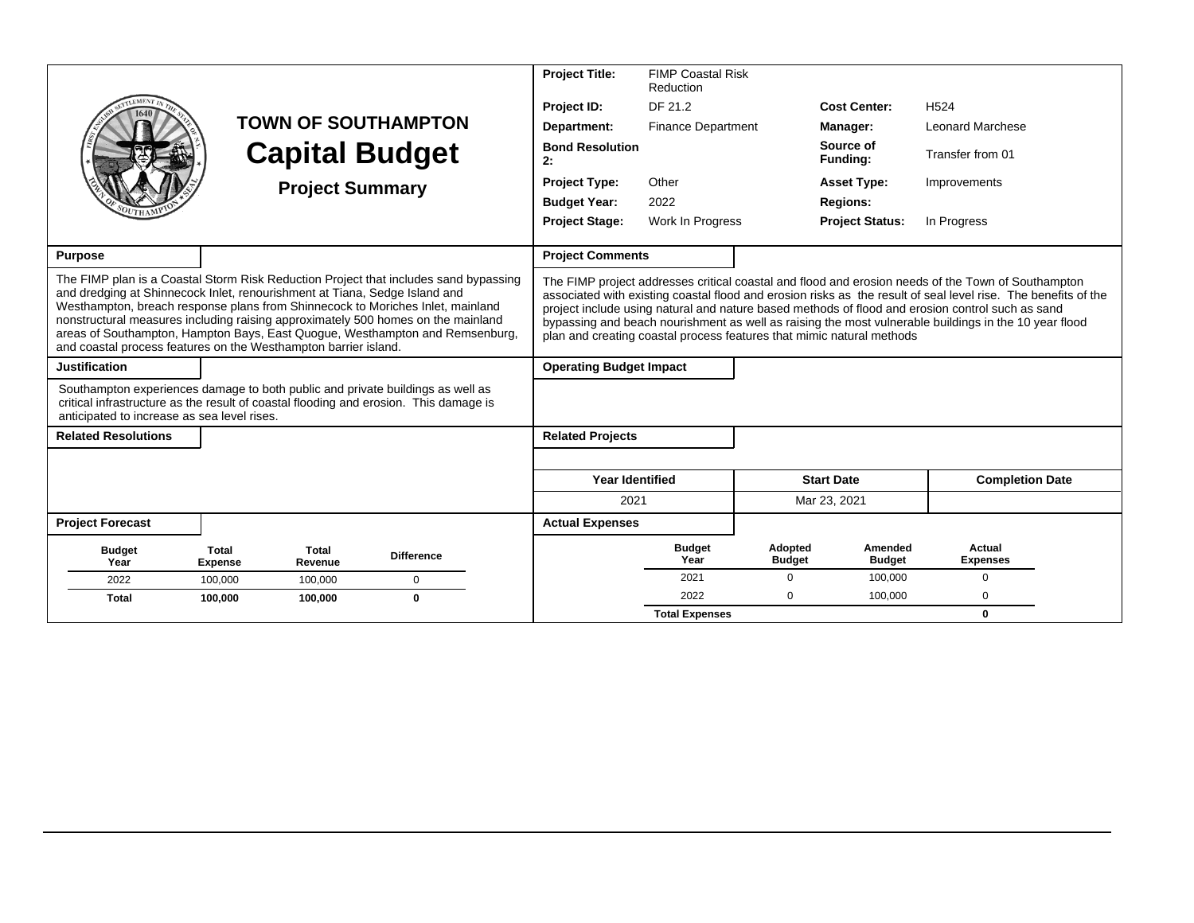# TOWN OF SOUTHAMPTON

## Capital Budget

### Project Summary

| | | | |
|---|---|---|---|
| **Project Title:** | FIMP Coastal Risk Reduction | | |
| **Project ID:** | DF 21.2 | **Cost Center:** | H524 |
| **Department:** | Finance Department | **Manager:** | Leonard Marchese |
| **Bond Resolution 2:** | | **Source of Funding:** | Transfer from 01 |
| **Project Type:** | Other | **Asset Type:** | Improvements |
| **Budget Year:** | 2022 | **Regions:** | |
| **Project Stage:** | Work In Progress | **Project Status:** | In Progress |

**Purpose**

The FIMP plan is a Coastal Storm Risk Reduction Project that includes sand bypassing and dredging at Shinnecock Inlet, renourishment at Tiana, Sedge Island and Westhampton, breach response plans from Shinnecock to Moriches Inlet, mainland nonstructural measures including raising approximately 500 homes on the mainland areas of Southampton, Hampton Bays, East Quogue, Westhampton and Remsenburg, and coastal process features on the Westhampton barrier island.

**Project Comments**

The FIMP project addresses critical coastal and flood and erosion needs of the Town of Southampton associated with existing coastal flood and erosion risks as the result of seal level rise. The benefits of the project include using natural and nature based methods of flood and erosion control such as sand bypassing and beach nourishment as well as raising the most vulnerable buildings in the 10 year flood plan and creating coastal process features that mimic natural methods

**Justification**

Southampton experiences damage to both public and private buildings as well as critical infrastructure as the result of coastal flooding and erosion. This damage is anticipated to increase as sea level rises.

**Operating Budget Impact**

**Related Resolutions**

**Related Projects**

| Year Identified | Start Date | Completion Date |
|---|---|---|
| 2021 | Mar 23, 2021 | |

**Project Forecast**

| Budget Year | Total Expense | Total Revenue | Difference |
|---|---|---|---|
| 2022 | 100,000 | 100,000 | 0 |
| **Total** | **100,000** | **100,000** | **0** |

**Actual Expenses**

| Budget Year | Adopted Budget | Amended Budget | Actual Expenses |
|---|---|---|---|
| 2021 | 0 | 100,000 | 0 |
| 2022 | 0 | 100,000 | 0 |
| **Total Expenses** | | | **0** |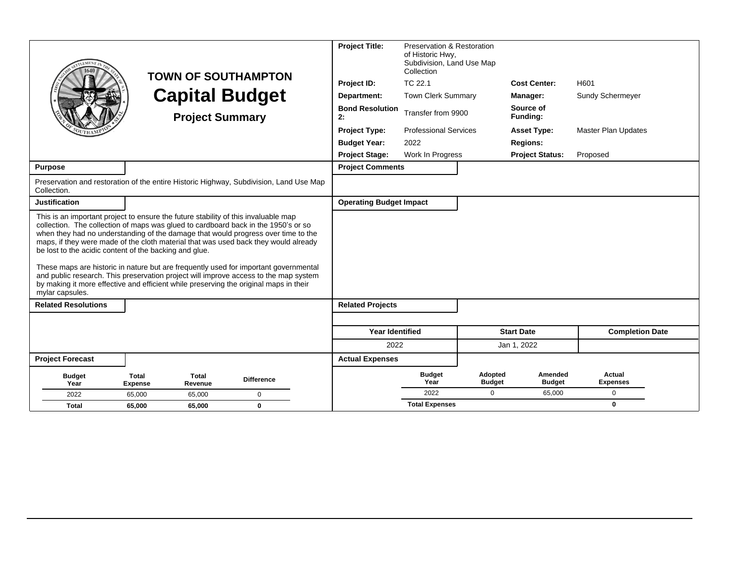# TOWN OF SOUTHAMPTON

## Capital Budget

### Project Summary

| | | | |
|---|---|---|---|
| **Project Title:** | Preservation & Restoration of Historic Hwy, Subdivision, Land Use Map Collection | | |
| **Project ID:** | TC 22.1 | **Cost Center:** | H601 |
| **Department:** | Town Clerk Summary | **Manager:** | Sundy Schermeyer |
| **Bond Resolution 2:** | Transfer from 9900 | **Source of Funding:** | |
| **Project Type:** | Professional Services | **Asset Type:** | Master Plan Updates |
| **Budget Year:** | 2022 | **Regions:** | |
| **Project Stage:** | Work In Progress | **Project Status:** | Proposed |

**Purpose**

Preservation and restoration of the entire Historic Highway, Subdivision, Land Use Map Collection.

**Justification**

This is an important project to ensure the future stability of this invaluable map collection. The collection of maps was glued to cardboard back in the 1950's or so when they had no understanding of the damage that would progress over time to the maps, if they were made of the cloth material that was used back they would already be lost to the acidic content of the backing and glue.

These maps are historic in nature but are frequently used for important governmental and public research. This preservation project will improve access to the map system by making it more effective and efficient while preserving the original maps in their mylar capsules.

**Related Resolutions**

**Project Comments**

**Operating Budget Impact**

**Related Projects**

| Year Identified | Start Date | Completion Date |
|---|---|---|
| 2022 | Jan 1, 2022 | |

**Project Forecast**

| Budget Year | Total Expense | Total Revenue | Difference |
|---|---|---|---|
| 2022 | 65,000 | 65,000 | 0 |
| **Total** | **65,000** | **65,000** | **0** |

**Actual Expenses**

| Budget Year | Adopted Budget | Amended Budget | Actual Expenses |
|---|---|---|---|
| 2022 | 0 | 65,000 | 0 |
| **Total Expenses** | | | **0** |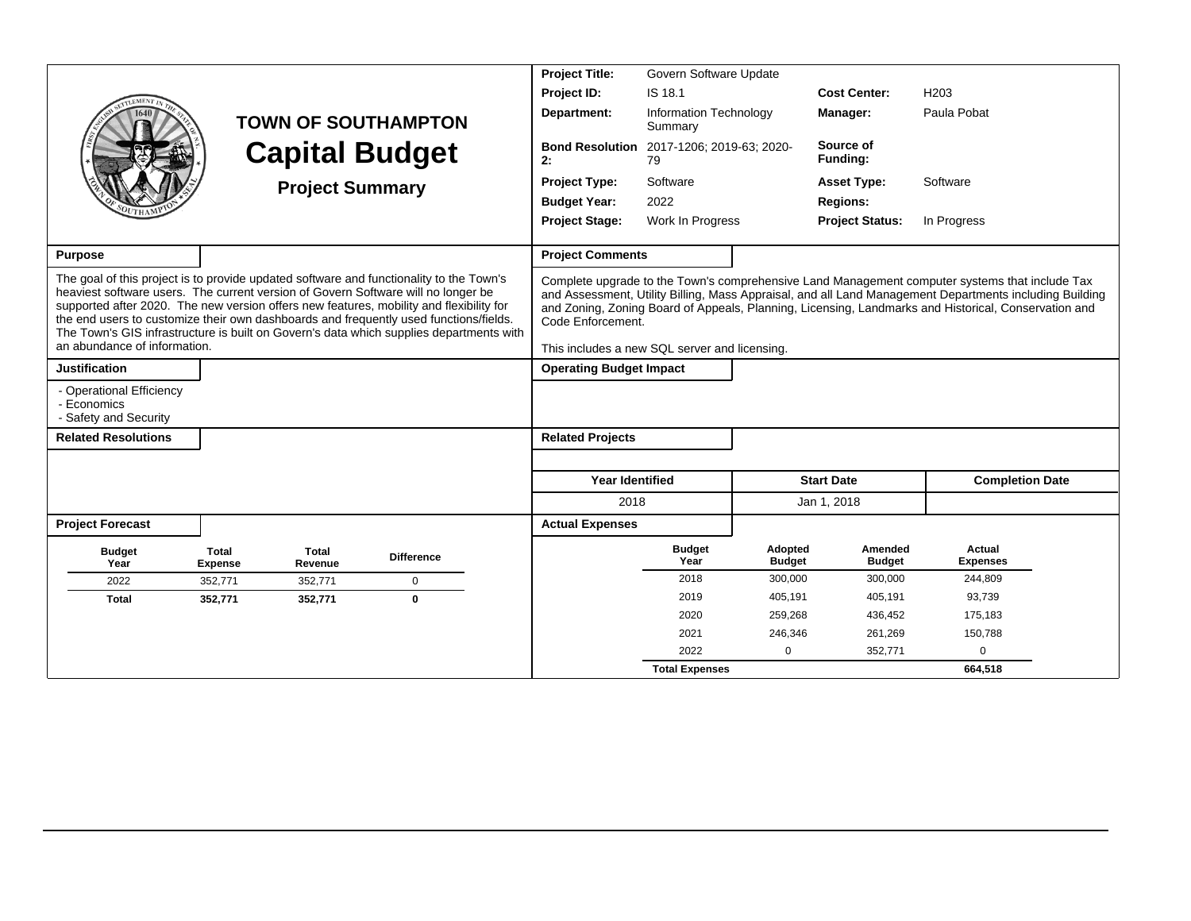# TOWN OF SOUTHAMPTON

# Capital Budget

## Project Summary

| | | | |
|---|---|---|---|
| **Project Title:** | Govern Software Update | | |
| **Project ID:** | IS 18.1 | **Cost Center:** | H203 |
| **Department:** | Information Technology Summary | **Manager:** | Paula Pobat |
| **Bond Resolution 2:** | 2017-1206; 2019-63; 2020-79 | **Source of Funding:** | |
| **Project Type:** | Software | **Asset Type:** | Software |
| **Budget Year:** | 2022 | **Regions:** | |
| **Project Stage:** | Work In Progress | **Project Status:** | In Progress |

### Purpose

The goal of this project is to provide updated software and functionality to the Town's heaviest software users. The current version of Govern Software will no longer be supported after 2020. The new version offers new features, mobility and flexibility for the end users to customize their own dashboards and frequently used functions/fields. The Town's GIS infrastructure is built on Govern's data which supplies departments with an abundance of information.

### Project Comments

Complete upgrade to the Town's comprehensive Land Management computer systems that include Tax and Assessment, Utility Billing, Mass Appraisal, and all Land Management Departments including Building and Zoning, Zoning Board of Appeals, Planning, Licensing, Landmarks and Historical, Conservation and Code Enforcement.

This includes a new SQL server and licensing.

### Justification

- Operational Efficiency
- Economics
- Safety and Security

### Operating Budget Impact

### Related Resolutions

### Related Projects

| Year Identified | Start Date | Completion Date |
|---|---|---|
| 2018 | Jan 1, 2018 | |

### Project Forecast

| Budget Year | Total Expense | Total Revenue | Difference |
|---|---|---|---|
| 2022 | 352,771 | 352,771 | 0 |
| **Total** | **352,771** | **352,771** | **0** |

### Actual Expenses

| Budget Year | Adopted Budget | Amended Budget | Actual Expenses |
|---|---|---|---|
| 2018 | 300,000 | 300,000 | 244,809 |
| 2019 | 405,191 | 405,191 | 93,739 |
| 2020 | 259,268 | 436,452 | 175,183 |
| 2021 | 246,346 | 261,269 | 150,788 |
| 2022 | 0 | 352,771 | 0 |
| **Total Expenses** | | | **664,518** |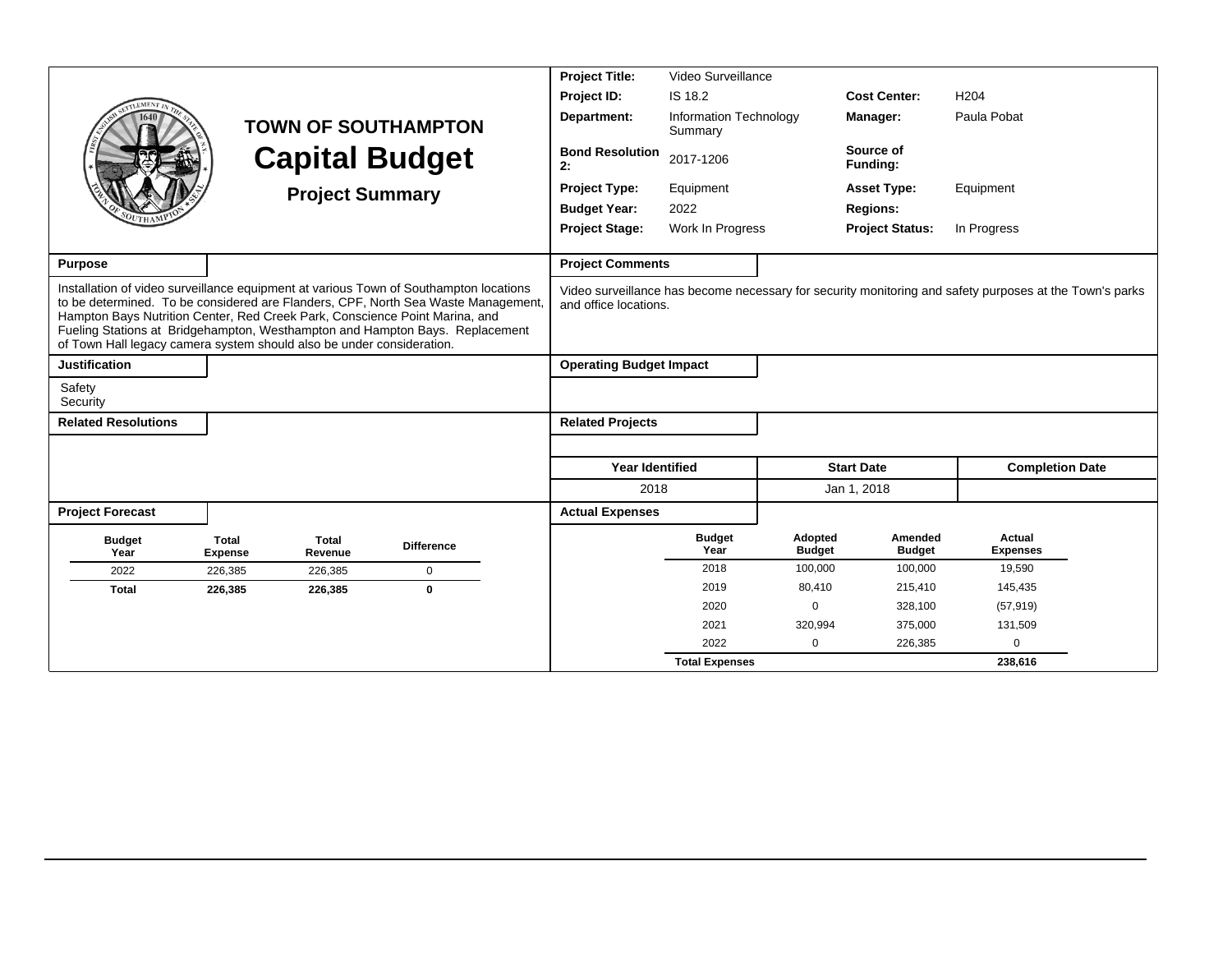# TOWN OF SOUTHAMPTON

# Capital Budget

## Project Summary

| | | | |
|---|---|---|---|
| **Project Title:** | Video Surveillance | | |
| **Project ID:** | IS 18.2 | **Cost Center:** | H204 |
| **Department:** | Information Technology Summary | **Manager:** | Paula Pobat |
| **Bond Resolution 2:** | 2017-1206 | **Source of Funding:** | |
| **Project Type:** | Equipment | **Asset Type:** | Equipment |
| **Budget Year:** | 2022 | **Regions:** | |
| **Project Stage:** | Work In Progress | **Project Status:** | In Progress |

**Purpose**

Installation of video surveillance equipment at various Town of Southampton locations to be determined. To be considered are Flanders, CPF, North Sea Waste Management, Hampton Bays Nutrition Center, Red Creek Park, Conscience Point Marina, and Fueling Stations at Bridgehampton, Westhampton and Hampton Bays. Replacement of Town Hall legacy camera system should also be under consideration.

**Project Comments**

Video surveillance has become necessary for security monitoring and safety purposes at the Town's parks and office locations.

**Justification**

Safety
Security

**Operating Budget Impact**

**Related Resolutions**

**Related Projects**

| Year Identified | Start Date | Completion Date |
|---|---|---|
| 2018 | Jan 1, 2018 | |

**Project Forecast**

| Budget Year | Total Expense | Total Revenue | Difference |
|---|---|---|---|
| 2022 | 226,385 | 226,385 | 0 |
| **Total** | **226,385** | **226,385** | **0** |

**Actual Expenses**

| Budget Year | Adopted Budget | Amended Budget | Actual Expenses |
|---|---|---|---|
| 2018 | 100,000 | 100,000 | 19,590 |
| 2019 | 80,410 | 215,410 | 145,435 |
| 2020 | 0 | 328,100 | (57,919) |
| 2021 | 320,994 | 375,000 | 131,509 |
| 2022 | 0 | 226,385 | 0 |
| **Total Expenses** | | | **238,616** |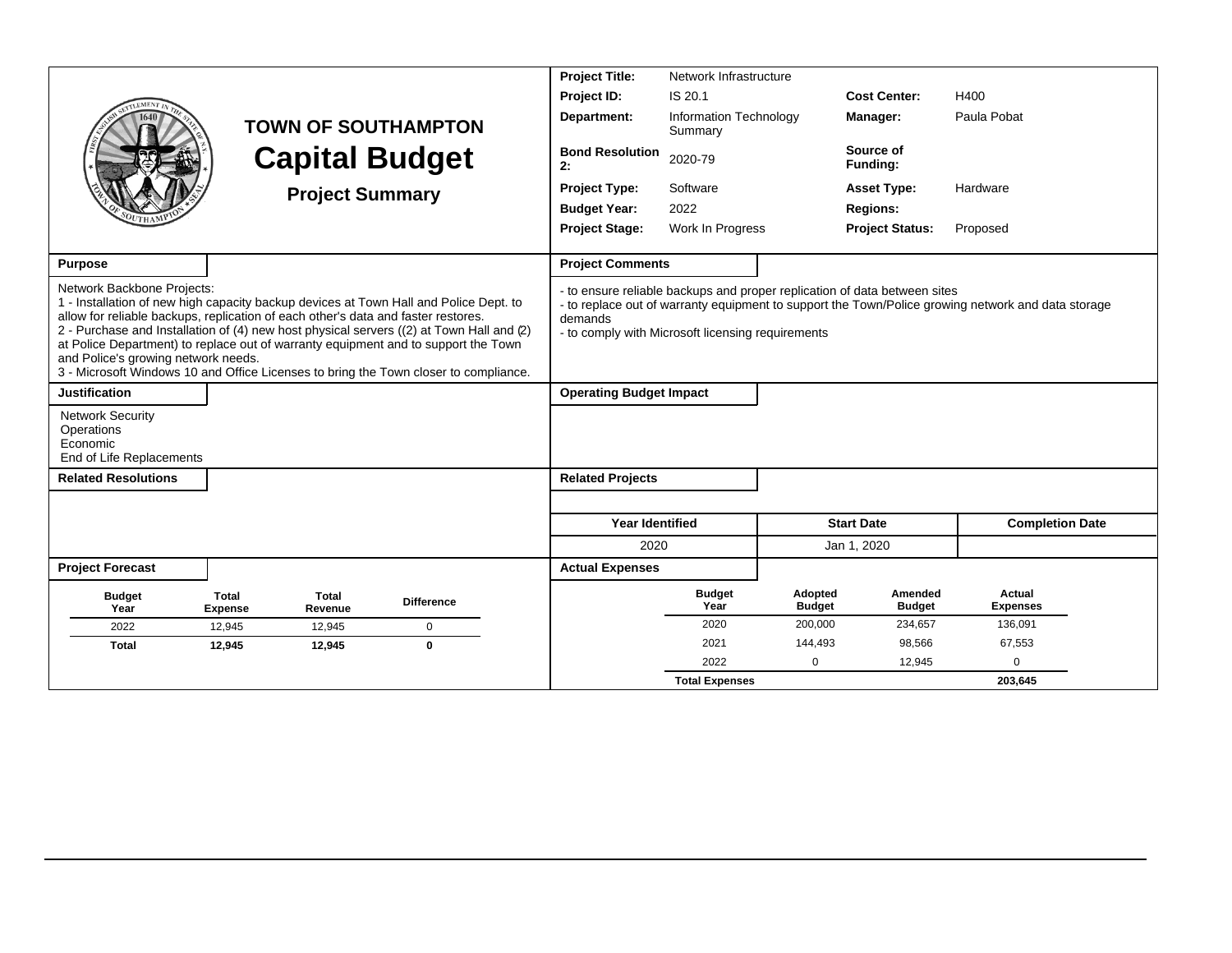# TOWN OF SOUTHAMPTON

# Capital Budget

## Project Summary

| | | | |
|---|---|---|---|
| **Project Title:** | Network Infrastructure | | |
| **Project ID:** | IS 20.1 | **Cost Center:** | H400 |
| **Department:** | Information Technology Summary | **Manager:** | Paula Pobat |
| **Bond Resolution 2:** | 2020-79 | **Source of Funding:** | |
| **Project Type:** | Software | **Asset Type:** | Hardware |
| **Budget Year:** | 2022 | **Regions:** | |
| **Project Stage:** | Work In Progress | **Project Status:** | Proposed |

**Purpose**

Network Backbone Projects:
1 - Installation of new high capacity backup devices at Town Hall and Police Dept. to allow for reliable backups, replication of each other's data and faster restores.
2 - Purchase and Installation of (4) new host physical servers ((2) at Town Hall and (2) at Police Department) to replace out of warranty equipment and to support the Town and Police's growing network needs.
3 - Microsoft Windows 10 and Office Licenses to bring the Town closer to compliance.

**Project Comments**

- to ensure reliable backups and proper replication of data between sites
- to replace out of warranty equipment to support the Town/Police growing network and data storage demands
- to comply with Microsoft licensing requirements

**Justification**

Network Security
Operations
Economic
End of Life Replacements

**Operating Budget Impact**

**Related Resolutions**

**Related Projects**

| Year Identified | Start Date | Completion Date |
|---|---|---|
| 2020 | Jan 1, 2020 | |

**Project Forecast**

| Budget Year | Total Expense | Total Revenue | Difference |
|---|---|---|---|
| 2022 | 12,945 | 12,945 | 0 |
| **Total** | **12,945** | **12,945** | **0** |

**Actual Expenses**

| Budget Year | Adopted Budget | Amended Budget | Actual Expenses |
|---|---|---|---|
| 2020 | 200,000 | 234,657 | 136,091 |
| 2021 | 144,493 | 98,566 | 67,553 |
| 2022 | 0 | 12,945 | 0 |
| **Total Expenses** | | | **203,645** |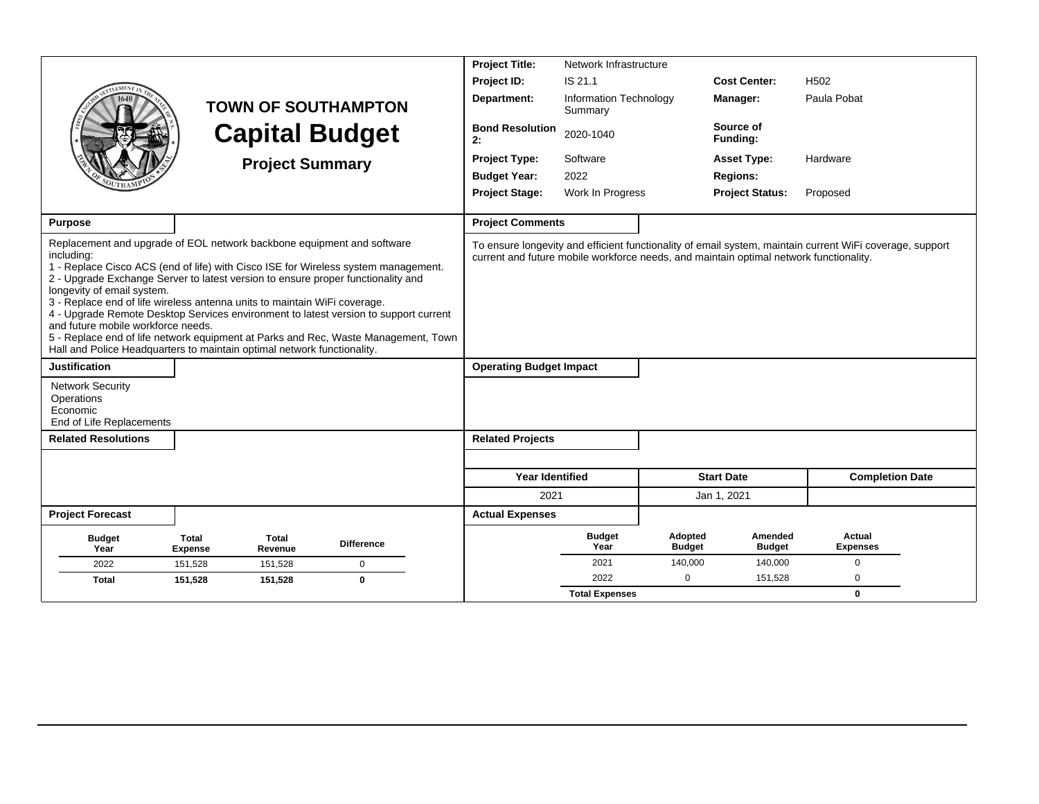# TOWN OF SOUTHAMPTON

# Capital Budget

## Project Summary

| | | | |
|---|---|---|---|
| **Project Title:** | Network Infrastructure | | |
| **Project ID:** | IS 21.1 | **Cost Center:** | H502 |
| **Department:** | Information Technology Summary | **Manager:** | Paula Pobat |
| **Bond Resolution 2:** | 2020-1040 | **Source of Funding:** | |
| **Project Type:** | Software | **Asset Type:** | Hardware |
| **Budget Year:** | 2022 | **Regions:** | |
| **Project Stage:** | Work In Progress | **Project Status:** | Proposed |

### Purpose

Replacement and upgrade of EOL network backbone equipment and software including:
1 - Replace Cisco ACS (end of life) with Cisco ISE for Wireless system management.
2 - Upgrade Exchange Server to latest version to ensure proper functionality and longevity of email system.
3 - Replace end of life wireless antenna units to maintain WiFi coverage.
4 - Upgrade Remote Desktop Services environment to latest version to support current and future mobile workforce needs.
5 - Replace end of life network equipment at Parks and Rec, Waste Management, Town Hall and Police Headquarters to maintain optimal network functionality.

### Project Comments

To ensure longevity and efficient functionality of email system, maintain current WiFi coverage, support current and future mobile workforce needs, and maintain optimal network functionality.

### Justification

Network Security
Operations
Economic
End of Life Replacements

### Operating Budget Impact

### Related Resolutions

### Related Projects

| Year Identified | Start Date | Completion Date |
|---|---|---|
| 2021 | Jan 1, 2021 | |

### Project Forecast

| Budget Year | Total Expense | Total Revenue | Difference |
|---|---|---|---|
| 2022 | 151,528 | 151,528 | 0 |
| **Total** | **151,528** | **151,528** | **0** |

### Actual Expenses

| Budget Year | Adopted Budget | Amended Budget | Actual Expenses |
|---|---|---|---|
| 2021 | 140,000 | 140,000 | 0 |
| 2022 | 0 | 151,528 | 0 |
| **Total Expenses** | | | **0** |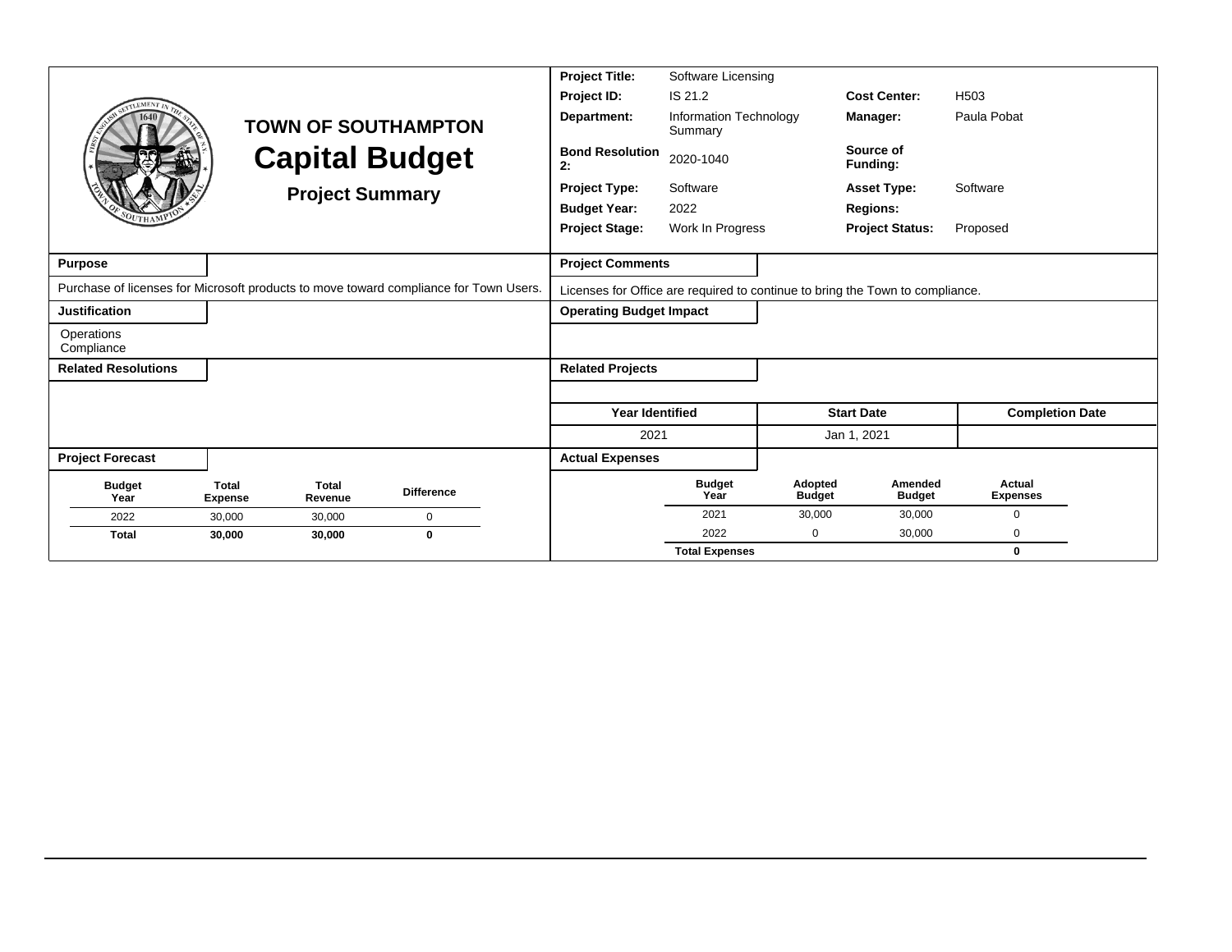# TOWN OF SOUTHAMPTON
# Capital Budget
## Project Summary

| | | | |
|---|---|---|---|
| **Project Title:** | Software Licensing | | |
| **Project ID:** | IS 21.2 | **Cost Center:** | H503 |
| **Department:** | Information Technology Summary | **Manager:** | Paula Pobat |
| **Bond Resolution 2:** | 2020-1040 | **Source of Funding:** | |
| **Project Type:** | Software | **Asset Type:** | Software |
| **Budget Year:** | 2022 | **Regions:** | |
| **Project Stage:** | Work In Progress | **Project Status:** | Proposed |

**Purpose**

Purchase of licenses for Microsoft products to move toward compliance for Town Users.

**Project Comments**

Licenses for Office are required to continue to bring the Town to compliance.

**Justification**

Operations
Compliance

**Operating Budget Impact**

**Related Resolutions**

**Related Projects**

| Year Identified | Start Date | Completion Date |
|---|---|---|
| 2021 | Jan 1, 2021 | |

**Project Forecast**

| Budget Year | Total Expense | Total Revenue | Difference |
|---|---|---|---|
| 2022 | 30,000 | 30,000 | 0 |
| **Total** | **30,000** | **30,000** | **0** |

**Actual Expenses**

| Budget Year | Adopted Budget | Amended Budget | Actual Expenses |
|---|---|---|---|
| 2021 | 30,000 | 30,000 | 0 |
| 2022 | 0 | 30,000 | 0 |
| **Total Expenses** | | | **0** |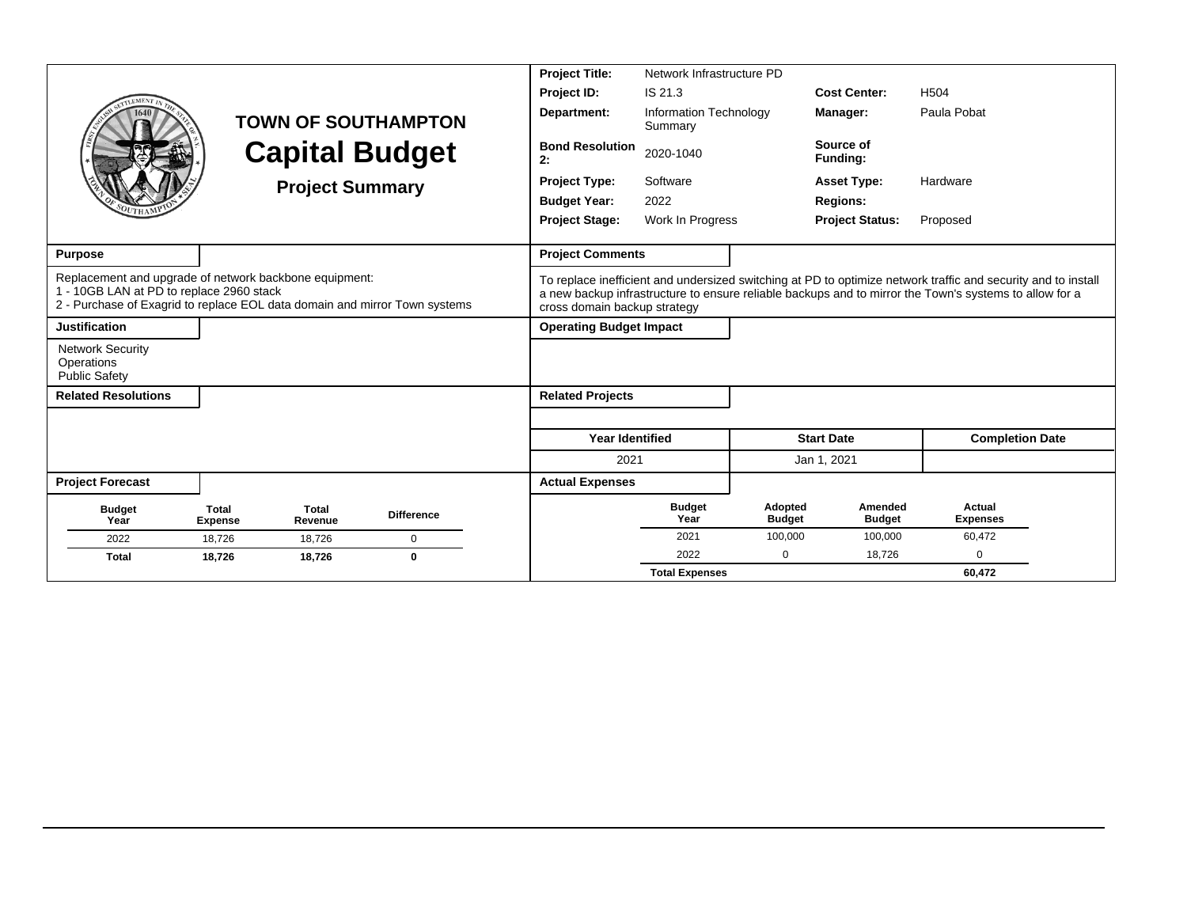# TOWN OF SOUTHAMPTON

# Capital Budget

## Project Summary

| | | | |
|---|---|---|---|
| **Project Title:** | Network Infrastructure PD | | |
| **Project ID:** | IS 21.3 | **Cost Center:** | H504 |
| **Department:** | Information Technology Summary | **Manager:** | Paula Pobat |
| **Bond Resolution 2:** | 2020-1040 | **Source of Funding:** | |
| **Project Type:** | Software | **Asset Type:** | Hardware |
| **Budget Year:** | 2022 | **Regions:** | |
| **Project Stage:** | Work In Progress | **Project Status:** | Proposed |

### Purpose

Replacement and upgrade of network backbone equipment:
1 - 10GB LAN at PD to replace 2960 stack
2 - Purchase of Exagrid to replace EOL data domain and mirror Town systems

### Project Comments

To replace inefficient and undersized switching at PD to optimize network traffic and security and to install a new backup infrastructure to ensure reliable backups and to mirror the Town's systems to allow for a cross domain backup strategy

### Justification

Network Security
Operations
Public Safety

### Operating Budget Impact

### Related Resolutions

### Related Projects

| Year Identified | Start Date | Completion Date |
|---|---|---|
| 2021 | Jan 1, 2021 | |

### Project Forecast

| Budget Year | Total Expense | Total Revenue | Difference |
|---|---|---|---|
| 2022 | 18,726 | 18,726 | 0 |
| **Total** | **18,726** | **18,726** | **0** |

### Actual Expenses

| Budget Year | Adopted Budget | Amended Budget | Actual Expenses |
|---|---|---|---|
| 2021 | 100,000 | 100,000 | 60,472 |
| 2022 | 0 | 18,726 | 0 |
| **Total Expenses** | | | **60,472** |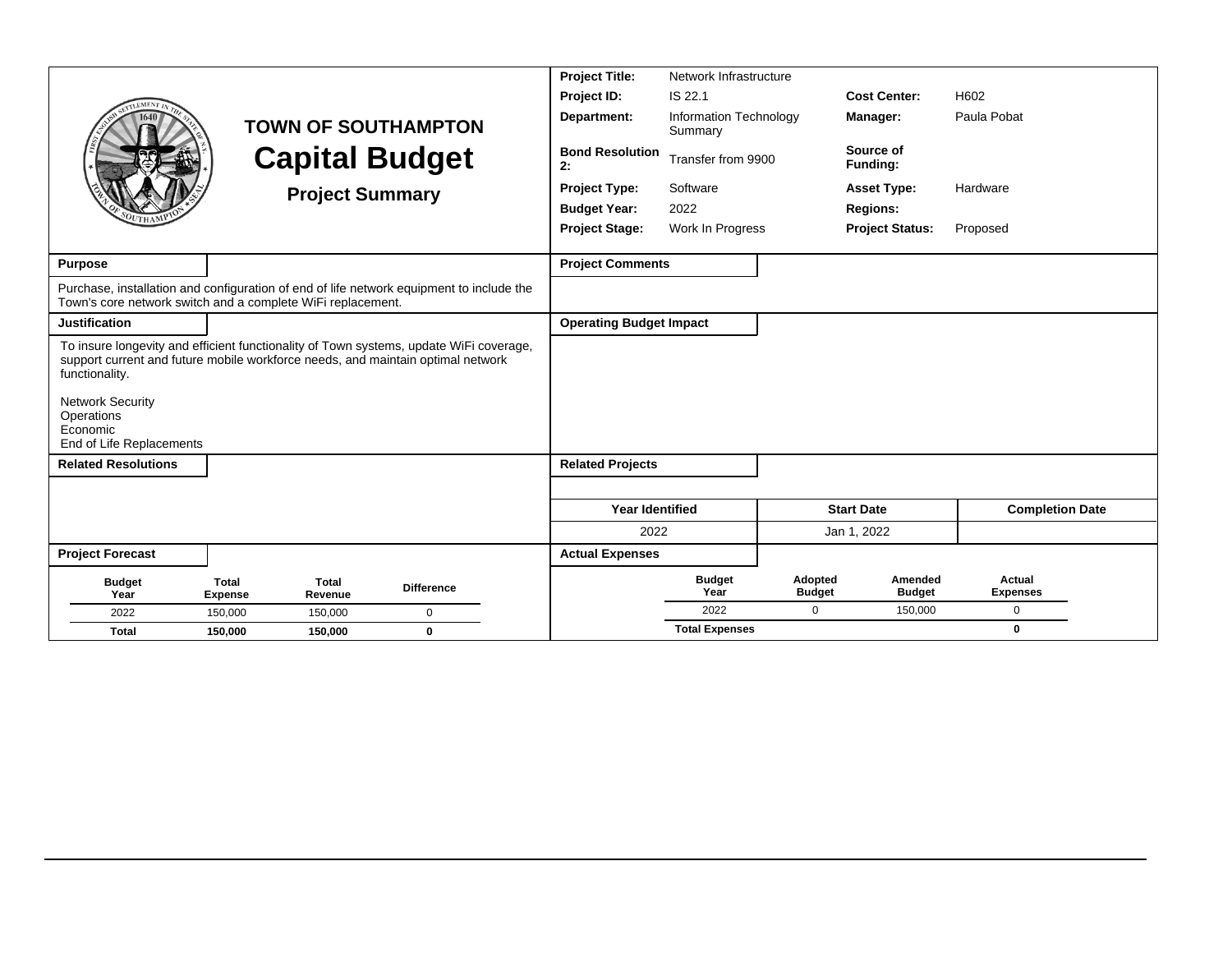# TOWN OF SOUTHAMPTON

## Capital Budget

### Project Summary

| | | | |
|---|---|---|---|
| **Project Title:** | Network Infrastructure | | |
| **Project ID:** | IS 22.1 | **Cost Center:** | H602 |
| **Department:** | Information Technology Summary | **Manager:** | Paula Pobat |
| **Bond Resolution 2:** | Transfer from 9900 | **Source of Funding:** | |
| **Project Type:** | Software | **Asset Type:** | Hardware |
| **Budget Year:** | 2022 | **Regions:** | |
| **Project Stage:** | Work In Progress | **Project Status:** | Proposed |

**Purpose**

Purchase, installation and configuration of end of life network equipment to include the Town's core network switch and a complete WiFi replacement.

**Justification**

To insure longevity and efficient functionality of Town systems, update WiFi coverage, support current and future mobile workforce needs, and maintain optimal network functionality.

Network Security
Operations
Economic
End of Life Replacements

**Related Resolutions**

**Project Comments**

**Operating Budget Impact**

**Related Projects**

| Year Identified | Start Date | Completion Date |
|---|---|---|
| 2022 | Jan 1, 2022 | |

**Project Forecast**

| Budget Year | Total Expense | Total Revenue | Difference |
|---|---|---|---|
| 2022 | 150,000 | 150,000 | 0 |
| **Total** | **150,000** | **150,000** | **0** |

**Actual Expenses**

| Budget Year | Adopted Budget | Amended Budget | Actual Expenses |
|---|---|---|---|
| 2022 | 0 | 150,000 | 0 |
| **Total Expenses** | | | **0** |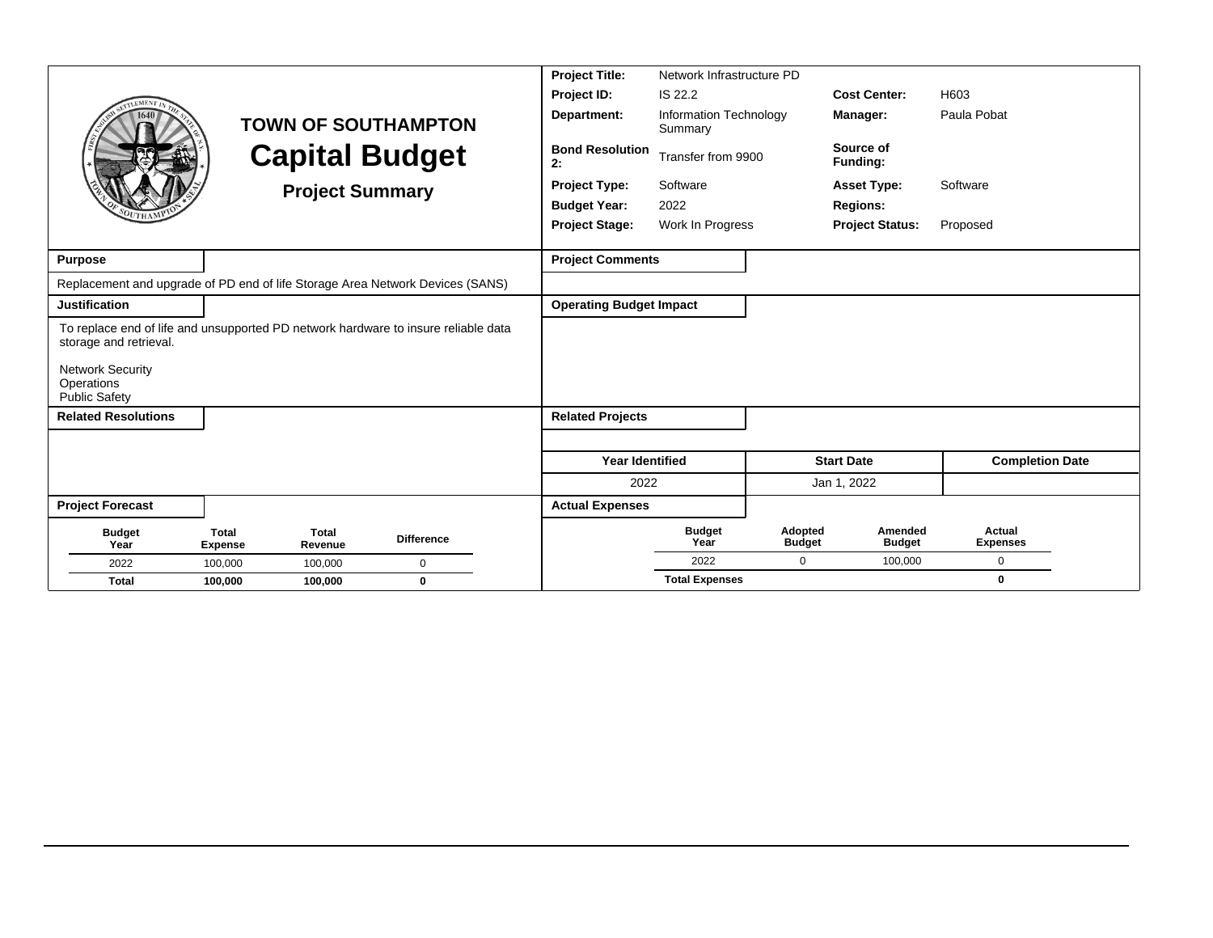# TOWN OF SOUTHAMPTON

## Capital Budget

### Project Summary

| | | | |
|---|---|---|---|
| **Project Title:** | Network Infrastructure PD | | |
| **Project ID:** | IS 22.2 | **Cost Center:** | H603 |
| **Department:** | Information Technology Summary | **Manager:** | Paula Pobat |
| **Bond Resolution 2:** | Transfer from 9900 | **Source of Funding:** | |
| **Project Type:** | Software | **Asset Type:** | Software |
| **Budget Year:** | 2022 | **Regions:** | |
| **Project Stage:** | Work In Progress | **Project Status:** | Proposed |

**Purpose**

Replacement and upgrade of PD end of life Storage Area Network Devices (SANS)

**Justification**

To replace end of life and unsupported PD network hardware to insure reliable data storage and retrieval.

Network Security
Operations
Public Safety

**Related Resolutions**

**Project Comments**

**Operating Budget Impact**

**Related Projects**

| Year Identified | Start Date | Completion Date |
|---|---|---|
| 2022 | Jan 1, 2022 | |

**Project Forecast**

| Budget Year | Total Expense | Total Revenue | Difference |
|---|---|---|---|
| 2022 | 100,000 | 100,000 | 0 |
| **Total** | **100,000** | **100,000** | **0** |

**Actual Expenses**

| Budget Year | Adopted Budget | Amended Budget | Actual Expenses |
|---|---|---|---|
| 2022 | 0 | 100,000 | 0 |
| **Total Expenses** | | | **0** |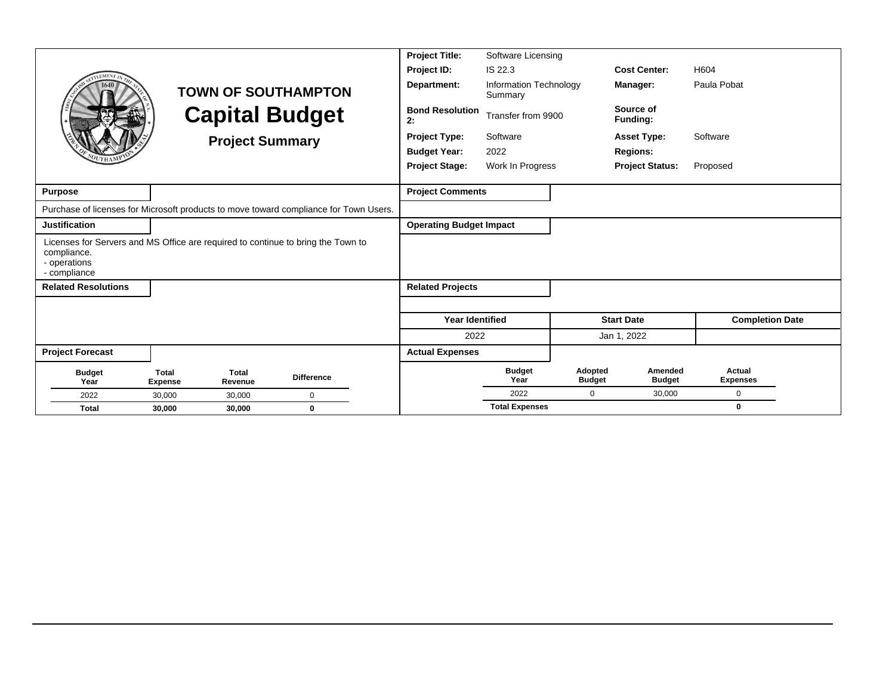# TOWN OF SOUTHAMPTON

## Capital Budget

### Project Summary

| | | | |
|---|---|---|---|
| **Project Title:** | Software Licensing | | |
| **Project ID:** | IS 22.3 | **Cost Center:** | H604 |
| **Department:** | Information Technology Summary | **Manager:** | Paula Pobat |
| **Bond Resolution 2:** | Transfer from 9900 | **Source of Funding:** | |
| **Project Type:** | Software | **Asset Type:** | Software |
| **Budget Year:** | 2022 | **Regions:** | |
| **Project Stage:** | Work In Progress | **Project Status:** | Proposed |

**Purpose**

Purchase of licenses for Microsoft products to move toward compliance for Town Users.

**Justification**

Licenses for Servers and MS Office are required to continue to bring the Town to compliance.
- operations
- compliance

**Related Resolutions**

**Project Comments**

**Operating Budget Impact**

**Related Projects**

| Year Identified | Start Date | Completion Date |
|---|---|---|
| 2022 | Jan 1, 2022 | |

**Project Forecast**

| Budget Year | Total Expense | Total Revenue | Difference |
|---|---|---|---|
| 2022 | 30,000 | 30,000 | 0 |
| **Total** | **30,000** | **30,000** | **0** |

**Actual Expenses**

| Budget Year | Adopted Budget | Amended Budget | Actual Expenses |
|---|---|---|---|
| 2022 | 0 | 30,000 | 0 |
| **Total Expenses** | | | **0** |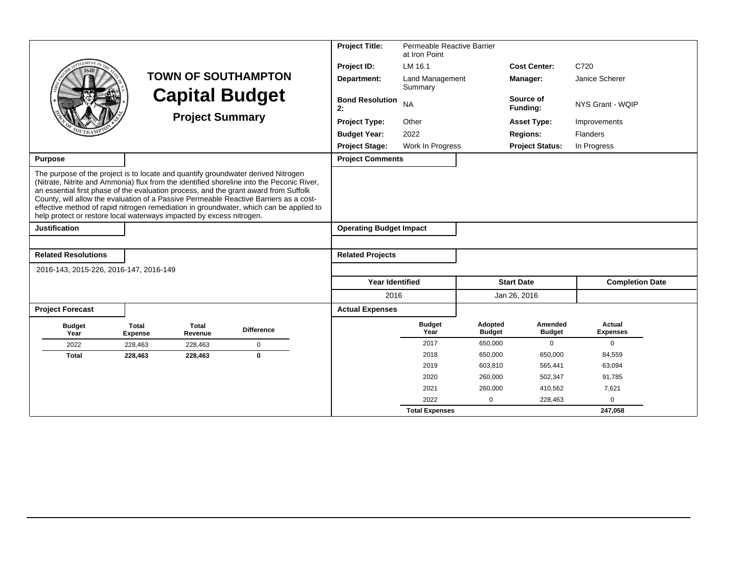# TOWN OF SOUTHAMPTON

## Capital Budget

### Project Summary

| | | | |
|---|---|---|---|
| **Project Title:** | Permeable Reactive Barrier at Iron Point | | |
| **Project ID:** | LM 16.1 | **Cost Center:** | C720 |
| **Department:** | Land Management Summary | **Manager:** | Janice Scherer |
| **Bond Resolution 2:** | NA | **Source of Funding:** | NYS Grant - WQIP |
| **Project Type:** | Other | **Asset Type:** | Improvements |
| **Budget Year:** | 2022 | **Regions:** | Flanders |
| **Project Stage:** | Work In Progress | **Project Status:** | In Progress |

**Purpose**

The purpose of the project is to locate and quantify groundwater derived Nitrogen (Nitrate, Nitrite and Ammonia) flux from the identified shoreline into the Peconic River, an essential first phase of the evaluation process, and the grant award from Suffolk County, will allow the evaluation of a Passive Permeable Reactive Barriers as a cost-effective method of rapid nitrogen remediation in groundwater, which can be applied to help protect or restore local waterways impacted by excess nitrogen.

**Project Comments**

**Justification**

**Operating Budget Impact**

**Related Resolutions**

2016-143, 2015-226, 2016-147, 2016-149

**Related Projects**

| Year Identified | Start Date | Completion Date |
|---|---|---|
| 2016 | Jan 26, 2016 | |

**Project Forecast**

| Budget Year | Total Expense | Total Revenue | Difference |
|---|---|---|---|
| 2022 | 228,463 | 228,463 | 0 |
| **Total** | **228,463** | **228,463** | **0** |

**Actual Expenses**

| Budget Year | Adopted Budget | Amended Budget | Actual Expenses |
|---|---|---|---|
| 2017 | 650,000 | 0 | 0 |
| 2018 | 650,000 | 650,000 | 84,559 |
| 2019 | 603,810 | 565,441 | 63,094 |
| 2020 | 260,000 | 502,347 | 91,785 |
| 2021 | 260,000 | 410,562 | 7,621 |
| 2022 | 0 | 228,463 | 0 |
| **Total Expenses** | | | **247,058** |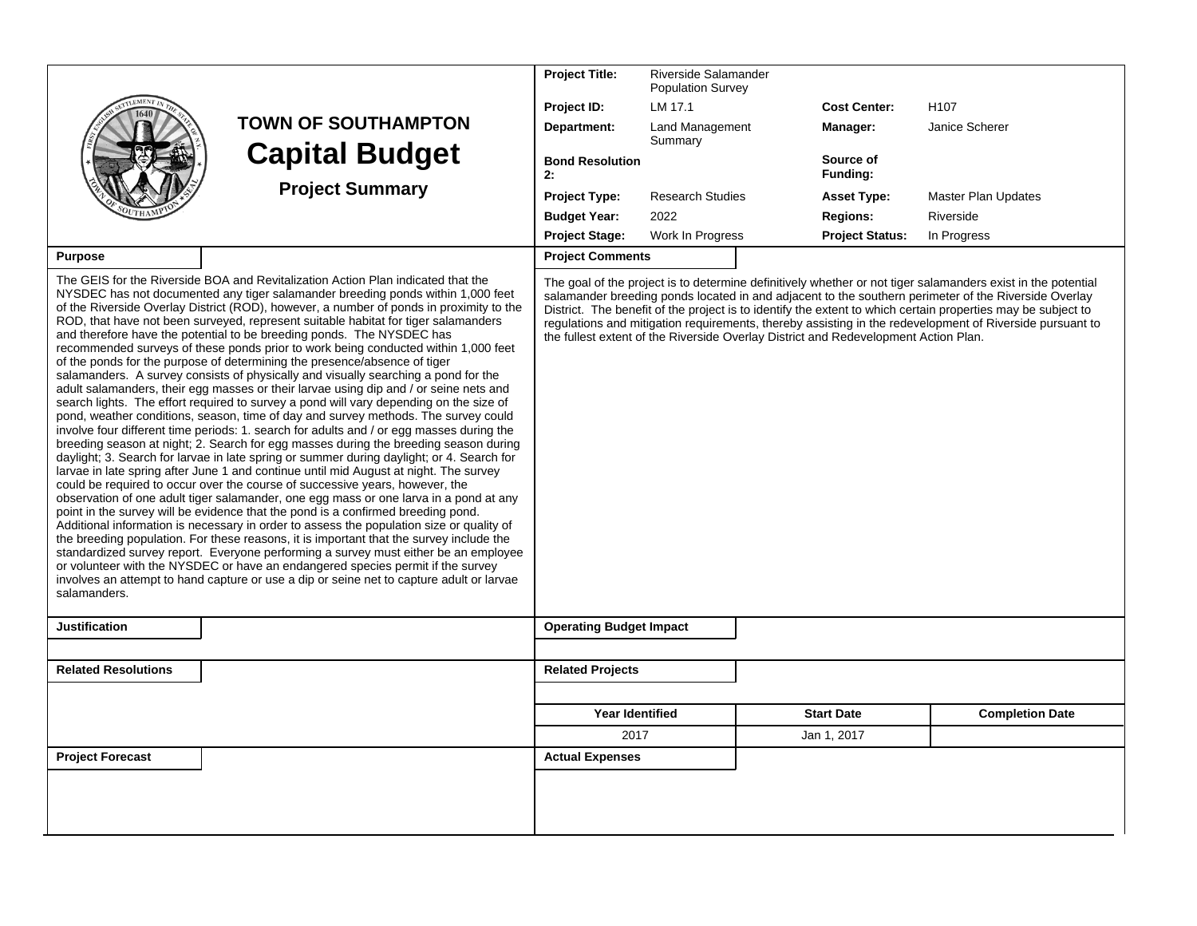# TOWN OF SOUTHAMPTON

# Capital Budget

### Project Summary

| | | | |
|---|---|---|---|
| **Project Title:** | Riverside Salamander Population Survey | | |
| **Project ID:** | LM 17.1 | **Cost Center:** | H107 |
| **Department:** | Land Management Summary | **Manager:** | Janice Scherer |
| **Bond Resolution 2:** | | **Source of Funding:** | |
| **Project Type:** | Research Studies | **Asset Type:** | Master Plan Updates |
| **Budget Year:** | 2022 | **Regions:** | Riverside |
| **Project Stage:** | Work In Progress | **Project Status:** | In Progress |

**Purpose**

The GEIS for the Riverside BOA and Revitalization Action Plan indicated that the NYSDEC has not documented any tiger salamander breeding ponds within 1,000 feet of the Riverside Overlay District (ROD), however, a number of ponds in proximity to the ROD, that have not been surveyed, represent suitable habitat for tiger salamanders and therefore have the potential to be breeding ponds. The NYSDEC has recommended surveys of these ponds prior to work being conducted within 1,000 feet of the ponds for the purpose of determining the presence/absence of tiger salamanders. A survey consists of physically and visually searching a pond for the adult salamanders, their egg masses or their larvae using dip and / or seine nets and search lights. The effort required to survey a pond will vary depending on the size of pond, weather conditions, season, time of day and survey methods. The survey could involve four different time periods: 1. search for adults and / or egg masses during the breeding season at night; 2. Search for egg masses during the breeding season during daylight; 3. Search for larvae in late spring or summer during daylight; or 4. Search for larvae in late spring after June 1 and continue until mid August at night. The survey could be required to occur over the course of successive years, however, the observation of one adult tiger salamander, one egg mass or one larva in a pond at any point in the survey will be evidence that the pond is a confirmed breeding pond. Additional information is necessary in order to assess the population size or quality of the breeding population. For these reasons, it is important that the survey include the standardized survey report. Everyone performing a survey must either be an employee or volunteer with the NYSDEC or have an endangered species permit if the survey involves an attempt to hand capture or use a dip or seine net to capture adult or larvae salamanders.

**Project Comments**

The goal of the project is to determine definitively whether or not tiger salamanders exist in the potential salamander breeding ponds located in and adjacent to the southern perimeter of the Riverside Overlay District. The benefit of the project is to identify the extent to which certain properties may be subject to regulations and mitigation requirements, thereby assisting in the redevelopment of Riverside pursuant to the fullest extent of the Riverside Overlay District and Redevelopment Action Plan.

**Justification**

**Operating Budget Impact**

**Related Resolutions**

**Related Projects**

| Year Identified | Start Date | Completion Date |
|---|---|---|
| 2017 | Jan 1, 2017 | |

**Project Forecast**

**Actual Expenses**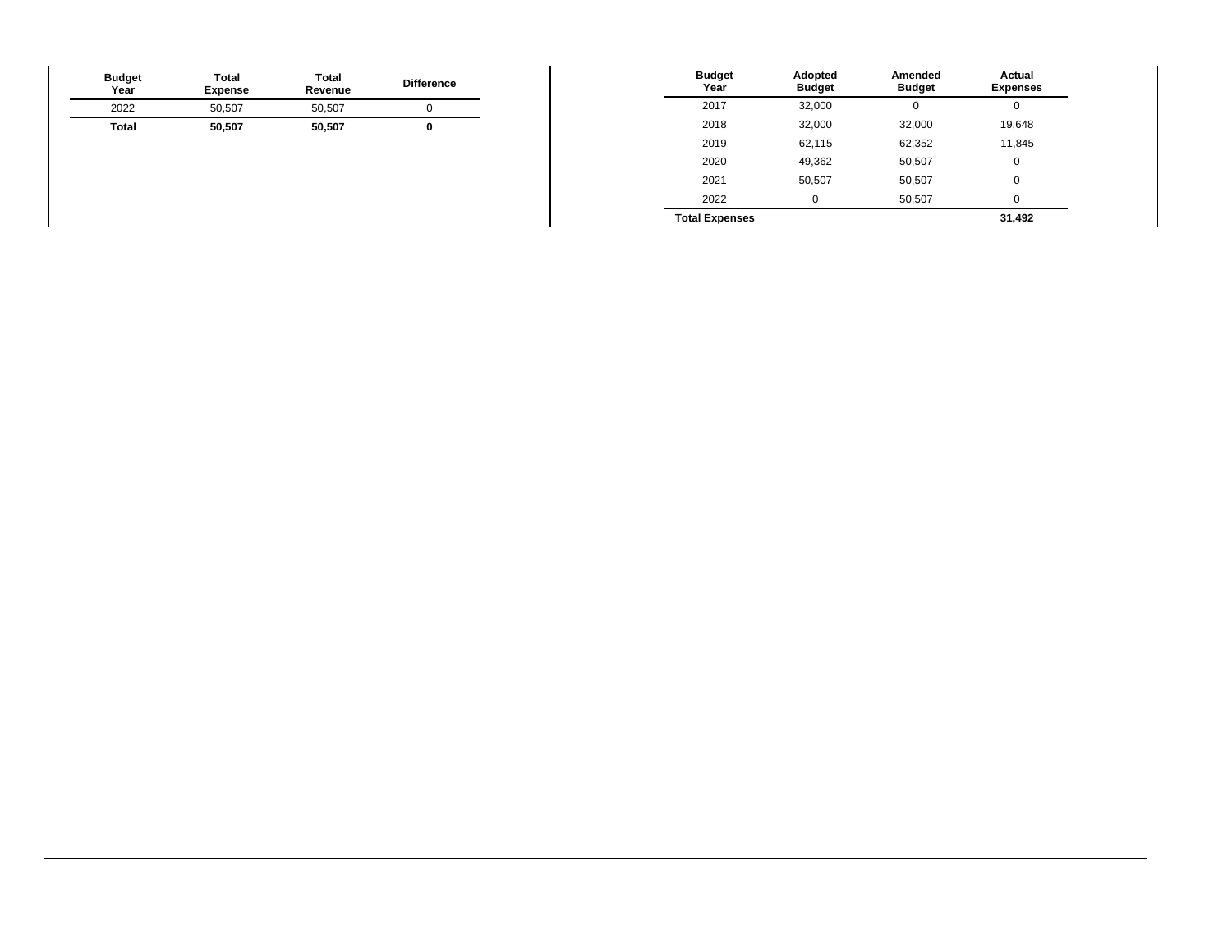| Budget Year | Total Expense | Total Revenue | Difference |
|---|---|---|---|
| 2022 | 50,507 | 50,507 | 0 |
| **Total** | **50,507** | **50,507** | **0** |

| Budget Year | Adopted Budget | Amended Budget | Actual Expenses |
|---|---|---|---|
| 2017 | 32,000 | 0 | 0 |
| 2018 | 32,000 | 32,000 | 19,648 |
| 2019 | 62,115 | 62,352 | 11,845 |
| 2020 | 49,362 | 50,507 | 0 |
| 2021 | 50,507 | 50,507 | 0 |
| 2022 | 0 | 50,507 | 0 |
| **Total Expenses** | | | **31,492** |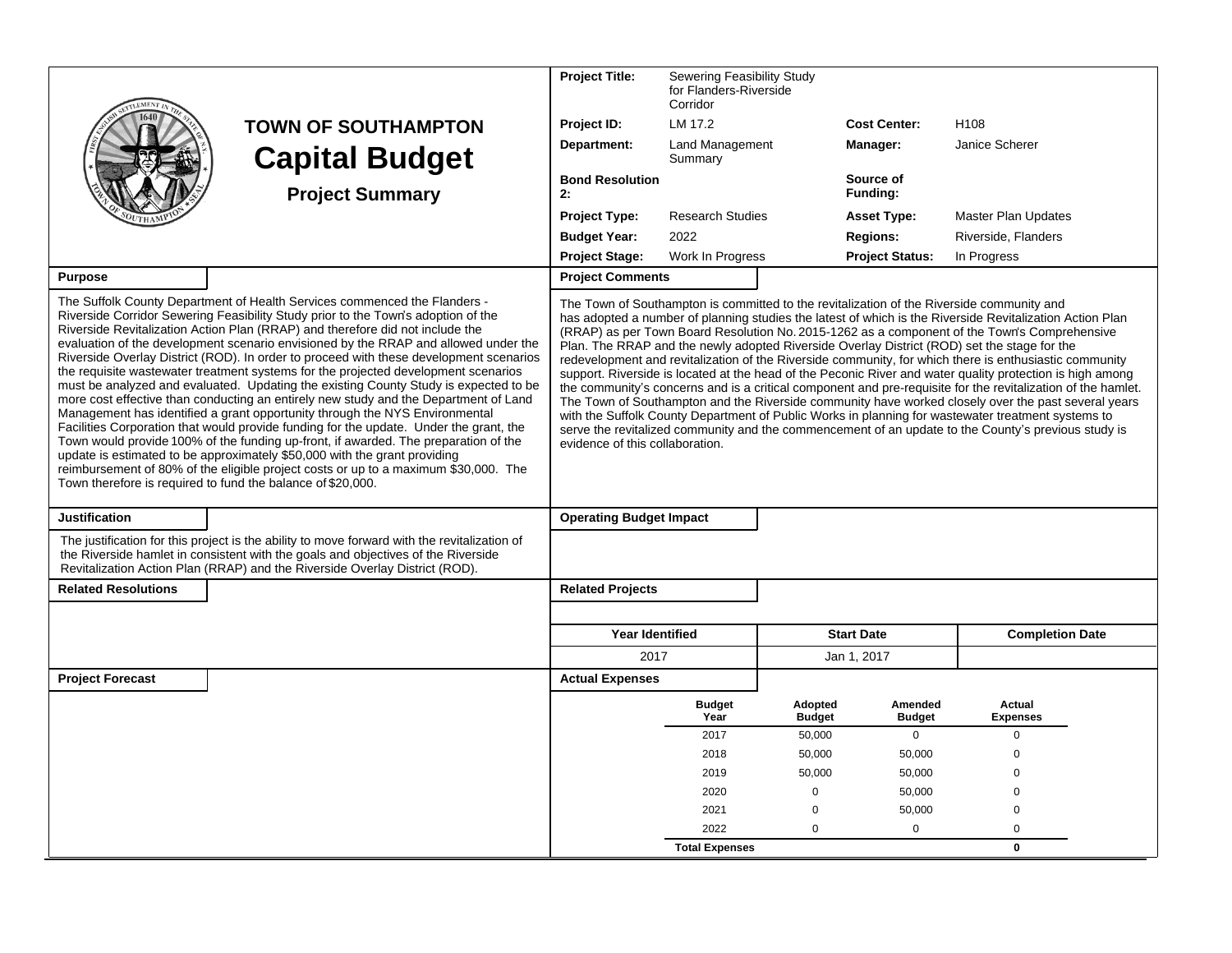# TOWN OF SOUTHAMPTON

# Capital Budget

## Project Summary

| | | | |
|---|---|---|---|
| **Project Title:** | Sewering Feasibility Study for Flanders-Riverside Corridor | | |
| **Project ID:** | LM 17.2 | **Cost Center:** | H108 |
| **Department:** | Land Management Summary | **Manager:** | Janice Scherer |
| **Bond Resolution 2:** | | **Source of Funding:** | |
| **Project Type:** | Research Studies | **Asset Type:** | Master Plan Updates |
| **Budget Year:** | 2022 | **Regions:** | Riverside, Flanders |
| **Project Stage:** | Work In Progress | **Project Status:** | In Progress |

### Purpose

The Suffolk County Department of Health Services commenced the Flanders - Riverside Corridor Sewering Feasibility Study prior to the Town's adoption of the Riverside Revitalization Action Plan (RRAP) and therefore did not include the evaluation of the development scenario envisioned by the RRAP and allowed under the Riverside Overlay District (ROD). In order to proceed with these development scenarios the requisite wastewater treatment systems for the projected development scenarios must be analyzed and evaluated. Updating the existing County Study is expected to be more cost effective than conducting an entirely new study and the Department of Land Management has identified a grant opportunity through the NYS Environmental Facilities Corporation that would provide funding for the update. Under the grant, the Town would provide 100% of the funding up-front, if awarded. The preparation of the update is estimated to be approximately $50,000 with the grant providing reimbursement of 80% of the eligible project costs or up to a maximum $30,000. The Town therefore is required to fund the balance of $20,000.

### Project Comments

The Town of Southampton is committed to the revitalization of the Riverside community and has adopted a number of planning studies the latest of which is the Riverside Revitalization Action Plan (RRAP) as per Town Board Resolution No. 2015-1262 as a component of the Town's Comprehensive Plan. The RRAP and the newly adopted Riverside Overlay District (ROD) set the stage for the redevelopment and revitalization of the Riverside community, for which there is enthusiastic community support. Riverside is located at the head of the Peconic River and water quality protection is high among the community's concerns and is a critical component and pre-requisite for the revitalization of the hamlet. The Town of Southampton and the Riverside community have worked closely over the past several years with the Suffolk County Department of Public Works in planning for wastewater treatment systems to serve the revitalized community and the commencement of an update to the County's previous study is evidence of this collaboration.

### Justification

The justification for this project is the ability to move forward with the revitalization of the Riverside hamlet in consistent with the goals and objectives of the Riverside Revitalization Action Plan (RRAP) and the Riverside Overlay District (ROD).

### Operating Budget Impact

### Related Resolutions

### Related Projects

| Year Identified | Start Date | Completion Date |
|---|---|---|
| 2017 | Jan 1, 2017 | |

### Project Forecast

### Actual Expenses

| Budget Year | Adopted Budget | Amended Budget | Actual Expenses |
|---|---|---|---|
| 2017 | 50,000 | 0 | 0 |
| 2018 | 50,000 | 50,000 | 0 |
| 2019 | 50,000 | 50,000 | 0 |
| 2020 | 0 | 50,000 | 0 |
| 2021 | 0 | 50,000 | 0 |
| 2022 | 0 | 0 | 0 |
| **Total Expenses** | | | **0** |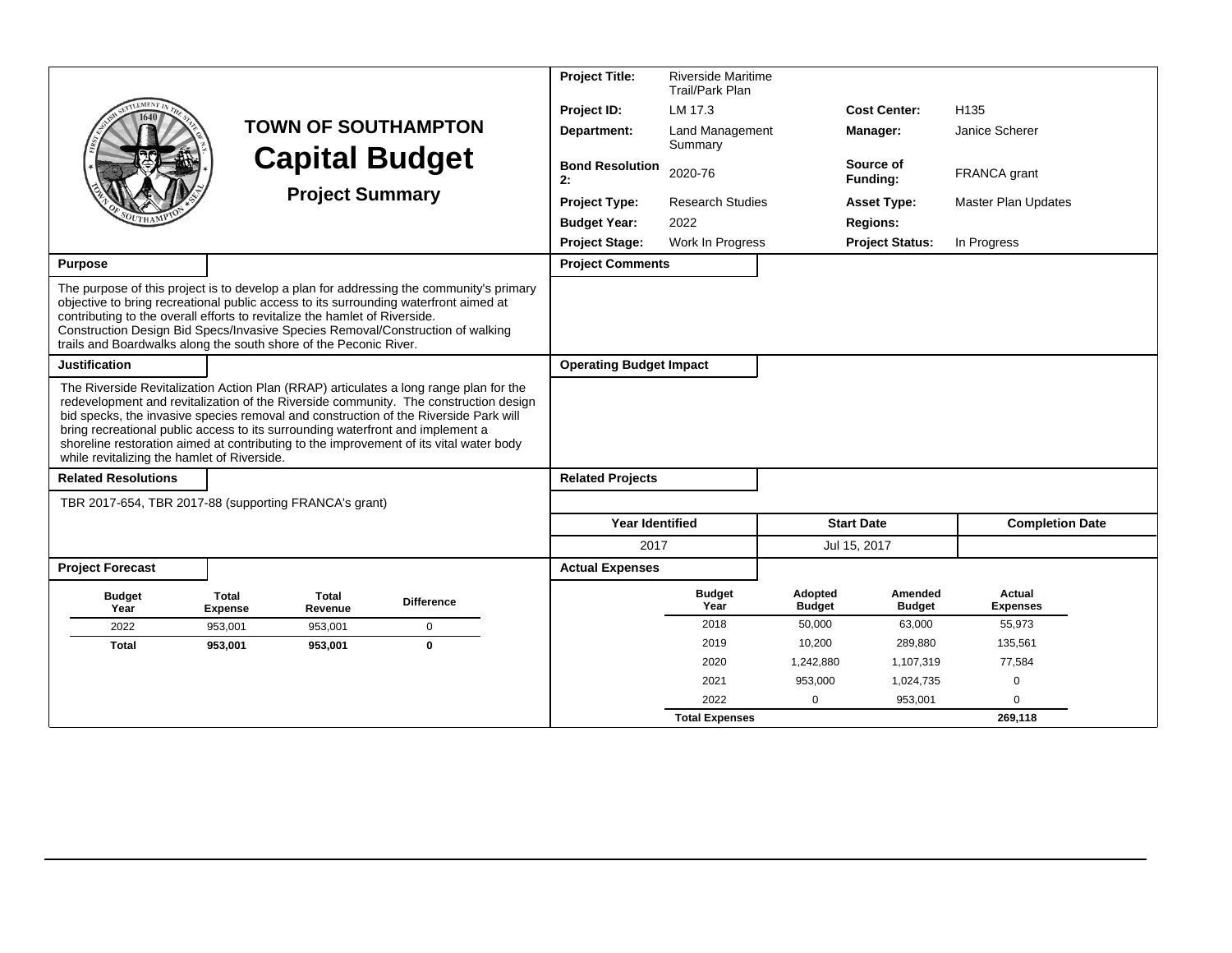# TOWN OF SOUTHAMPTON
## Capital Budget
### Project Summary

| | | | |
|---|---|---|---|
| **Project Title:** | Riverside Maritime Trail/Park Plan | | |
| **Project ID:** | LM 17.3 | **Cost Center:** | H135 |
| **Department:** | Land Management Summary | **Manager:** | Janice Scherer |
| **Bond Resolution 2:** | 2020-76 | **Source of Funding:** | FRANCA grant |
| **Project Type:** | Research Studies | **Asset Type:** | Master Plan Updates |
| **Budget Year:** | 2022 | **Regions:** | |
| **Project Stage:** | Work In Progress | **Project Status:** | In Progress |

**Purpose**

The purpose of this project is to develop a plan for addressing the community's primary objective to bring recreational public access to its surrounding waterfront aimed at contributing to the overall efforts to revitalize the hamlet of Riverside.
Construction Design Bid Specs/Invasive Species Removal/Construction of walking trails and Boardwalks along the south shore of the Peconic River.

**Project Comments**

**Justification**

The Riverside Revitalization Action Plan (RRAP) articulates a long range plan for the redevelopment and revitalization of the Riverside community. The construction design bid specks, the invasive species removal and construction of the Riverside Park will bring recreational public access to its surrounding waterfront and implement a shoreline restoration aimed at contributing to the improvement of its vital water body while revitalizing the hamlet of Riverside.

**Operating Budget Impact**

**Related Resolutions**

TBR 2017-654, TBR 2017-88 (supporting FRANCA's grant)

**Related Projects**

| Year Identified | Start Date | Completion Date |
|---|---|---|
| 2017 | Jul 15, 2017 | |

**Project Forecast**

| Budget Year | Total Expense | Total Revenue | Difference |
|---|---|---|---|
| 2022 | 953,001 | 953,001 | 0 |
| **Total** | **953,001** | **953,001** | **0** |

**Actual Expenses**

| Budget Year | Adopted Budget | Amended Budget | Actual Expenses |
|---|---|---|---|
| 2018 | 50,000 | 63,000 | 55,973 |
| 2019 | 10,200 | 289,880 | 135,561 |
| 2020 | 1,242,880 | 1,107,319 | 77,584 |
| 2021 | 953,000 | 1,024,735 | 0 |
| 2022 | 0 | 953,001 | 0 |
| **Total Expenses** | | | **269,118** |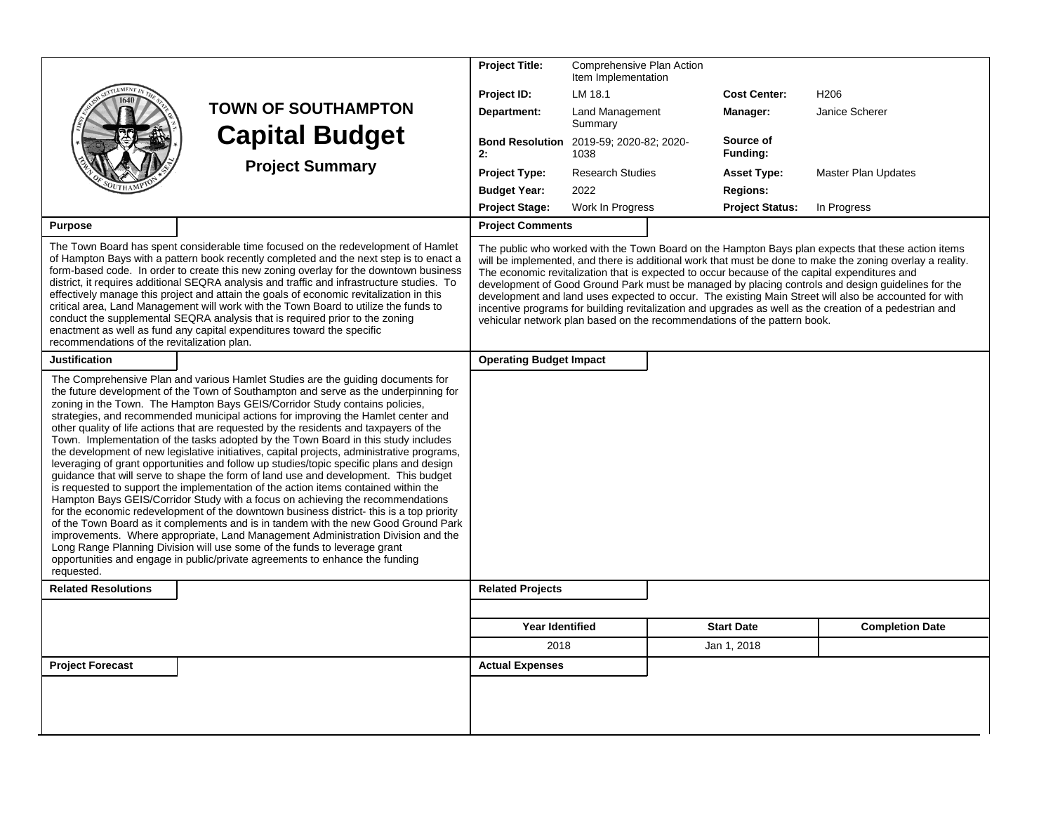# TOWN OF SOUTHAMPTON

## Capital Budget

### Project Summary

| | | | |
|---|---|---|---|
| **Project Title:** | Comprehensive Plan Action Item Implementation | | |
| **Project ID:** | LM 18.1 | **Cost Center:** | H206 |
| **Department:** | Land Management Summary | **Manager:** | Janice Scherer |
| **Bond Resolution 2:** | 2019-59; 2020-82; 2020-1038 | **Source of Funding:** | |
| **Project Type:** | Research Studies | **Asset Type:** | Master Plan Updates |
| **Budget Year:** | 2022 | **Regions:** | |
| **Project Stage:** | Work In Progress | **Project Status:** | In Progress |

**Purpose**

The Town Board has spent considerable time focused on the redevelopment of Hamlet of Hampton Bays with a pattern book recently completed and the next step is to enact a form-based code. In order to create this new zoning overlay for the downtown business district, it requires additional SEQRA analysis and traffic and infrastructure studies. To effectively manage this project and attain the goals of economic revitalization in this critical area, Land Management will work with the Town Board to utilize the funds to conduct the supplemental SEQRA analysis that is required prior to the zoning enactment as well as fund any capital expenditures toward the specific recommendations of the revitalization plan.

**Project Comments**

The public who worked with the Town Board on the Hampton Bays plan expects that these action items will be implemented, and there is additional work that must be done to make the zoning overlay a reality. The economic revitalization that is expected to occur because of the capital expenditures and development of Good Ground Park must be managed by placing controls and design guidelines for the development and land uses expected to occur. The existing Main Street will also be accounted for with incentive programs for building revitalization and upgrades as well as the creation of a pedestrian and vehicular network plan based on the recommendations of the pattern book.

**Justification**

The Comprehensive Plan and various Hamlet Studies are the guiding documents for the future development of the Town of Southampton and serve as the underpinning for zoning in the Town. The Hampton Bays GEIS/Corridor Study contains policies, strategies, and recommended municipal actions for improving the Hamlet center and other quality of life actions that are requested by the residents and taxpayers of the Town. Implementation of the tasks adopted by the Town Board in this study includes the development of new legislative initiatives, capital projects, administrative programs, leveraging of grant opportunities and follow up studies/topic specific plans and design guidance that will serve to shape the form of land use and development. This budget is requested to support the implementation of the action items contained within the Hampton Bays GEIS/Corridor Study with a focus on achieving the recommendations for the economic redevelopment of the downtown business district- this is a top priority of the Town Board as it complements and is in tandem with the new Good Ground Park improvements. Where appropriate, Land Management Administration Division and the Long Range Planning Division will use some of the funds to leverage grant opportunities and engage in public/private agreements to enhance the funding requested.

**Operating Budget Impact**

**Related Resolutions**

**Related Projects**

| Year Identified | Start Date | Completion Date |
|---|---|---|
| 2018 | Jan 1, 2018 | |

**Project Forecast**

**Actual Expenses**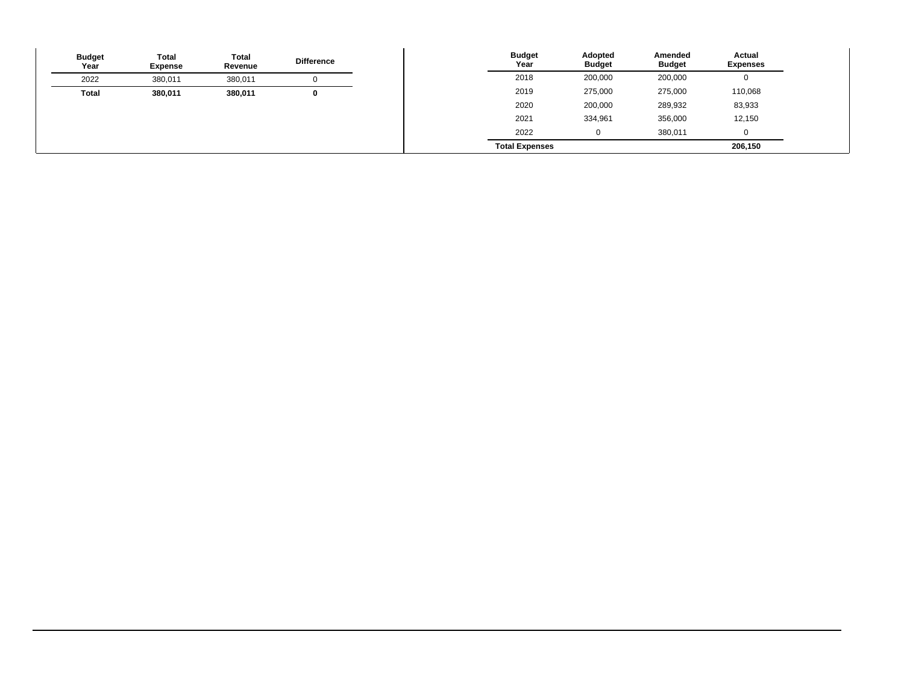| Budget Year | Total Expense | Total Revenue | Difference |
|---|---|---|---|
| 2022 | 380,011 | 380,011 | 0 |
| **Total** | **380,011** | **380,011** | **0** |

| Budget Year | Adopted Budget | Amended Budget | Actual Expenses |
|---|---|---|---|
| 2018 | 200,000 | 200,000 | 0 |
| 2019 | 275,000 | 275,000 | 110,068 |
| 2020 | 200,000 | 289,932 | 83,933 |
| 2021 | 334,961 | 356,000 | 12,150 |
| 2022 | 0 | 380,011 | 0 |
| **Total Expenses** | | | **206,150** |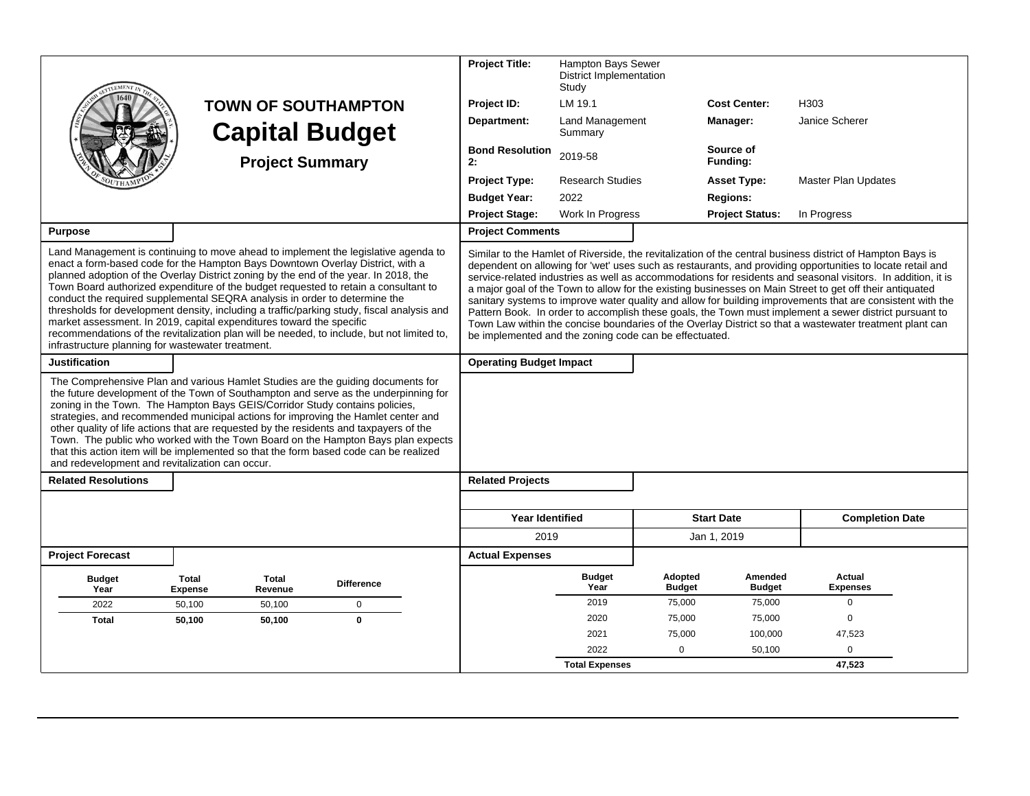# TOWN OF SOUTHAMPTON

## Capital Budget

### Project Summary

| | | | |
|---|---|---|---|
| **Project Title:** | Hampton Bays Sewer District Implementation Study | | |
| **Project ID:** | LM 19.1 | **Cost Center:** | H303 |
| **Department:** | Land Management Summary | **Manager:** | Janice Scherer |
| **Bond Resolution 2:** | 2019-58 | **Source of Funding:** | |
| **Project Type:** | Research Studies | **Asset Type:** | Master Plan Updates |
| **Budget Year:** | 2022 | **Regions:** | |
| **Project Stage:** | Work In Progress | **Project Status:** | In Progress |

**Purpose**

Land Management is continuing to move ahead to implement the legislative agenda to enact a form-based code for the Hampton Bays Downtown Overlay District, with a planned adoption of the Overlay District zoning by the end of the year. In 2018, the Town Board authorized expenditure of the budget requested to retain a consultant to conduct the required supplemental SEQRA analysis in order to determine the thresholds for development density, including a traffic/parking study, fiscal analysis and market assessment. In 2019, capital expenditures toward the specific recommendations of the revitalization plan will be needed, to include, but not limited to, infrastructure planning for wastewater treatment.

**Project Comments**

Similar to the Hamlet of Riverside, the revitalization of the central business district of Hampton Bays is dependent on allowing for 'wet' uses such as restaurants, and providing opportunities to locate retail and service-related industries as well as accommodations for residents and seasonal visitors. In addition, it is a major goal of the Town to allow for the existing businesses on Main Street to get off their antiquated sanitary systems to improve water quality and allow for building improvements that are consistent with the Pattern Book. In order to accomplish these goals, the Town must implement a sewer district pursuant to Town Law within the concise boundaries of the Overlay District so that a wastewater treatment plant can be implemented and the zoning code can be effectuated.

**Justification**

The Comprehensive Plan and various Hamlet Studies are the guiding documents for the future development of the Town of Southampton and serve as the underpinning for zoning in the Town. The Hampton Bays GEIS/Corridor Study contains policies, strategies, and recommended municipal actions for improving the Hamlet center and other quality of life actions that are requested by the residents and taxpayers of the Town. The public who worked with the Town Board on the Hampton Bays plan expects that this action item will be implemented so that the form based code can be realized and redevelopment and revitalization can occur.

**Operating Budget Impact**

**Related Resolutions**

**Related Projects**

| Year Identified | Start Date | Completion Date |
|---|---|---|
| 2019 | Jan 1, 2019 | |

**Project Forecast**

| Budget Year | Total Expense | Total Revenue | Difference |
|---|---|---|---|
| 2022 | 50,100 | 50,100 | 0 |
| **Total** | **50,100** | **50,100** | **0** |

**Actual Expenses**

| Budget Year | Adopted Budget | Amended Budget | Actual Expenses |
|---|---|---|---|
| 2019 | 75,000 | 75,000 | 0 |
| 2020 | 75,000 | 75,000 | 0 |
| 2021 | 75,000 | 100,000 | 47,523 |
| 2022 | 0 | 50,100 | 0 |
| **Total Expenses** | | | **47,523** |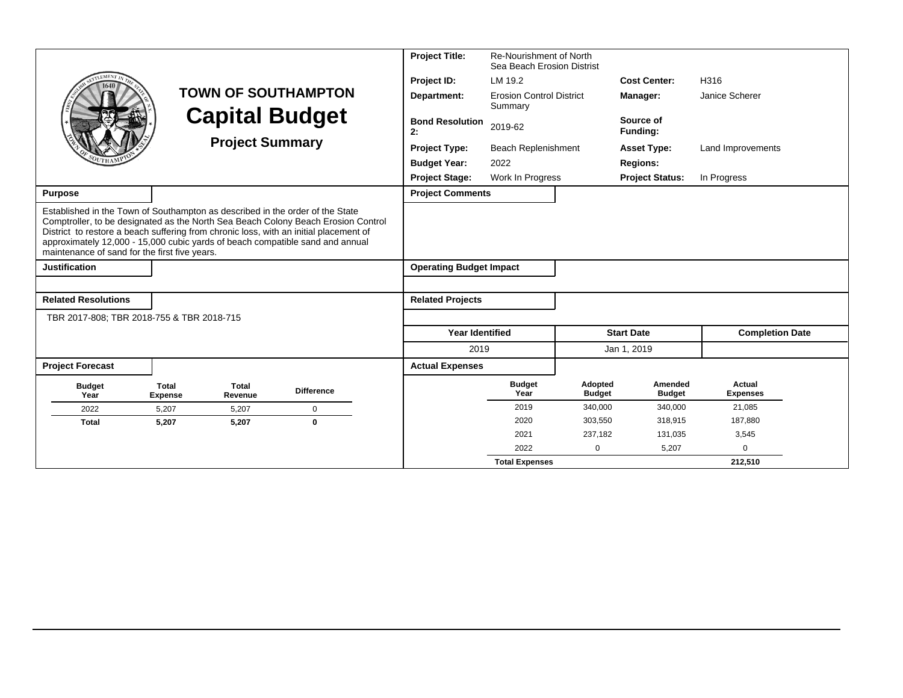# TOWN OF SOUTHAMPTON

# Capital Budget

## Project Summary

| | | | |
|---|---|---|---|
| **Project Title:** | Re-Nourishment of North Sea Beach Erosion Distrist | | |
| **Project ID:** | LM 19.2 | **Cost Center:** | H316 |
| **Department:** | Erosion Control District Summary | **Manager:** | Janice Scherer |
| **Bond Resolution 2:** | 2019-62 | **Source of Funding:** | |
| **Project Type:** | Beach Replenishment | **Asset Type:** | Land Improvements |
| **Budget Year:** | 2022 | **Regions:** | |
| **Project Stage:** | Work In Progress | **Project Status:** | In Progress |

**Purpose**

Established in the Town of Southampton as described in the order of the State Comptroller, to be designated as the North Sea Beach Colony Beach Erosion Control District to restore a beach suffering from chronic loss, with an initial placement of approximately 12,000 - 15,000 cubic yards of beach compatible sand and annual maintenance of sand for the first five years.

**Project Comments**

**Justification**

**Operating Budget Impact**

**Related Resolutions**

TBR 2017-808; TBR 2018-755 & TBR 2018-715

**Related Projects**

| Year Identified | Start Date | Completion Date |
|---|---|---|
| 2019 | Jan 1, 2019 | |

**Project Forecast**

| Budget Year | Total Expense | Total Revenue | Difference |
|---|---|---|---|
| 2022 | 5,207 | 5,207 | 0 |
| **Total** | **5,207** | **5,207** | **0** |

**Actual Expenses**

| Budget Year | Adopted Budget | Amended Budget | Actual Expenses |
|---|---|---|---|
| 2019 | 340,000 | 340,000 | 21,085 |
| 2020 | 303,550 | 318,915 | 187,880 |
| 2021 | 237,182 | 131,035 | 3,545 |
| 2022 | 0 | 5,207 | 0 |
| **Total Expenses** | | | **212,510** |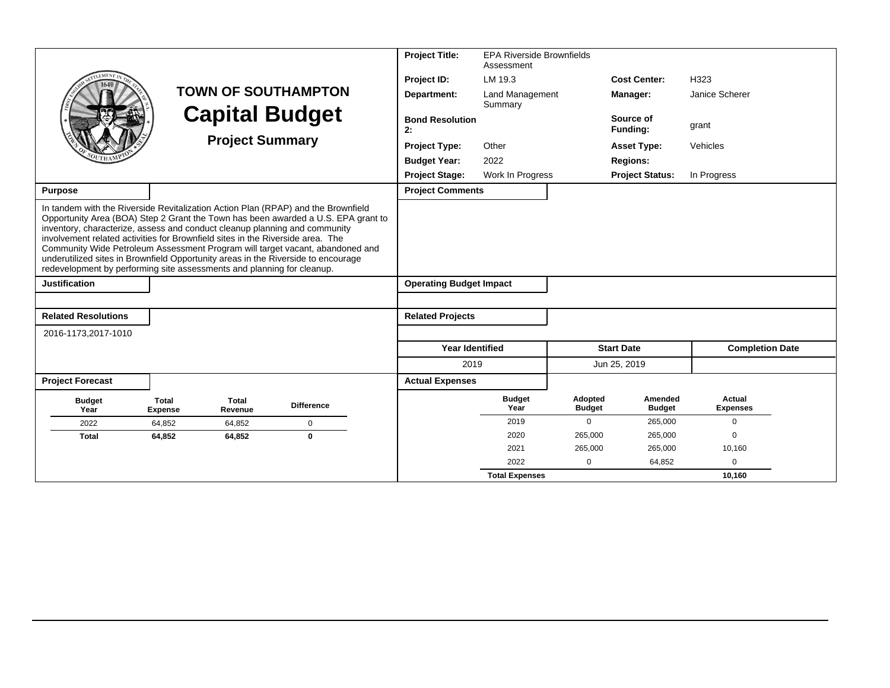# TOWN OF SOUTHAMPTON

## Capital Budget

### Project Summary

| | | | |
|---|---|---|---|
| **Project Title:** | EPA Riverside Brownfields Assessment | | |
| **Project ID:** | LM 19.3 | **Cost Center:** | H323 |
| **Department:** | Land Management Summary | **Manager:** | Janice Scherer |
| **Bond Resolution 2:** | | **Source of Funding:** | grant |
| **Project Type:** | Other | **Asset Type:** | Vehicles |
| **Budget Year:** | 2022 | **Regions:** | |
| **Project Stage:** | Work In Progress | **Project Status:** | In Progress |

**Purpose**

In tandem with the Riverside Revitalization Action Plan (RPAP) and the Brownfield Opportunity Area (BOA) Step 2 Grant the Town has been awarded a U.S. EPA grant to inventory, characterize, assess and conduct cleanup planning and community involvement related activities for Brownfield sites in the Riverside area. The Community Wide Petroleum Assessment Program will target vacant, abandoned and underutilized sites in Brownfield Opportunity areas in the Riverside to encourage redevelopment by performing site assessments and planning for cleanup.

**Project Comments**

**Justification**

**Operating Budget Impact**

**Related Resolutions**

2016-1173,2017-1010

**Related Projects**

| Year Identified | Start Date | Completion Date |
|---|---|---|
| 2019 | Jun 25, 2019 | |

**Project Forecast**

| Budget Year | Total Expense | Total Revenue | Difference |
|---|---|---|---|
| 2022 | 64,852 | 64,852 | 0 |
| **Total** | **64,852** | **64,852** | **0** |

**Actual Expenses**

| Budget Year | Adopted Budget | Amended Budget | Actual Expenses |
|---|---|---|---|
| 2019 | 0 | 265,000 | 0 |
| 2020 | 265,000 | 265,000 | 0 |
| 2021 | 265,000 | 265,000 | 10,160 |
| 2022 | 0 | 64,852 | 0 |
| **Total Expenses** | | | **10,160** |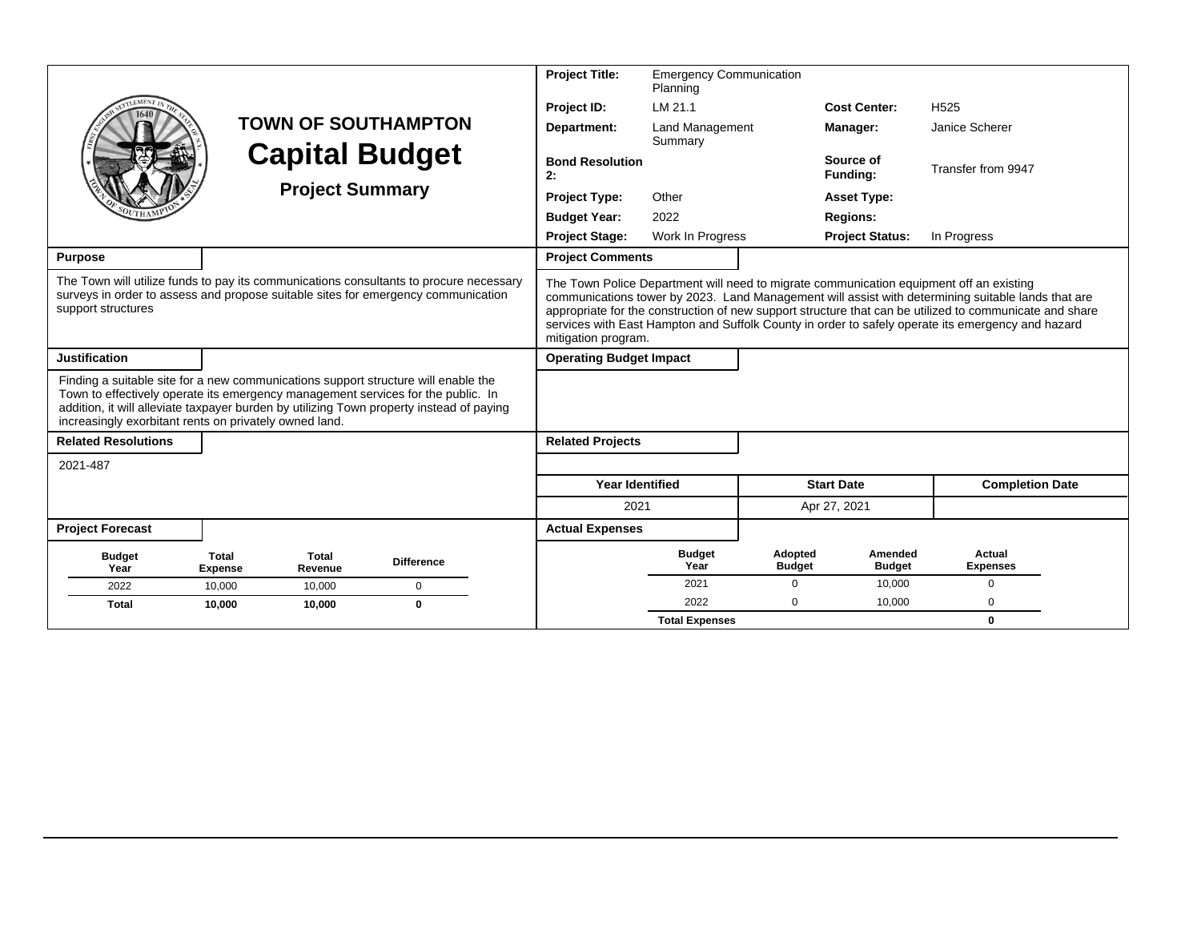# TOWN OF SOUTHAMPTON

## Capital Budget

### Project Summary

| | | | |
|---|---|---|---|
| **Project Title:** | Emergency Communication Planning | | |
| **Project ID:** | LM 21.1 | **Cost Center:** | H525 |
| **Department:** | Land Management Summary | **Manager:** | Janice Scherer |
| **Bond Resolution 2:** | | **Source of Funding:** | Transfer from 9947 |
| **Project Type:** | Other | **Asset Type:** | |
| **Budget Year:** | 2022 | **Regions:** | |
| **Project Stage:** | Work In Progress | **Project Status:** | In Progress |

**Purpose**

The Town will utilize funds to pay its communications consultants to procure necessary surveys in order to assess and propose suitable sites for emergency communication support structures

**Project Comments**

The Town Police Department will need to migrate communication equipment off an existing communications tower by 2023. Land Management will assist with determining suitable lands that are appropriate for the construction of new support structure that can be utilized to communicate and share services with East Hampton and Suffolk County in order to safely operate its emergency and hazard mitigation program.

**Justification**

Finding a suitable site for a new communications support structure will enable the Town to effectively operate its emergency management services for the public. In addition, it will alleviate taxpayer burden by utilizing Town property instead of paying increasingly exorbitant rents on privately owned land.

**Operating Budget Impact**

**Related Resolutions**

2021-487

**Related Projects**

| Year Identified | Start Date | Completion Date |
|---|---|---|
| 2021 | Apr 27, 2021 | |

**Project Forecast**

| Budget Year | Total Expense | Total Revenue | Difference |
|---|---|---|---|
| 2022 | 10,000 | 10,000 | 0 |
| **Total** | **10,000** | **10,000** | **0** |

**Actual Expenses**

| Budget Year | Adopted Budget | Amended Budget | Actual Expenses |
|---|---|---|---|
| 2021 | 0 | 10,000 | 0 |
| 2022 | 0 | 10,000 | 0 |
| **Total Expenses** | | | **0** |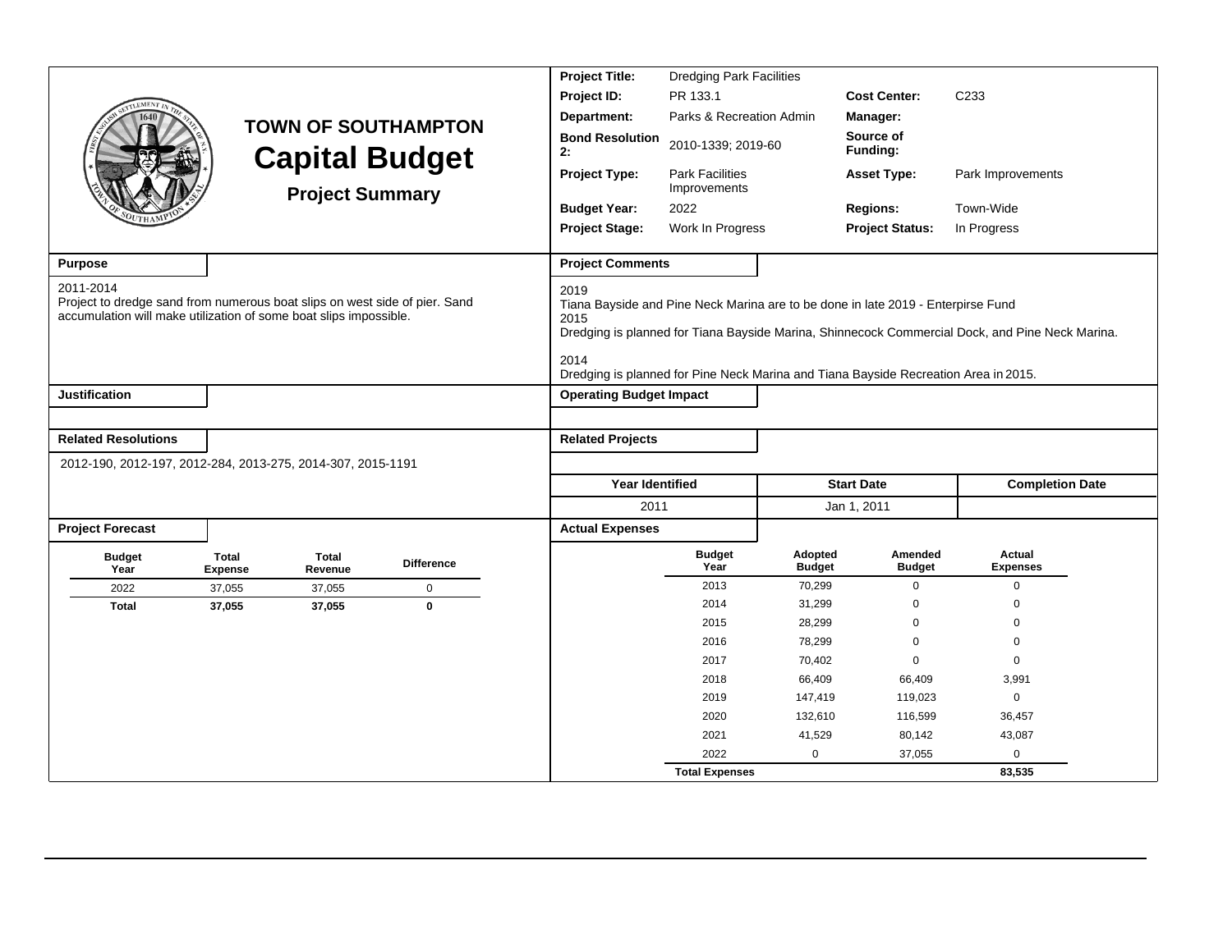# TOWN OF SOUTHAMPTON
# Capital Budget
## Project Summary

| | | | |
|---|---|---|---|
| **Project Title:** | Dredging Park Facilities | | |
| **Project ID:** | PR 133.1 | **Cost Center:** | C233 |
| **Department:** | Parks & Recreation Admin | **Manager:** | |
| **Bond Resolution 2:** | 2010-1339; 2019-60 | **Source of Funding:** | |
| **Project Type:** | Park Facilities Improvements | **Asset Type:** | Park Improvements |
| **Budget Year:** | 2022 | **Regions:** | Town-Wide |
| **Project Stage:** | Work In Progress | **Project Status:** | In Progress |

### Purpose

2011-2014
Project to dredge sand from numerous boat slips on west side of pier. Sand accumulation will make utilization of some boat slips impossible.

### Project Comments

2019
Tiana Bayside and Pine Neck Marina are to be done in late 2019 - Enterpirse Fund
2015
Dredging is planned for Tiana Bayside Marina, Shinnecock Commercial Dock, and Pine Neck Marina.

2014
Dredging is planned for Pine Neck Marina and Tiana Bayside Recreation Area in 2015.

### Justification

### Operating Budget Impact

### Related Resolutions

2012-190, 2012-197, 2012-284, 2013-275, 2014-307, 2015-1191

### Related Projects

| Year Identified | Start Date | Completion Date |
|---|---|---|
| 2011 | Jan 1, 2011 | |

### Project Forecast

| Budget Year | Total Expense | Total Revenue | Difference |
|---|---|---|---|
| 2022 | 37,055 | 37,055 | 0 |
| **Total** | **37,055** | **37,055** | **0** |

### Actual Expenses

| Budget Year | Adopted Budget | Amended Budget | Actual Expenses |
|---|---|---|---|
| 2013 | 70,299 | 0 | 0 |
| 2014 | 31,299 | 0 | 0 |
| 2015 | 28,299 | 0 | 0 |
| 2016 | 78,299 | 0 | 0 |
| 2017 | 70,402 | 0 | 0 |
| 2018 | 66,409 | 66,409 | 3,991 |
| 2019 | 147,419 | 119,023 | 0 |
| 2020 | 132,610 | 116,599 | 36,457 |
| 2021 | 41,529 | 80,142 | 43,087 |
| 2022 | 0 | 37,055 | 0 |
| **Total Expenses** | | | **83,535** |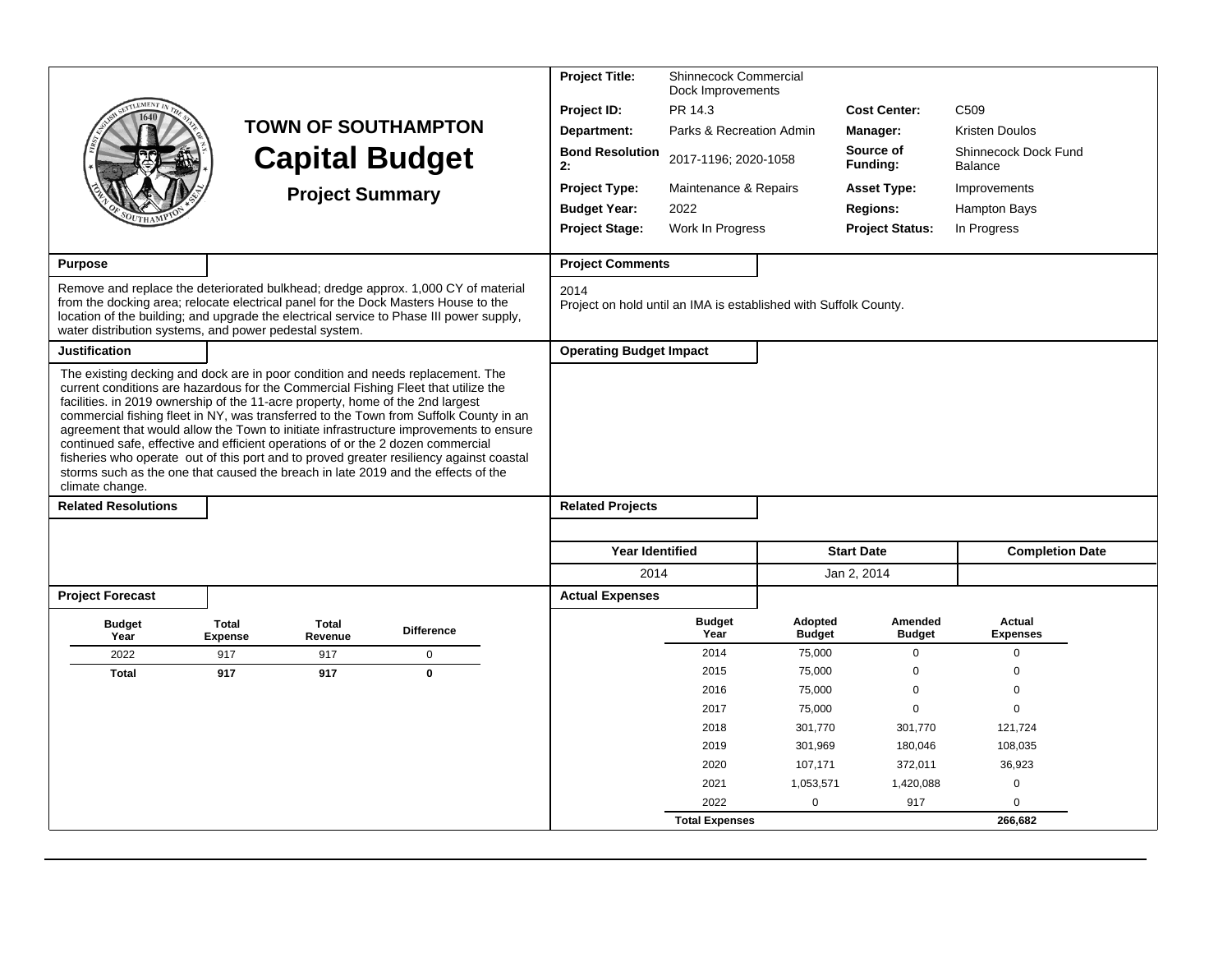# TOWN OF SOUTHAMPTON

## Capital Budget

### Project Summary

| | | | |
|---|---|---|---|
| **Project Title:** | Shinnecock Commercial Dock Improvements | | |
| **Project ID:** | PR 14.3 | **Cost Center:** | C509 |
| **Department:** | Parks & Recreation Admin | **Manager:** | Kristen Doulos |
| **Bond Resolution 2:** | 2017-1196; 2020-1058 | **Source of Funding:** | Shinnecock Dock Fund Balance |
| **Project Type:** | Maintenance & Repairs | **Asset Type:** | Improvements |
| **Budget Year:** | 2022 | **Regions:** | Hampton Bays |
| **Project Stage:** | Work In Progress | **Project Status:** | In Progress |

**Purpose**

Remove and replace the deteriorated bulkhead; dredge approx. 1,000 CY of material from the docking area; relocate electrical panel for the Dock Masters House to the location of the building; and upgrade the electrical service to Phase III power supply, water distribution systems, and power pedestal system.

**Project Comments**

2014
Project on hold until an IMA is established with Suffolk County.

**Justification**

The existing decking and dock are in poor condition and needs replacement. The current conditions are hazardous for the Commercial Fishing Fleet that utilize the facilities. in 2019 ownership of the 11-acre property, home of the 2nd largest commercial fishing fleet in NY, was transferred to the Town from Suffolk County in an agreement that would allow the Town to initiate infrastructure improvements to ensure continued safe, effective and efficient operations of or the 2 dozen commercial fisheries who operate out of this port and to proved greater resiliency against coastal storms such as the one that caused the breach in late 2019 and the effects of the climate change.

**Operating Budget Impact**

**Related Resolutions**

**Related Projects**

| Year Identified | Start Date | Completion Date |
|---|---|---|
| 2014 | Jan 2, 2014 | |

**Project Forecast**

| Budget Year | Total Expense | Total Revenue | Difference |
|---|---|---|---|
| 2022 | 917 | 917 | 0 |
| **Total** | **917** | **917** | **0** |

**Actual Expenses**

| Budget Year | Adopted Budget | Amended Budget | Actual Expenses |
|---|---|---|---|
| 2014 | 75,000 | 0 | 0 |
| 2015 | 75,000 | 0 | 0 |
| 2016 | 75,000 | 0 | 0 |
| 2017 | 75,000 | 0 | 0 |
| 2018 | 301,770 | 301,770 | 121,724 |
| 2019 | 301,969 | 180,046 | 108,035 |
| 2020 | 107,171 | 372,011 | 36,923 |
| 2021 | 1,053,571 | 1,420,088 | 0 |
| 2022 | 0 | 917 | 0 |
| **Total Expenses** | | | **266,682** |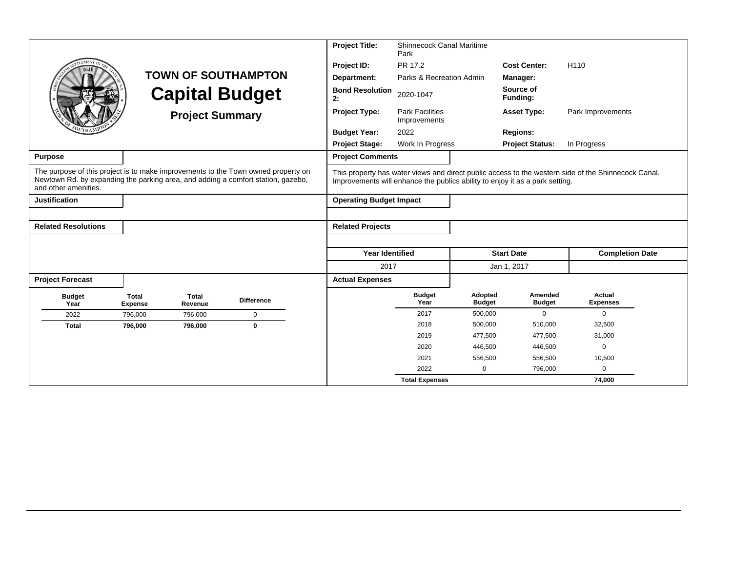# TOWN OF SOUTHAMPTON

# Capital Budget

## Project Summary

| | | | |
|---|---|---|---|
| **Project Title:** | Shinnecock Canal Maritime Park | | |
| **Project ID:** | PR 17.2 | **Cost Center:** | H110 |
| **Department:** | Parks & Recreation Admin | **Manager:** | |
| **Bond Resolution 2:** | 2020-1047 | **Source of Funding:** | |
| **Project Type:** | Park Facilities Improvements | **Asset Type:** | Park Improvements |
| **Budget Year:** | 2022 | **Regions:** | |
| **Project Stage:** | Work In Progress | **Project Status:** | In Progress |

### Purpose

The purpose of this project is to make improvements to the Town owned property on Newtown Rd. by expanding the parking area, and adding a comfort station, gazebo, and other amenities.

### Project Comments

This property has water views and direct public access to the western side of the Shinnecock Canal. Improvements will enhance the publics ability to enjoy it as a park setting.

### Justification

### Operating Budget Impact

### Related Resolutions

### Related Projects

| Year Identified | Start Date | Completion Date |
|---|---|---|
| 2017 | Jan 1, 2017 | |

### Project Forecast

| Budget Year | Total Expense | Total Revenue | Difference |
|---|---|---|---|
| 2022 | 796,000 | 796,000 | 0 |
| **Total** | **796,000** | **796,000** | **0** |

### Actual Expenses

| Budget Year | Adopted Budget | Amended Budget | Actual Expenses |
|---|---|---|---|
| 2017 | 500,000 | 0 | 0 |
| 2018 | 500,000 | 510,000 | 32,500 |
| 2019 | 477,500 | 477,500 | 31,000 |
| 2020 | 446,500 | 446,500 | 0 |
| 2021 | 556,500 | 556,500 | 10,500 |
| 2022 | 0 | 796,000 | 0 |
| **Total Expenses** | | | **74,000** |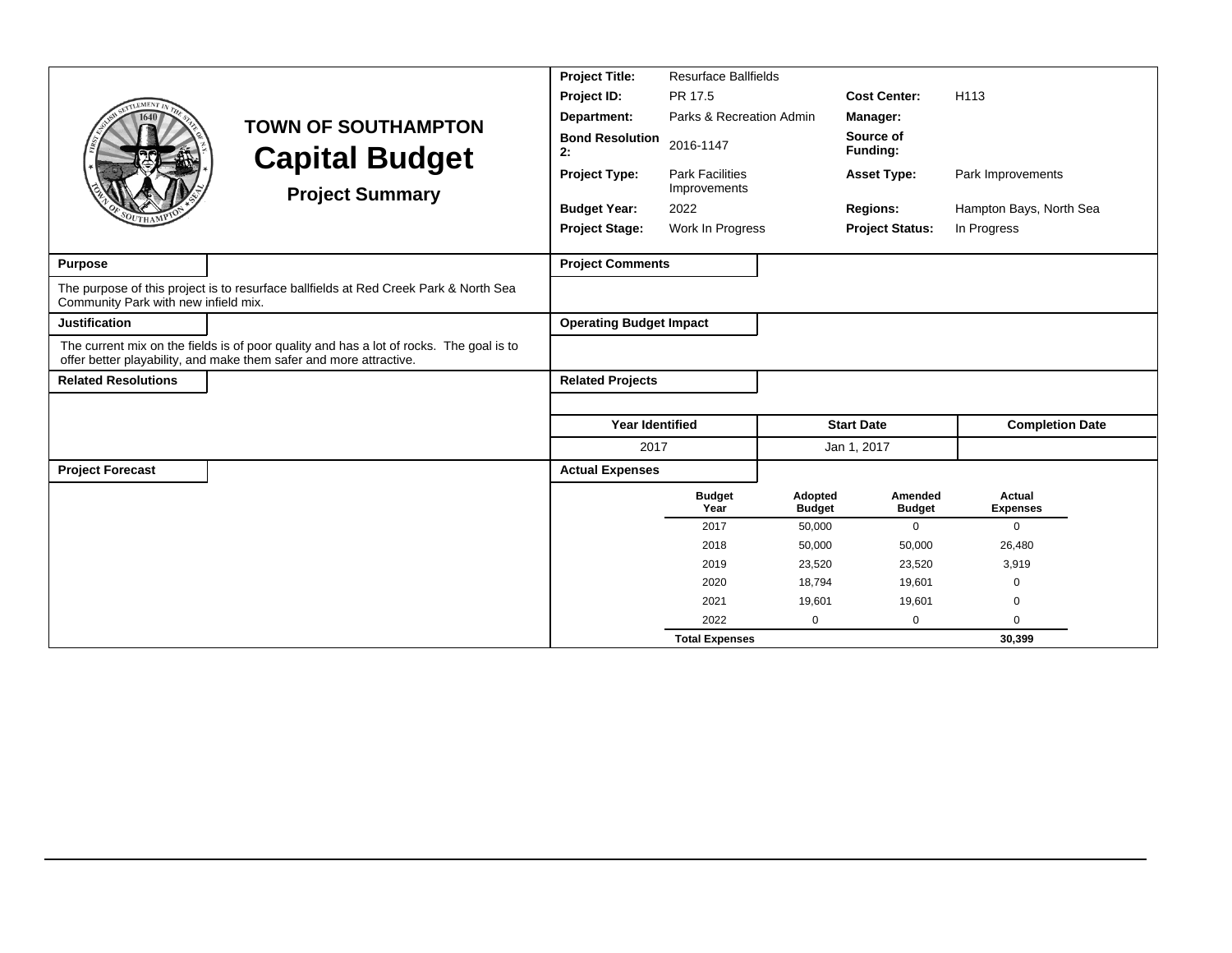# TOWN OF SOUTHAMPTON
## Capital Budget
### Project Summary

| | | | |
|---|---|---|---|
| **Project Title:** | Resurface Ballfields | | |
| **Project ID:** | PR 17.5 | **Cost Center:** | H113 |
| **Department:** | Parks & Recreation Admin | **Manager:** | |
| **Bond Resolution 2:** | 2016-1147 | **Source of Funding:** | |
| **Project Type:** | Park Facilities Improvements | **Asset Type:** | Park Improvements |
| **Budget Year:** | 2022 | **Regions:** | Hampton Bays, North Sea |
| **Project Stage:** | Work In Progress | **Project Status:** | In Progress |

**Purpose**

The purpose of this project is to resurface ballfields at Red Creek Park & North Sea Community Park with new infield mix.

**Justification**

The current mix on the fields is of poor quality and has a lot of rocks. The goal is to offer better playability, and make them safer and more attractive.

**Related Resolutions**

**Project Comments**

**Operating Budget Impact**

**Related Projects**

| Year Identified | Start Date | Completion Date |
|---|---|---|
| 2017 | Jan 1, 2017 | |

**Project Forecast**

**Actual Expenses**

| Budget Year | Adopted Budget | Amended Budget | Actual Expenses |
|---|---|---|---|
| 2017 | 50,000 | 0 | 0 |
| 2018 | 50,000 | 50,000 | 26,480 |
| 2019 | 23,520 | 23,520 | 3,919 |
| 2020 | 18,794 | 19,601 | 0 |
| 2021 | 19,601 | 19,601 | 0 |
| 2022 | 0 | 0 | 0 |
| **Total Expenses** | | | **30,399** |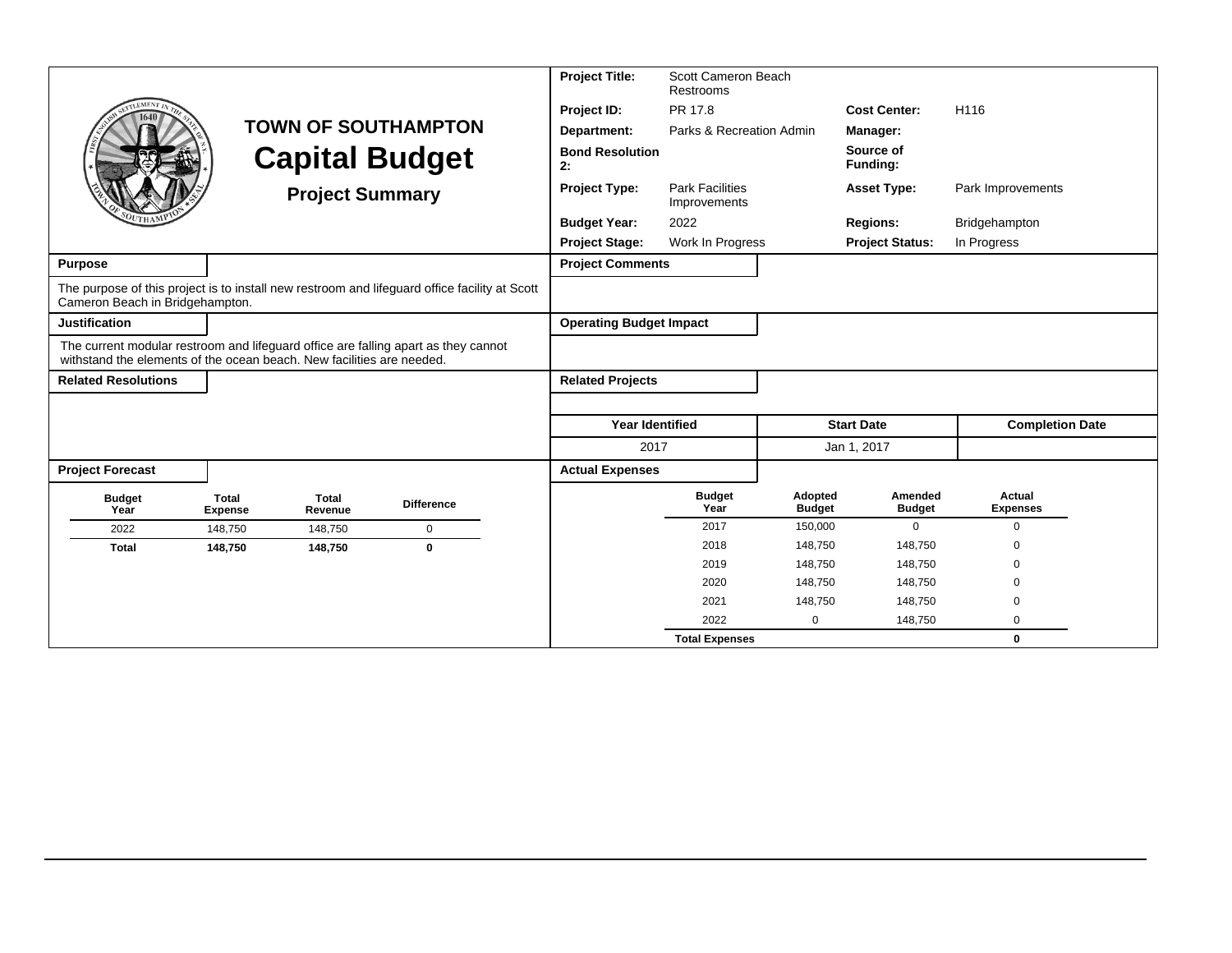# TOWN OF SOUTHAMPTON

# Capital Budget

## Project Summary

| | | | |
|---|---|---|---|
| **Project Title:** | Scott Cameron Beach Restrooms | | |
| **Project ID:** | PR 17.8 | **Cost Center:** | H116 |
| **Department:** | Parks & Recreation Admin | **Manager:** | |
| **Bond Resolution 2:** | | **Source of Funding:** | |
| **Project Type:** | Park Facilities Improvements | **Asset Type:** | Park Improvements |
| **Budget Year:** | 2022 | **Regions:** | Bridgehampton |
| **Project Stage:** | Work In Progress | **Project Status:** | In Progress |

### Purpose

The purpose of this project is to install new restroom and lifeguard office facility at Scott Cameron Beach in Bridgehampton.

### Justification

The current modular restroom and lifeguard office are falling apart as they cannot withstand the elements of the ocean beach. New facilities are needed.

### Related Resolutions

### Project Comments

### Operating Budget Impact

### Related Projects

| Year Identified | Start Date | Completion Date |
|---|---|---|
| 2017 | Jan 1, 2017 | |

### Project Forecast

| Budget Year | Total Expense | Total Revenue | Difference |
|---|---|---|---|
| 2022 | 148,750 | 148,750 | 0 |
| **Total** | **148,750** | **148,750** | **0** |

### Actual Expenses

| Budget Year | Adopted Budget | Amended Budget | Actual Expenses |
|---|---|---|---|
| 2017 | 150,000 | 0 | 0 |
| 2018 | 148,750 | 148,750 | 0 |
| 2019 | 148,750 | 148,750 | 0 |
| 2020 | 148,750 | 148,750 | 0 |
| 2021 | 148,750 | 148,750 | 0 |
| 2022 | 0 | 148,750 | 0 |
| **Total Expenses** | | | **0** |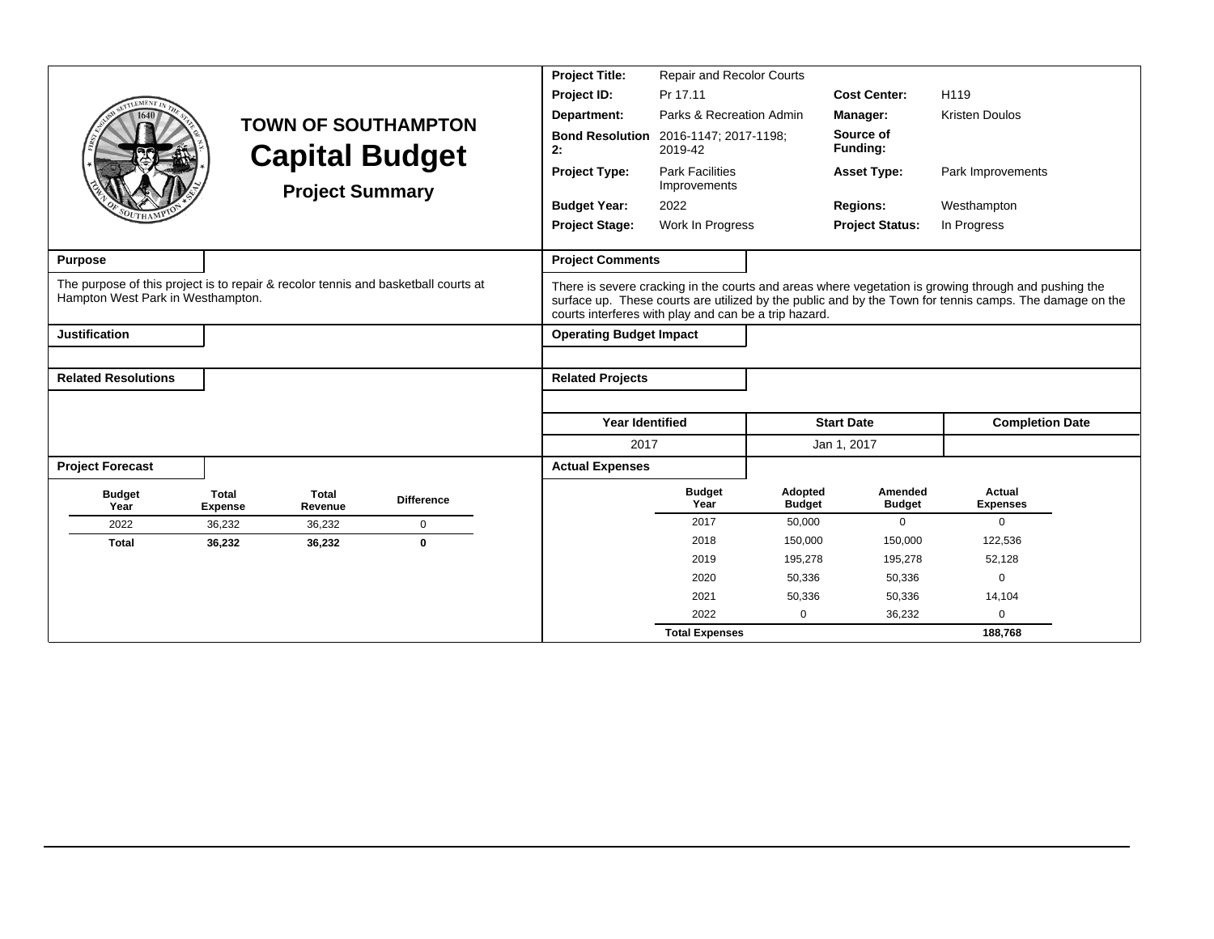# TOWN OF SOUTHAMPTON
# Capital Budget
## Project Summary

| | | | |
|---|---|---|---|
| **Project Title:** | Repair and Recolor Courts | | |
| **Project ID:** | Pr 17.11 | **Cost Center:** | H119 |
| **Department:** | Parks & Recreation Admin | **Manager:** | Kristen Doulos |
| **Bond Resolution 2:** | 2016-1147; 2017-1198; 2019-42 | **Source of Funding:** | |
| **Project Type:** | Park Facilities Improvements | **Asset Type:** | Park Improvements |
| **Budget Year:** | 2022 | **Regions:** | Westhampton |
| **Project Stage:** | Work In Progress | **Project Status:** | In Progress |

**Purpose**

The purpose of this project is to repair & recolor tennis and basketball courts at Hampton West Park in Westhampton.

**Project Comments**

There is severe cracking in the courts and areas where vegetation is growing through and pushing the surface up. These courts are utilized by the public and by the Town for tennis camps. The damage on the courts interferes with play and can be a trip hazard.

**Justification**

**Operating Budget Impact**

**Related Resolutions**

**Related Projects**

| Year Identified | Start Date | Completion Date |
|---|---|---|
| 2017 | Jan 1, 2017 | |

**Project Forecast**

| Budget Year | Total Expense | Total Revenue | Difference |
|---|---|---|---|
| 2022 | 36,232 | 36,232 | 0 |
| **Total** | **36,232** | **36,232** | **0** |

**Actual Expenses**

| Budget Year | Adopted Budget | Amended Budget | Actual Expenses |
|---|---|---|---|
| 2017 | 50,000 | 0 | 0 |
| 2018 | 150,000 | 150,000 | 122,536 |
| 2019 | 195,278 | 195,278 | 52,128 |
| 2020 | 50,336 | 50,336 | 0 |
| 2021 | 50,336 | 50,336 | 14,104 |
| 2022 | 0 | 36,232 | 0 |
| **Total Expenses** | | | **188,768** |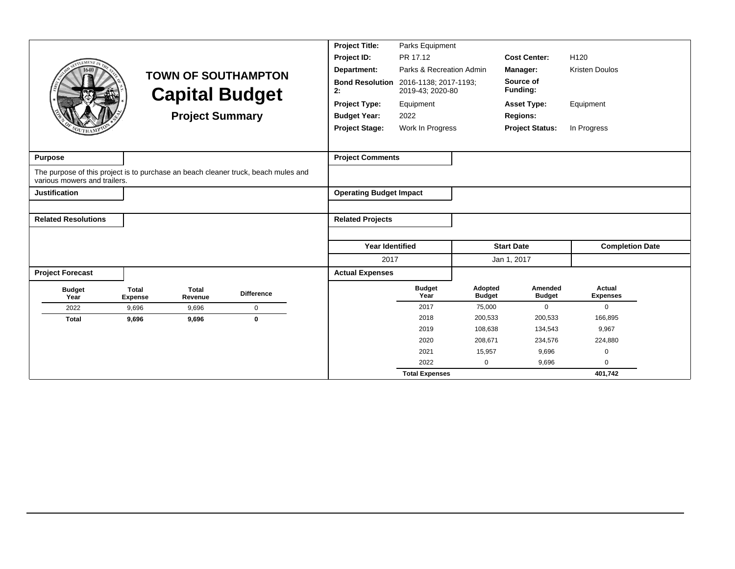# TOWN OF SOUTHAMPTON

## Capital Budget

### Project Summary

| | | | |
|---|---|---|---|
| **Project Title:** | Parks Equipment | | |
| **Project ID:** | PR 17.12 | **Cost Center:** | H120 |
| **Department:** | Parks & Recreation Admin | **Manager:** | Kristen Doulos |
| **Bond Resolution 2:** | 2016-1138; 2017-1193; 2019-43; 2020-80 | **Source of Funding:** | |
| **Project Type:** | Equipment | **Asset Type:** | Equipment |
| **Budget Year:** | 2022 | **Regions:** | |
| **Project Stage:** | Work In Progress | **Project Status:** | In Progress |

**Purpose**

The purpose of this project is to purchase an beach cleaner truck, beach mules and various mowers and trailers.

**Justification**

**Related Resolutions**

**Project Comments**

**Operating Budget Impact**

**Related Projects**

| Year Identified | Start Date | Completion Date |
|---|---|---|
| 2017 | Jan 1, 2017 | |

**Project Forecast**

| Budget Year | Total Expense | Total Revenue | Difference |
|---|---|---|---|
| 2022 | 9,696 | 9,696 | 0 |
| **Total** | **9,696** | **9,696** | **0** |

**Actual Expenses**

| Budget Year | Adopted Budget | Amended Budget | Actual Expenses |
|---|---|---|---|
| 2017 | 75,000 | 0 | 0 |
| 2018 | 200,533 | 200,533 | 166,895 |
| 2019 | 108,638 | 134,543 | 9,967 |
| 2020 | 208,671 | 234,576 | 224,880 |
| 2021 | 15,957 | 9,696 | 0 |
| 2022 | 0 | 9,696 | 0 |
| **Total Expenses** | | | **401,742** |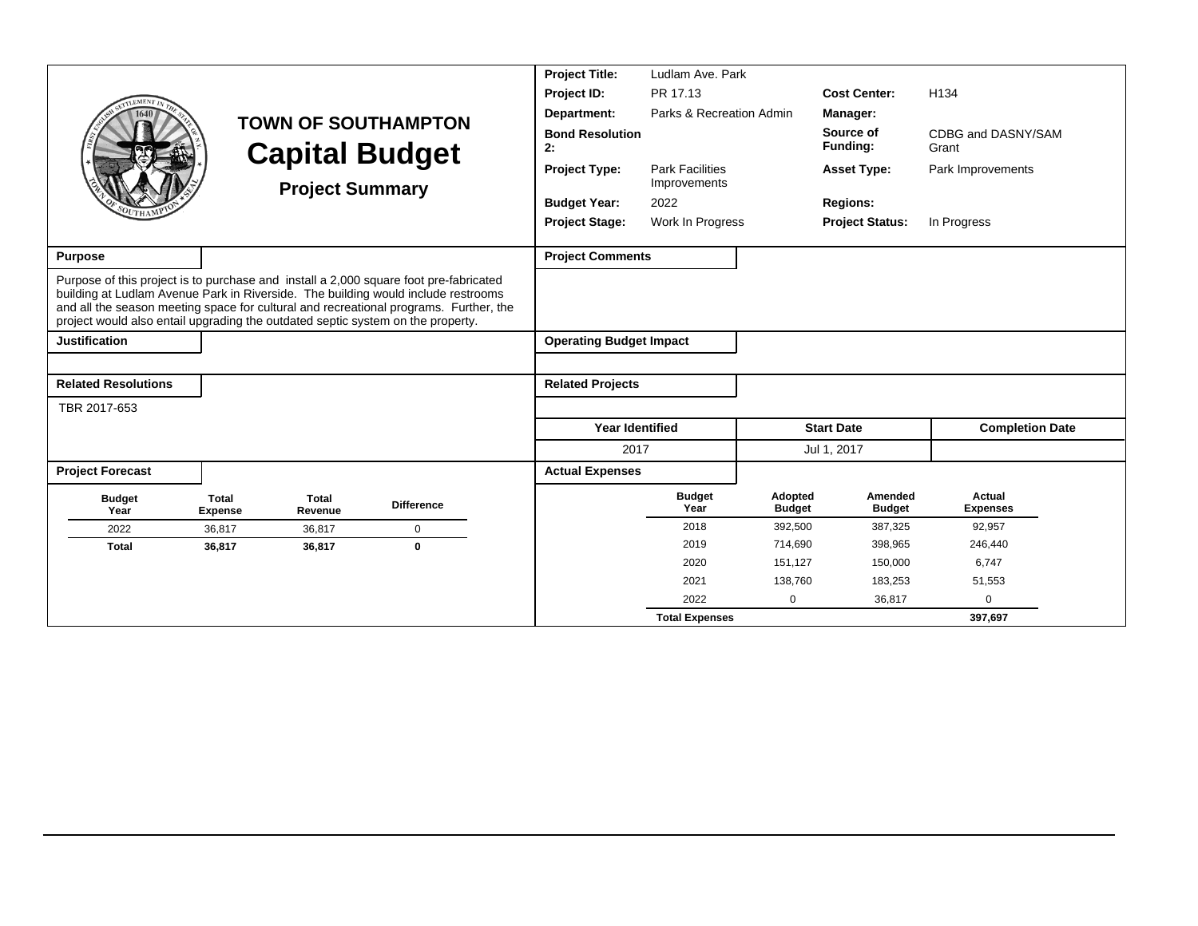# TOWN OF SOUTHAMPTON
# Capital Budget
## Project Summary

| | | | |
|---|---|---|---|
| **Project Title:** | Ludlam Ave. Park | | |
| **Project ID:** | PR 17.13 | **Cost Center:** | H134 |
| **Department:** | Parks & Recreation Admin | **Manager:** | |
| **Bond Resolution 2:** | | **Source of Funding:** | CDBG and DASNY/SAM Grant |
| **Project Type:** | Park Facilities Improvements | **Asset Type:** | Park Improvements |
| **Budget Year:** | 2022 | **Regions:** | |
| **Project Stage:** | Work In Progress | **Project Status:** | In Progress |

**Purpose**

Purpose of this project is to purchase and install a 2,000 square foot pre-fabricated building at Ludlam Avenue Park in Riverside. The building would include restrooms and all the season meeting space for cultural and recreational programs. Further, the project would also entail upgrading the outdated septic system on the property.

**Project Comments**

**Justification**

**Operating Budget Impact**

**Related Resolutions**

TBR 2017-653

**Related Projects**

| Year Identified | Start Date | Completion Date |
|---|---|---|
| 2017 | Jul 1, 2017 | |

**Project Forecast**

| Budget Year | Total Expense | Total Revenue | Difference |
|---|---|---|---|
| 2022 | 36,817 | 36,817 | 0 |
| **Total** | **36,817** | **36,817** | **0** |

**Actual Expenses**

| Budget Year | Adopted Budget | Amended Budget | Actual Expenses |
|---|---|---|---|
| 2018 | 392,500 | 387,325 | 92,957 |
| 2019 | 714,690 | 398,965 | 246,440 |
| 2020 | 151,127 | 150,000 | 6,747 |
| 2021 | 138,760 | 183,253 | 51,553 |
| 2022 | 0 | 36,817 | 0 |
| **Total Expenses** | | | **397,697** |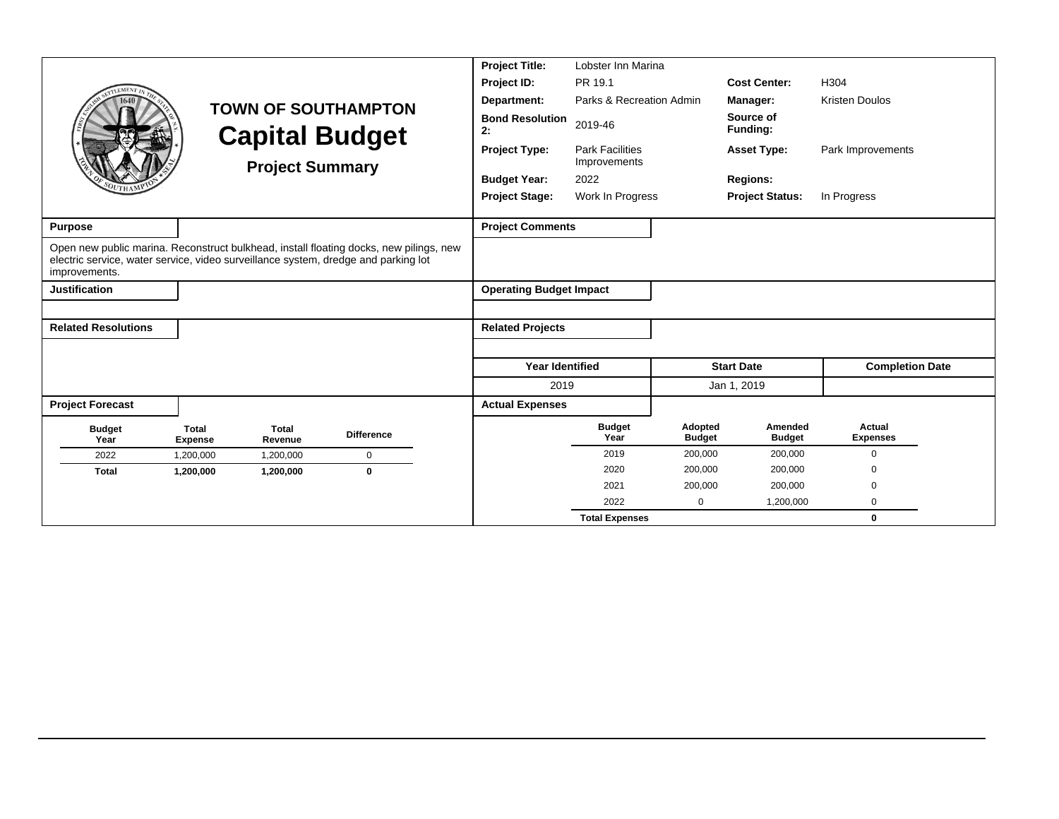# TOWN OF SOUTHAMPTON
## Capital Budget
### Project Summary

| | | | |
|---|---|---|---|
| **Project Title:** | Lobster Inn Marina | | |
| **Project ID:** | PR 19.1 | **Cost Center:** | H304 |
| **Department:** | Parks & Recreation Admin | **Manager:** | Kristen Doulos |
| **Bond Resolution 2:** | 2019-46 | **Source of Funding:** | |
| **Project Type:** | Park Facilities Improvements | **Asset Type:** | Park Improvements |
| **Budget Year:** | 2022 | **Regions:** | |
| **Project Stage:** | Work In Progress | **Project Status:** | In Progress |

**Purpose**

Open new public marina. Reconstruct bulkhead, install floating docks, new pilings, new electric service, water service, video surveillance system, dredge and parking lot improvements.

**Project Comments**

**Justification**

**Operating Budget Impact**

**Related Resolutions**

**Related Projects**

| Year Identified | Start Date | Completion Date |
|---|---|---|
| 2019 | Jan 1, 2019 | |

**Project Forecast**

| Budget Year | Total Expense | Total Revenue | Difference |
|---|---|---|---|
| 2022 | 1,200,000 | 1,200,000 | 0 |
| **Total** | **1,200,000** | **1,200,000** | **0** |

**Actual Expenses**

| Budget Year | Adopted Budget | Amended Budget | Actual Expenses |
|---|---|---|---|
| 2019 | 200,000 | 200,000 | 0 |
| 2020 | 200,000 | 200,000 | 0 |
| 2021 | 200,000 | 200,000 | 0 |
| 2022 | 0 | 1,200,000 | 0 |
| **Total Expenses** | | | **0** |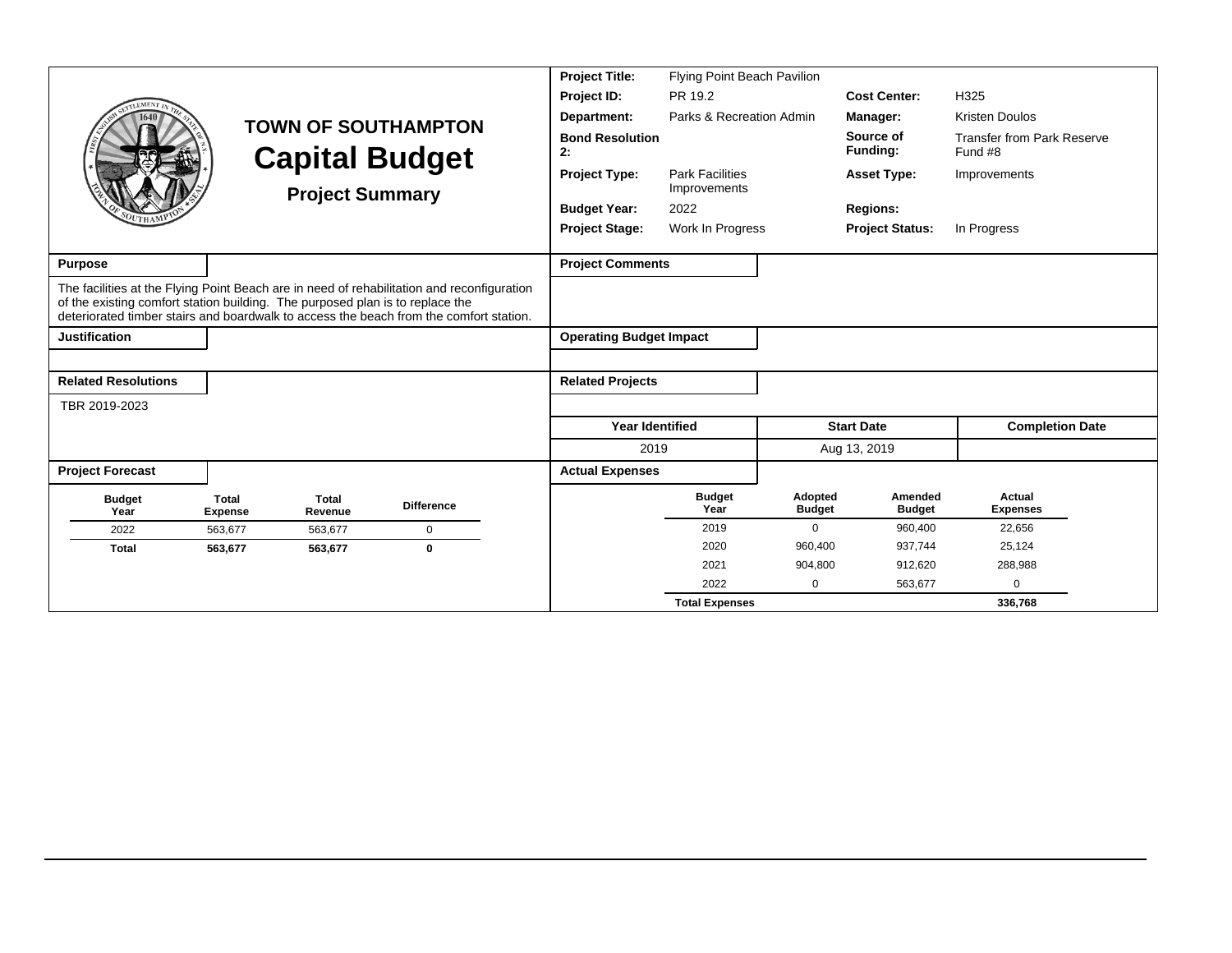# TOWN OF SOUTHAMPTON

## Capital Budget

### Project Summary

| | | | |
|---|---|---|---|
| **Project Title:** | Flying Point Beach Pavilion | | |
| **Project ID:** | PR 19.2 | **Cost Center:** | H325 |
| **Department:** | Parks & Recreation Admin | **Manager:** | Kristen Doulos |
| **Bond Resolution 2:** | | **Source of Funding:** | Transfer from Park Reserve Fund #8 |
| **Project Type:** | Park Facilities Improvements | **Asset Type:** | Improvements |
| **Budget Year:** | 2022 | **Regions:** | |
| **Project Stage:** | Work In Progress | **Project Status:** | In Progress |

**Purpose**

The facilities at the Flying Point Beach are in need of rehabilitation and reconfiguration of the existing comfort station building. The purposed plan is to replace the deteriorated timber stairs and boardwalk to access the beach from the comfort station.

**Project Comments**

**Justification**

**Operating Budget Impact**

**Related Resolutions**

TBR 2019-2023

**Related Projects**

| Year Identified | Start Date | Completion Date |
|---|---|---|
| 2019 | Aug 13, 2019 | |

**Project Forecast**

| Budget Year | Total Expense | Total Revenue | Difference |
|---|---|---|---|
| 2022 | 563,677 | 563,677 | 0 |
| **Total** | **563,677** | **563,677** | **0** |

**Actual Expenses**

| Budget Year | Adopted Budget | Amended Budget | Actual Expenses |
|---|---|---|---|
| 2019 | 0 | 960,400 | 22,656 |
| 2020 | 960,400 | 937,744 | 25,124 |
| 2021 | 904,800 | 912,620 | 288,988 |
| 2022 | 0 | 563,677 | 0 |
| **Total Expenses** | | | **336,768** |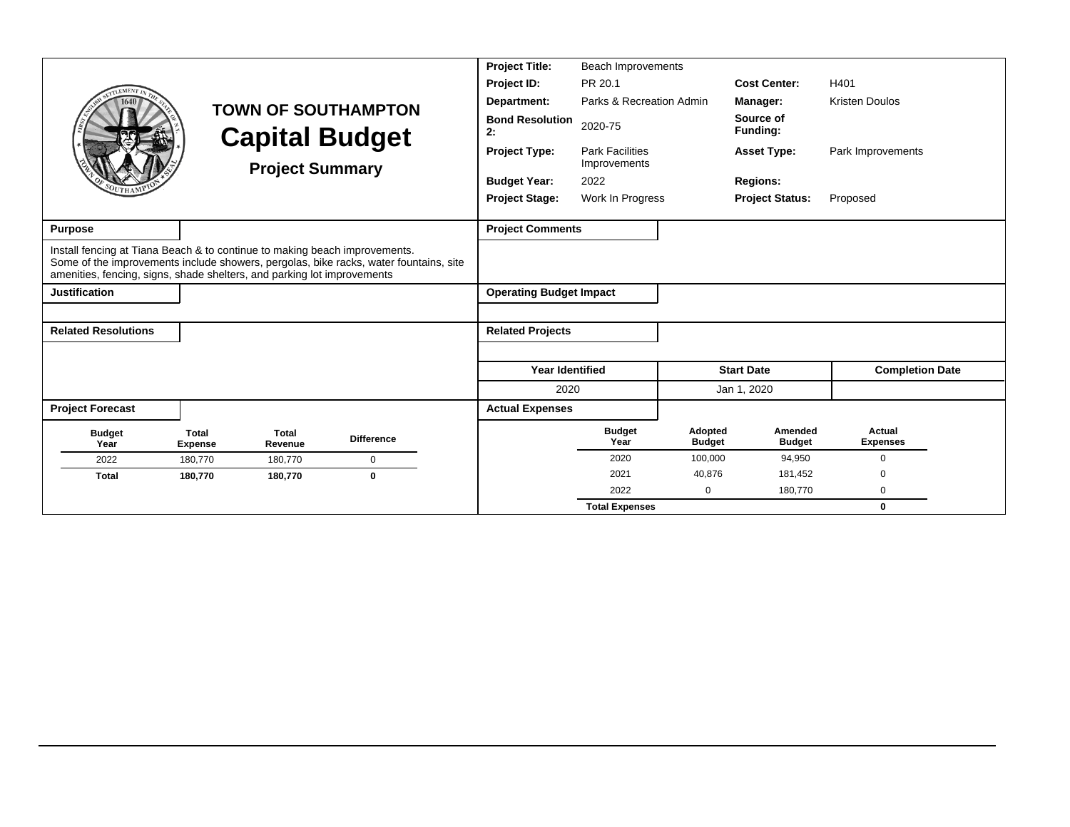# TOWN OF SOUTHAMPTON

# Capital Budget

## Project Summary

| | | | | | |
|---|---|---|---|---|---|
| **Project Title:** | Beach Improvements | | | | |
| **Project ID:** | PR 20.1 | **Cost Center:** | H401 | | |
| **Department:** | Parks & Recreation Admin | **Manager:** | Kristen Doulos | | |
| **Bond Resolution 2:** | 2020-75 | **Source of Funding:** | | | |
| **Project Type:** | Park Facilities Improvements | **Asset Type:** | Park Improvements | | |
| **Budget Year:** | 2022 | **Regions:** | | | |
| **Project Stage:** | Work In Progress | **Project Status:** | Proposed | | |

### Purpose

Install fencing at Tiana Beach & to continue to making beach improvements.
Some of the improvements include showers, pergolas, bike racks, water fountains, site amenities, fencing, signs, shade shelters, and parking lot improvements

### Project Comments

### Justification

### Operating Budget Impact

### Related Resolutions

### Related Projects

| Year Identified | Start Date | Completion Date |
|---|---|---|
| 2020 | Jan 1, 2020 | |

### Project Forecast

| Budget Year | Total Expense | Total Revenue | Difference |
|---|---|---|---|
| 2022 | 180,770 | 180,770 | 0 |
| **Total** | **180,770** | **180,770** | **0** |

### Actual Expenses

| Budget Year | Adopted Budget | Amended Budget | Actual Expenses |
|---|---|---|---|
| 2020 | 100,000 | 94,950 | 0 |
| 2021 | 40,876 | 181,452 | 0 |
| 2022 | 0 | 180,770 | 0 |
| **Total Expenses** | | | **0** |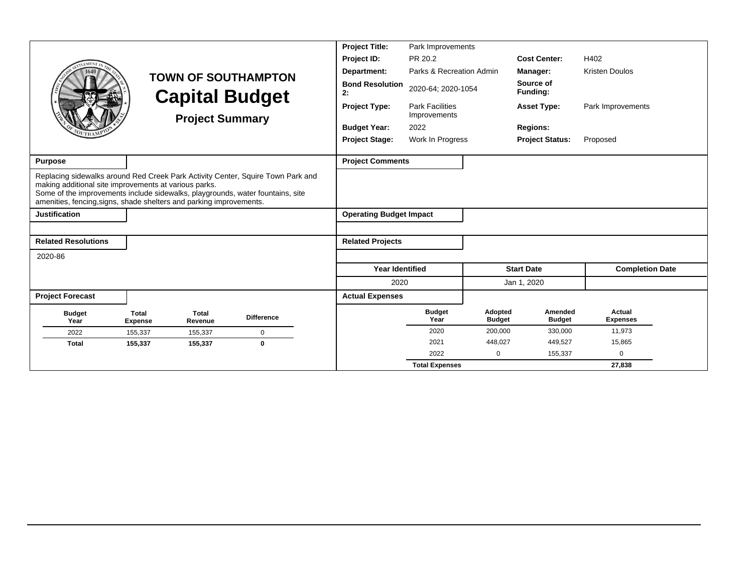# TOWN OF SOUTHAMPTON

## Capital Budget

### Project Summary

| | | | |
|---|---|---|---|
| **Project Title:** | Park Improvements | | |
| **Project ID:** | PR 20.2 | **Cost Center:** | H402 |
| **Department:** | Parks & Recreation Admin | **Manager:** | Kristen Doulos |
| **Bond Resolution 2:** | 2020-64; 2020-1054 | **Source of Funding:** | |
| **Project Type:** | Park Facilities Improvements | **Asset Type:** | Park Improvements |
| **Budget Year:** | 2022 | **Regions:** | |
| **Project Stage:** | Work In Progress | **Project Status:** | Proposed |

**Purpose**

Replacing sidewalks around Red Creek Park Activity Center, Squire Town Park and making additional site improvements at various parks.
Some of the improvements include sidewalks, playgrounds, water fountains, site amenities, fencing,signs, shade shelters and parking improvements.

**Project Comments**

**Justification**

**Operating Budget Impact**

**Related Resolutions**

2020-86

**Related Projects**

| Year Identified | Start Date | Completion Date |
|---|---|---|
| 2020 | Jan 1, 2020 | |

**Project Forecast**

| Budget Year | Total Expense | Total Revenue | Difference |
|---|---|---|---|
| 2022 | 155,337 | 155,337 | 0 |
| **Total** | **155,337** | **155,337** | **0** |

**Actual Expenses**

| Budget Year | Adopted Budget | Amended Budget | Actual Expenses |
|---|---|---|---|
| 2020 | 200,000 | 330,000 | 11,973 |
| 2021 | 448,027 | 449,527 | 15,865 |
| 2022 | 0 | 155,337 | 0 |
| **Total Expenses** | | | **27,838** |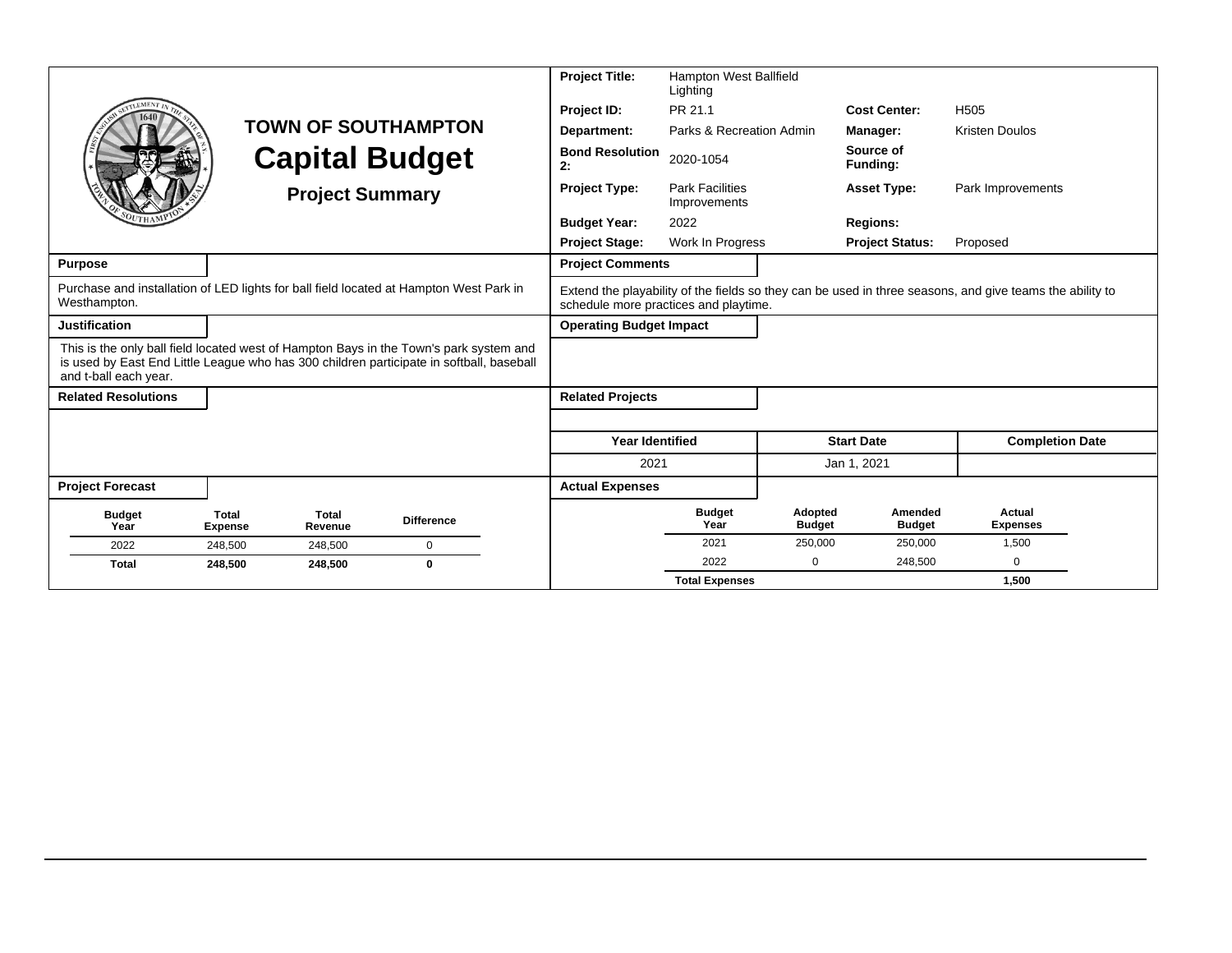# TOWN OF SOUTHAMPTON

## Capital Budget

### Project Summary

| | | | |
|---|---|---|---|
| **Project Title:** | Hampton West Ballfield Lighting | | |
| **Project ID:** | PR 21.1 | **Cost Center:** | H505 |
| **Department:** | Parks & Recreation Admin | **Manager:** | Kristen Doulos |
| **Bond Resolution 2:** | 2020-1054 | **Source of Funding:** | |
| **Project Type:** | Park Facilities Improvements | **Asset Type:** | Park Improvements |
| **Budget Year:** | 2022 | **Regions:** | |
| **Project Stage:** | Work In Progress | **Project Status:** | Proposed |

**Purpose**

Purchase and installation of LED lights for ball field located at Hampton West Park in Westhampton.

**Justification**

This is the only ball field located west of Hampton Bays in the Town's park system and is used by East End Little League who has 300 children participate in softball, baseball and t-ball each year.

**Related Resolutions**

**Project Comments**

Extend the playability of the fields so they can be used in three seasons, and give teams the ability to schedule more practices and playtime.

**Operating Budget Impact**

**Related Projects**

| Year Identified | Start Date | Completion Date |
|---|---|---|
| 2021 | Jan 1, 2021 | |

**Project Forecast**

| Budget Year | Total Expense | Total Revenue | Difference |
|---|---|---|---|
| 2022 | 248,500 | 248,500 | 0 |
| **Total** | **248,500** | **248,500** | **0** |

**Actual Expenses**

| Budget Year | Adopted Budget | Amended Budget | Actual Expenses |
|---|---|---|---|
| 2021 | 250,000 | 250,000 | 1,500 |
| 2022 | 0 | 248,500 | 0 |
| **Total Expenses** | | | **1,500** |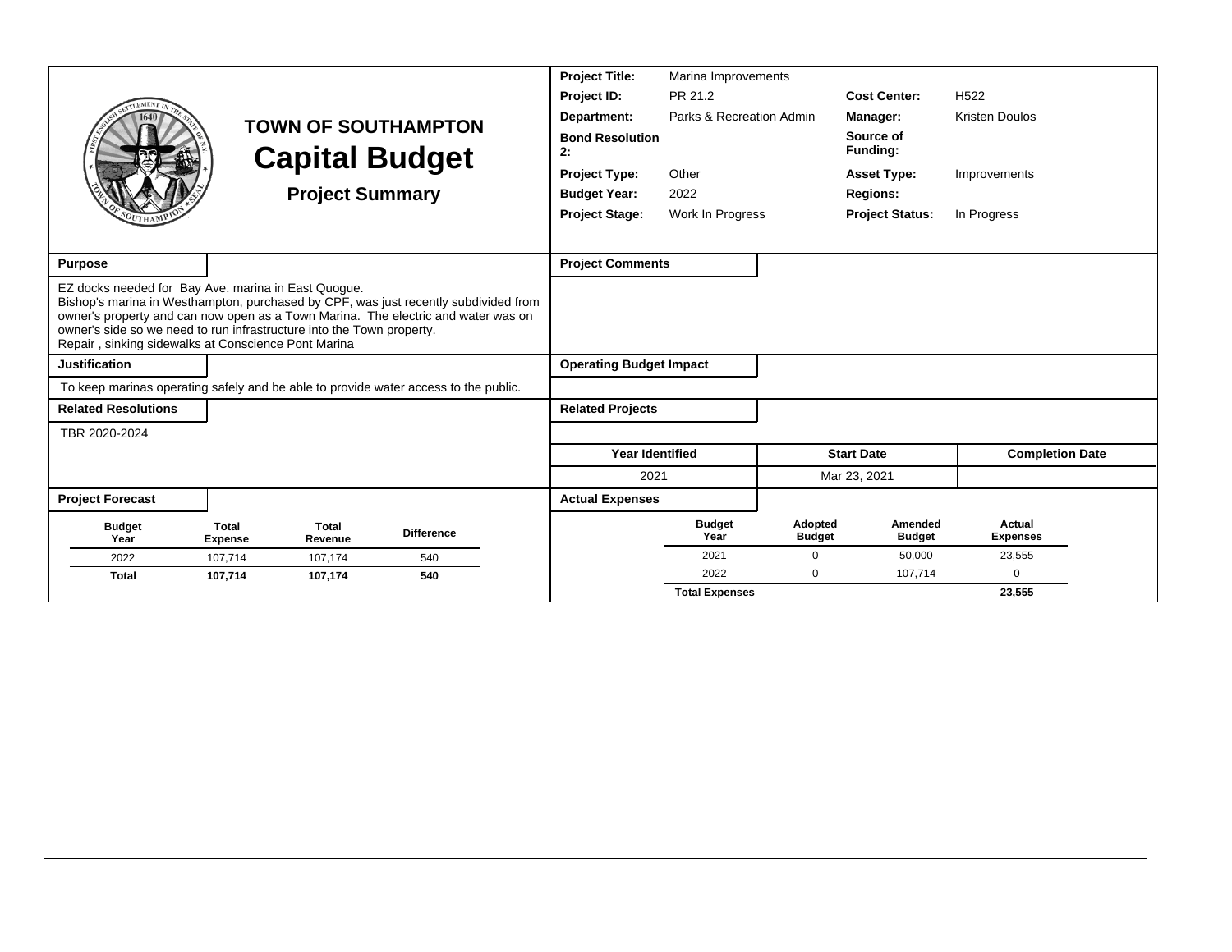# TOWN OF SOUTHAMPTON
## Capital Budget
### Project Summary

| | | | |
|---|---|---|---|
| **Project Title:** | Marina Improvements | | |
| **Project ID:** | PR 21.2 | **Cost Center:** | H522 |
| **Department:** | Parks & Recreation Admin | **Manager:** | Kristen Doulos |
| **Bond Resolution 2:** | | **Source of Funding:** | |
| **Project Type:** | Other | **Asset Type:** | Improvements |
| **Budget Year:** | 2022 | **Regions:** | |
| **Project Stage:** | Work In Progress | **Project Status:** | In Progress |

**Purpose**

EZ docks needed for Bay Ave. marina in East Quogue.
Bishop's marina in Westhampton, purchased by CPF, was just recently subdivided from owner's property and can now open as a Town Marina. The electric and water was on owner's side so we need to run infrastructure into the Town property.
Repair , sinking sidewalks at Conscience Pont Marina

**Project Comments**

**Justification**

To keep marinas operating safely and be able to provide water access to the public.

**Operating Budget Impact**

**Related Resolutions**

TBR 2020-2024

**Related Projects**

| Year Identified | Start Date | Completion Date |
|---|---|---|
| 2021 | Mar 23, 2021 | |

**Project Forecast**

| Budget Year | Total Expense | Total Revenue | Difference |
|---|---|---|---|
| 2022 | 107,714 | 107,174 | 540 |
| **Total** | **107,714** | **107,174** | **540** |

**Actual Expenses**

| Budget Year | Adopted Budget | Amended Budget | Actual Expenses |
|---|---|---|---|
| 2021 | 0 | 50,000 | 23,555 |
| 2022 | 0 | 107,714 | 0 |
| **Total Expenses** | | | **23,555** |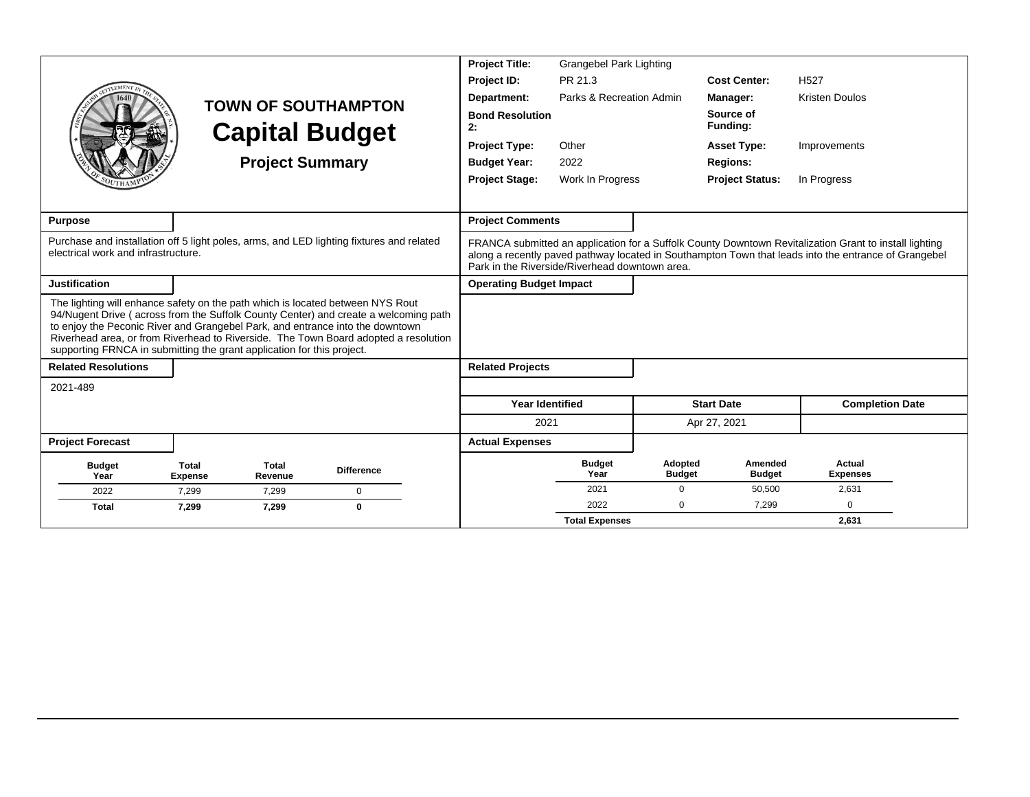# TOWN OF SOUTHAMPTON

## Capital Budget

### Project Summary

| | | | |
|---|---|---|---|
| **Project Title:** | Grangebel Park Lighting | | |
| **Project ID:** | PR 21.3 | **Cost Center:** | H527 |
| **Department:** | Parks & Recreation Admin | **Manager:** | Kristen Doulos |
| **Bond Resolution 2:** | | **Source of Funding:** | |
| **Project Type:** | Other | **Asset Type:** | Improvements |
| **Budget Year:** | 2022 | **Regions:** | |
| **Project Stage:** | Work In Progress | **Project Status:** | In Progress |

**Purpose**

Purchase and installation off 5 light poles, arms, and LED lighting fixtures and related electrical work and infrastructure.

**Justification**

The lighting will enhance safety on the path which is located between NYS Rout 94/Nugent Drive ( across from the Suffolk County Center) and create a welcoming path to enjoy the Peconic River and Grangebel Park, and entrance into the downtown Riverhead area, or from Riverhead to Riverside. The Town Board adopted a resolution supporting FRNCA in submitting the grant application for this project.

**Related Resolutions**

2021-489

**Project Forecast**

| Budget Year | Total Expense | Total Revenue | Difference |
|---|---|---|---|
| 2022 | 7,299 | 7,299 | 0 |
| **Total** | **7,299** | **7,299** | **0** |

**Project Comments**

FRANCA submitted an application for a Suffolk County Downtown Revitalization Grant to install lighting along a recently paved pathway located in Southampton Town that leads into the entrance of Grangebel Park in the Riverside/Riverhead downtown area.

**Operating Budget Impact**

**Related Projects**

| Year Identified | Start Date | Completion Date |
|---|---|---|
| 2021 | Apr 27, 2021 | |

**Actual Expenses**

| Budget Year | Adopted Budget | Amended Budget | Actual Expenses |
|---|---|---|---|
| 2021 | 0 | 50,500 | 2,631 |
| 2022 | 0 | 7,299 | 0 |
| **Total Expenses** | | | **2,631** |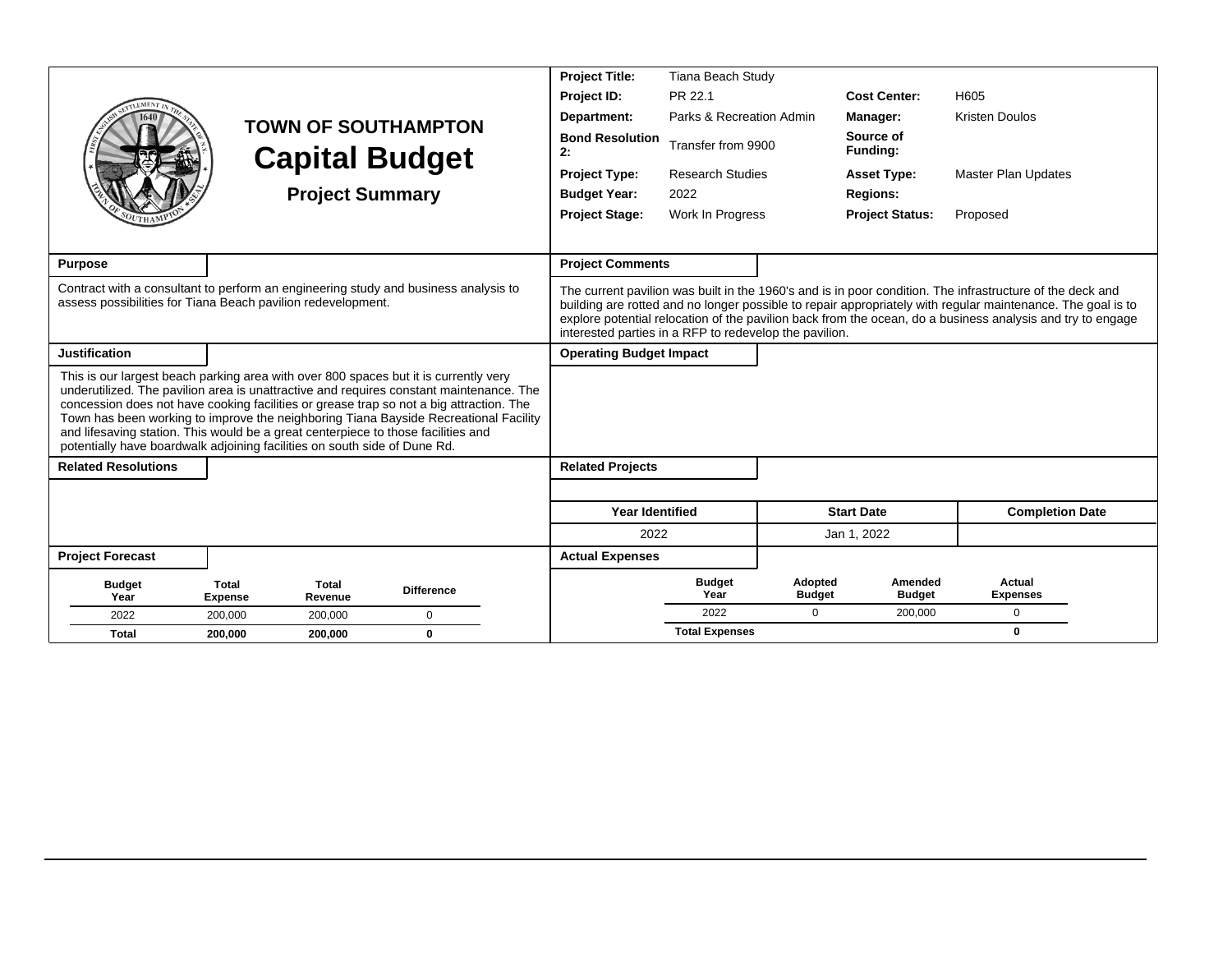# TOWN OF SOUTHAMPTON
# Capital Budget
## Project Summary

| | | | |
|---|---|---|---|
| **Project Title:** | Tiana Beach Study | | |
| **Project ID:** | PR 22.1 | **Cost Center:** | H605 |
| **Department:** | Parks & Recreation Admin | **Manager:** | Kristen Doulos |
| **Bond Resolution 2:** | Transfer from 9900 | **Source of Funding:** | |
| **Project Type:** | Research Studies | **Asset Type:** | Master Plan Updates |
| **Budget Year:** | 2022 | **Regions:** | |
| **Project Stage:** | Work In Progress | **Project Status:** | Proposed |

### Purpose

Contract with a consultant to perform an engineering study and business analysis to assess possibilities for Tiana Beach pavilion redevelopment.

### Project Comments

The current pavilion was built in the 1960's and is in poor condition. The infrastructure of the deck and building are rotted and no longer possible to repair appropriately with regular maintenance. The goal is to explore potential relocation of the pavilion back from the ocean, do a business analysis and try to engage interested parties in a RFP to redevelop the pavilion.

### Justification

This is our largest beach parking area with over 800 spaces but it is currently very underutilized. The pavilion area is unattractive and requires constant maintenance. The concession does not have cooking facilities or grease trap so not a big attraction. The Town has been working to improve the neighboring Tiana Bayside Recreational Facility and lifesaving station. This would be a great centerpiece to those facilities and potentially have boardwalk adjoining facilities on south side of Dune Rd.

### Operating Budget Impact

### Related Resolutions

### Related Projects

| Year Identified | Start Date | Completion Date |
|---|---|---|
| 2022 | Jan 1, 2022 | |

### Project Forecast

| Budget Year | Total Expense | Total Revenue | Difference |
|---|---|---|---|
| 2022 | 200,000 | 200,000 | 0 |
| **Total** | **200,000** | **200,000** | **0** |

### Actual Expenses

| Budget Year | Adopted Budget | Amended Budget | Actual Expenses |
|---|---|---|---|
| 2022 | 0 | 200,000 | 0 |
| **Total Expenses** | | | **0** |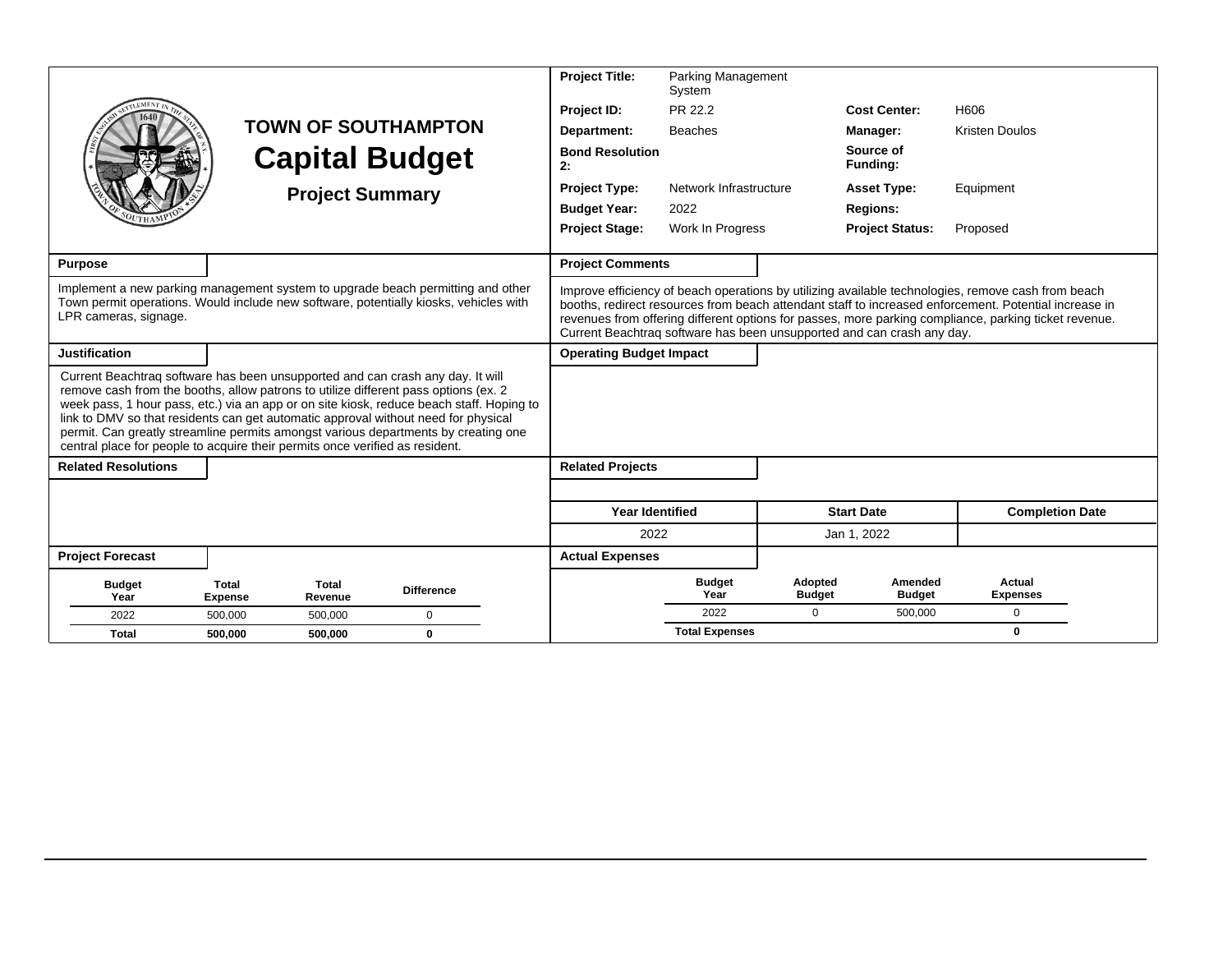# TOWN OF SOUTHAMPTON

# Capital Budget

## Project Summary

| | | | |
|---|---|---|---|
| **Project Title:** | Parking Management System | | |
| **Project ID:** | PR 22.2 | **Cost Center:** | H606 |
| **Department:** | Beaches | **Manager:** | Kristen Doulos |
| **Bond Resolution 2:** | | **Source of Funding:** | |
| **Project Type:** | Network Infrastructure | **Asset Type:** | Equipment |
| **Budget Year:** | 2022 | **Regions:** | |
| **Project Stage:** | Work In Progress | **Project Status:** | Proposed |

**Purpose**

Implement a new parking management system to upgrade beach permitting and other Town permit operations. Would include new software, potentially kiosks, vehicles with LPR cameras, signage.

**Project Comments**

Improve efficiency of beach operations by utilizing available technologies, remove cash from beach booths, redirect resources from beach attendant staff to increased enforcement. Potential increase in revenues from offering different options for passes, more parking compliance, parking ticket revenue. Current Beachtraq software has been unsupported and can crash any day.

**Justification**

Current Beachtraq software has been unsupported and can crash any day. It will remove cash from the booths, allow patrons to utilize different pass options (ex. 2 week pass, 1 hour pass, etc.) via an app or on site kiosk, reduce beach staff. Hoping to link to DMV so that residents can get automatic approval without need for physical permit. Can greatly streamline permits amongst various departments by creating one central place for people to acquire their permits once verified as resident.

**Operating Budget Impact**

**Related Resolutions**

**Related Projects**

| Year Identified | Start Date | Completion Date |
|---|---|---|
| 2022 | Jan 1, 2022 | |

**Project Forecast**

| Budget Year | Total Expense | Total Revenue | Difference |
|---|---|---|---|
| 2022 | 500,000 | 500,000 | 0 |
| **Total** | **500,000** | **500,000** | **0** |

**Actual Expenses**

| Budget Year | Adopted Budget | Amended Budget | Actual Expenses |
|---|---|---|---|
| 2022 | 0 | 500,000 | 0 |
| **Total Expenses** | | | **0** |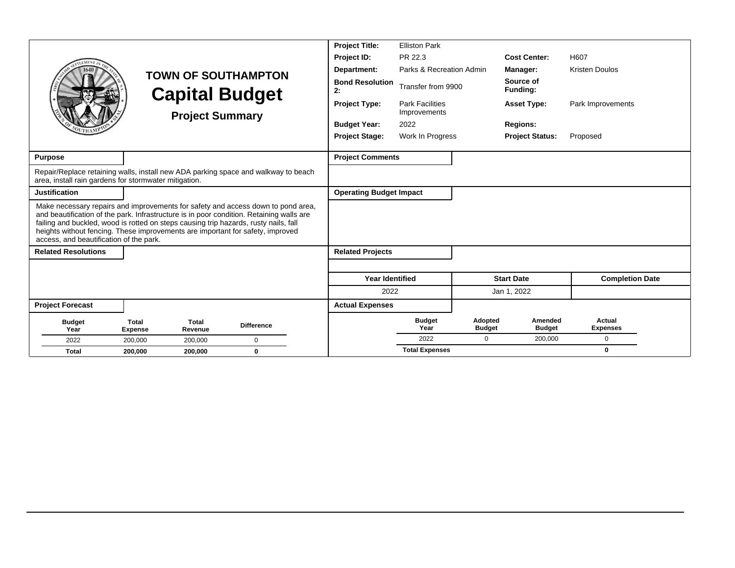# TOWN OF SOUTHAMPTON

# Capital Budget

### Project Summary

| | | | |
|---|---|---|---|
| **Project Title:** | Elliston Park | | |
| **Project ID:** | PR 22.3 | **Cost Center:** | H607 |
| **Department:** | Parks & Recreation Admin | **Manager:** | Kristen Doulos |
| **Bond Resolution 2:** | Transfer from 9900 | **Source of Funding:** | |
| **Project Type:** | Park Facilities Improvements | **Asset Type:** | Park Improvements |
| **Budget Year:** | 2022 | **Regions:** | |
| **Project Stage:** | Work In Progress | **Project Status:** | Proposed |

**Purpose**

Repair/Replace retaining walls, install new ADA parking space and walkway to beach area, install rain gardens for stormwater mitigation.

**Justification**

Make necessary repairs and improvements for safety and access down to pond area, and beautification of the park. Infrastructure is in poor condition. Retaining walls are failing and buckled, wood is rotted on steps causing trip hazards, rusty nails, fall heights without fencing. These improvements are important for safety, improved access, and beautification of the park.

**Related Resolutions**

**Project Comments**

**Operating Budget Impact**

**Related Projects**

| Year Identified | Start Date | Completion Date |
|---|---|---|
| 2022 | Jan 1, 2022 | |

**Project Forecast**

| Budget Year | Total Expense | Total Revenue | Difference |
|---|---|---|---|
| 2022 | 200,000 | 200,000 | 0 |
| **Total** | **200,000** | **200,000** | **0** |

**Actual Expenses**

| Budget Year | Adopted Budget | Amended Budget | Actual Expenses |
|---|---|---|---|
| 2022 | 0 | 200,000 | 0 |
| **Total Expenses** | | | **0** |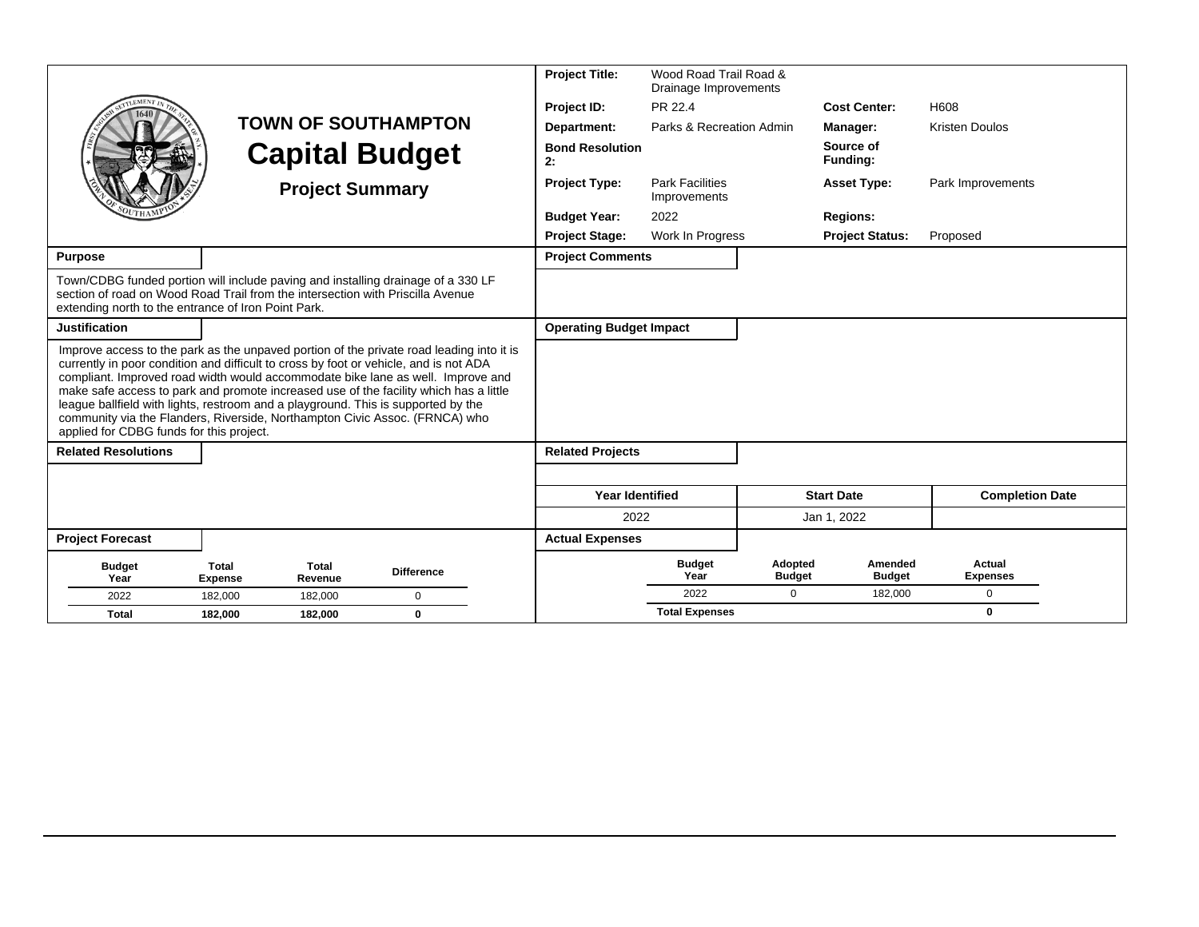# TOWN OF SOUTHAMPTON

# Capital Budget

## Project Summary

| | | | |
|---|---|---|---|
| **Project Title:** | Wood Road Trail Road & Drainage Improvements | | |
| **Project ID:** | PR 22.4 | **Cost Center:** | H608 |
| **Department:** | Parks & Recreation Admin | **Manager:** | Kristen Doulos |
| **Bond Resolution 2:** | | **Source of Funding:** | |
| **Project Type:** | Park Facilities Improvements | **Asset Type:** | Park Improvements |
| **Budget Year:** | 2022 | **Regions:** | |
| **Project Stage:** | Work In Progress | **Project Status:** | Proposed |

**Purpose**

Town/CDBG funded portion will include paving and installing drainage of a 330 LF section of road on Wood Road Trail from the intersection with Priscilla Avenue extending north to the entrance of Iron Point Park.

**Project Comments**

**Justification**

Improve access to the park as the unpaved portion of the private road leading into it is currently in poor condition and difficult to cross by foot or vehicle, and is not ADA compliant. Improved road width would accommodate bike lane as well. Improve and make safe access to park and promote increased use of the facility which has a little league ballfield with lights, restroom and a playground. This is supported by the community via the Flanders, Riverside, Northampton Civic Assoc. (FRNCA) who applied for CDBG funds for this project.

**Operating Budget Impact**

**Related Resolutions**

**Related Projects**

| Year Identified | Start Date | Completion Date |
|---|---|---|
| 2022 | Jan 1, 2022 | |

**Project Forecast**

| Budget Year | Total Expense | Total Revenue | Difference |
|---|---|---|---|
| 2022 | 182,000 | 182,000 | 0 |
| **Total** | **182,000** | **182,000** | **0** |

**Actual Expenses**

| Budget Year | Adopted Budget | Amended Budget | Actual Expenses |
|---|---|---|---|
| 2022 | 0 | 182,000 | 0 |
| **Total Expenses** | | | **0** |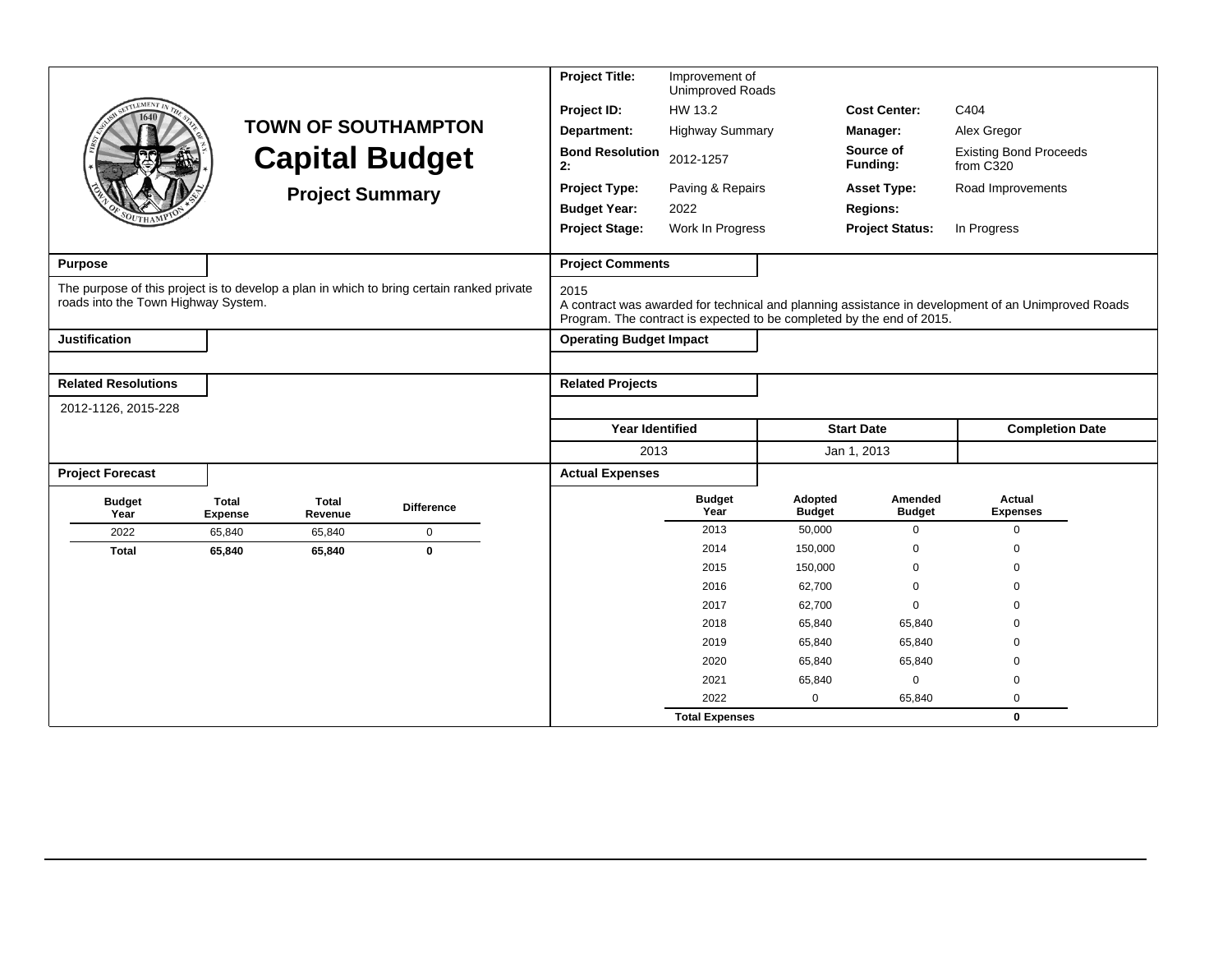# TOWN OF SOUTHAMPTON

# Capital Budget

## Project Summary

| | | | |
|---|---|---|---|
| **Project Title:** | Improvement of Unimproved Roads | | |
| **Project ID:** | HW 13.2 | **Cost Center:** | C404 |
| **Department:** | Highway Summary | **Manager:** | Alex Gregor |
| **Bond Resolution 2:** | 2012-1257 | **Source of Funding:** | Existing Bond Proceeds from C320 |
| **Project Type:** | Paving & Repairs | **Asset Type:** | Road Improvements |
| **Budget Year:** | 2022 | **Regions:** | |
| **Project Stage:** | Work In Progress | **Project Status:** | In Progress |

**Purpose**

The purpose of this project is to develop a plan in which to bring certain ranked private roads into the Town Highway System.

**Justification**

**Related Resolutions**

2012-1126, 2015-228

**Project Comments**

2015
A contract was awarded for technical and planning assistance in development of an Unimproved Roads Program. The contract is expected to be completed by the end of 2015.

**Operating Budget Impact**

**Related Projects**

| Year Identified | Start Date | Completion Date |
|---|---|---|
| 2013 | Jan 1, 2013 | |

**Project Forecast**

| Budget Year | Total Expense | Total Revenue | Difference |
|---|---|---|---|
| 2022 | 65,840 | 65,840 | 0 |
| **Total** | **65,840** | **65,840** | **0** |

**Actual Expenses**

| Budget Year | Adopted Budget | Amended Budget | Actual Expenses |
|---|---|---|---|
| 2013 | 50,000 | 0 | 0 |
| 2014 | 150,000 | 0 | 0 |
| 2015 | 150,000 | 0 | 0 |
| 2016 | 62,700 | 0 | 0 |
| 2017 | 62,700 | 0 | 0 |
| 2018 | 65,840 | 65,840 | 0 |
| 2019 | 65,840 | 65,840 | 0 |
| 2020 | 65,840 | 65,840 | 0 |
| 2021 | 65,840 | 0 | 0 |
| 2022 | 0 | 65,840 | 0 |
| **Total Expenses** | | | **0** |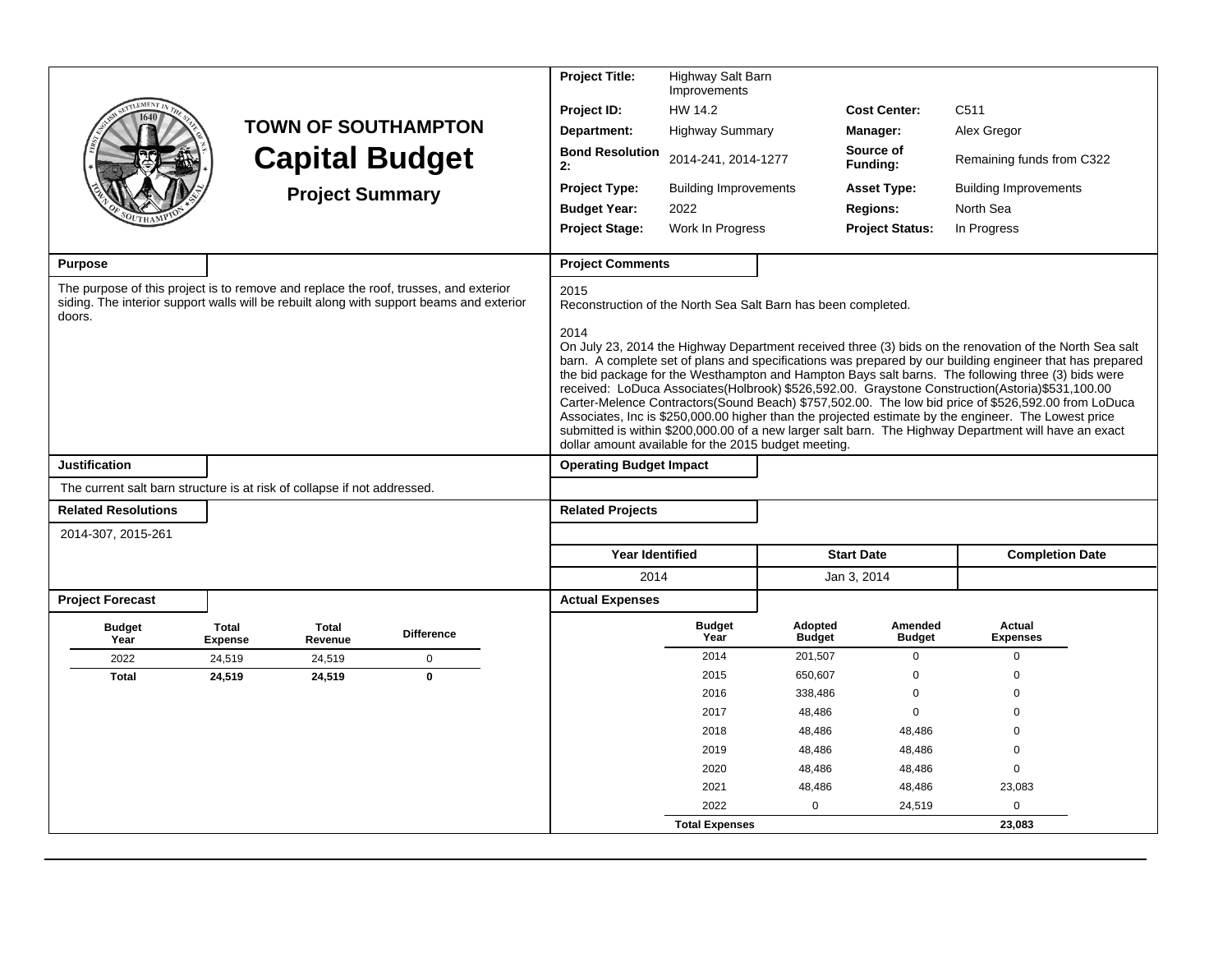# TOWN OF SOUTHAMPTON

# Capital Budget

## Project Summary

| | | | |
|---|---|---|---|
| **Project Title:** | Highway Salt Barn Improvements | | |
| **Project ID:** | HW 14.2 | **Cost Center:** | C511 |
| **Department:** | Highway Summary | **Manager:** | Alex Gregor |
| **Bond Resolution 2:** | 2014-241, 2014-1277 | **Source of Funding:** | Remaining funds from C322 |
| **Project Type:** | Building Improvements | **Asset Type:** | Building Improvements |
| **Budget Year:** | 2022 | **Regions:** | North Sea |
| **Project Stage:** | Work In Progress | **Project Status:** | In Progress |

### Purpose

The purpose of this project is to remove and replace the roof, trusses, and exterior siding. The interior support walls will be rebuilt along with support beams and exterior doors.

### Project Comments

2015
Reconstruction of the North Sea Salt Barn has been completed.

2014
On July 23, 2014 the Highway Department received three (3) bids on the renovation of the North Sea salt barn. A complete set of plans and specifications was prepared by our building engineer that has prepared the bid package for the Westhampton and Hampton Bays salt barns. The following three (3) bids were received: LoDuca Associates(Holbrook) $526,592.00. Graystone Construction(Astoria)$531,100.00 Carter-Melence Contractors(Sound Beach) $757,502.00. The low bid price of $526,592.00 from LoDuca Associates, Inc is $250,000.00 higher than the projected estimate by the engineer. The Lowest price submitted is within $200,000.00 of a new larger salt barn. The Highway Department will have an exact dollar amount available for the 2015 budget meeting.

### Justification

The current salt barn structure is at risk of collapse if not addressed.

### Operating Budget Impact

### Related Resolutions

2014-307, 2015-261

### Related Projects

| Year Identified | Start Date | Completion Date |
|---|---|---|
| 2014 | Jan 3, 2014 | |

### Project Forecast

| Budget Year | Total Expense | Total Revenue | Difference |
|---|---|---|---|
| 2022 | 24,519 | 24,519 | 0 |
| **Total** | **24,519** | **24,519** | **0** |

### Actual Expenses

| Budget Year | Adopted Budget | Amended Budget | Actual Expenses |
|---|---|---|---|
| 2014 | 201,507 | 0 | 0 |
| 2015 | 650,607 | 0 | 0 |
| 2016 | 338,486 | 0 | 0 |
| 2017 | 48,486 | 0 | 0 |
| 2018 | 48,486 | 48,486 | 0 |
| 2019 | 48,486 | 48,486 | 0 |
| 2020 | 48,486 | 48,486 | 0 |
| 2021 | 48,486 | 48,486 | 23,083 |
| 2022 | 0 | 24,519 | 0 |
| **Total Expenses** | | | **23,083** |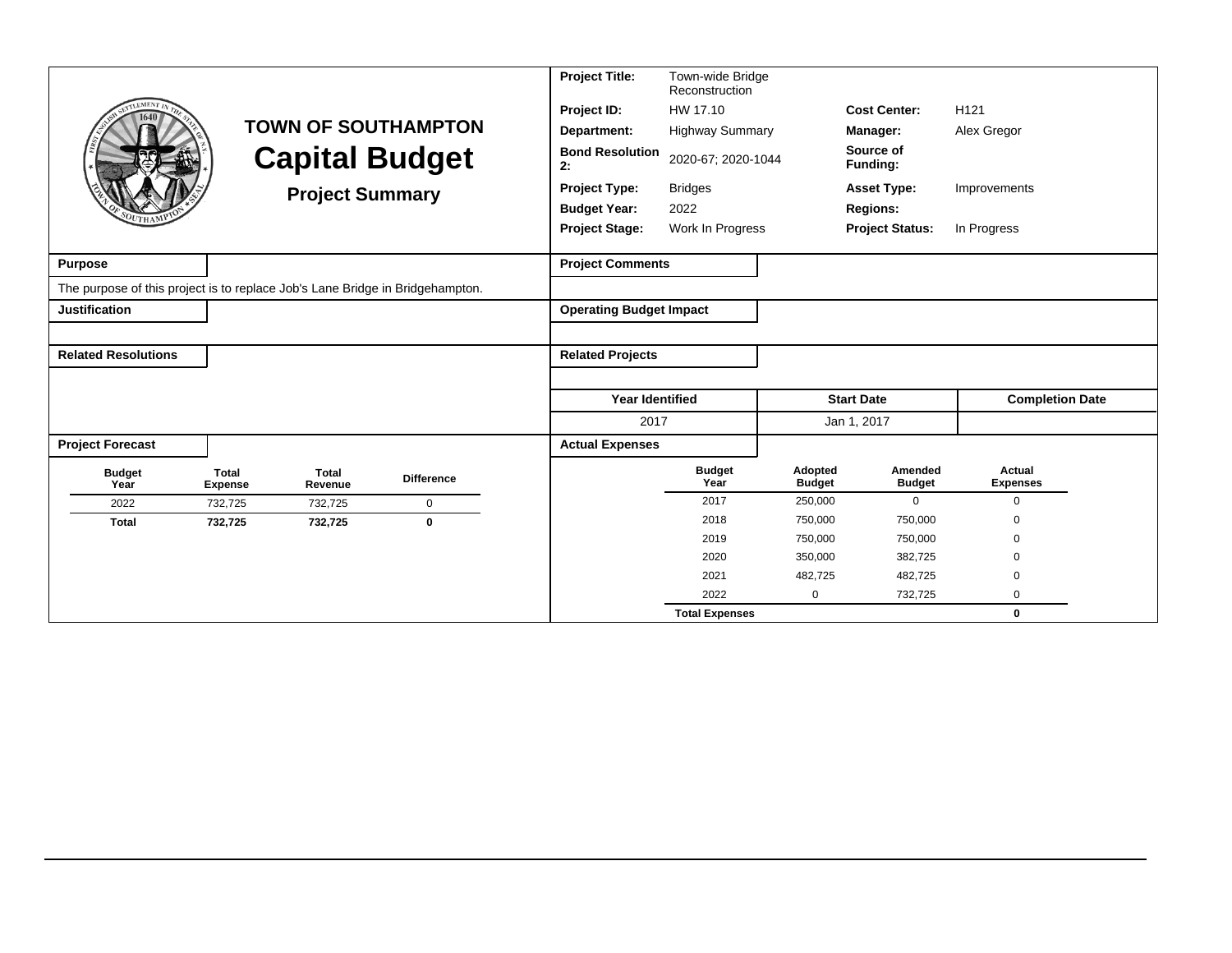# TOWN OF SOUTHAMPTON

## Capital Budget

### Project Summary

| | | | |
|---|---|---|---|
| **Project Title:** | Town-wide Bridge Reconstruction | | |
| **Project ID:** | HW 17.10 | **Cost Center:** | H121 |
| **Department:** | Highway Summary | **Manager:** | Alex Gregor |
| **Bond Resolution 2:** | 2020-67; 2020-1044 | **Source of Funding:** | |
| **Project Type:** | Bridges | **Asset Type:** | Improvements |
| **Budget Year:** | 2022 | **Regions:** | |
| **Project Stage:** | Work In Progress | **Project Status:** | In Progress |

**Purpose**

The purpose of this project is to replace Job's Lane Bridge in Bridgehampton.

**Justification**

**Related Resolutions**

**Project Comments**

**Operating Budget Impact**

**Related Projects**

| Year Identified | Start Date | Completion Date |
|---|---|---|
| 2017 | Jan 1, 2017 | |

**Project Forecast**

| Budget Year | Total Expense | Total Revenue | Difference |
|---|---|---|---|
| 2022 | 732,725 | 732,725 | 0 |
| **Total** | **732,725** | **732,725** | **0** |

**Actual Expenses**

| Budget Year | Adopted Budget | Amended Budget | Actual Expenses |
|---|---|---|---|
| 2017 | 250,000 | 0 | 0 |
| 2018 | 750,000 | 750,000 | 0 |
| 2019 | 750,000 | 750,000 | 0 |
| 2020 | 350,000 | 382,725 | 0 |
| 2021 | 482,725 | 482,725 | 0 |
| 2022 | 0 | 732,725 | 0 |
| **Total Expenses** | | | **0** |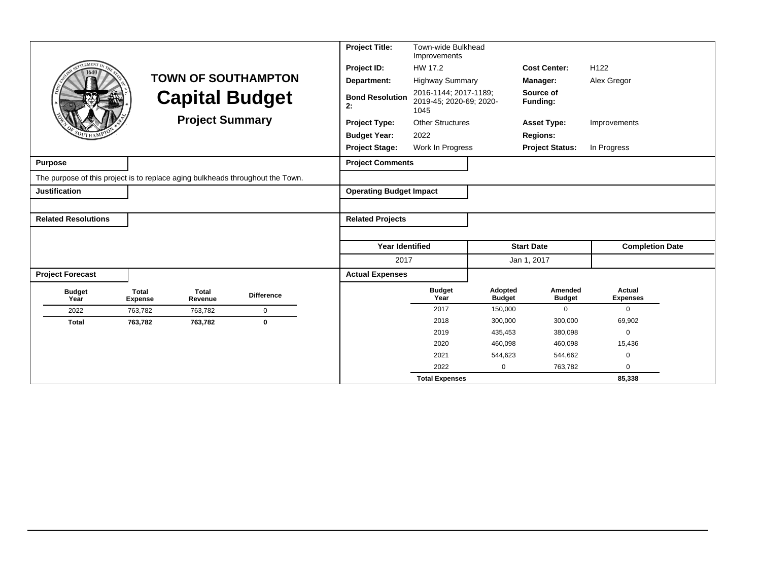# TOWN OF SOUTHAMPTON

## Capital Budget

### Project Summary

| | | | |
|---|---|---|---|
| **Project Title:** | Town-wide Bulkhead Improvements | | |
| **Project ID:** | HW 17.2 | **Cost Center:** | H122 |
| **Department:** | Highway Summary | **Manager:** | Alex Gregor |
| **Bond Resolution 2:** | 2016-1144; 2017-1189; 2019-45; 2020-69; 2020-1045 | **Source of Funding:** | |
| **Project Type:** | Other Structures | **Asset Type:** | Improvements |
| **Budget Year:** | 2022 | **Regions:** | |
| **Project Stage:** | Work In Progress | **Project Status:** | In Progress |

**Purpose**

The purpose of this project is to replace aging bulkheads throughout the Town.

**Justification**

**Related Resolutions**

**Project Comments**

**Operating Budget Impact**

**Related Projects**

| Year Identified | Start Date | Completion Date |
|---|---|---|
| 2017 | Jan 1, 2017 | |

**Project Forecast**

| Budget Year | Total Expense | Total Revenue | Difference |
|---|---|---|---|
| 2022 | 763,782 | 763,782 | 0 |
| **Total** | **763,782** | **763,782** | **0** |

**Actual Expenses**

| Budget Year | Adopted Budget | Amended Budget | Actual Expenses |
|---|---|---|---|
| 2017 | 150,000 | 0 | 0 |
| 2018 | 300,000 | 300,000 | 69,902 |
| 2019 | 435,453 | 380,098 | 0 |
| 2020 | 460,098 | 460,098 | 15,436 |
| 2021 | 544,623 | 544,662 | 0 |
| 2022 | 0 | 763,782 | 0 |
| **Total Expenses** | | | **85,338** |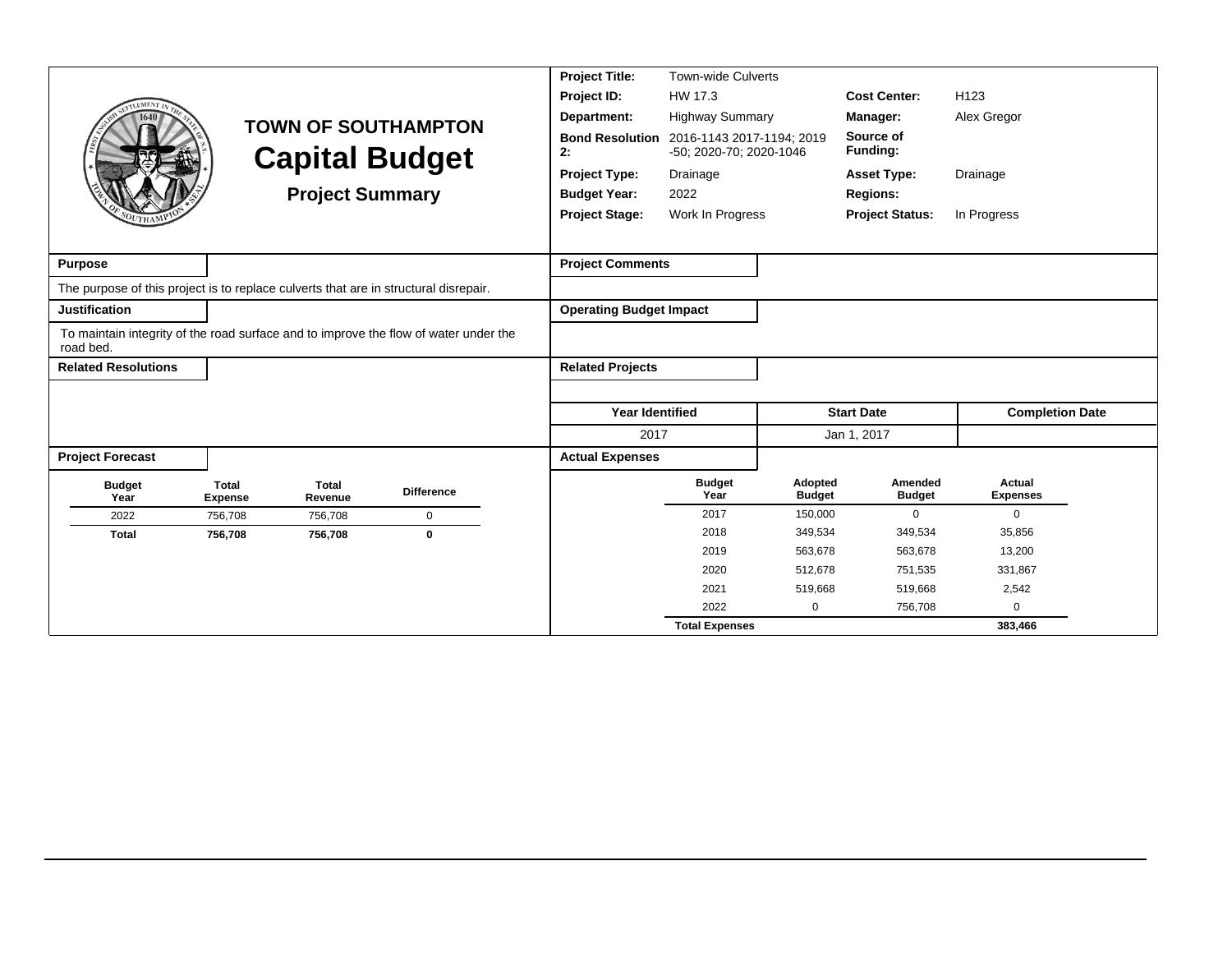# TOWN OF SOUTHAMPTON
# Capital Budget
## Project Summary

| | | | |
|---|---|---|---|
| **Project Title:** | Town-wide Culverts | | |
| **Project ID:** | HW 17.3 | **Cost Center:** | H123 |
| **Department:** | Highway Summary | **Manager:** | Alex Gregor |
| **Bond Resolution 2:** | 2016-1143 2017-1194; 2019 -50; 2020-70; 2020-1046 | **Source of Funding:** | |
| **Project Type:** | Drainage | **Asset Type:** | Drainage |
| **Budget Year:** | 2022 | **Regions:** | |
| **Project Stage:** | Work In Progress | **Project Status:** | In Progress |

**Purpose**

The purpose of this project is to replace culverts that are in structural disrepair.

**Justification**

To maintain integrity of the road surface and to improve the flow of water under the road bed.

**Related Resolutions**

**Project Comments**

**Operating Budget Impact**

**Related Projects**

| Year Identified | Start Date | Completion Date |
|---|---|---|
| 2017 | Jan 1, 2017 | |

**Project Forecast**

| Budget Year | Total Expense | Total Revenue | Difference |
|---|---|---|---|
| 2022 | 756,708 | 756,708 | 0 |
| **Total** | **756,708** | **756,708** | **0** |

**Actual Expenses**

| Budget Year | Adopted Budget | Amended Budget | Actual Expenses |
|---|---|---|---|
| 2017 | 150,000 | 0 | 0 |
| 2018 | 349,534 | 349,534 | 35,856 |
| 2019 | 563,678 | 563,678 | 13,200 |
| 2020 | 512,678 | 751,535 | 331,867 |
| 2021 | 519,668 | 519,668 | 2,542 |
| 2022 | 0 | 756,708 | 0 |
| **Total Expenses** | | | **383,466** |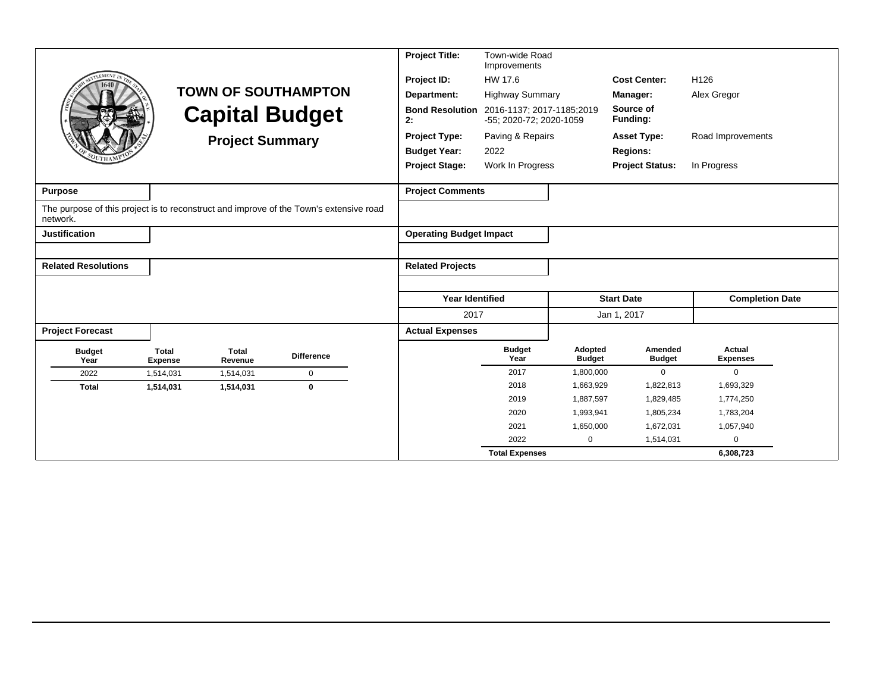# TOWN OF SOUTHAMPTON

## Capital Budget

### Project Summary

| | | | |
|---|---|---|---|
| **Project Title:** | Town-wide Road Improvements | | |
| **Project ID:** | HW 17.6 | **Cost Center:** | H126 |
| **Department:** | Highway Summary | **Manager:** | Alex Gregor |
| **Bond Resolution 2:** | 2016-1137; 2017-1185;2019-55; 2020-72; 2020-1059 | **Source of Funding:** | |
| **Project Type:** | Paving & Repairs | **Asset Type:** | Road Improvements |
| **Budget Year:** | 2022 | **Regions:** | |
| **Project Stage:** | Work In Progress | **Project Status:** | In Progress |

**Purpose**

The purpose of this project is to reconstruct and improve of the Town's extensive road network.

**Justification**

**Related Resolutions**

**Project Comments**

**Operating Budget Impact**

**Related Projects**

| Year Identified | Start Date | Completion Date |
|---|---|---|
| 2017 | Jan 1, 2017 | |

**Project Forecast**

| Budget Year | Total Expense | Total Revenue | Difference |
|---|---|---|---|
| 2022 | 1,514,031 | 1,514,031 | 0 |
| **Total** | **1,514,031** | **1,514,031** | **0** |

**Actual Expenses**

| Budget Year | Adopted Budget | Amended Budget | Actual Expenses |
|---|---|---|---|
| 2017 | 1,800,000 | 0 | 0 |
| 2018 | 1,663,929 | 1,822,813 | 1,693,329 |
| 2019 | 1,887,597 | 1,829,485 | 1,774,250 |
| 2020 | 1,993,941 | 1,805,234 | 1,783,204 |
| 2021 | 1,650,000 | 1,672,031 | 1,057,940 |
| 2022 | 0 | 1,514,031 | 0 |
| **Total Expenses** | | | **6,308,723** |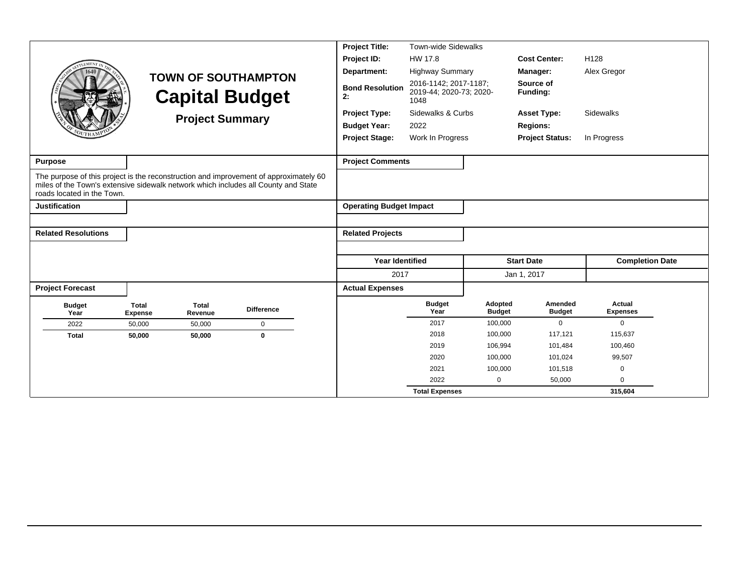# TOWN OF SOUTHAMPTON
## Capital Budget
### Project Summary

| | | | |
|---|---|---|---|
| **Project Title:** | Town-wide Sidewalks | | |
| **Project ID:** | HW 17.8 | **Cost Center:** | H128 |
| **Department:** | Highway Summary | **Manager:** | Alex Gregor |
| **Bond Resolution 2:** | 2016-1142; 2017-1187; 2019-44; 2020-73; 2020-1048 | **Source of Funding:** | |
| **Project Type:** | Sidewalks & Curbs | **Asset Type:** | Sidewalks |
| **Budget Year:** | 2022 | **Regions:** | |
| **Project Stage:** | Work In Progress | **Project Status:** | In Progress |

**Purpose**

The purpose of this project is the reconstruction and improvement of approximately 60 miles of the Town's extensive sidewalk network which includes all County and State roads located in the Town.

**Project Comments**

**Justification**

**Operating Budget Impact**

**Related Resolutions**

**Related Projects**

| Year Identified | Start Date | Completion Date |
|---|---|---|
| 2017 | Jan 1, 2017 | |

**Project Forecast**

| Budget Year | Total Expense | Total Revenue | Difference |
|---|---|---|---|
| 2022 | 50,000 | 50,000 | 0 |
| **Total** | **50,000** | **50,000** | **0** |

**Actual Expenses**

| Budget Year | Adopted Budget | Amended Budget | Actual Expenses |
|---|---|---|---|
| 2017 | 100,000 | 0 | 0 |
| 2018 | 100,000 | 117,121 | 115,637 |
| 2019 | 106,994 | 101,484 | 100,460 |
| 2020 | 100,000 | 101,024 | 99,507 |
| 2021 | 100,000 | 101,518 | 0 |
| 2022 | 0 | 50,000 | 0 |
| **Total Expenses** | | | **315,604** |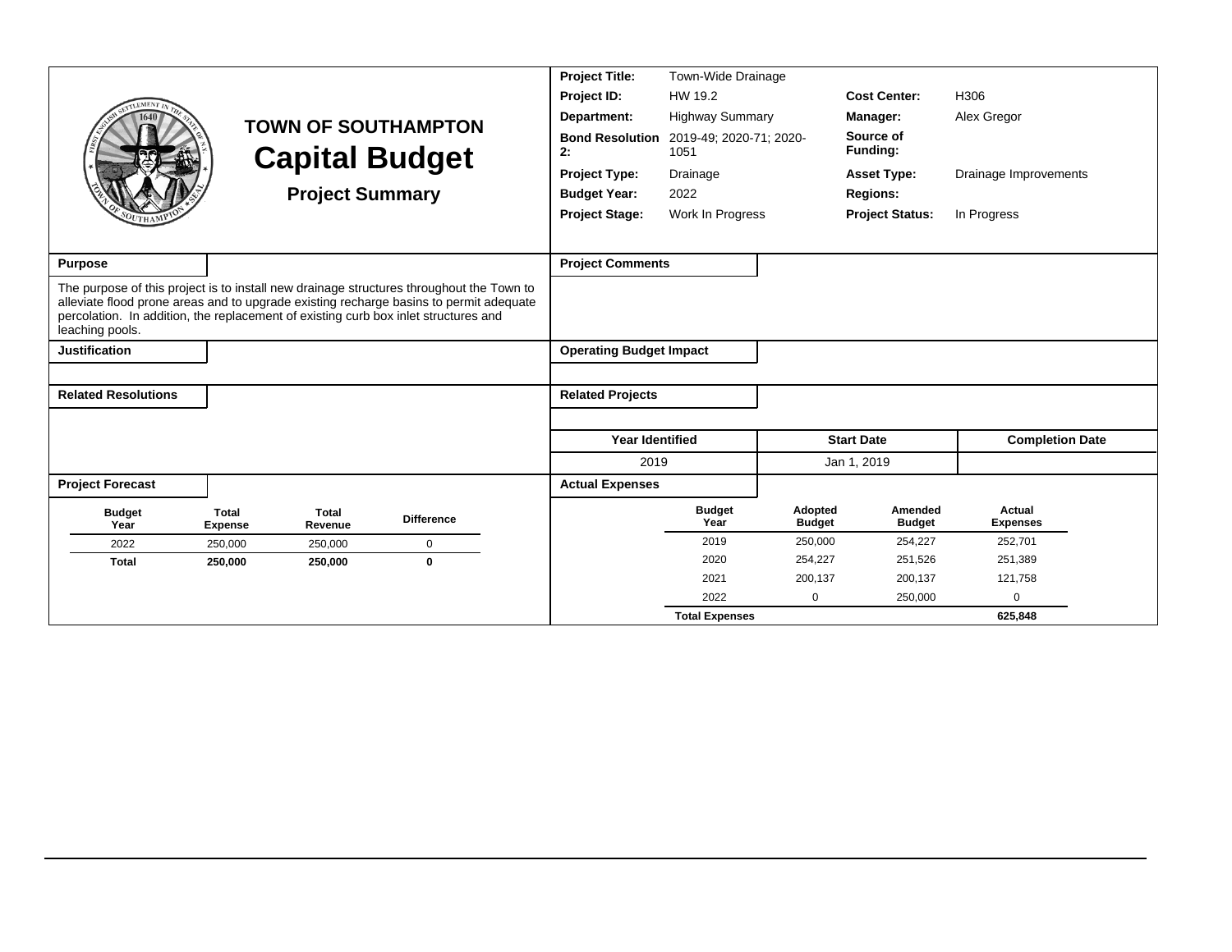# TOWN OF SOUTHAMPTON
## Capital Budget
### Project Summary

| | | | |
|---|---|---|---|
| **Project Title:** | Town-Wide Drainage | | |
| **Project ID:** | HW 19.2 | **Cost Center:** | H306 |
| **Department:** | Highway Summary | **Manager:** | Alex Gregor |
| **Bond Resolution 2:** | 2019-49; 2020-71; 2020-1051 | **Source of Funding:** | |
| **Project Type:** | Drainage | **Asset Type:** | Drainage Improvements |
| **Budget Year:** | 2022 | **Regions:** | |
| **Project Stage:** | Work In Progress | **Project Status:** | In Progress |

**Purpose**

The purpose of this project is to install new drainage structures throughout the Town to alleviate flood prone areas and to upgrade existing recharge basins to permit adequate percolation. In addition, the replacement of existing curb box inlet structures and leaching pools.

**Justification**

**Related Resolutions**

**Project Comments**

**Operating Budget Impact**

**Related Projects**

| Year Identified | Start Date | Completion Date |
|---|---|---|
| 2019 | Jan 1, 2019 | |

**Project Forecast**

| Budget Year | Total Expense | Total Revenue | Difference |
|---|---|---|---|
| 2022 | 250,000 | 250,000 | 0 |
| **Total** | **250,000** | **250,000** | **0** |

**Actual Expenses**

| Budget Year | Adopted Budget | Amended Budget | Actual Expenses |
|---|---|---|---|
| 2019 | 250,000 | 254,227 | 252,701 |
| 2020 | 254,227 | 251,526 | 251,389 |
| 2021 | 200,137 | 200,137 | 121,758 |
| 2022 | 0 | 250,000 | 0 |
| **Total Expenses** | | | **625,848** |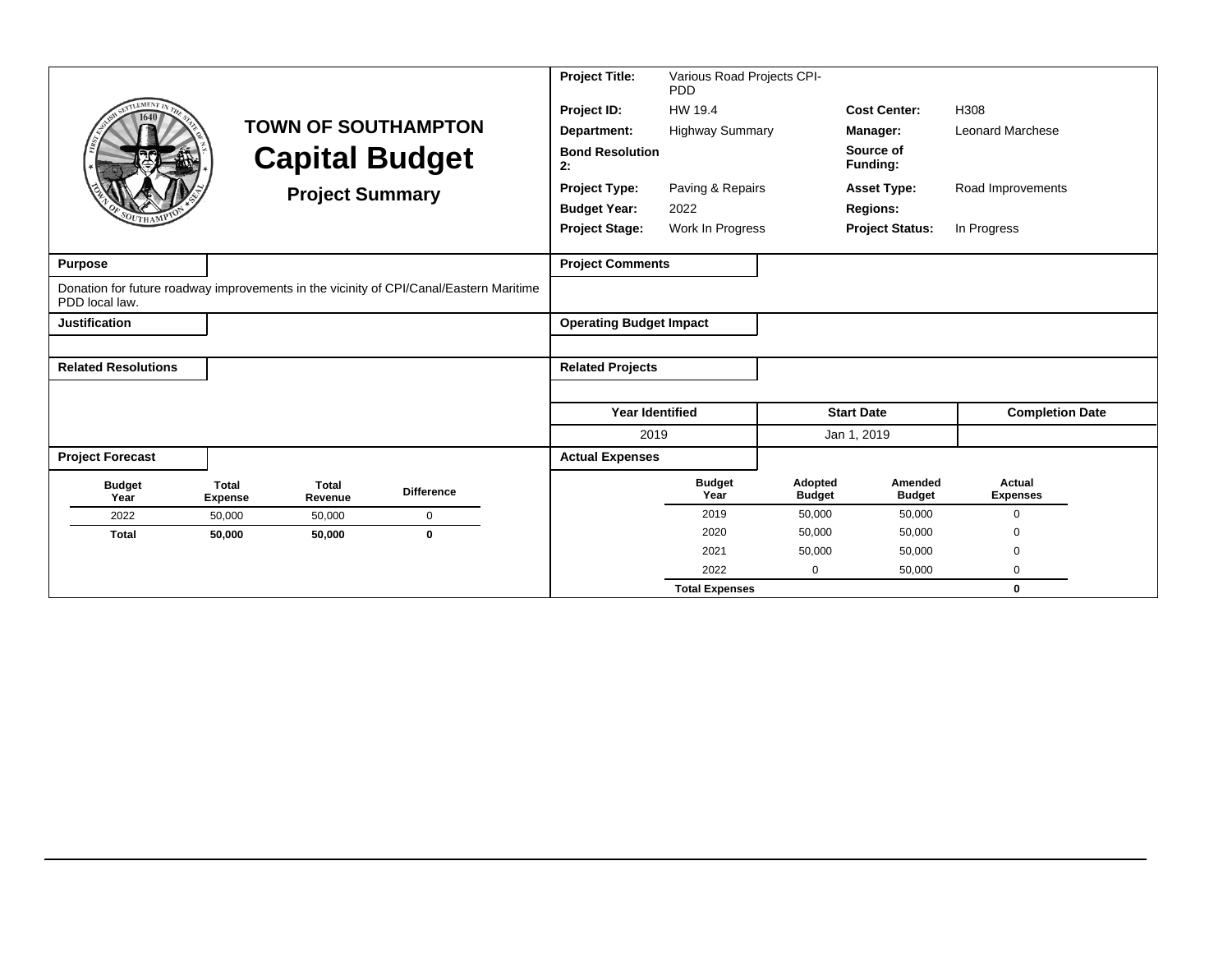# TOWN OF SOUTHAMPTON

# Capital Budget

## Project Summary

| | | | |
|---|---|---|---|
| **Project Title:** | Various Road Projects CPI-PDD | | |
| **Project ID:** | HW 19.4 | **Cost Center:** | H308 |
| **Department:** | Highway Summary | **Manager:** | Leonard Marchese |
| **Bond Resolution 2:** | | **Source of Funding:** | |
| **Project Type:** | Paving & Repairs | **Asset Type:** | Road Improvements |
| **Budget Year:** | 2022 | **Regions:** | |
| **Project Stage:** | Work In Progress | **Project Status:** | In Progress |

### Purpose

Donation for future roadway improvements in the vicinity of CPI/Canal/Eastern Maritime PDD local law.

### Project Comments

### Justification

### Operating Budget Impact

### Related Resolutions

### Related Projects

| Year Identified | Start Date | Completion Date |
|---|---|---|
| 2019 | Jan 1, 2019 | |

### Project Forecast

| Budget Year | Total Expense | Total Revenue | Difference |
|---|---|---|---|
| 2022 | 50,000 | 50,000 | 0 |
| **Total** | **50,000** | **50,000** | **0** |

### Actual Expenses

| Budget Year | Adopted Budget | Amended Budget | Actual Expenses |
|---|---|---|---|
| 2019 | 50,000 | 50,000 | 0 |
| 2020 | 50,000 | 50,000 | 0 |
| 2021 | 50,000 | 50,000 | 0 |
| 2022 | 0 | 50,000 | 0 |
| **Total Expenses** | | | **0** |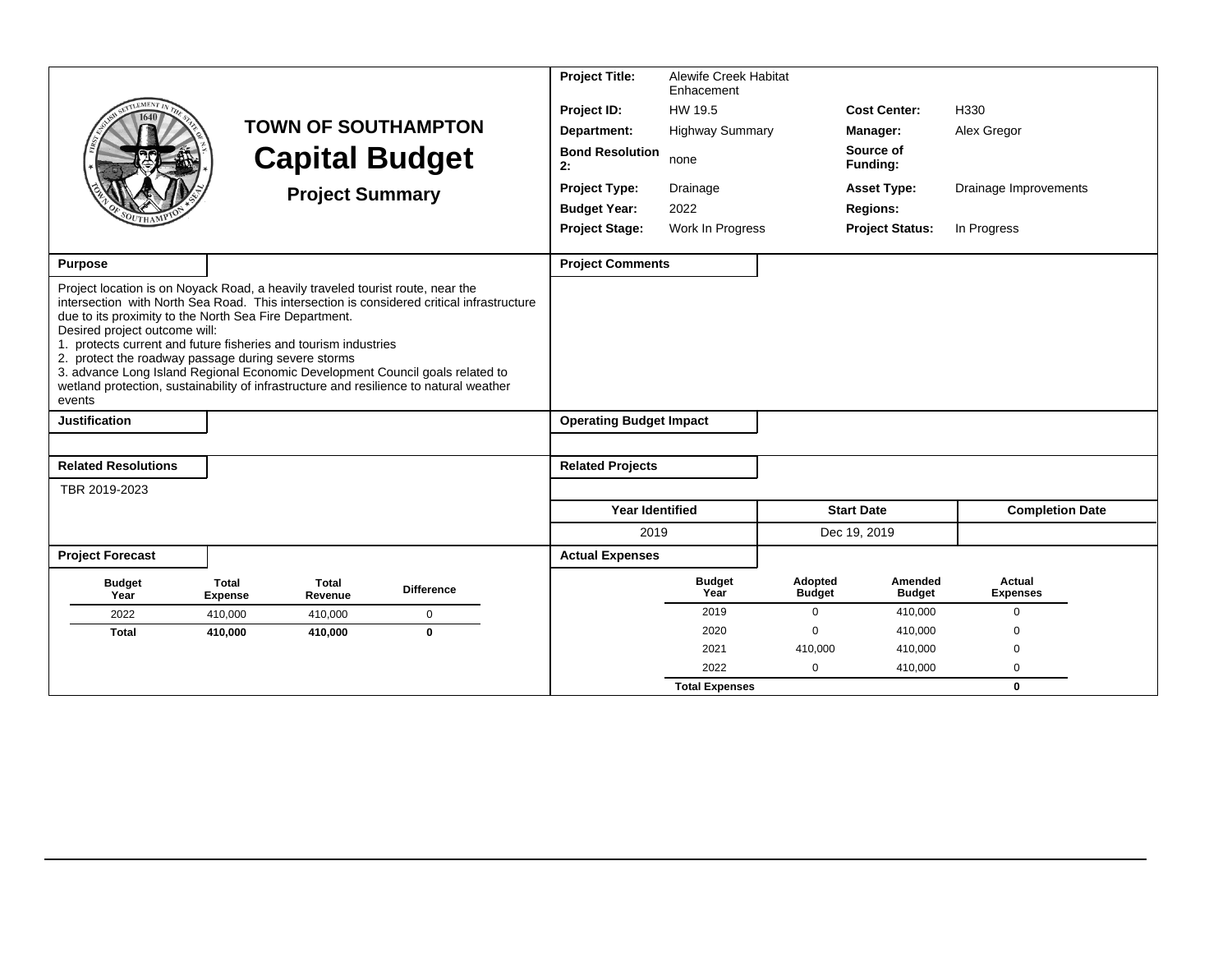# TOWN OF SOUTHAMPTON

# Capital Budget

## Project Summary

| | | | |
|---|---|---|---|
| **Project Title:** | Alewife Creek Habitat Enhacement | | |
| **Project ID:** | HW 19.5 | **Cost Center:** | H330 |
| **Department:** | Highway Summary | **Manager:** | Alex Gregor |
| **Bond Resolution 2:** | none | **Source of Funding:** | |
| **Project Type:** | Drainage | **Asset Type:** | Drainage Improvements |
| **Budget Year:** | 2022 | **Regions:** | |
| **Project Stage:** | Work In Progress | **Project Status:** | In Progress |

### Purpose

Project location is on Noyack Road, a heavily traveled tourist route, near the intersection with North Sea Road. This intersection is considered critical infrastructure due to its proximity to the North Sea Fire Department.
Desired project outcome will:
1. protects current and future fisheries and tourism industries
2. protect the roadway passage during severe storms
3. advance Long Island Regional Economic Development Council goals related to wetland protection, sustainability of infrastructure and resilience to natural weather events

### Project Comments

### Justification

### Operating Budget Impact

### Related Resolutions

TBR 2019-2023

### Related Projects

| Year Identified | Start Date | Completion Date |
|---|---|---|
| 2019 | Dec 19, 2019 | |

### Project Forecast

| Budget Year | Total Expense | Total Revenue | Difference |
|---|---|---|---|
| 2022 | 410,000 | 410,000 | 0 |
| **Total** | **410,000** | **410,000** | **0** |

### Actual Expenses

| Budget Year | Adopted Budget | Amended Budget | Actual Expenses |
|---|---|---|---|
| 2019 | 0 | 410,000 | 0 |
| 2020 | 0 | 410,000 | 0 |
| 2021 | 410,000 | 410,000 | 0 |
| 2022 | 0 | 410,000 | 0 |
| **Total Expenses** | | | **0** |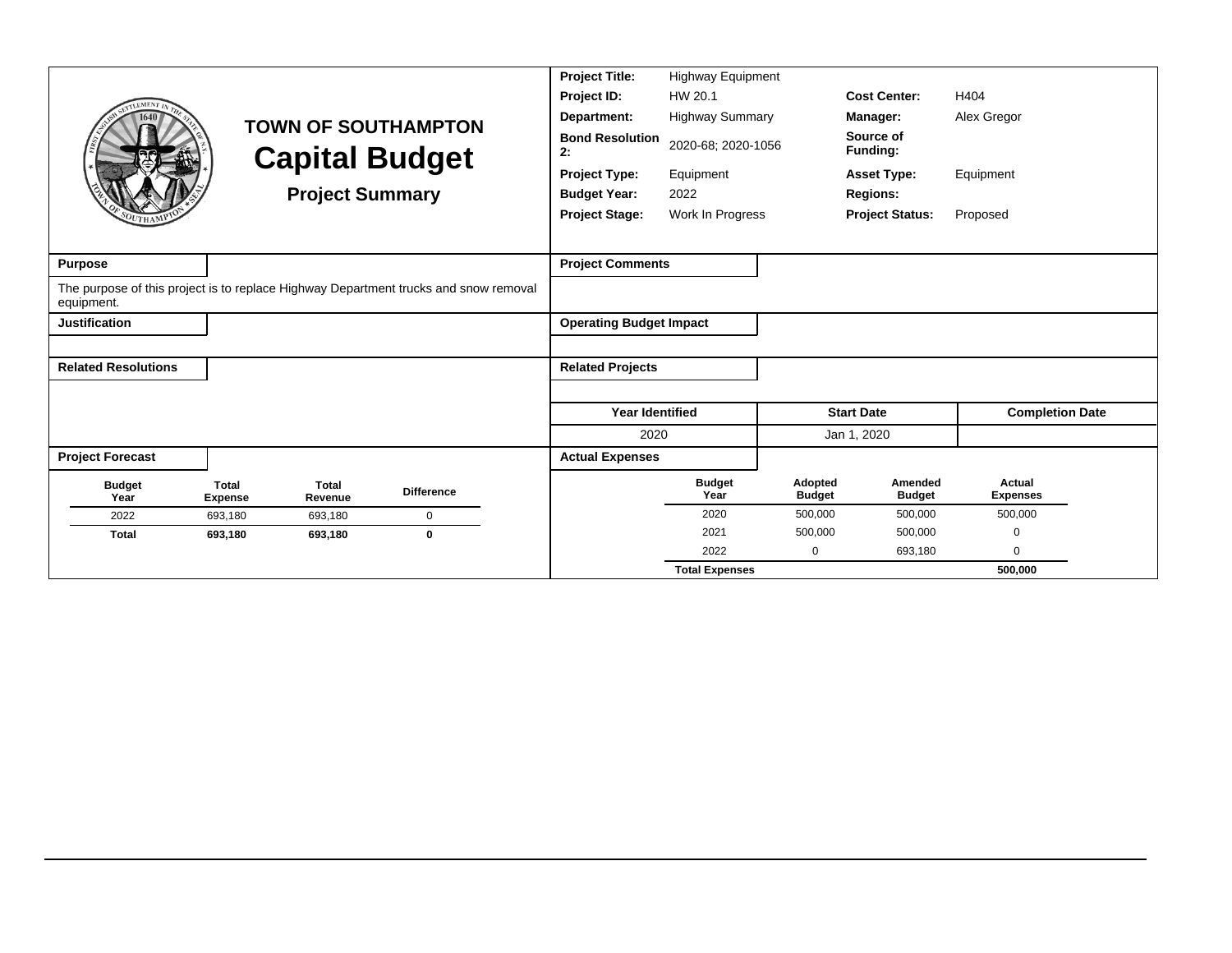# TOWN OF SOUTHAMPTON
## Capital Budget
### Project Summary

| | | | |
|---|---|---|---|
| **Project Title:** | Highway Equipment | | |
| **Project ID:** | HW 20.1 | **Cost Center:** | H404 |
| **Department:** | Highway Summary | **Manager:** | Alex Gregor |
| **Bond Resolution 2:** | 2020-68; 2020-1056 | **Source of Funding:** | |
| **Project Type:** | Equipment | **Asset Type:** | Equipment |
| **Budget Year:** | 2022 | **Regions:** | |
| **Project Stage:** | Work In Progress | **Project Status:** | Proposed |

**Purpose**

The purpose of this project is to replace Highway Department trucks and snow removal equipment.

**Justification**

**Related Resolutions**

**Project Comments**

**Operating Budget Impact**

**Related Projects**

| Year Identified | Start Date | Completion Date |
|---|---|---|
| 2020 | Jan 1, 2020 | |

**Project Forecast**

| Budget Year | Total Expense | Total Revenue | Difference |
|---|---|---|---|
| 2022 | 693,180 | 693,180 | 0 |
| **Total** | **693,180** | **693,180** | **0** |

**Actual Expenses**

| Budget Year | Adopted Budget | Amended Budget | Actual Expenses |
|---|---|---|---|
| 2020 | 500,000 | 500,000 | 500,000 |
| 2021 | 500,000 | 500,000 | 0 |
| 2022 | 0 | 693,180 | 0 |
| **Total Expenses** | | | **500,000** |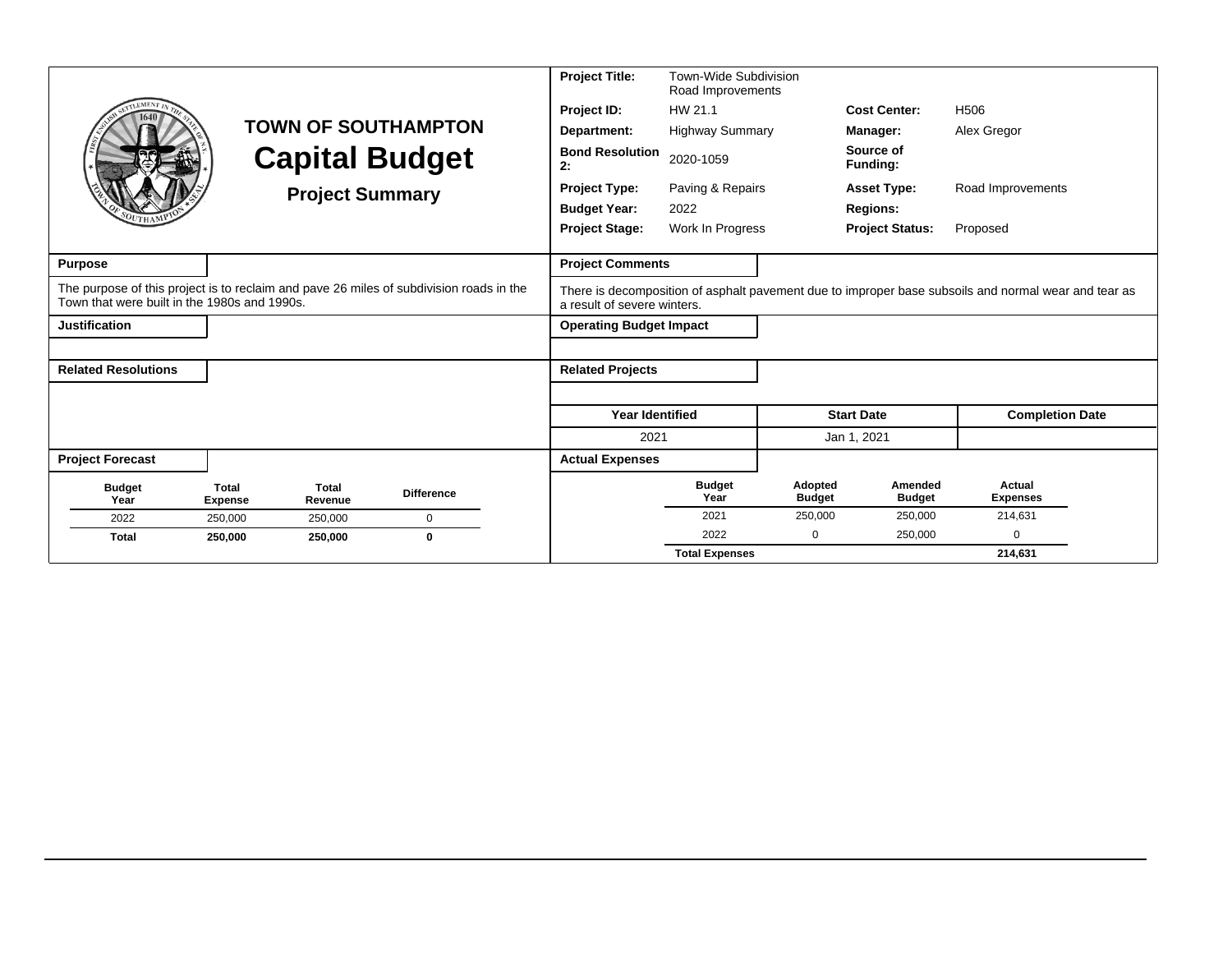# TOWN OF SOUTHAMPTON

# Capital Budget

## Project Summary

| | | | |
|---|---|---|---|
| **Project Title:** | Town-Wide Subdivision Road Improvements | | |
| **Project ID:** | HW 21.1 | **Cost Center:** | H506 |
| **Department:** | Highway Summary | **Manager:** | Alex Gregor |
| **Bond Resolution 2:** | 2020-1059 | **Source of Funding:** | |
| **Project Type:** | Paving & Repairs | **Asset Type:** | Road Improvements |
| **Budget Year:** | 2022 | **Regions:** | |
| **Project Stage:** | Work In Progress | **Project Status:** | Proposed |

### Purpose

The purpose of this project is to reclaim and pave 26 miles of subdivision roads in the Town that were built in the 1980s and 1990s.

### Project Comments

There is decomposition of asphalt pavement due to improper base subsoils and normal wear and tear as a result of severe winters.

### Justification

### Operating Budget Impact

### Related Resolutions

### Related Projects

| Year Identified | Start Date | Completion Date |
|---|---|---|
| 2021 | Jan 1, 2021 | |

### Project Forecast

| Budget Year | Total Expense | Total Revenue | Difference |
|---|---|---|---|
| 2022 | 250,000 | 250,000 | 0 |
| **Total** | **250,000** | **250,000** | **0** |

### Actual Expenses

| Budget Year | Adopted Budget | Amended Budget | Actual Expenses |
|---|---|---|---|
| 2021 | 250,000 | 250,000 | 214,631 |
| 2022 | 0 | 250,000 | 0 |
| **Total Expenses** | | | **214,631** |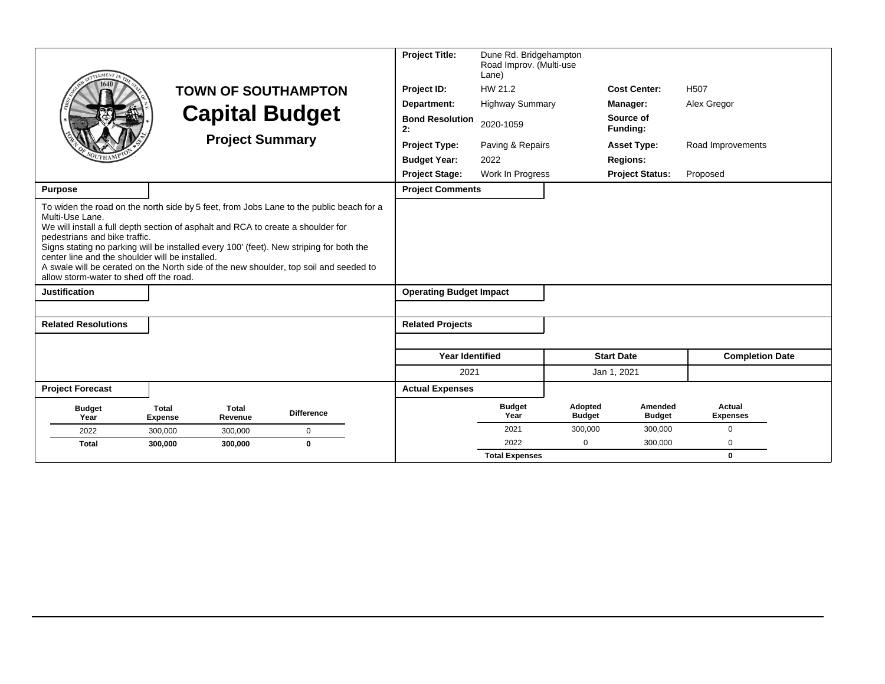# TOWN OF SOUTHAMPTON

# Capital Budget

## Project Summary

| | | | |
|---|---|---|---|
| **Project Title:** | Dune Rd. Bridgehampton Road Improv. (Multi-use Lane) | | |
| **Project ID:** | HW 21.2 | **Cost Center:** | H507 |
| **Department:** | Highway Summary | **Manager:** | Alex Gregor |
| **Bond Resolution 2:** | 2020-1059 | **Source of Funding:** | |
| **Project Type:** | Paving & Repairs | **Asset Type:** | Road Improvements |
| **Budget Year:** | 2022 | **Regions:** | |
| **Project Stage:** | Work In Progress | **Project Status:** | Proposed |

### Purpose

To widen the road on the north side by 5 feet, from Jobs Lane to the public beach for a Multi-Use Lane.
We will install a full depth section of asphalt and RCA to create a shoulder for pedestrians and bike traffic.
Signs stating no parking will be installed every 100' (feet). New striping for both the center line and the shoulder will be installed.
A swale will be cerated on the North side of the new shoulder, top soil and seeded to allow storm-water to shed off the road.

### Project Comments

### Justification

### Operating Budget Impact

### Related Resolutions

### Related Projects

| Year Identified | Start Date | Completion Date |
|---|---|---|
| 2021 | Jan 1, 2021 | |

### Project Forecast

| Budget Year | Total Expense | Total Revenue | Difference |
|---|---|---|---|
| 2022 | 300,000 | 300,000 | 0 |
| **Total** | **300,000** | **300,000** | **0** |

### Actual Expenses

| Budget Year | Adopted Budget | Amended Budget | Actual Expenses |
|---|---|---|---|
| 2021 | 300,000 | 300,000 | 0 |
| 2022 | 0 | 300,000 | 0 |
| **Total Expenses** | | | **0** |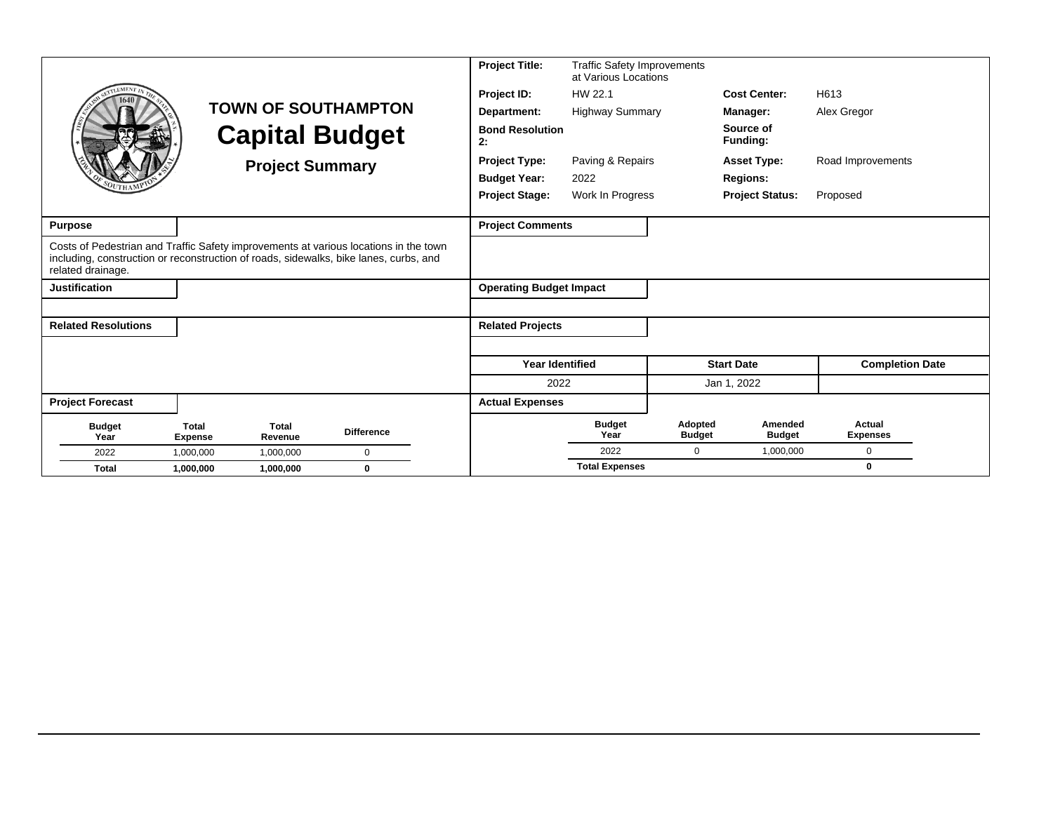# TOWN OF SOUTHAMPTON

## Capital Budget

### Project Summary

| | | | |
|---|---|---|---|
| **Project Title:** | Traffic Safety Improvements at Various Locations | | |
| **Project ID:** | HW 22.1 | **Cost Center:** | H613 |
| **Department:** | Highway Summary | **Manager:** | Alex Gregor |
| **Bond Resolution 2:** | | **Source of Funding:** | |
| **Project Type:** | Paving & Repairs | **Asset Type:** | Road Improvements |
| **Budget Year:** | 2022 | **Regions:** | |
| **Project Stage:** | Work In Progress | **Project Status:** | Proposed |

**Purpose**

Costs of Pedestrian and Traffic Safety improvements at various locations in the town including, construction or reconstruction of roads, sidewalks, bike lanes, curbs, and related drainage.

**Project Comments**

**Justification**

**Operating Budget Impact**

**Related Resolutions**

**Related Projects**

| Year Identified | Start Date | Completion Date |
|---|---|---|
| 2022 | Jan 1, 2022 | |

**Project Forecast**

| Budget Year | Total Expense | Total Revenue | Difference |
|---|---|---|---|
| 2022 | 1,000,000 | 1,000,000 | 0 |
| **Total** | **1,000,000** | **1,000,000** | **0** |

**Actual Expenses**

| Budget Year | Adopted Budget | Amended Budget | Actual Expenses |
|---|---|---|---|
| 2022 | 0 | 1,000,000 | 0 |
| **Total Expenses** | | | **0** |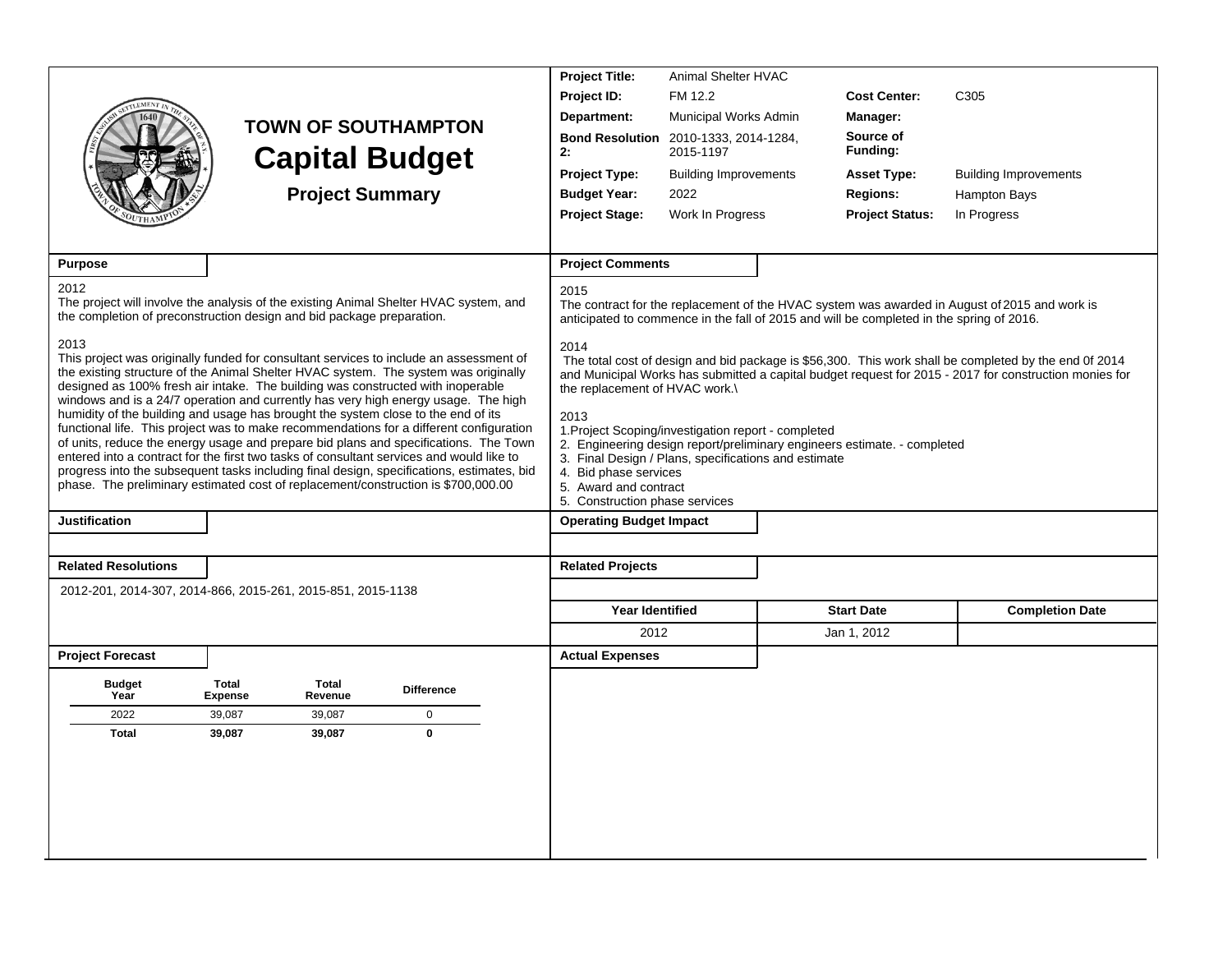# TOWN OF SOUTHAMPTON

## Capital Budget

### Project Summary

| | | | |
|---|---|---|---|
| **Project Title:** | Animal Shelter HVAC | | |
| **Project ID:** | FM 12.2 | **Cost Center:** | C305 |
| **Department:** | Municipal Works Admin | **Manager:** | |
| **Bond Resolution 2:** | 2010-1333, 2014-1284, 2015-1197 | **Source of Funding:** | |
| **Project Type:** | Building Improvements | **Asset Type:** | Building Improvements |
| **Budget Year:** | 2022 | **Regions:** | Hampton Bays |
| **Project Stage:** | Work In Progress | **Project Status:** | In Progress |

**Purpose**

2012
The project will involve the analysis of the existing Animal Shelter HVAC system, and the completion of preconstruction design and bid package preparation.

2013
This project was originally funded for consultant services to include an assessment of the existing structure of the Animal Shelter HVAC system. The system was originally designed as 100% fresh air intake. The building was constructed with inoperable windows and is a 24/7 operation and currently has very high energy usage. The high humidity of the building and usage has brought the system close to the end of its functional life. This project was to make recommendations for a different configuration of units, reduce the energy usage and prepare bid plans and specifications. The Town entered into a contract for the first two tasks of consultant services and would like to progress into the subsequent tasks including final design, specifications, estimates, bid phase. The preliminary estimated cost of replacement/construction is $700,000.00

**Project Comments**

2015
The contract for the replacement of the HVAC system was awarded in August of 2015 and work is anticipated to commence in the fall of 2015 and will be completed in the spring of 2016.

2014
The total cost of design and bid package is $56,300. This work shall be completed by the end 0f 2014 and Municipal Works has submitted a capital budget request for 2015 - 2017 for construction monies for the replacement of HVAC work.\

2013
1.Project Scoping/investigation report - completed
2. Engineering design report/preliminary engineers estimate. - completed
3. Final Design / Plans, specifications and estimate
4. Bid phase services
5. Award and contract
5. Construction phase services

**Justification**

**Operating Budget Impact**

**Related Resolutions**

2012-201, 2014-307, 2014-866, 2015-261, 2015-851, 2015-1138

**Related Projects**

| Year Identified | Start Date | Completion Date |
|---|---|---|
| 2012 | Jan 1, 2012 | |

**Project Forecast**

| Budget Year | Total Expense | Total Revenue | Difference |
|---|---|---|---|
| 2022 | 39,087 | 39,087 | 0 |
| **Total** | **39,087** | **39,087** | **0** |

**Actual Expenses**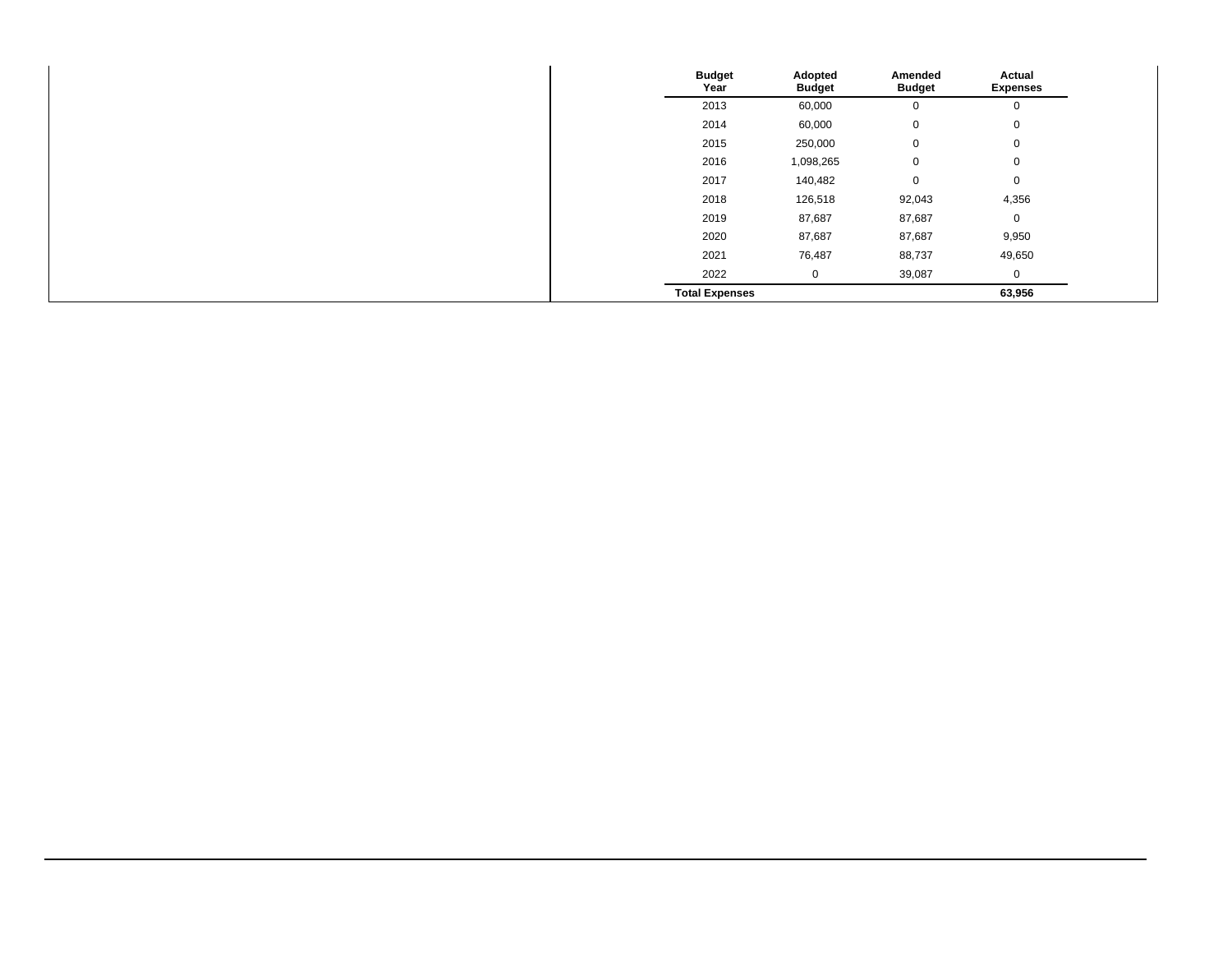| Budget Year | Adopted Budget | Amended Budget | Actual Expenses |
|---|---|---|---|
| 2013 | 60,000 | 0 | 0 |
| 2014 | 60,000 | 0 | 0 |
| 2015 | 250,000 | 0 | 0 |
| 2016 | 1,098,265 | 0 | 0 |
| 2017 | 140,482 | 0 | 0 |
| 2018 | 126,518 | 92,043 | 4,356 |
| 2019 | 87,687 | 87,687 | 0 |
| 2020 | 87,687 | 87,687 | 9,950 |
| 2021 | 76,487 | 88,737 | 49,650 |
| 2022 | 0 | 39,087 | 0 |
| **Total Expenses** | | | **63,956** |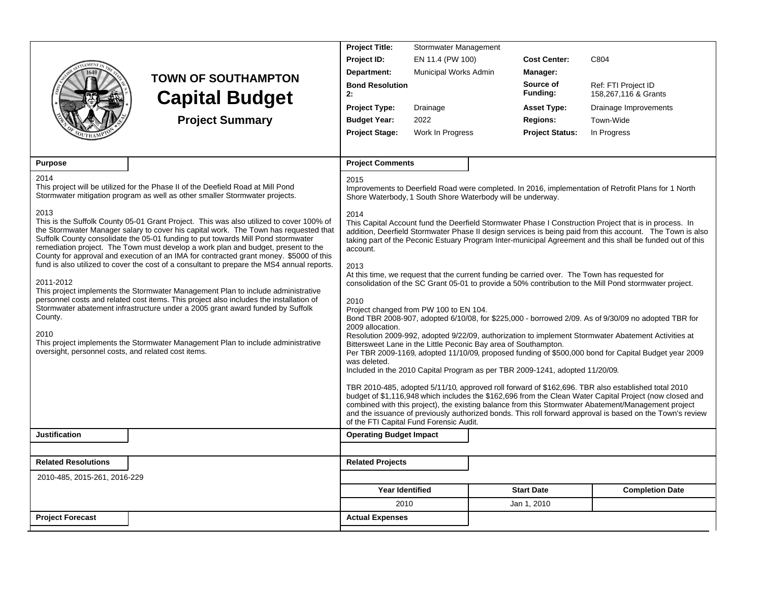# TOWN OF SOUTHAMPTON
## Capital Budget
### Project Summary

| | | | |
|---|---|---|---|
| **Project Title:** | Stormwater Management | | |
| **Project ID:** | EN 11.4 (PW 100) | **Cost Center:** | C804 |
| **Department:** | Municipal Works Admin | **Manager:** | |
| **Bond Resolution 2:** | | **Source of Funding:** | Ref: FTI Project ID 158,267,116 & Grants |
| **Project Type:** | Drainage | **Asset Type:** | Drainage Improvements |
| **Budget Year:** | 2022 | **Regions:** | Town-Wide |
| **Project Stage:** | Work In Progress | **Project Status:** | In Progress |

**Purpose**

2014
This project will be utilized for the Phase II of the Deefield Road at Mill Pond Stormwater mitigation program as well as other smaller Stormwater projects.

2013
This is the Suffolk County 05-01 Grant Project. This was also utilized to cover 100% of the Stormwater Manager salary to cover his capital work. The Town has requested that Suffolk County consolidate the 05-01 funding to put towards Mill Pond stormwater remediation project. The Town must develop a work plan and budget, present to the County for approval and execution of an IMA for contracted grant money. $5000 of this fund is also utilized to cover the cost of a consultant to prepare the MS4 annual reports.

2011-2012
This project implements the Stormwater Management Plan to include administrative personnel costs and related cost items. This project also includes the installation of Stormwater abatement infrastructure under a 2005 grant award funded by Suffolk County.

2010
This project implements the Stormwater Management Plan to include administrative oversight, personnel costs, and related cost items.

**Project Comments**

2015
Improvements to Deerfield Road were completed. In 2016, implementation of Retrofit Plans for 1 North Shore Waterbody, 1 South Shore Waterbody will be underway.

2014
This Capital Account fund the Deerfield Stormwater Phase I Construction Project that is in process. In addition, Deerfield Stormwater Phase II design services is being paid from this account. The Town is also taking part of the Peconic Estuary Program Inter-municipal Agreement and this shall be funded out of this account.

2013
At this time, we request that the current funding be carried over. The Town has requested for consolidation of the SC Grant 05-01 to provide a 50% contribution to the Mill Pond stormwater project.

2010
Project changed from PW 100 to EN 104.
Bond TBR 2008-907, adopted 6/10/08, for $225,000 - borrowed 2/09. As of 9/30/09 no adopted TBR for 2009 allocation.
Resolution 2009-992, adopted 9/22/09, authorization to implement Stormwater Abatement Activities at Bittersweet Lane in the Little Peconic Bay area of Southampton.
Per TBR 2009-1169, adopted 11/10/09, proposed funding of $500,000 bond for Capital Budget year 2009 was deleted.
Included in the 2010 Capital Program as per TBR 2009-1241, adopted 11/20/09.

TBR 2010-485, adopted 5/11/10, approved roll forward of $162,696. TBR also established total 2010 budget of $1,116,948 which includes the $162,696 from the Clean Water Capital Project (now closed and combined with this project), the existing balance from this Stormwater Abatement/Management project and the issuance of previously authorized bonds. This roll forward approval is based on the Town's review of the FTI Capital Fund Forensic Audit.

**Justification**

**Operating Budget Impact**

**Related Resolutions**

2010-485, 2015-261, 2016-229

**Related Projects**

| Year Identified | Start Date | Completion Date |
|---|---|---|
| 2010 | Jan 1, 2010 | |

**Project Forecast**

**Actual Expenses**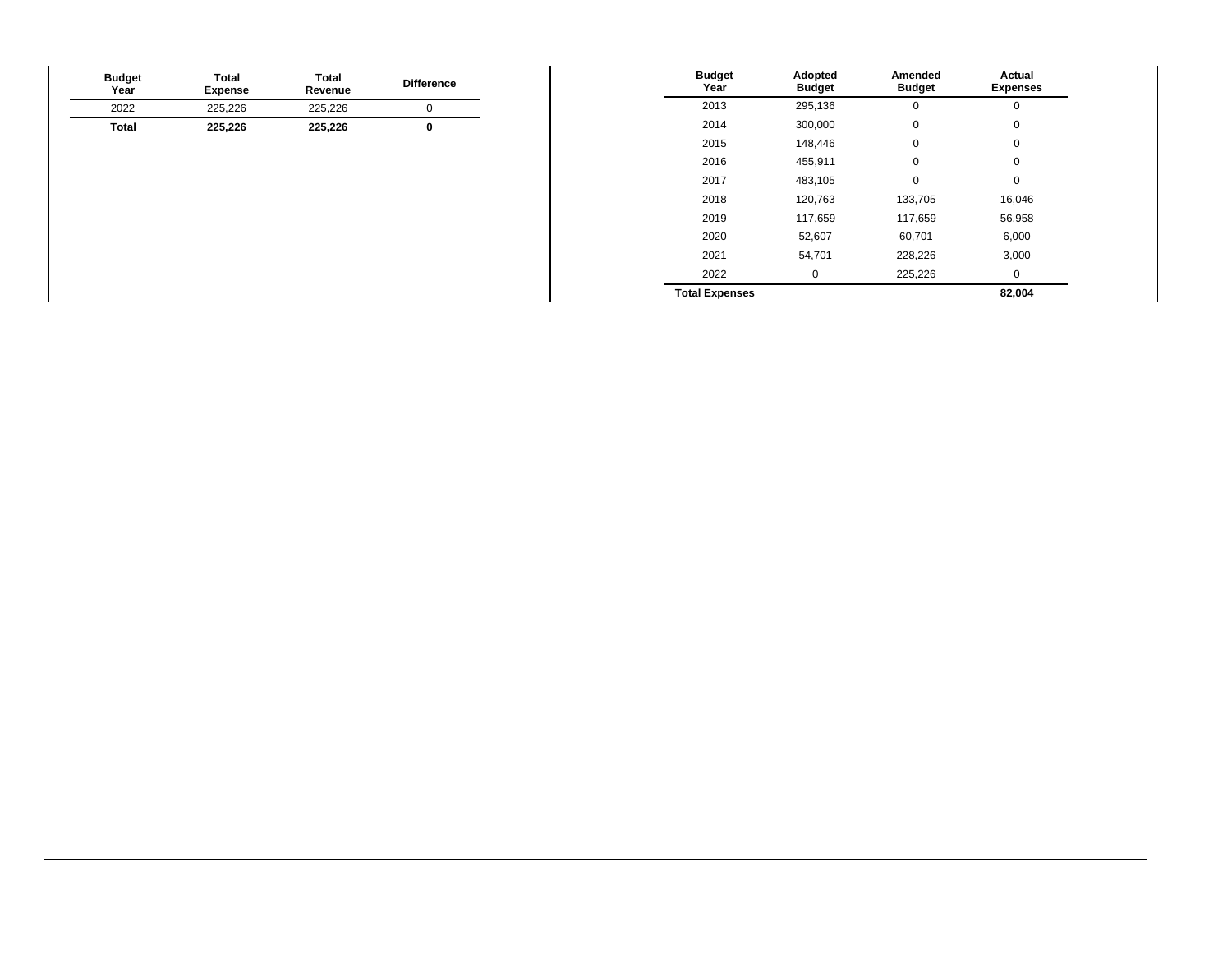| Budget Year | Total Expense | Total Revenue | Difference |
|---|---|---|---|
| 2022 | 225,226 | 225,226 | 0 |
| **Total** | **225,226** | **225,226** | **0** |

| Budget Year | Adopted Budget | Amended Budget | Actual Expenses |
|---|---|---|---|
| 2013 | 295,136 | 0 | 0 |
| 2014 | 300,000 | 0 | 0 |
| 2015 | 148,446 | 0 | 0 |
| 2016 | 455,911 | 0 | 0 |
| 2017 | 483,105 | 0 | 0 |
| 2018 | 120,763 | 133,705 | 16,046 |
| 2019 | 117,659 | 117,659 | 56,958 |
| 2020 | 52,607 | 60,701 | 6,000 |
| 2021 | 54,701 | 228,226 | 3,000 |
| 2022 | 0 | 225,226 | 0 |
| **Total Expenses** | | | **82,004** |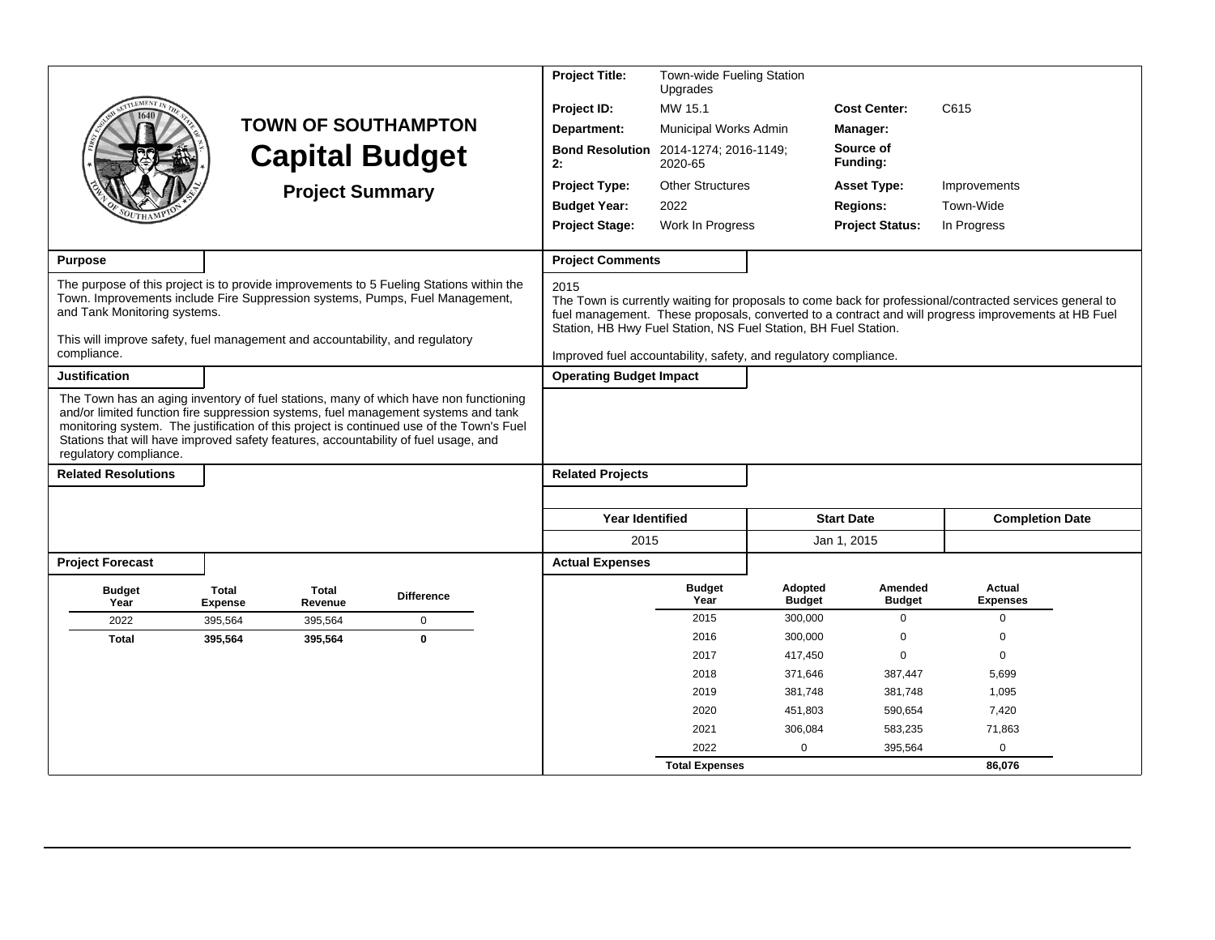# TOWN OF SOUTHAMPTON

# Capital Budget

## Project Summary

| | | | |
|---|---|---|---|
| **Project Title:** | Town-wide Fueling Station Upgrades | | |
| **Project ID:** | MW 15.1 | **Cost Center:** | C615 |
| **Department:** | Municipal Works Admin | **Manager:** | |
| **Bond Resolution 2:** | 2014-1274; 2016-1149; 2020-65 | **Source of Funding:** | |
| **Project Type:** | Other Structures | **Asset Type:** | Improvements |
| **Budget Year:** | 2022 | **Regions:** | Town-Wide |
| **Project Stage:** | Work In Progress | **Project Status:** | In Progress |

### Purpose

The purpose of this project is to provide improvements to 5 Fueling Stations within the Town. Improvements include Fire Suppression systems, Pumps, Fuel Management, and Tank Monitoring systems.

This will improve safety, fuel management and accountability, and regulatory compliance.

### Justification

The Town has an aging inventory of fuel stations, many of which have non functioning and/or limited function fire suppression systems, fuel management systems and tank monitoring system. The justification of this project is continued use of the Town's Fuel Stations that will have improved safety features, accountability of fuel usage, and regulatory compliance.

### Related Resolutions

### Project Comments

2015
The Town is currently waiting for proposals to come back for professional/contracted services general to fuel management. These proposals, converted to a contract and will progress improvements at HB Fuel Station, HB Hwy Fuel Station, NS Fuel Station, BH Fuel Station.

Improved fuel accountability, safety, and regulatory compliance.

### Operating Budget Impact

### Related Projects

| Year Identified | Start Date | Completion Date |
|---|---|---|
| 2015 | Jan 1, 2015 | |

### Project Forecast

| Budget Year | Total Expense | Total Revenue | Difference |
|---|---|---|---|
| 2022 | 395,564 | 395,564 | 0 |
| **Total** | **395,564** | **395,564** | **0** |

### Actual Expenses

| Budget Year | Adopted Budget | Amended Budget | Actual Expenses |
|---|---|---|---|
| 2015 | 300,000 | 0 | 0 |
| 2016 | 300,000 | 0 | 0 |
| 2017 | 417,450 | 0 | 0 |
| 2018 | 371,646 | 387,447 | 5,699 |
| 2019 | 381,748 | 381,748 | 1,095 |
| 2020 | 451,803 | 590,654 | 7,420 |
| 2021 | 306,084 | 583,235 | 71,863 |
| 2022 | 0 | 395,564 | 0 |
| **Total Expenses** | | | **86,076** |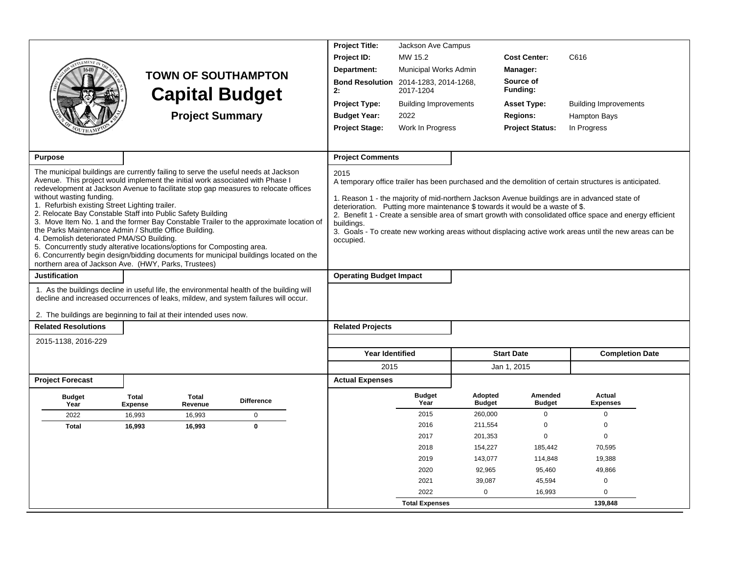# TOWN OF SOUTHAMPTON
# Capital Budget
## Project Summary

| | | | |
|---|---|---|---|
| **Project Title:** | Jackson Ave Campus | | |
| **Project ID:** | MW 15.2 | **Cost Center:** | C616 |
| **Department:** | Municipal Works Admin | **Manager:** | |
| **Bond Resolution 2:** | 2014-1283, 2014-1268, 2017-1204 | **Source of Funding:** | |
| **Project Type:** | Building Improvements | **Asset Type:** | Building Improvements |
| **Budget Year:** | 2022 | **Regions:** | Hampton Bays |
| **Project Stage:** | Work In Progress | **Project Status:** | In Progress |

### Purpose

The municipal buildings are currently failing to serve the useful needs at Jackson Avenue. This project would implement the initial work associated with Phase I redevelopment at Jackson Avenue to facilitate stop gap measures to relocate offices without wasting funding.
1. Refurbish existing Street Lighting trailer.
2. Relocate Bay Constable Staff into Public Safety Building
3. Move Item No. 1 and the former Bay Constable Trailer to the approximate location of the Parks Maintenance Admin / Shuttle Office Building.
4. Demolish deteriorated PMA/SO Building.
5. Concurrently study alterative locations/options for Composting area.
6. Concurrently begin design/bidding documents for municipal buildings located on the northern area of Jackson Ave. (HWY, Parks, Trustees)

### Project Comments

2015
A temporary office trailer has been purchased and the demolition of certain structures is anticipated.

1. Reason 1 - the majority of mid-northern Jackson Avenue buildings are in advanced state of deterioration. Putting more maintenance $ towards it would be a waste of $.
2. Benefit 1 - Create a sensible area of smart growth with consolidated office space and energy efficient buildings.
3. Goals - To create new working areas without displacing active work areas until the new areas can be occupied.

### Justification

1. As the buildings decline in useful life, the environmental health of the building will decline and increased occurrences of leaks, mildew, and system failures will occur.

2. The buildings are beginning to fail at their intended uses now.

### Operating Budget Impact

### Related Resolutions

2015-1138, 2016-229

### Related Projects

| Year Identified | Start Date | Completion Date |
|---|---|---|
| 2015 | Jan 1, 2015 | |

### Project Forecast

| Budget Year | Total Expense | Total Revenue | Difference |
|---|---|---|---|
| 2022 | 16,993 | 16,993 | 0 |
| **Total** | **16,993** | **16,993** | **0** |

### Actual Expenses

| Budget Year | Adopted Budget | Amended Budget | Actual Expenses |
|---|---|---|---|
| 2015 | 260,000 | 0 | 0 |
| 2016 | 211,554 | 0 | 0 |
| 2017 | 201,353 | 0 | 0 |
| 2018 | 154,227 | 185,442 | 70,595 |
| 2019 | 143,077 | 114,848 | 19,388 |
| 2020 | 92,965 | 95,460 | 49,866 |
| 2021 | 39,087 | 45,594 | 0 |
| 2022 | 0 | 16,993 | 0 |
| **Total Expenses** | | | **139,848** |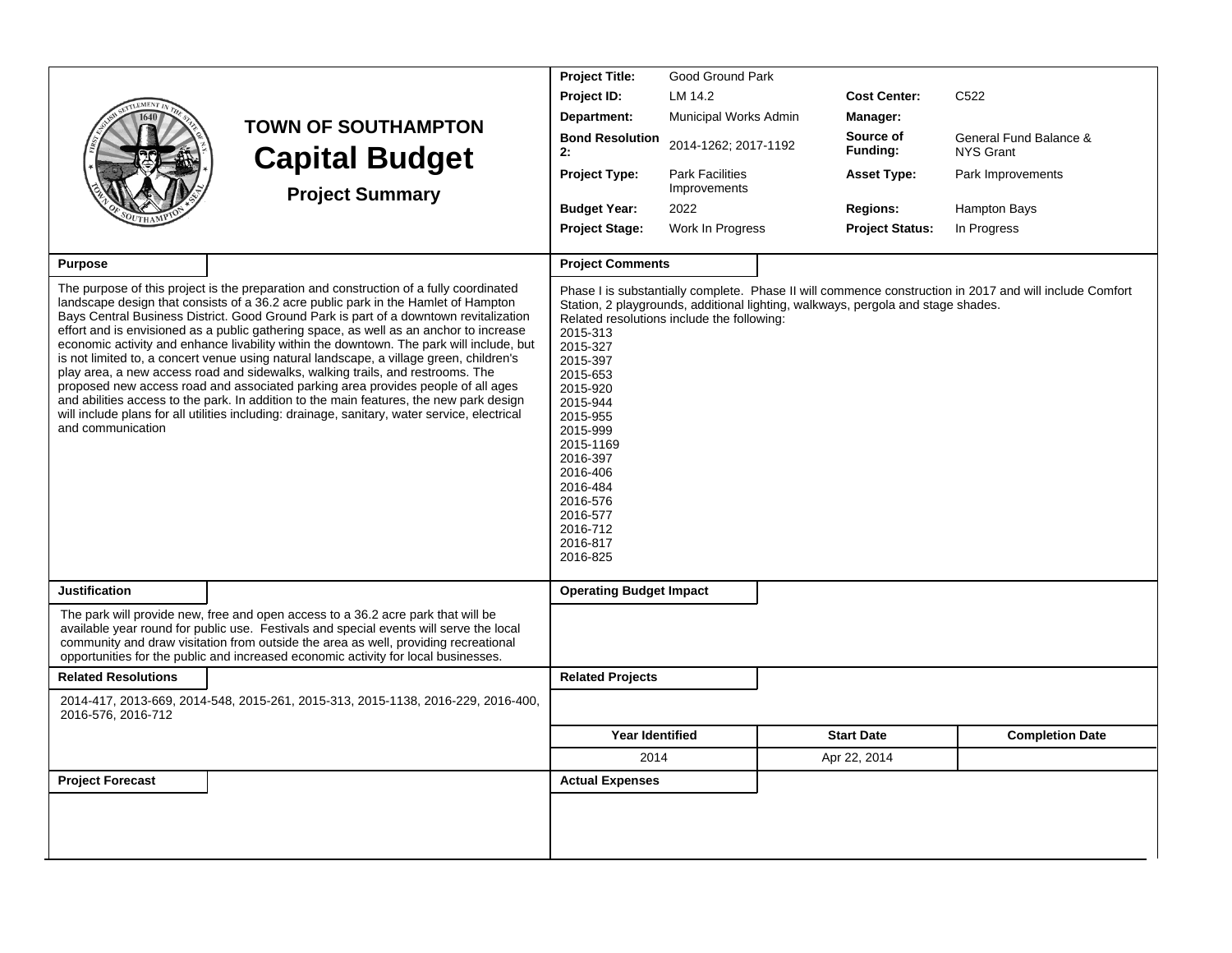# TOWN OF SOUTHAMPTON

# Capital Budget

### Project Summary

| | | | |
|---|---|---|---|
| **Project Title:** | Good Ground Park | | |
| **Project ID:** | LM 14.2 | **Cost Center:** | C522 |
| **Department:** | Municipal Works Admin | **Manager:** | |
| **Bond Resolution 2:** | 2014-1262; 2017-1192 | **Source of Funding:** | General Fund Balance & NYS Grant |
| **Project Type:** | Park Facilities Improvements | **Asset Type:** | Park Improvements |
| **Budget Year:** | 2022 | **Regions:** | Hampton Bays |
| **Project Stage:** | Work In Progress | **Project Status:** | In Progress |

**Purpose**

The purpose of this project is the preparation and construction of a fully coordinated landscape design that consists of a 36.2 acre public park in the Hamlet of Hampton Bays Central Business District. Good Ground Park is part of a downtown revitalization effort and is envisioned as a public gathering space, as well as an anchor to increase economic activity and enhance livability within the downtown. The park will include, but is not limited to, a concert venue using natural landscape, a village green, children's play area, a new access road and sidewalks, walking trails, and restrooms. The proposed new access road and associated parking area provides people of all ages and abilities access to the park. In addition to the main features, the new park design will include plans for all utilities including: drainage, sanitary, water service, electrical and communication

**Project Comments**

Phase I is substantially complete. Phase II will commence construction in 2017 and will include Comfort Station, 2 playgrounds, additional lighting, walkways, pergola and stage shades.
Related resolutions include the following:
2015-313
2015-327
2015-397
2015-653
2015-920
2015-944
2015-955
2015-999
2015-1169
2016-397
2016-406
2016-484
2016-576
2016-577
2016-712
2016-817
2016-825

**Justification**

The park will provide new, free and open access to a 36.2 acre park that will be available year round for public use. Festivals and special events will serve the local community and draw visitation from outside the area as well, providing recreational opportunities for the public and increased economic activity for local businesses.

**Operating Budget Impact**

**Related Resolutions**

2014-417, 2013-669, 2014-548, 2015-261, 2015-313, 2015-1138, 2016-229, 2016-400, 2016-576, 2016-712

**Related Projects**

| Year Identified | Start Date | Completion Date |
|---|---|---|
| 2014 | Apr 22, 2014 | |

**Project Forecast**

**Actual Expenses**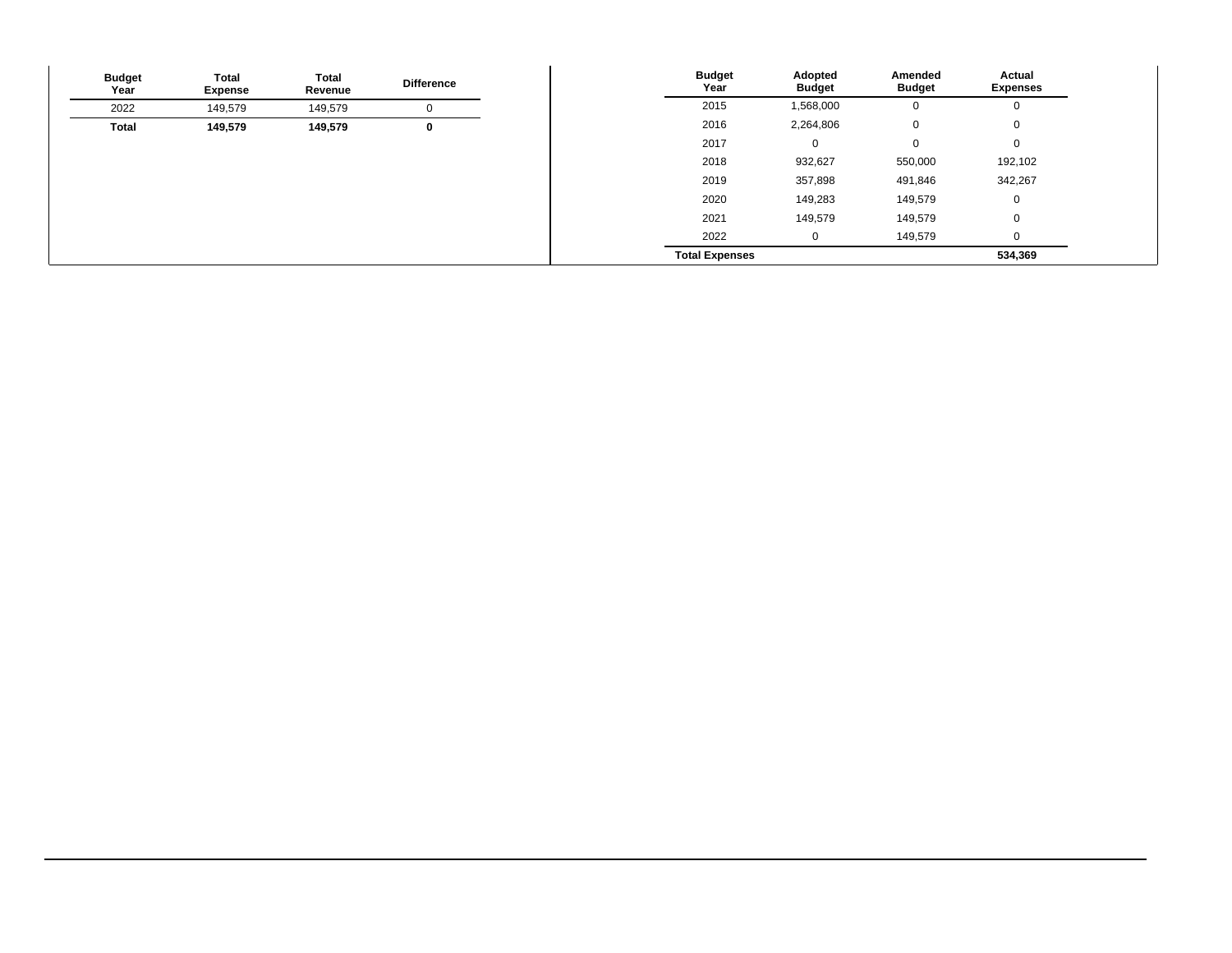| Budget Year | Total Expense | Total Revenue | Difference |
|---|---|---|---|
| 2022 | 149,579 | 149,579 | 0 |
| **Total** | **149,579** | **149,579** | **0** |

| Budget Year | Adopted Budget | Amended Budget | Actual Expenses |
|---|---|---|---|
| 2015 | 1,568,000 | 0 | 0 |
| 2016 | 2,264,806 | 0 | 0 |
| 2017 | 0 | 0 | 0 |
| 2018 | 932,627 | 550,000 | 192,102 |
| 2019 | 357,898 | 491,846 | 342,267 |
| 2020 | 149,283 | 149,579 | 0 |
| 2021 | 149,579 | 149,579 | 0 |
| 2022 | 0 | 149,579 | 0 |
| **Total Expenses** | | | **534,369** |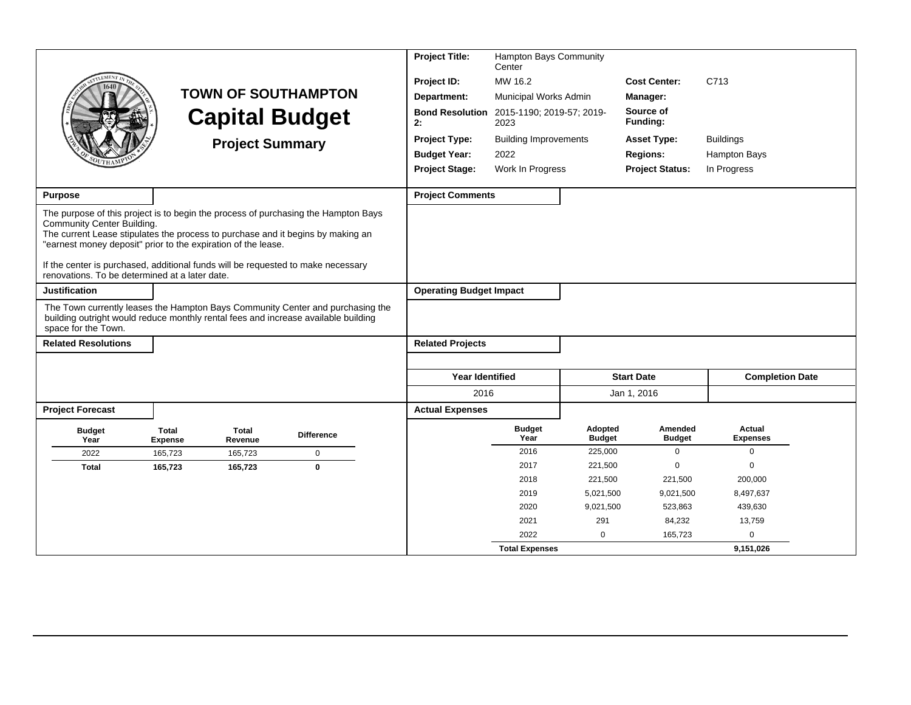# TOWN OF SOUTHAMPTON

# Capital Budget

## Project Summary

| | | | |
|---|---|---|---|
| **Project Title:** | Hampton Bays Community Center | | |
| **Project ID:** | MW 16.2 | **Cost Center:** | C713 |
| **Department:** | Municipal Works Admin | **Manager:** | |
| **Bond Resolution 2:** | 2015-1190; 2019-57; 2019-2023 | **Source of Funding:** | |
| **Project Type:** | Building Improvements | **Asset Type:** | Buildings |
| **Budget Year:** | 2022 | **Regions:** | Hampton Bays |
| **Project Stage:** | Work In Progress | **Project Status:** | In Progress |

### Purpose

The purpose of this project is to begin the process of purchasing the Hampton Bays Community Center Building.
The current Lease stipulates the process to purchase and it begins by making an "earnest money deposit" prior to the expiration of the lease.

If the center is purchased, additional funds will be requested to make necessary renovations. To be determined at a later date.

### Justification

The Town currently leases the Hampton Bays Community Center and purchasing the building outright would reduce monthly rental fees and increase available building space for the Town.

### Related Resolutions

### Project Comments

### Operating Budget Impact

### Related Projects

| Year Identified | Start Date | Completion Date |
|---|---|---|
| 2016 | Jan 1, 2016 | |

### Project Forecast

| Budget Year | Total Expense | Total Revenue | Difference |
|---|---|---|---|
| 2022 | 165,723 | 165,723 | 0 |
| **Total** | **165,723** | **165,723** | **0** |

### Actual Expenses

| Budget Year | Adopted Budget | Amended Budget | Actual Expenses |
|---|---|---|---|
| 2016 | 225,000 | 0 | 0 |
| 2017 | 221,500 | 0 | 0 |
| 2018 | 221,500 | 221,500 | 200,000 |
| 2019 | 5,021,500 | 9,021,500 | 8,497,637 |
| 2020 | 9,021,500 | 523,863 | 439,630 |
| 2021 | 291 | 84,232 | 13,759 |
| 2022 | 0 | 165,723 | 0 |
| **Total Expenses** | | | **9,151,026** |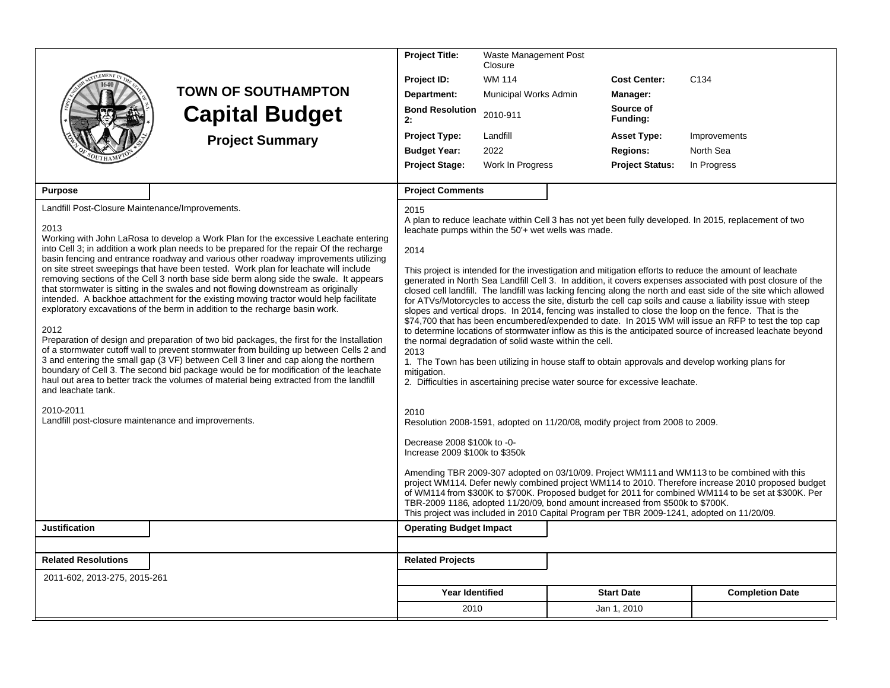# TOWN OF SOUTHAMPTON
# Capital Budget
### Project Summary

| | | | |
|---|---|---|---|
| **Project Title:** | Waste Management Post Closure | | |
| **Project ID:** | WM 114 | **Cost Center:** | C134 |
| **Department:** | Municipal Works Admin | **Manager:** | |
| **Bond Resolution 2:** | 2010-911 | **Source of Funding:** | |
| **Project Type:** | Landfill | **Asset Type:** | Improvements |
| **Budget Year:** | 2022 | **Regions:** | North Sea |
| **Project Stage:** | Work In Progress | **Project Status:** | In Progress |

**Purpose**

Landfill Post-Closure Maintenance/Improvements.

2013
Working with John LaRosa to develop a Work Plan for the excessive Leachate entering into Cell 3; in addition a work plan needs to be prepared for the repair Of the recharge basin fencing and entrance roadway and various other roadway improvements utilizing on site street sweepings that have been tested. Work plan for leachate will include removing sections of the Cell 3 north base side berm along side the swale. It appears that stormwater is sitting in the swales and not flowing downstream as originally intended. A backhoe attachment for the existing mowing tractor would help facilitate exploratory excavations of the berm in addition to the recharge basin work.

2012
Preparation of design and preparation of two bid packages, the first for the Installation of a stormwater cutoff wall to prevent stormwater from building up between Cells 2 and 3 and entering the small gap (3 VF) between Cell 3 liner and cap along the northern boundary of Cell 3. The second bid package would be for modification of the leachate haul out area to better track the volumes of material being extracted from the landfill and leachate tank.

2010-2011
Landfill post-closure maintenance and improvements.

**Project Comments**

2015
A plan to reduce leachate within Cell 3 has not yet been fully developed. In 2015, replacement of two leachate pumps within the 50'+ wet wells was made.

2014

This project is intended for the investigation and mitigation efforts to reduce the amount of leachate generated in North Sea Landfill Cell 3. In addition, it covers expenses associated with post closure of the closed cell landfill. The landfill was lacking fencing along the north and east side of the site which allowed for ATVs/Motorcycles to access the site, disturb the cell cap soils and cause a liability issue with steep slopes and vertical drops. In 2014, fencing was installed to close the loop on the fence. That is the $74,700 that has been encumbered/expended to date. In 2015 WM will issue an RFP to test the top cap to determine locations of stormwater inflow as this is the anticipated source of increased leachate beyond the normal degradation of solid waste within the cell.
2013
1. The Town has been utilizing in house staff to obtain approvals and develop working plans for mitigation.
2. Difficulties in ascertaining precise water source for excessive leachate.

2010
Resolution 2008-1591, adopted on 11/20/08, modify project from 2008 to 2009.

Decrease 2008 $100k to -0-
Increase 2009 $100k to $350k

Amending TBR 2009-307 adopted on 03/10/09. Project WM111 and WM113 to be combined with this project WM114. Defer newly combined project WM114 to 2010. Therefore increase 2010 proposed budget of WM114 from $300K to $700K. Proposed budget for 2011 for combined WM114 to be set at $300K. Per TBR-2009 1186, adopted 11/20/09, bond amount increased from $500k to $700K.
This project was included in 2010 Capital Program per TBR 2009-1241, adopted on 11/20/09.

**Justification**

**Operating Budget Impact**

**Related Resolutions**

2011-602, 2013-275, 2015-261

**Related Projects**

| Year Identified | Start Date | Completion Date |
|---|---|---|
| 2010 | Jan 1, 2010 | |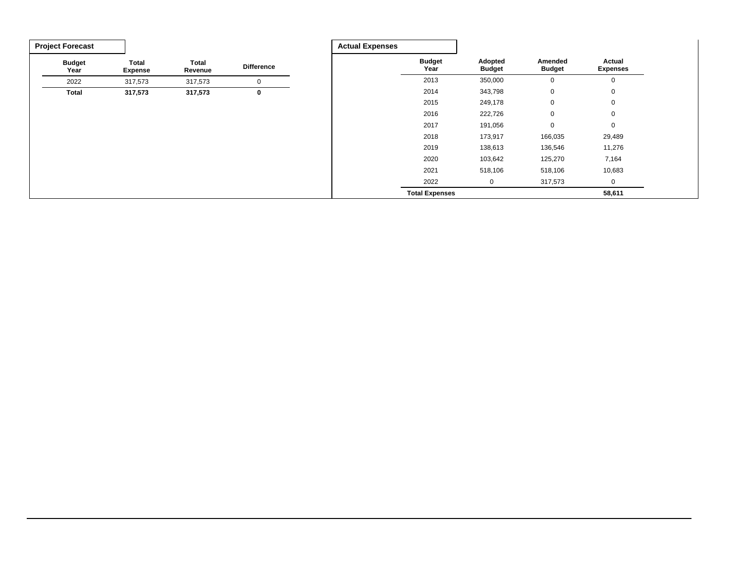**Project Forecast**

| Budget Year | Total Expense | Total Revenue | Difference |
|---|---|---|---|
| 2022 | 317,573 | 317,573 | 0 |
| **Total** | **317,573** | **317,573** | **0** |

**Actual Expenses**

| Budget Year | Adopted Budget | Amended Budget | Actual Expenses |
|---|---|---|---|
| 2013 | 350,000 | 0 | 0 |
| 2014 | 343,798 | 0 | 0 |
| 2015 | 249,178 | 0 | 0 |
| 2016 | 222,726 | 0 | 0 |
| 2017 | 191,056 | 0 | 0 |
| 2018 | 173,917 | 166,035 | 29,489 |
| 2019 | 138,613 | 136,546 | 11,276 |
| 2020 | 103,642 | 125,270 | 7,164 |
| 2021 | 518,106 | 518,106 | 10,683 |
| 2022 | 0 | 317,573 | 0 |
| **Total Expenses** | | | **58,611** |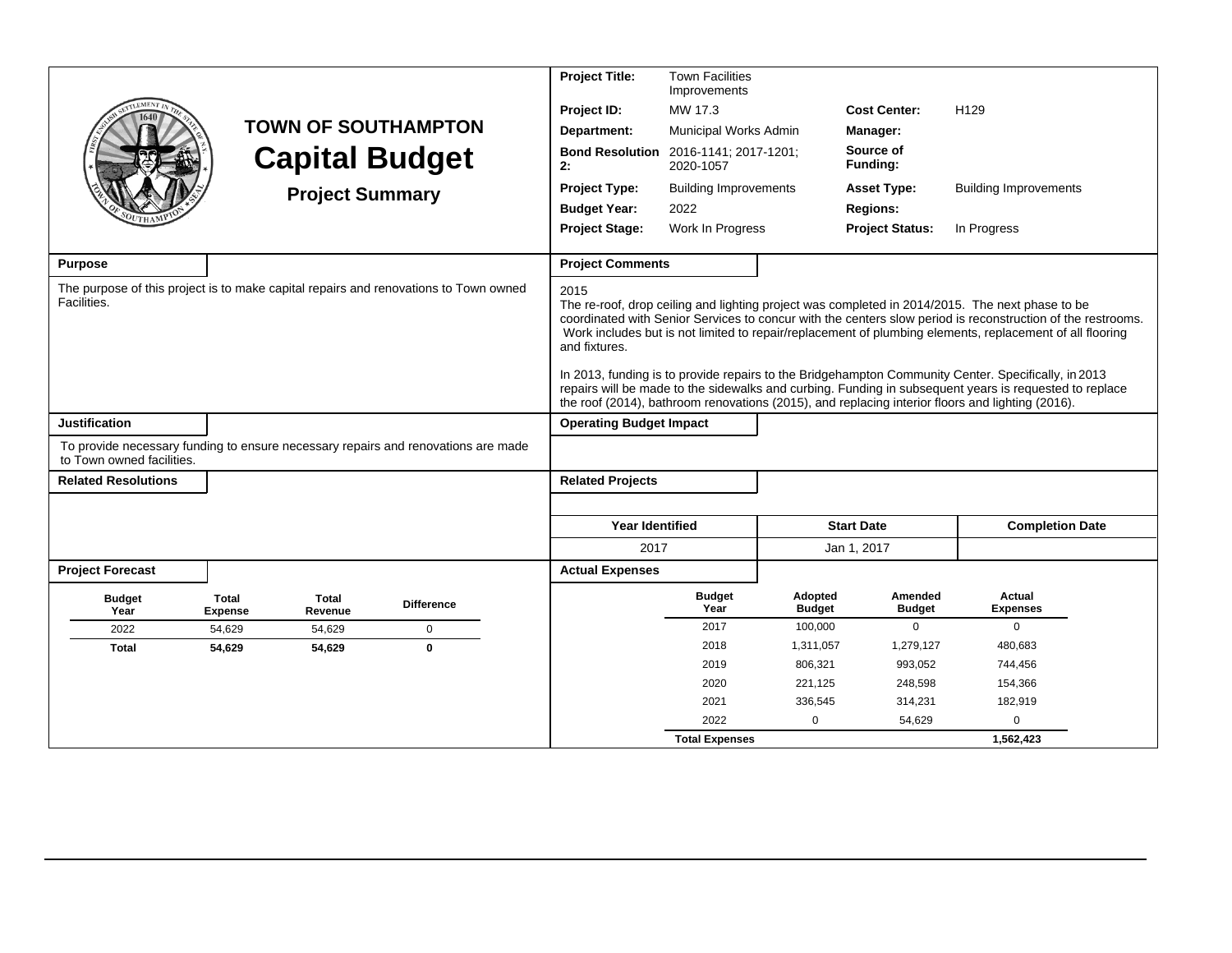# TOWN OF SOUTHAMPTON

# Capital Budget

## Project Summary

| | | | |
|---|---|---|---|
| **Project Title:** | Town Facilities Improvements | | |
| **Project ID:** | MW 17.3 | **Cost Center:** | H129 |
| **Department:** | Municipal Works Admin | **Manager:** | |
| **Bond Resolution 2:** | 2016-1141; 2017-1201; 2020-1057 | **Source of Funding:** | |
| **Project Type:** | Building Improvements | **Asset Type:** | Building Improvements |
| **Budget Year:** | 2022 | **Regions:** | |
| **Project Stage:** | Work In Progress | **Project Status:** | In Progress |

### Purpose

The purpose of this project is to make capital repairs and renovations to Town owned Facilities.

### Project Comments

2015
The re-roof, drop ceiling and lighting project was completed in 2014/2015. The next phase to be coordinated with Senior Services to concur with the centers slow period is reconstruction of the restrooms. Work includes but is not limited to repair/replacement of plumbing elements, replacement of all flooring and fixtures.

In 2013, funding is to provide repairs to the Bridgehampton Community Center. Specifically, in 2013 repairs will be made to the sidewalks and curbing. Funding in subsequent years is requested to replace the roof (2014), bathroom renovations (2015), and replacing interior floors and lighting (2016).

### Justification

To provide necessary funding to ensure necessary repairs and renovations are made to Town owned facilities.

### Operating Budget Impact

### Related Resolutions

### Related Projects

| Year Identified | Start Date | Completion Date |
|---|---|---|
| 2017 | Jan 1, 2017 | |

### Project Forecast

| Budget Year | Total Expense | Total Revenue | Difference |
|---|---|---|---|
| 2022 | 54,629 | 54,629 | 0 |
| **Total** | **54,629** | **54,629** | **0** |

### Actual Expenses

| Budget Year | Adopted Budget | Amended Budget | Actual Expenses |
|---|---|---|---|
| 2017 | 100,000 | 0 | 0 |
| 2018 | 1,311,057 | 1,279,127 | 480,683 |
| 2019 | 806,321 | 993,052 | 744,456 |
| 2020 | 221,125 | 248,598 | 154,366 |
| 2021 | 336,545 | 314,231 | 182,919 |
| 2022 | 0 | 54,629 | 0 |
| **Total Expenses** | | | **1,562,423** |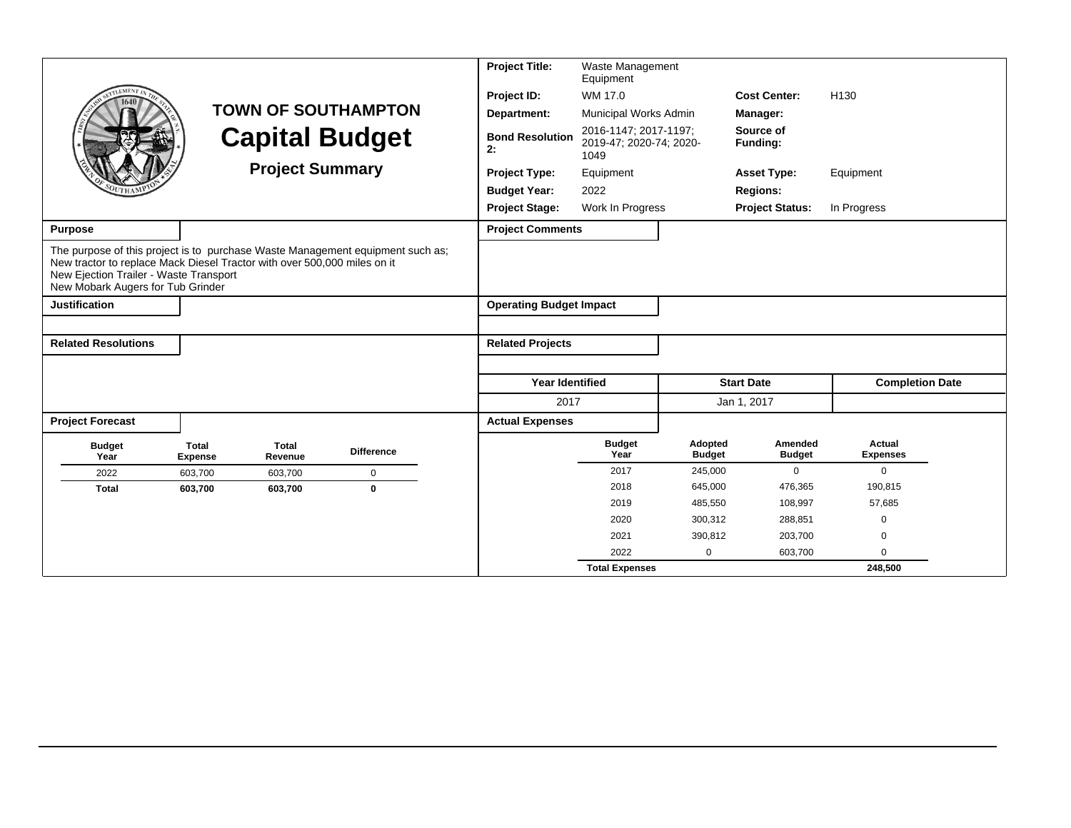# TOWN OF SOUTHAMPTON

## Capital Budget

### Project Summary

| | | | |
|---|---|---|---|
| **Project Title:** | Waste Management Equipment | | |
| **Project ID:** | WM 17.0 | **Cost Center:** | H130 |
| **Department:** | Municipal Works Admin | **Manager:** | |
| **Bond Resolution 2:** | 2016-1147; 2017-1197; 2019-47; 2020-74; 2020-1049 | **Source of Funding:** | |
| **Project Type:** | Equipment | **Asset Type:** | Equipment |
| **Budget Year:** | 2022 | **Regions:** | |
| **Project Stage:** | Work In Progress | **Project Status:** | In Progress |

**Purpose**

The purpose of this project is to purchase Waste Management equipment such as;
New tractor to replace Mack Diesel Tractor with over 500,000 miles on it
New Ejection Trailer - Waste Transport
New Mobark Augers for Tub Grinder

**Project Comments**

**Justification**

**Operating Budget Impact**

**Related Resolutions**

**Related Projects**

| Year Identified | Start Date | Completion Date |
|---|---|---|
| 2017 | Jan 1, 2017 | |

**Project Forecast**

| Budget Year | Total Expense | Total Revenue | Difference |
|---|---|---|---|
| 2022 | 603,700 | 603,700 | 0 |
| **Total** | **603,700** | **603,700** | **0** |

**Actual Expenses**

| Budget Year | Adopted Budget | Amended Budget | Actual Expenses |
|---|---|---|---|
| 2017 | 245,000 | 0 | 0 |
| 2018 | 645,000 | 476,365 | 190,815 |
| 2019 | 485,550 | 108,997 | 57,685 |
| 2020 | 300,312 | 288,851 | 0 |
| 2021 | 390,812 | 203,700 | 0 |
| 2022 | 0 | 603,700 | 0 |
| **Total Expenses** | | | **248,500** |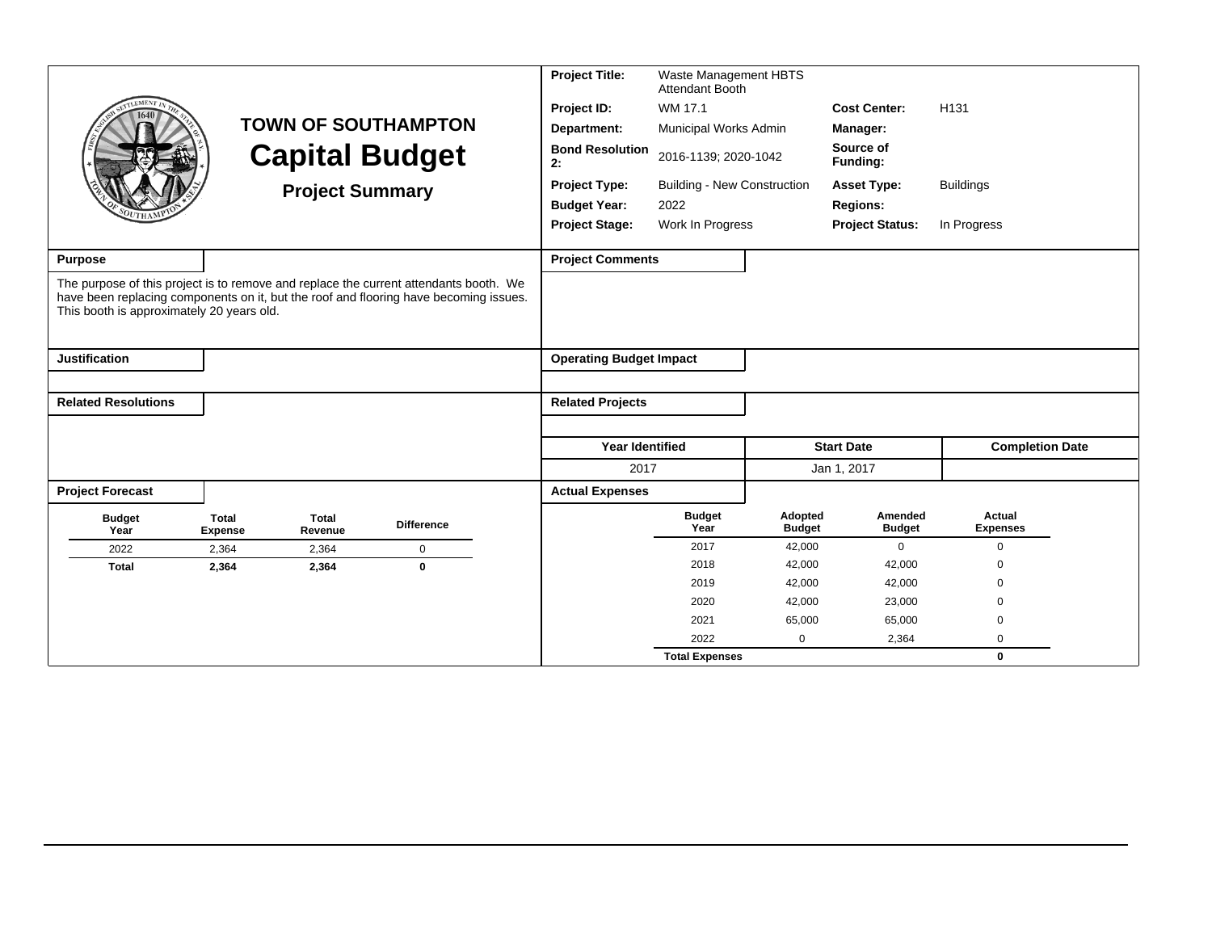# TOWN OF SOUTHAMPTON

# Capital Budget

## Project Summary

| | | | |
|---|---|---|---|
| **Project Title:** | Waste Management HBTS Attendant Booth | | |
| **Project ID:** | WM 17.1 | **Cost Center:** | H131 |
| **Department:** | Municipal Works Admin | **Manager:** | |
| **Bond Resolution 2:** | 2016-1139; 2020-1042 | **Source of Funding:** | |
| **Project Type:** | Building - New Construction | **Asset Type:** | Buildings |
| **Budget Year:** | 2022 | **Regions:** | |
| **Project Stage:** | Work In Progress | **Project Status:** | In Progress |

### Purpose

The purpose of this project is to remove and replace the current attendants booth. We have been replacing components on it, but the roof and flooring have becoming issues. This booth is approximately 20 years old.

### Project Comments

### Justification

### Operating Budget Impact

### Related Resolutions

### Related Projects

| Year Identified | Start Date | Completion Date |
|---|---|---|
| 2017 | Jan 1, 2017 | |

### Project Forecast

| Budget Year | Total Expense | Total Revenue | Difference |
|---|---|---|---|
| 2022 | 2,364 | 2,364 | 0 |
| **Total** | **2,364** | **2,364** | **0** |

### Actual Expenses

| Budget Year | Adopted Budget | Amended Budget | Actual Expenses |
|---|---|---|---|
| 2017 | 42,000 | 0 | 0 |
| 2018 | 42,000 | 42,000 | 0 |
| 2019 | 42,000 | 42,000 | 0 |
| 2020 | 42,000 | 23,000 | 0 |
| 2021 | 65,000 | 65,000 | 0 |
| 2022 | 0 | 2,364 | 0 |
| **Total Expenses** | | | **0** |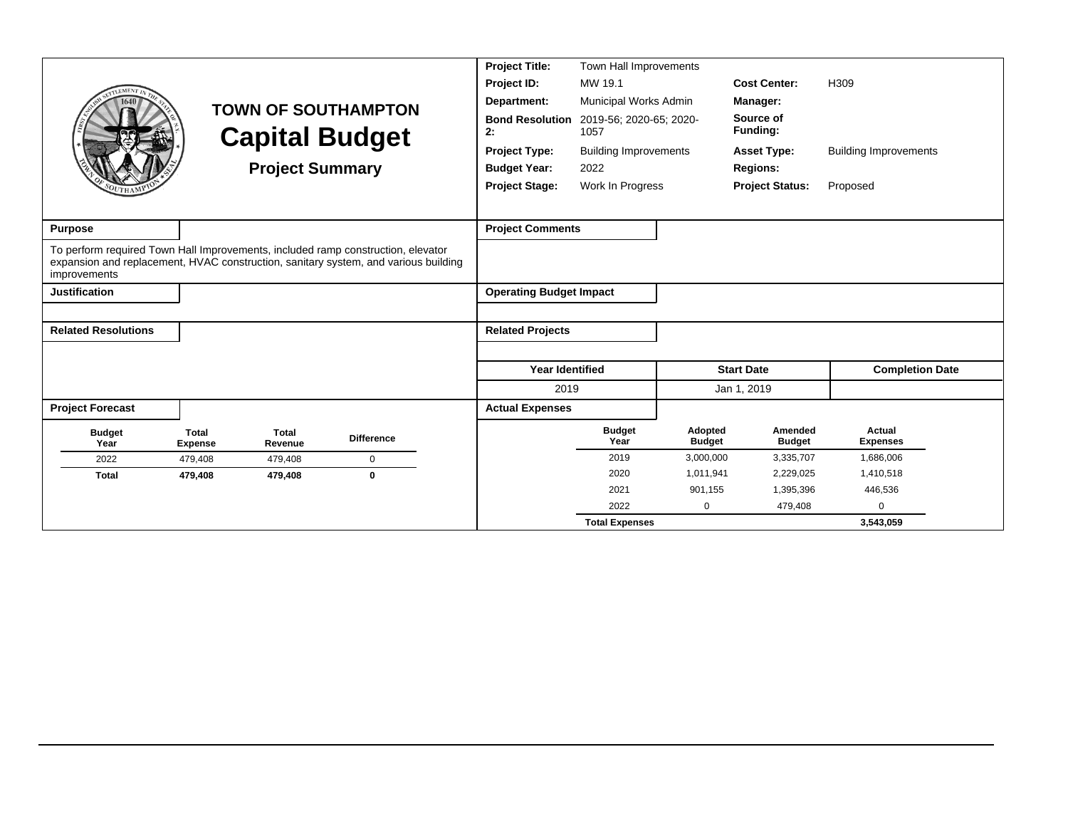# TOWN OF SOUTHAMPTON

## Capital Budget

### Project Summary

| | | | |
|---|---|---|---|
| **Project Title:** | Town Hall Improvements | | |
| **Project ID:** | MW 19.1 | **Cost Center:** | H309 |
| **Department:** | Municipal Works Admin | **Manager:** | |
| **Bond Resolution 2:** | 2019-56; 2020-65; 2020-1057 | **Source of Funding:** | |
| **Project Type:** | Building Improvements | **Asset Type:** | Building Improvements |
| **Budget Year:** | 2022 | **Regions:** | |
| **Project Stage:** | Work In Progress | **Project Status:** | Proposed |

**Purpose**

To perform required Town Hall Improvements, included ramp construction, elevator expansion and replacement, HVAC construction, sanitary system, and various building improvements

**Justification**

**Related Resolutions**

**Project Comments**

**Operating Budget Impact**

**Related Projects**

| Year Identified | Start Date | Completion Date |
|---|---|---|
| 2019 | Jan 1, 2019 | |

**Project Forecast**

| Budget Year | Total Expense | Total Revenue | Difference |
|---|---|---|---|
| 2022 | 479,408 | 479,408 | 0 |
| **Total** | **479,408** | **479,408** | **0** |

**Actual Expenses**

| Budget Year | Adopted Budget | Amended Budget | Actual Expenses |
|---|---|---|---|
| 2019 | 3,000,000 | 3,335,707 | 1,686,006 |
| 2020 | 1,011,941 | 2,229,025 | 1,410,518 |
| 2021 | 901,155 | 1,395,396 | 446,536 |
| 2022 | 0 | 479,408 | 0 |
| **Total Expenses** | | | **3,543,059** |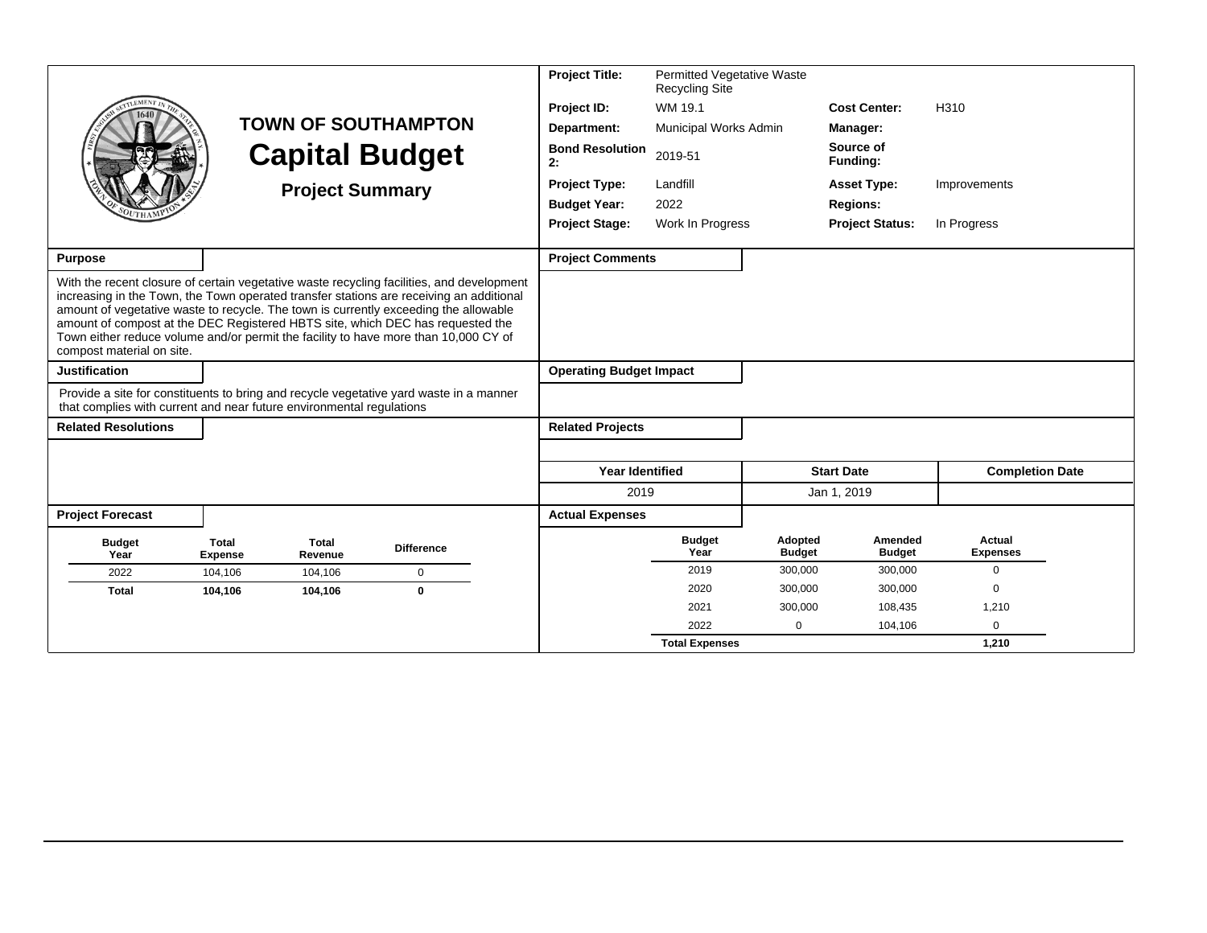# TOWN OF SOUTHAMPTON
# Capital Budget
## Project Summary

| | | | |
|---|---|---|---|
| **Project Title:** | Permitted Vegetative Waste Recycling Site | | |
| **Project ID:** | WM 19.1 | **Cost Center:** | H310 |
| **Department:** | Municipal Works Admin | **Manager:** | |
| **Bond Resolution 2:** | 2019-51 | **Source of Funding:** | |
| **Project Type:** | Landfill | **Asset Type:** | Improvements |
| **Budget Year:** | 2022 | **Regions:** | |
| **Project Stage:** | Work In Progress | **Project Status:** | In Progress |

### Purpose

With the recent closure of certain vegetative waste recycling facilities, and development increasing in the Town, the Town operated transfer stations are receiving an additional amount of vegetative waste to recycle. The town is currently exceeding the allowable amount of compost at the DEC Registered HBTS site, which DEC has requested the Town either reduce volume and/or permit the facility to have more than 10,000 CY of compost material on site.

### Project Comments

### Justification

Provide a site for constituents to bring and recycle vegetative yard waste in a manner that complies with current and near future environmental regulations

### Operating Budget Impact

### Related Resolutions

### Related Projects

| Year Identified | Start Date | Completion Date |
|---|---|---|
| 2019 | Jan 1, 2019 | |

### Project Forecast

| Budget Year | Total Expense | Total Revenue | Difference |
|---|---|---|---|
| 2022 | 104,106 | 104,106 | 0 |
| **Total** | **104,106** | **104,106** | **0** |

### Actual Expenses

| Budget Year | Adopted Budget | Amended Budget | Actual Expenses |
|---|---|---|---|
| 2019 | 300,000 | 300,000 | 0 |
| 2020 | 300,000 | 300,000 | 0 |
| 2021 | 300,000 | 108,435 | 1,210 |
| 2022 | 0 | 104,106 | 0 |
| **Total Expenses** | | | **1,210** |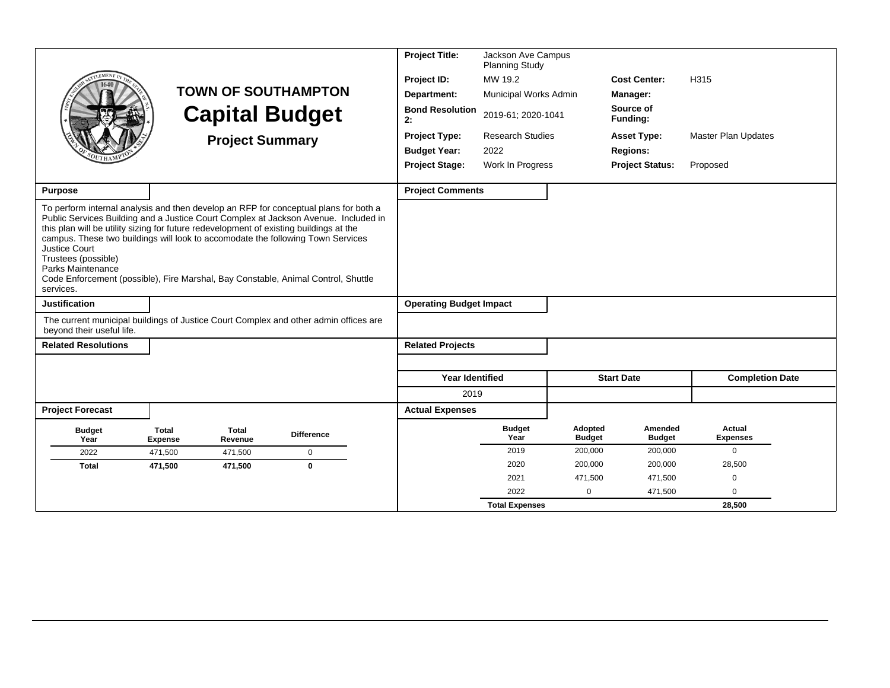# TOWN OF SOUTHAMPTON
## Capital Budget
### Project Summary

| | | | |
|---|---|---|---|
| **Project Title:** | Jackson Ave Campus Planning Study | | |
| **Project ID:** | MW 19.2 | **Cost Center:** | H315 |
| **Department:** | Municipal Works Admin | **Manager:** | |
| **Bond Resolution 2:** | 2019-61; 2020-1041 | **Source of Funding:** | |
| **Project Type:** | Research Studies | **Asset Type:** | Master Plan Updates |
| **Budget Year:** | 2022 | **Regions:** | |
| **Project Stage:** | Work In Progress | **Project Status:** | Proposed |

**Purpose**

To perform internal analysis and then develop an RFP for conceptual plans for both a Public Services Building and a Justice Court Complex at Jackson Avenue. Included in this plan will be utility sizing for future redevelopment of existing buildings at the campus. These two buildings will look to accomodate the following Town Services
Justice Court
Trustees (possible)
Parks Maintenance
Code Enforcement (possible), Fire Marshal, Bay Constable, Animal Control, Shuttle services.

**Project Comments**

**Justification**

The current municipal buildings of Justice Court Complex and other admin offices are beyond their useful life.

**Operating Budget Impact**

**Related Resolutions**

**Related Projects**

| Year Identified | Start Date | Completion Date |
|---|---|---|
| 2019 | | |

**Project Forecast**

| Budget Year | Total Expense | Total Revenue | Difference |
|---|---|---|---|
| 2022 | 471,500 | 471,500 | 0 |
| **Total** | **471,500** | **471,500** | **0** |

**Actual Expenses**

| Budget Year | Adopted Budget | Amended Budget | Actual Expenses |
|---|---|---|---|
| 2019 | 200,000 | 200,000 | 0 |
| 2020 | 200,000 | 200,000 | 28,500 |
| 2021 | 471,500 | 471,500 | 0 |
| 2022 | 0 | 471,500 | 0 |
| **Total Expenses** | | | **28,500** |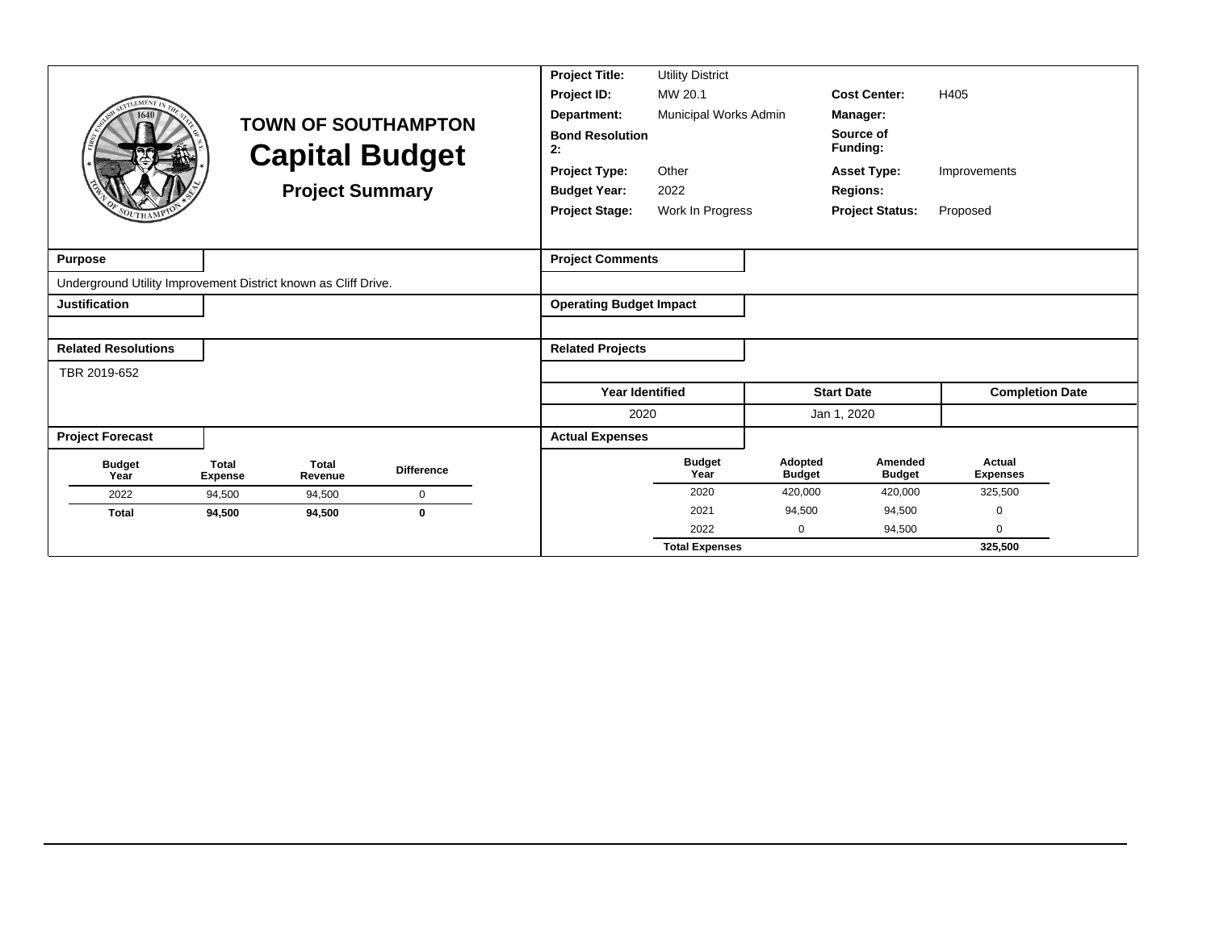# TOWN OF SOUTHAMPTON

# Capital Budget

## Project Summary

| | | | |
|---|---|---|---|
| **Project Title:** | Utility District | | |
| **Project ID:** | MW 20.1 | **Cost Center:** | H405 |
| **Department:** | Municipal Works Admin | **Manager:** | |
| **Bond Resolution 2:** | | **Source of Funding:** | |
| **Project Type:** | Other | **Asset Type:** | Improvements |
| **Budget Year:** | 2022 | **Regions:** | |
| **Project Stage:** | Work In Progress | **Project Status:** | Proposed |

**Purpose**

Underground Utility Improvement District known as Cliff Drive.

**Justification**

**Related Resolutions**

TBR 2019-652

**Project Comments**

**Operating Budget Impact**

**Related Projects**

| Year Identified | Start Date | Completion Date |
|---|---|---|
| 2020 | Jan 1, 2020 | |

**Project Forecast**

| Budget Year | Total Expense | Total Revenue | Difference |
|---|---|---|---|
| 2022 | 94,500 | 94,500 | 0 |
| **Total** | **94,500** | **94,500** | **0** |

**Actual Expenses**

| Budget Year | Adopted Budget | Amended Budget | Actual Expenses |
|---|---|---|---|
| 2020 | 420,000 | 420,000 | 325,500 |
| 2021 | 94,500 | 94,500 | 0 |
| 2022 | 0 | 94,500 | 0 |
| **Total Expenses** | | | **325,500** |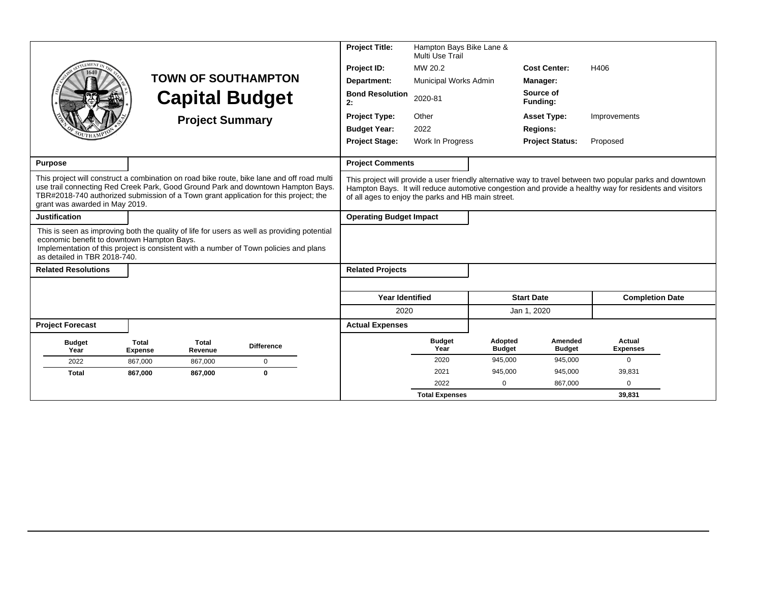# TOWN OF SOUTHAMPTON
## Capital Budget
### Project Summary

| | | | |
|---|---|---|---|
| **Project Title:** | Hampton Bays Bike Lane & Multi Use Trail | | |
| **Project ID:** | MW 20.2 | **Cost Center:** | H406 |
| **Department:** | Municipal Works Admin | **Manager:** | |
| **Bond Resolution 2:** | 2020-81 | **Source of Funding:** | |
| **Project Type:** | Other | **Asset Type:** | Improvements |
| **Budget Year:** | 2022 | **Regions:** | |
| **Project Stage:** | Work In Progress | **Project Status:** | Proposed |

**Purpose**

This project will construct a combination on road bike route, bike lane and off road multi use trail connecting Red Creek Park, Good Ground Park and downtown Hampton Bays. TBR#2018-740 authorized submission of a Town grant application for this project; the grant was awarded in May 2019.

**Project Comments**

This project will provide a user friendly alternative way to travel between two popular parks and downtown Hampton Bays. It will reduce automotive congestion and provide a healthy way for residents and visitors of all ages to enjoy the parks and HB main street.

**Justification**

This is seen as improving both the quality of life for users as well as providing potential economic benefit to downtown Hampton Bays.
Implementation of this project is consistent with a number of Town policies and plans as detailed in TBR 2018-740.

**Operating Budget Impact**

**Related Resolutions**

**Related Projects**

| Year Identified | Start Date | Completion Date |
|---|---|---|
| 2020 | Jan 1, 2020 | |

**Project Forecast**

| Budget Year | Total Expense | Total Revenue | Difference |
|---|---|---|---|
| 2022 | 867,000 | 867,000 | 0 |
| **Total** | **867,000** | **867,000** | **0** |

**Actual Expenses**

| Budget Year | Adopted Budget | Amended Budget | Actual Expenses |
|---|---|---|---|
| 2020 | 945,000 | 945,000 | 0 |
| 2021 | 945,000 | 945,000 | 39,831 |
| 2022 | 0 | 867,000 | 0 |
| **Total Expenses** | | | **39,831** |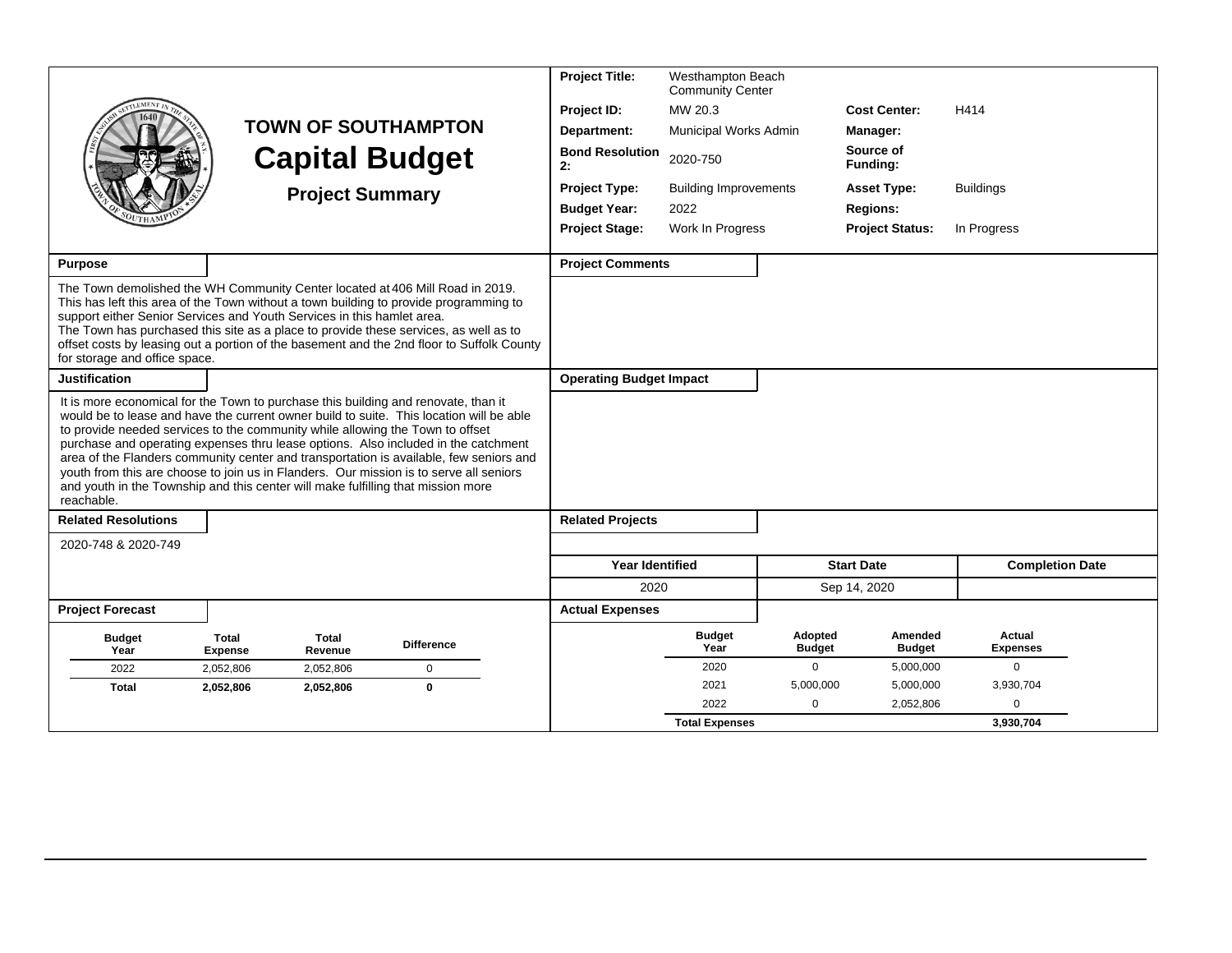# TOWN OF SOUTHAMPTON

# Capital Budget

## Project Summary

| | | | |
|---|---|---|---|
| **Project Title:** | Westhampton Beach Community Center | | |
| **Project ID:** | MW 20.3 | **Cost Center:** | H414 |
| **Department:** | Municipal Works Admin | **Manager:** | |
| **Bond Resolution 2:** | 2020-750 | **Source of Funding:** | |
| **Project Type:** | Building Improvements | **Asset Type:** | Buildings |
| **Budget Year:** | 2022 | **Regions:** | |
| **Project Stage:** | Work In Progress | **Project Status:** | In Progress |

### Purpose

The Town demolished the WH Community Center located at 406 Mill Road in 2019. This has left this area of the Town without a town building to provide programming to support either Senior Services and Youth Services in this hamlet area.
The Town has purchased this site as a place to provide these services, as well as to offset costs by leasing out a portion of the basement and the 2nd floor to Suffolk County for storage and office space.

### Justification

It is more economical for the Town to purchase this building and renovate, than it would be to lease and have the current owner build to suite. This location will be able to provide needed services to the community while allowing the Town to offset purchase and operating expenses thru lease options. Also included in the catchment area of the Flanders community center and transportation is available, few seniors and youth from this are choose to join us in Flanders. Our mission is to serve all seniors and youth in the Township and this center will make fulfilling that mission more reachable.

### Related Resolutions

2020-748 & 2020-749

### Project Comments

### Operating Budget Impact

### Related Projects

| Year Identified | Start Date | Completion Date |
|---|---|---|
| 2020 | Sep 14, 2020 | |

### Project Forecast

| Budget Year | Total Expense | Total Revenue | Difference |
|---|---|---|---|
| 2022 | 2,052,806 | 2,052,806 | 0 |
| **Total** | **2,052,806** | **2,052,806** | **0** |

### Actual Expenses

| Budget Year | Adopted Budget | Amended Budget | Actual Expenses |
|---|---|---|---|
| 2020 | 0 | 5,000,000 | 0 |
| 2021 | 5,000,000 | 5,000,000 | 3,930,704 |
| 2022 | 0 | 2,052,806 | 0 |
| **Total Expenses** | | | **3,930,704** |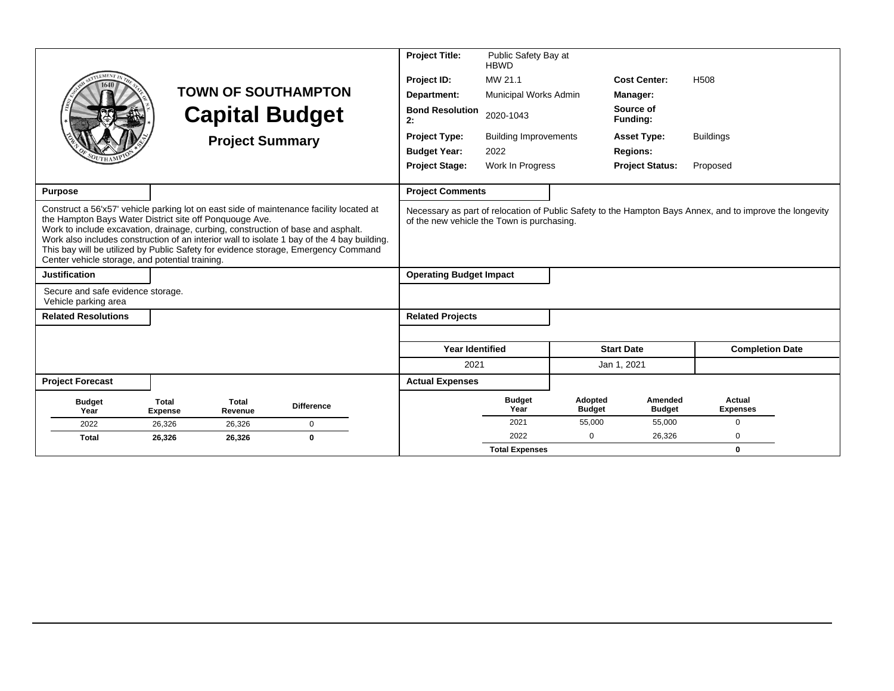# TOWN OF SOUTHAMPTON
# Capital Budget
## Project Summary

| | | | |
|---|---|---|---|
| **Project Title:** | Public Safety Bay at HBWD | | |
| **Project ID:** | MW 21.1 | **Cost Center:** | H508 |
| **Department:** | Municipal Works Admin | **Manager:** | |
| **Bond Resolution 2:** | 2020-1043 | **Source of Funding:** | |
| **Project Type:** | Building Improvements | **Asset Type:** | Buildings |
| **Budget Year:** | 2022 | **Regions:** | |
| **Project Stage:** | Work In Progress | **Project Status:** | Proposed |

### Purpose

Construct a 56'x57' vehicle parking lot on east side of maintenance facility located at the Hampton Bays Water District site off Ponquouge Ave.
Work to include excavation, drainage, curbing, construction of base and asphalt.
Work also includes construction of an interior wall to isolate 1 bay of the 4 bay building. This bay will be utilized by Public Safety for evidence storage, Emergency Command Center vehicle storage, and potential training.

### Project Comments

Necessary as part of relocation of Public Safety to the Hampton Bays Annex, and to improve the longevity of the new vehicle the Town is purchasing.

### Justification

Secure and safe evidence storage.
Vehicle parking area

### Operating Budget Impact

### Related Resolutions

### Related Projects

| Year Identified | Start Date | Completion Date |
|---|---|---|
| 2021 | Jan 1, 2021 | |

### Project Forecast

| Budget Year | Total Expense | Total Revenue | Difference |
|---|---|---|---|
| 2022 | 26,326 | 26,326 | 0 |
| **Total** | **26,326** | **26,326** | **0** |

### Actual Expenses

| Budget Year | Adopted Budget | Amended Budget | Actual Expenses |
|---|---|---|---|
| 2021 | 55,000 | 55,000 | 0 |
| 2022 | 0 | 26,326 | 0 |
| **Total Expenses** | | | **0** |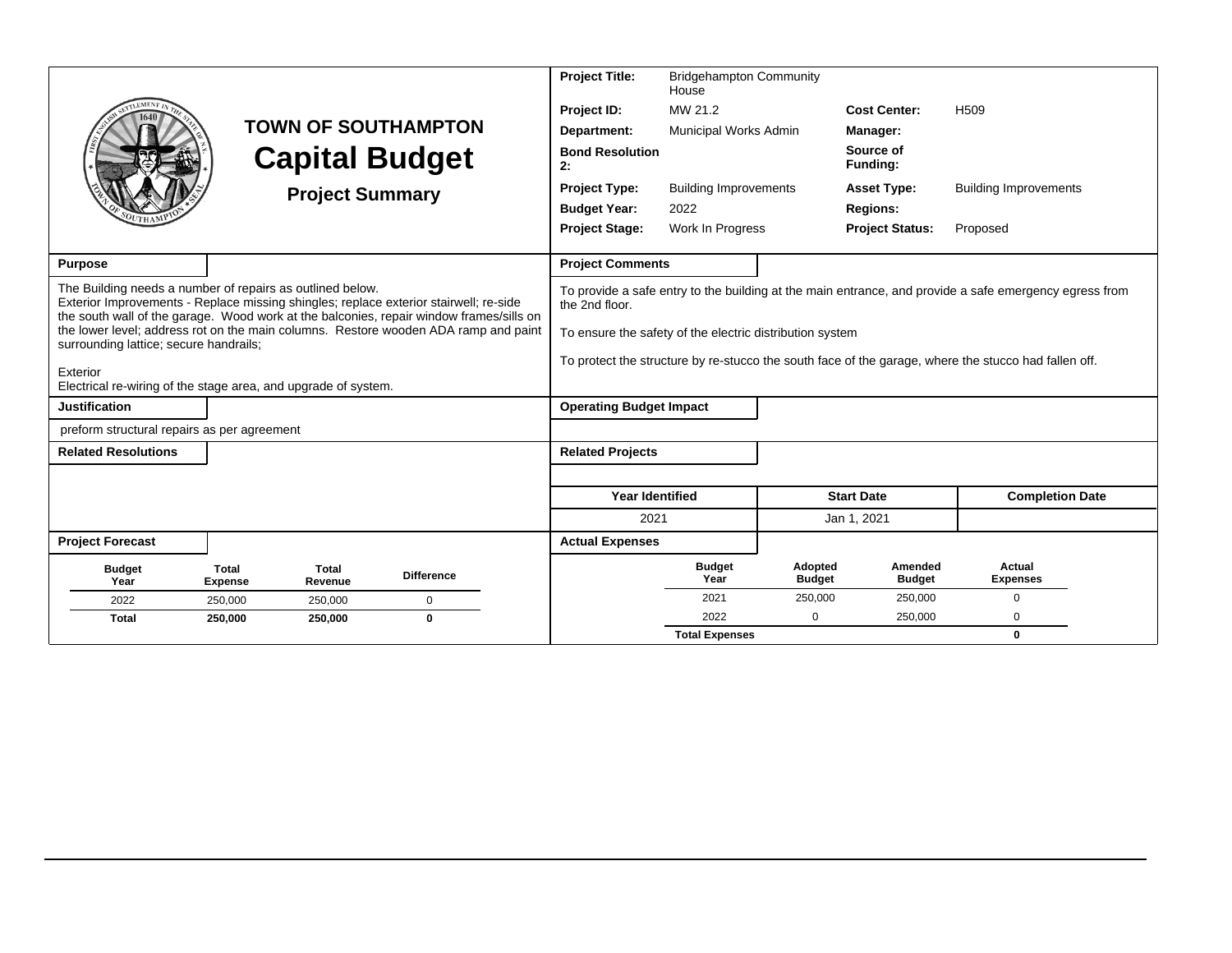# TOWN OF SOUTHAMPTON
# Capital Budget
## Project Summary

| | | | |
|---|---|---|---|
| **Project Title:** | Bridgehampton Community House | | |
| **Project ID:** | MW 21.2 | **Cost Center:** | H509 |
| **Department:** | Municipal Works Admin | **Manager:** | |
| **Bond Resolution 2:** | | **Source of Funding:** | |
| **Project Type:** | Building Improvements | **Asset Type:** | Building Improvements |
| **Budget Year:** | 2022 | **Regions:** | |
| **Project Stage:** | Work In Progress | **Project Status:** | Proposed |

### Purpose

The Building needs a number of repairs as outlined below.
Exterior Improvements - Replace missing shingles; replace exterior stairwell; re-side the south wall of the garage. Wood work at the balconies, repair window frames/sills on the lower level; address rot on the main columns. Restore wooden ADA ramp and paint surrounding lattice; secure handrails;

Exterior
Electrical re-wiring of the stage area, and upgrade of system.

### Project Comments

To provide a safe entry to the building at the main entrance, and provide a safe emergency egress from the 2nd floor.

To ensure the safety of the electric distribution system

To protect the structure by re-stucco the south face of the garage, where the stucco had fallen off.

### Justification

preform structural repairs as per agreement

### Operating Budget Impact

### Related Resolutions

### Related Projects

| Year Identified | Start Date | Completion Date |
|---|---|---|
| 2021 | Jan 1, 2021 | |

### Project Forecast

| Budget Year | Total Expense | Total Revenue | Difference |
|---|---|---|---|
| 2022 | 250,000 | 250,000 | 0 |
| **Total** | **250,000** | **250,000** | **0** |

### Actual Expenses

| Budget Year | Adopted Budget | Amended Budget | Actual Expenses |
|---|---|---|---|
| 2021 | 250,000 | 250,000 | 0 |
| 2022 | 0 | 250,000 | 0 |
| **Total Expenses** | | | **0** |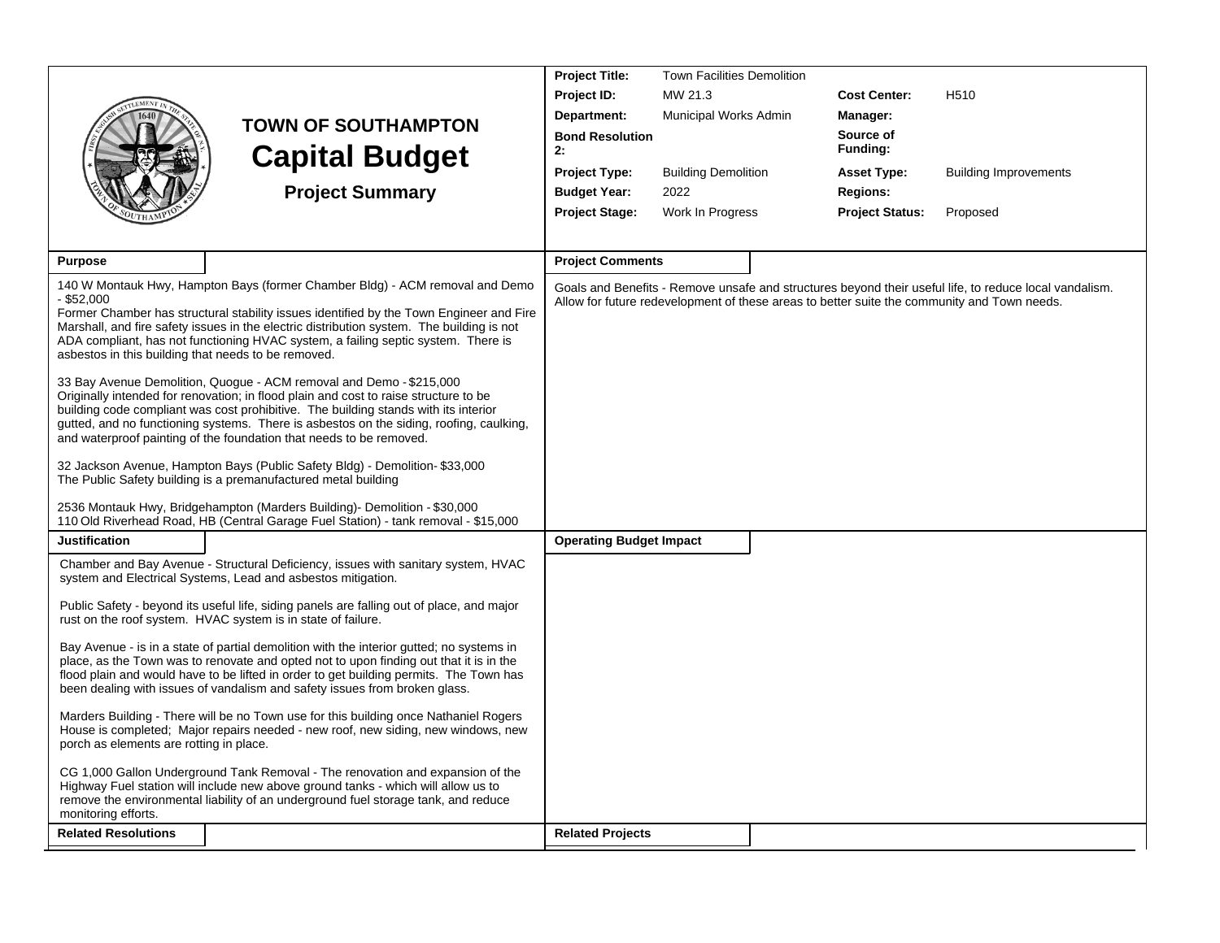# TOWN OF SOUTHAMPTON
## Capital Budget
### Project Summary

| | | | |
|---|---|---|---|
| **Project Title:** | Town Facilities Demolition | | |
| **Project ID:** | MW 21.3 | **Cost Center:** | H510 |
| **Department:** | Municipal Works Admin | **Manager:** | |
| **Bond Resolution 2:** | | **Source of Funding:** | |
| **Project Type:** | Building Demolition | **Asset Type:** | Building Improvements |
| **Budget Year:** | 2022 | **Regions:** | |
| **Project Stage:** | Work In Progress | **Project Status:** | Proposed |

**Purpose**

140 W Montauk Hwy, Hampton Bays (former Chamber Bldg) - ACM removal and Demo - $52,000
Former Chamber has structural stability issues identified by the Town Engineer and Fire Marshall, and fire safety issues in the electric distribution system. The building is not ADA compliant, has not functioning HVAC system, a failing septic system. There is asbestos in this building that needs to be removed.

33 Bay Avenue Demolition, Quogue - ACM removal and Demo - $215,000
Originally intended for renovation; in flood plain and cost to raise structure to be building code compliant was cost prohibitive. The building stands with its interior gutted, and no functioning systems. There is asbestos on the siding, roofing, caulking, and waterproof painting of the foundation that needs to be removed.

32 Jackson Avenue, Hampton Bays (Public Safety Bldg) - Demolition- $33,000
The Public Safety building is a premanufactured metal building

2536 Montauk Hwy, Bridgehampton (Marders Building)- Demolition - $30,000
110 Old Riverhead Road, HB (Central Garage Fuel Station) - tank removal - $15,000

**Project Comments**

Goals and Benefits - Remove unsafe and structures beyond their useful life, to reduce local vandalism. Allow for future redevelopment of these areas to better suite the community and Town needs.

**Justification**

Chamber and Bay Avenue - Structural Deficiency, issues with sanitary system, HVAC system and Electrical Systems, Lead and asbestos mitigation.

Public Safety - beyond its useful life, siding panels are falling out of place, and major rust on the roof system. HVAC system is in state of failure.

Bay Avenue - is in a state of partial demolition with the interior gutted; no systems in place, as the Town was to renovate and opted not to upon finding out that it is in the flood plain and would have to be lifted in order to get building permits. The Town has been dealing with issues of vandalism and safety issues from broken glass.

Marders Building - There will be no Town use for this building once Nathaniel Rogers House is completed; Major repairs needed - new roof, new siding, new windows, new porch as elements are rotting in place.

CG 1,000 Gallon Underground Tank Removal - The renovation and expansion of the Highway Fuel station will include new above ground tanks - which will allow us to remove the environmental liability of an underground fuel storage tank, and reduce monitoring efforts.

**Operating Budget Impact**

**Related Resolutions**

**Related Projects**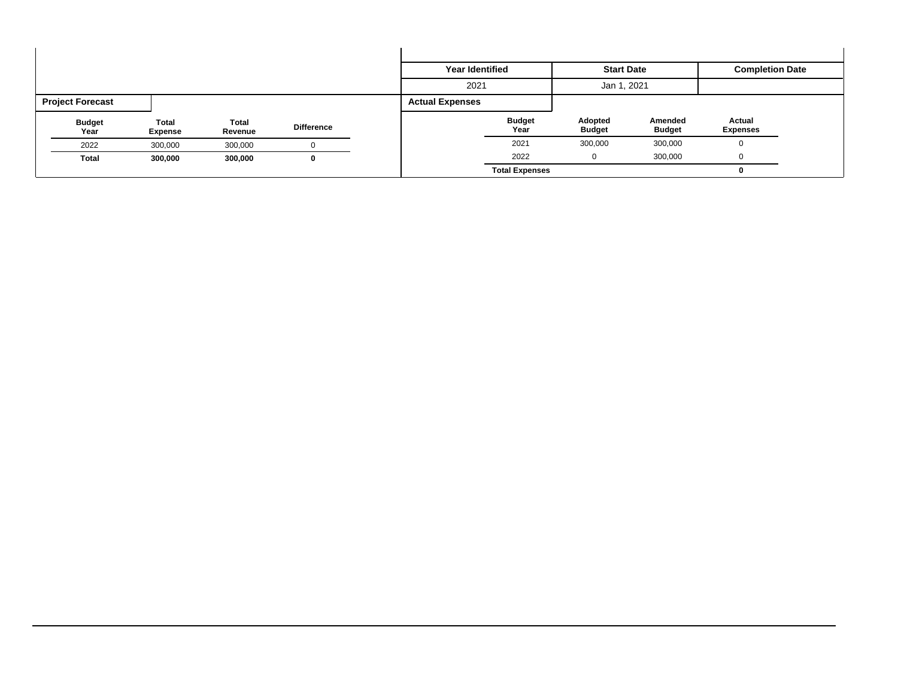| Year Identified | Start Date | Completion Date |
|---|---|---|
| 2021 | Jan 1, 2021 | |

**Project Forecast**

| Budget Year | Total Expense | Total Revenue | Difference |
|---|---|---|---|
| 2022 | 300,000 | 300,000 | 0 |
| **Total** | **300,000** | **300,000** | **0** |

**Actual Expenses**

| Budget Year | Adopted Budget | Amended Budget | Actual Expenses |
|---|---|---|---|
| 2021 | 300,000 | 300,000 | 0 |
| 2022 | 0 | 300,000 | 0 |
| **Total Expenses** | | | **0** |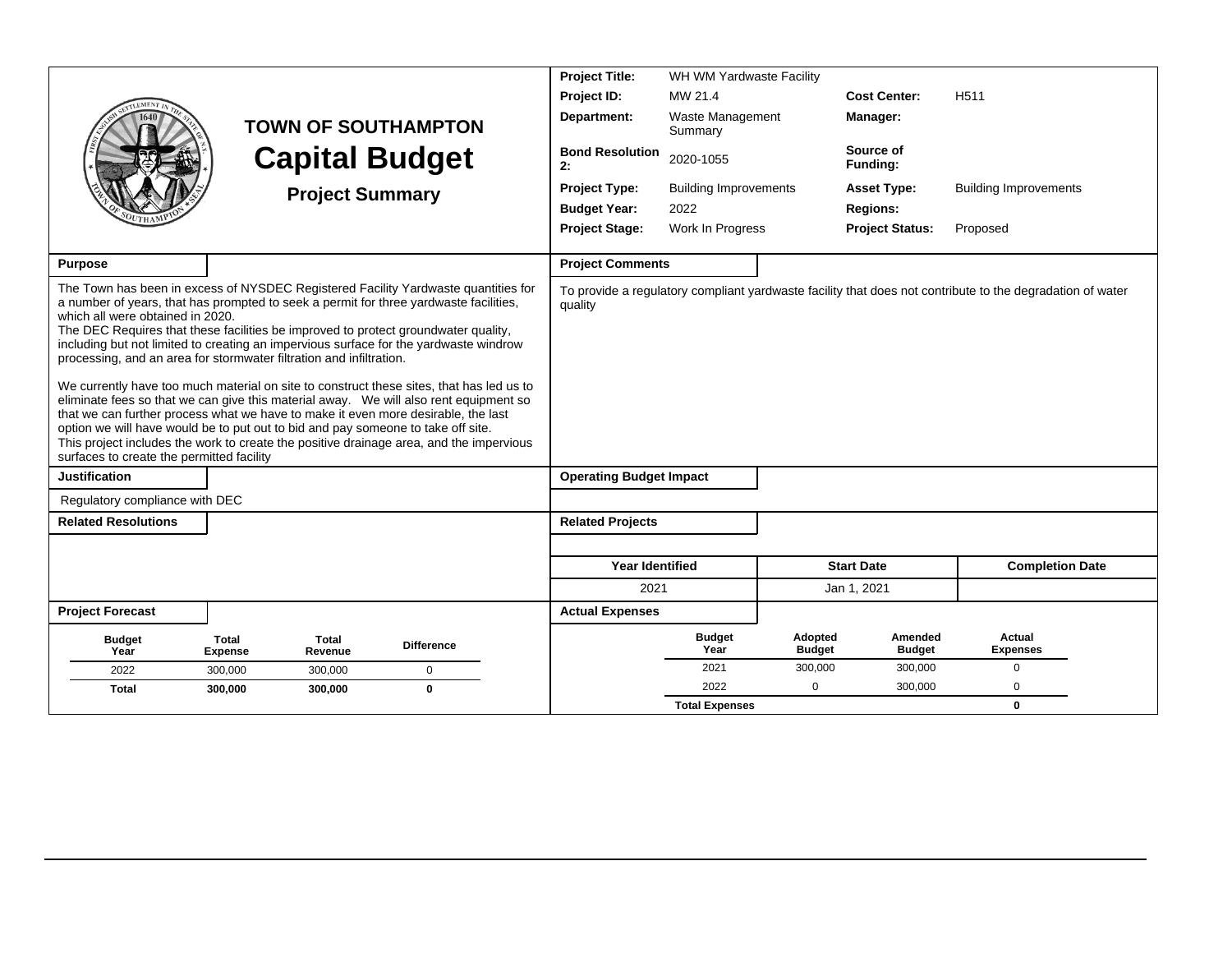# TOWN OF SOUTHAMPTON

# Capital Budget

## Project Summary

| | | | |
|---|---|---|---|
| **Project Title:** | WH WM Yardwaste Facility | | |
| **Project ID:** | MW 21.4 | **Cost Center:** | H511 |
| **Department:** | Waste Management Summary | **Manager:** | |
| **Bond Resolution 2:** | 2020-1055 | **Source of Funding:** | |
| **Project Type:** | Building Improvements | **Asset Type:** | Building Improvements |
| **Budget Year:** | 2022 | **Regions:** | |
| **Project Stage:** | Work In Progress | **Project Status:** | Proposed |

**Purpose**

The Town has been in excess of NYSDEC Registered Facility Yardwaste quantities for a number of years, that has prompted to seek a permit for three yardwaste facilities, which all were obtained in 2020.
The DEC Requires that these facilities be improved to protect groundwater quality, including but not limited to creating an impervious surface for the yardwaste windrow processing, and an area for stormwater filtration and infiltration.

We currently have too much material on site to construct these sites, that has led us to eliminate fees so that we can give this material away. We will also rent equipment so that we can further process what we have to make it even more desirable, the last option we will have would be to put out to bid and pay someone to take off site.
This project includes the work to create the positive drainage area, and the impervious surfaces to create the permitted facility

**Project Comments**

To provide a regulatory compliant yardwaste facility that does not contribute to the degradation of water quality

**Justification**

Regulatory compliance with DEC

**Operating Budget Impact**

**Related Resolutions**

**Related Projects**

| Year Identified | Start Date | Completion Date |
|---|---|---|
| 2021 | Jan 1, 2021 | |

**Project Forecast**

| Budget Year | Total Expense | Total Revenue | Difference |
|---|---|---|---|
| 2022 | 300,000 | 300,000 | 0 |
| **Total** | **300,000** | **300,000** | **0** |

**Actual Expenses**

| Budget Year | Adopted Budget | Amended Budget | Actual Expenses |
|---|---|---|---|
| 2021 | 300,000 | 300,000 | 0 |
| 2022 | 0 | 300,000 | 0 |
| **Total Expenses** | | | **0** |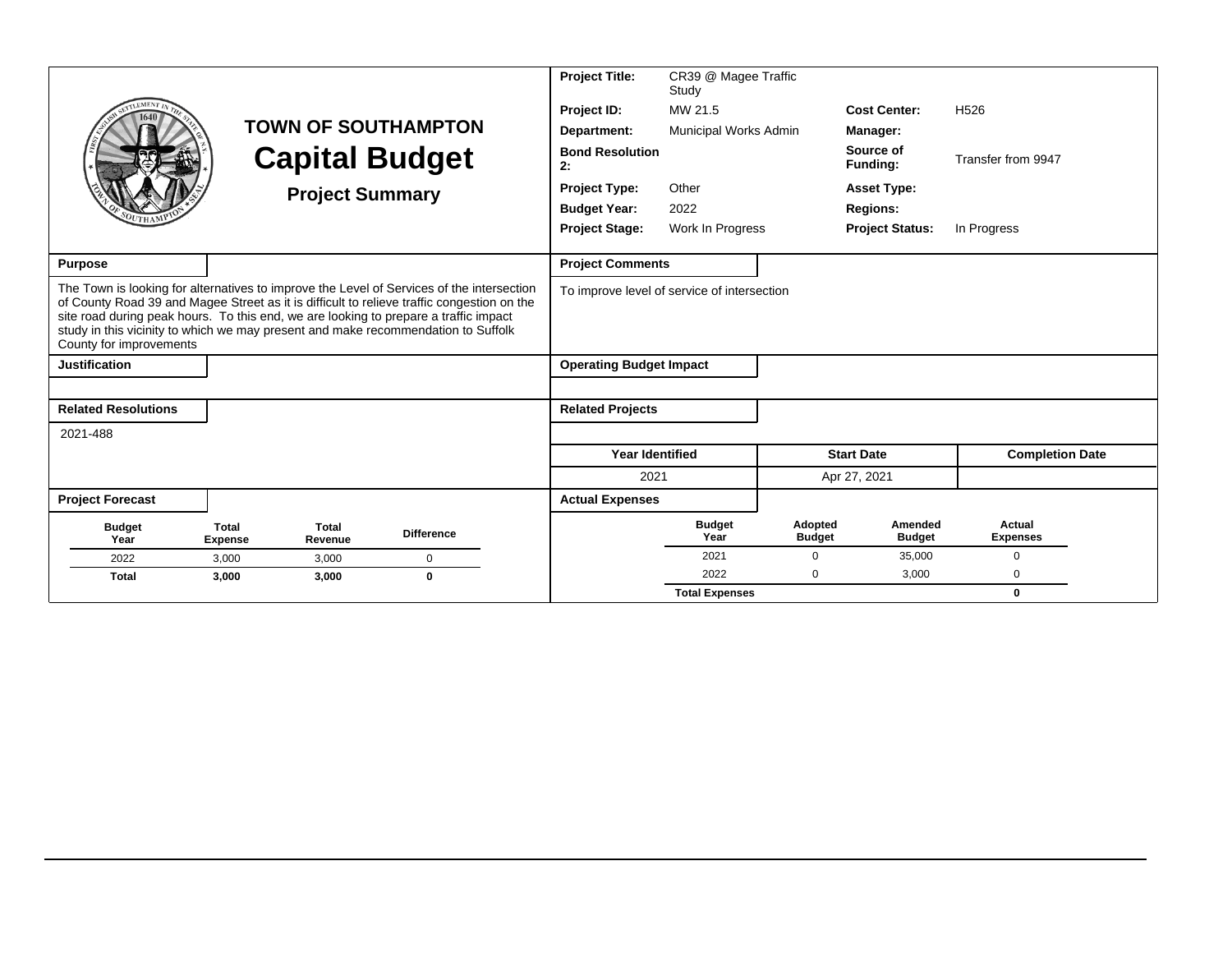# TOWN OF SOUTHAMPTON

# Capital Budget

## Project Summary

| | | | |
|---|---|---|---|
| **Project Title:** | CR39 @ Magee Traffic Study | | |
| **Project ID:** | MW 21.5 | **Cost Center:** | H526 |
| **Department:** | Municipal Works Admin | **Manager:** | |
| **Bond Resolution 2:** | | **Source of Funding:** | Transfer from 9947 |
| **Project Type:** | Other | **Asset Type:** | |
| **Budget Year:** | 2022 | **Regions:** | |
| **Project Stage:** | Work In Progress | **Project Status:** | In Progress |

### Purpose

The Town is looking for alternatives to improve the Level of Services of the intersection of County Road 39 and Magee Street as it is difficult to relieve traffic congestion on the site road during peak hours. To this end, we are looking to prepare a traffic impact study in this vicinity to which we may present and make recommendation to Suffolk County for improvements

### Project Comments

To improve level of service of intersection

### Justification

### Operating Budget Impact

### Related Resolutions

2021-488

### Related Projects

| Year Identified | Start Date | Completion Date |
|---|---|---|
| 2021 | Apr 27, 2021 | |

### Project Forecast

| Budget Year | Total Expense | Total Revenue | Difference |
|---|---|---|---|
| 2022 | 3,000 | 3,000 | 0 |
| **Total** | **3,000** | **3,000** | **0** |

### Actual Expenses

| Budget Year | Adopted Budget | Amended Budget | Actual Expenses |
|---|---|---|---|
| 2021 | 0 | 35,000 | 0 |
| 2022 | 0 | 3,000 | 0 |
| **Total Expenses** | | | **0** |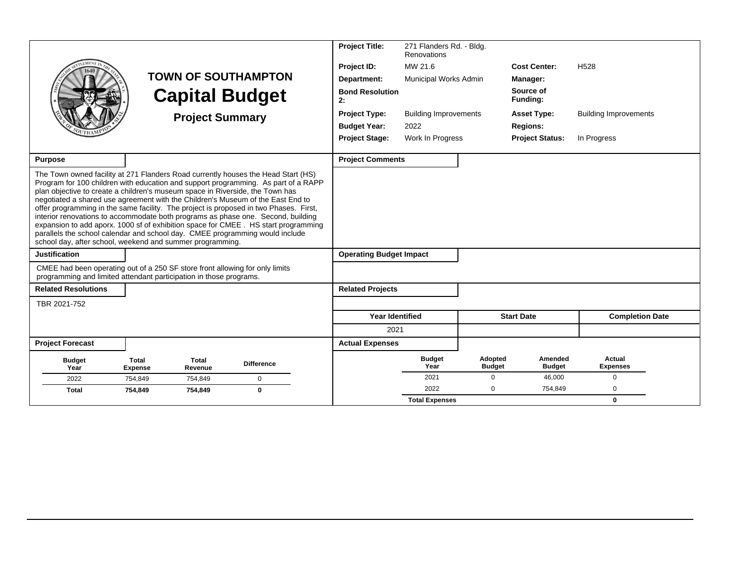# TOWN OF SOUTHAMPTON

## Capital Budget

### Project Summary

| | | | |
|---|---|---|---|
| **Project Title:** | 271 Flanders Rd. - Bldg. Renovations | | |
| **Project ID:** | MW 21.6 | **Cost Center:** | H528 |
| **Department:** | Municipal Works Admin | **Manager:** | |
| **Bond Resolution 2:** | | **Source of Funding:** | |
| **Project Type:** | Building Improvements | **Asset Type:** | Building Improvements |
| **Budget Year:** | 2022 | **Regions:** | |
| **Project Stage:** | Work In Progress | **Project Status:** | In Progress |

**Purpose**

The Town owned facility at 271 Flanders Road currently houses the Head Start (HS) Program for 100 children with education and support programming. As part of a RAPP plan objective to create a children's museum space in Riverside, the Town has negotiated a shared use agreement with the Children's Museum of the East End to offer programming in the same facility. The project is proposed in two Phases. First, interior renovations to accommodate both programs as phase one. Second, building expansion to add aporx. 1000 sf of exhibition space for CMEE . HS start programming parallels the school calendar and school day. CMEE programming would include school day, after school, weekend and summer programming.

**Project Comments**

**Justification**

CMEE had been operating out of a 250 SF store front allowing for only limits programming and limited attendant participation in those programs.

**Operating Budget Impact**

**Related Resolutions**

TBR 2021-752

**Related Projects**

| Year Identified | Start Date | Completion Date |
|---|---|---|
| 2021 | | |

**Project Forecast**

| Budget Year | Total Expense | Total Revenue | Difference |
|---|---|---|---|
| 2022 | 754,849 | 754,849 | 0 |
| **Total** | **754,849** | **754,849** | **0** |

**Actual Expenses**

| Budget Year | Adopted Budget | Amended Budget | Actual Expenses |
|---|---|---|---|
| 2021 | 0 | 46,000 | 0 |
| 2022 | 0 | 754,849 | 0 |
| **Total Expenses** | | | **0** |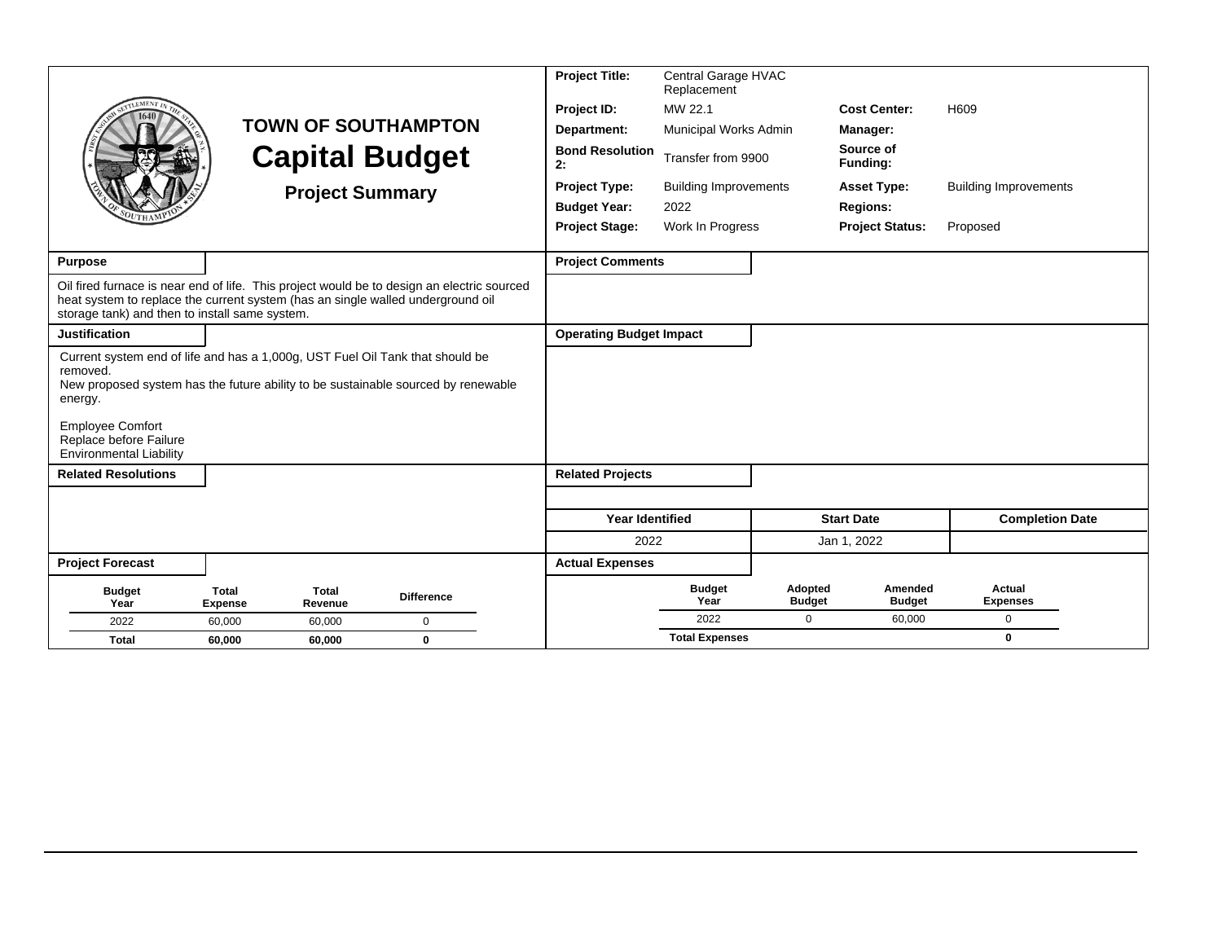# TOWN OF SOUTHAMPTON

## Capital Budget

### Project Summary

| | | | |
|---|---|---|---|
| **Project Title:** | Central Garage HVAC Replacement | | |
| **Project ID:** | MW 22.1 | **Cost Center:** | H609 |
| **Department:** | Municipal Works Admin | **Manager:** | |
| **Bond Resolution 2:** | Transfer from 9900 | **Source of Funding:** | |
| **Project Type:** | Building Improvements | **Asset Type:** | Building Improvements |
| **Budget Year:** | 2022 | **Regions:** | |
| **Project Stage:** | Work In Progress | **Project Status:** | Proposed |

**Purpose**

Oil fired furnace is near end of life. This project would be to design an electric sourced heat system to replace the current system (has an single walled underground oil storage tank) and then to install same system.

**Project Comments**

**Justification**

Current system end of life and has a 1,000g, UST Fuel Oil Tank that should be removed.
New proposed system has the future ability to be sustainable sourced by renewable energy.

Employee Comfort
Replace before Failure
Environmental Liability

**Operating Budget Impact**

**Related Resolutions**

**Related Projects**

| Year Identified | Start Date | Completion Date |
|---|---|---|
| 2022 | Jan 1, 2022 | |

**Project Forecast**

| Budget Year | Total Expense | Total Revenue | Difference |
|---|---|---|---|
| 2022 | 60,000 | 60,000 | 0 |
| **Total** | **60,000** | **60,000** | **0** |

**Actual Expenses**

| Budget Year | Adopted Budget | Amended Budget | Actual Expenses |
|---|---|---|---|
| 2022 | 0 | 60,000 | 0 |
| **Total Expenses** | | | **0** |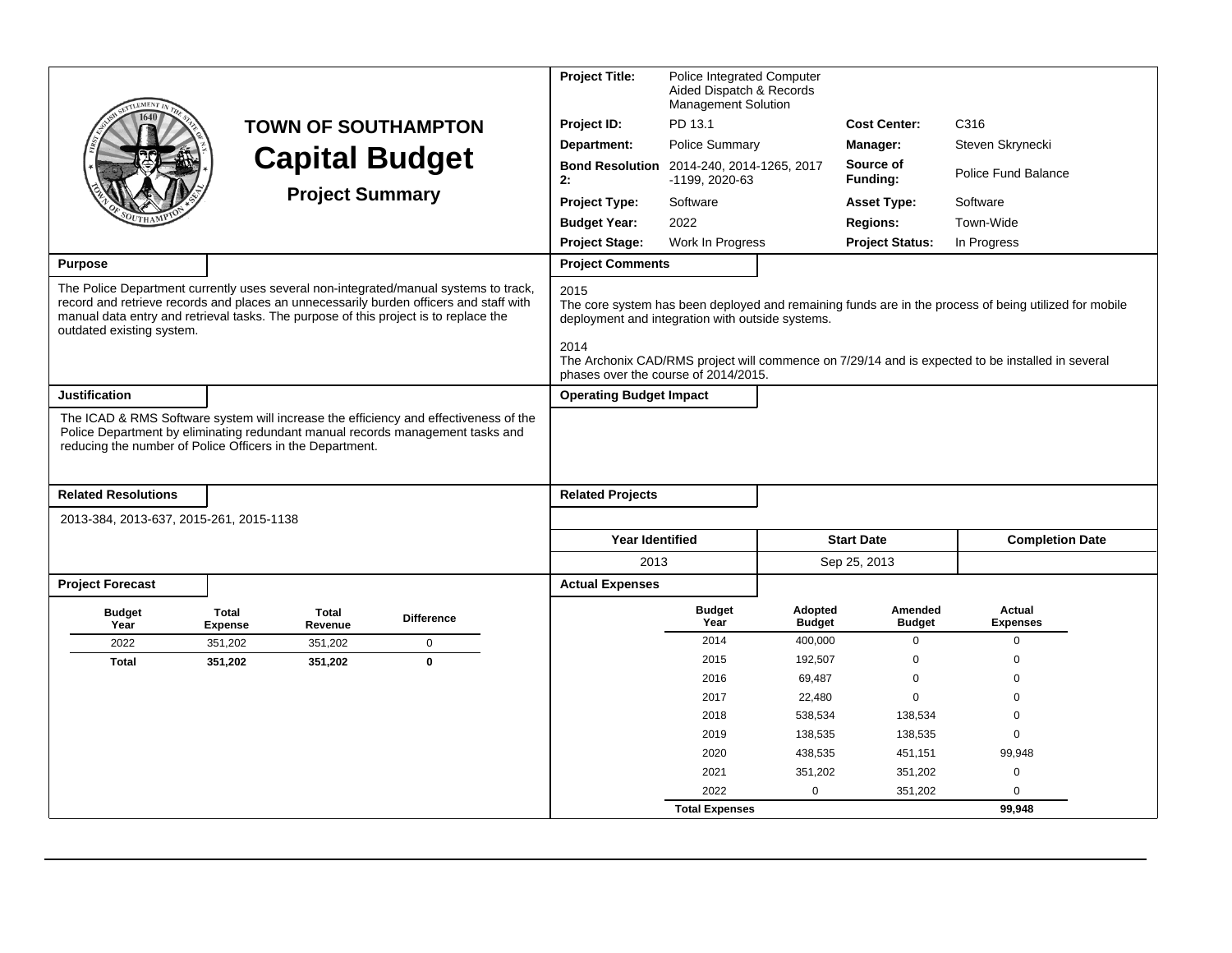# TOWN OF SOUTHAMPTON

# Capital Budget

## Project Summary

| | | | |
|---|---|---|---|
| **Project Title:** | Police Integrated Computer Aided Dispatch & Records Management Solution | | |
| **Project ID:** | PD 13.1 | **Cost Center:** | C316 |
| **Department:** | Police Summary | **Manager:** | Steven Skrynecki |
| **Bond Resolution 2:** | 2014-240, 2014-1265, 2017 -1199, 2020-63 | **Source of Funding:** | Police Fund Balance |
| **Project Type:** | Software | **Asset Type:** | Software |
| **Budget Year:** | 2022 | **Regions:** | Town-Wide |
| **Project Stage:** | Work In Progress | **Project Status:** | In Progress |

### Purpose

The Police Department currently uses several non-integrated/manual systems to track, record and retrieve records and places an unnecessarily burden officers and staff with manual data entry and retrieval tasks. The purpose of this project is to replace the outdated existing system.

### Project Comments

2015
The core system has been deployed and remaining funds are in the process of being utilized for mobile deployment and integration with outside systems.

2014
The Archonix CAD/RMS project will commence on 7/29/14 and is expected to be installed in several phases over the course of 2014/2015.

### Justification

The ICAD & RMS Software system will increase the efficiency and effectiveness of the Police Department by eliminating redundant manual records management tasks and reducing the number of Police Officers in the Department.

### Operating Budget Impact

### Related Resolutions

2013-384, 2013-637, 2015-261, 2015-1138

### Related Projects

| Year Identified | Start Date | Completion Date |
|---|---|---|
| 2013 | Sep 25, 2013 | |

### Project Forecast

| Budget Year | Total Expense | Total Revenue | Difference |
|---|---|---|---|
| 2022 | 351,202 | 351,202 | 0 |
| **Total** | **351,202** | **351,202** | **0** |

### Actual Expenses

| Budget Year | Adopted Budget | Amended Budget | Actual Expenses |
|---|---|---|---|
| 2014 | 400,000 | 0 | 0 |
| 2015 | 192,507 | 0 | 0 |
| 2016 | 69,487 | 0 | 0 |
| 2017 | 22,480 | 0 | 0 |
| 2018 | 538,534 | 138,534 | 0 |
| 2019 | 138,535 | 138,535 | 0 |
| 2020 | 438,535 | 451,151 | 99,948 |
| 2021 | 351,202 | 351,202 | 0 |
| 2022 | 0 | 351,202 | 0 |
| **Total Expenses** | | | **99,948** |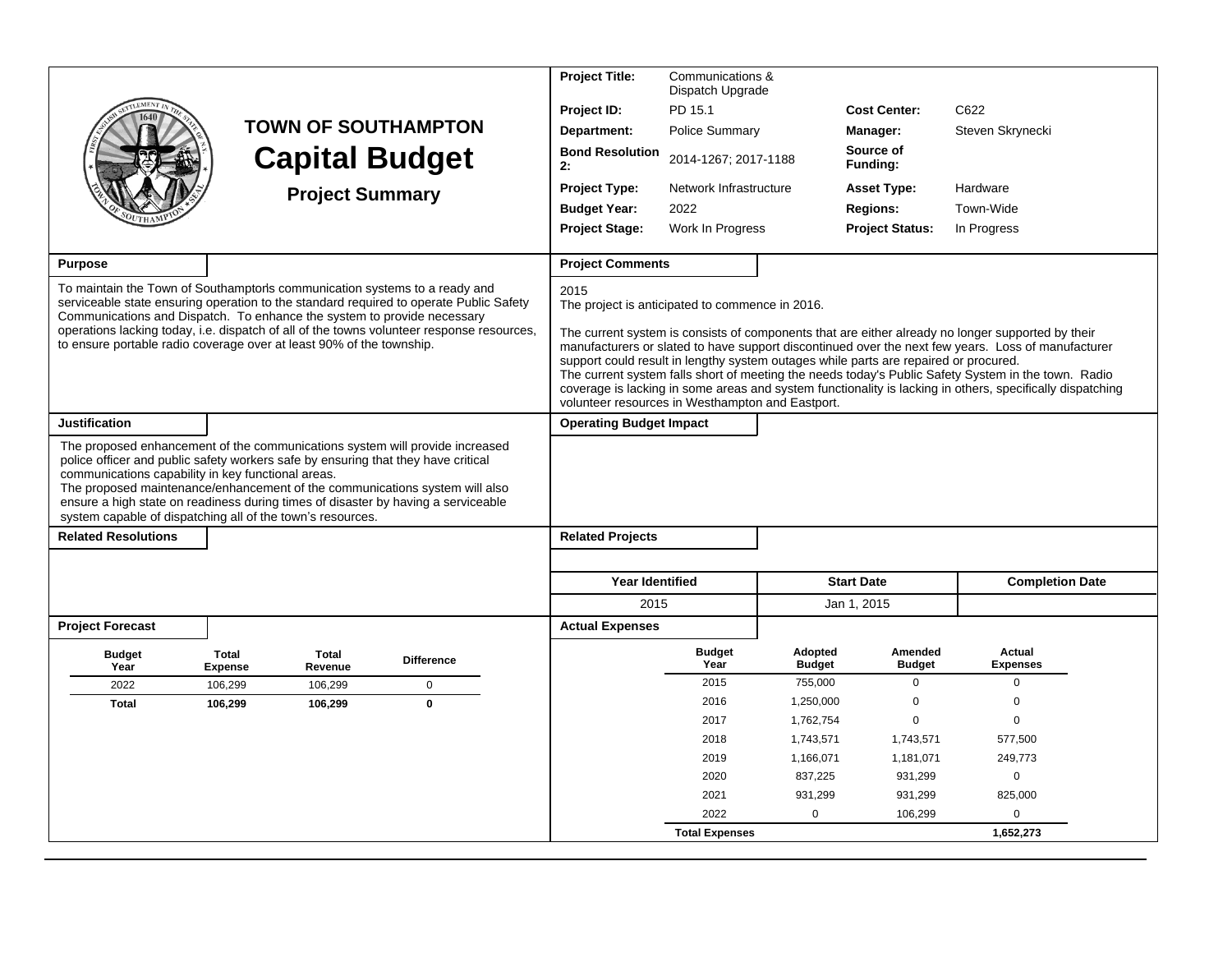# TOWN OF SOUTHAMPTON

# Capital Budget

## Project Summary

| | | | |
|---|---|---|---|
| **Project Title:** | Communications & Dispatch Upgrade | | |
| **Project ID:** | PD 15.1 | **Cost Center:** | C622 |
| **Department:** | Police Summary | **Manager:** | Steven Skrynecki |
| **Bond Resolution 2:** | 2014-1267; 2017-1188 | **Source of Funding:** | |
| **Project Type:** | Network Infrastructure | **Asset Type:** | Hardware |
| **Budget Year:** | 2022 | **Regions:** | Town-Wide |
| **Project Stage:** | Work In Progress | **Project Status:** | In Progress |

### Purpose

To maintain the Town of Southamptonls communication systems to a ready and serviceable state ensuring operation to the standard required to operate Public Safety Communications and Dispatch. To enhance the system to provide necessary operations lacking today, i.e. dispatch of all of the towns volunteer response resources, to ensure portable radio coverage over at least 90% of the township.

### Project Comments

2015
The project is anticipated to commence in 2016.

The current system is consists of components that are either already no longer supported by their manufacturers or slated to have support discontinued over the next few years. Loss of manufacturer support could result in lengthy system outages while parts are repaired or procured.
The current system falls short of meeting the needs today's Public Safety System in the town. Radio coverage is lacking in some areas and system functionality is lacking in others, specifically dispatching volunteer resources in Westhampton and Eastport.

### Justification

The proposed enhancement of the communications system will provide increased police officer and public safety workers safe by ensuring that they have critical communications capability in key functional areas.
The proposed maintenance/enhancement of the communications system will also ensure a high state on readiness during times of disaster by having a serviceable system capable of dispatching all of the town's resources.

### Operating Budget Impact

### Related Resolutions

### Related Projects

| Year Identified | Start Date | Completion Date |
|---|---|---|
| 2015 | Jan 1, 2015 | |

### Project Forecast

| Budget Year | Total Expense | Total Revenue | Difference |
|---|---|---|---|
| 2022 | 106,299 | 106,299 | 0 |
| **Total** | **106,299** | **106,299** | **0** |

### Actual Expenses

| Budget Year | Adopted Budget | Amended Budget | Actual Expenses |
|---|---|---|---|
| 2015 | 755,000 | 0 | 0 |
| 2016 | 1,250,000 | 0 | 0 |
| 2017 | 1,762,754 | 0 | 0 |
| 2018 | 1,743,571 | 1,743,571 | 577,500 |
| 2019 | 1,166,071 | 1,181,071 | 249,773 |
| 2020 | 837,225 | 931,299 | 0 |
| 2021 | 931,299 | 931,299 | 825,000 |
| 2022 | 0 | 106,299 | 0 |
| **Total Expenses** | | | **1,652,273** |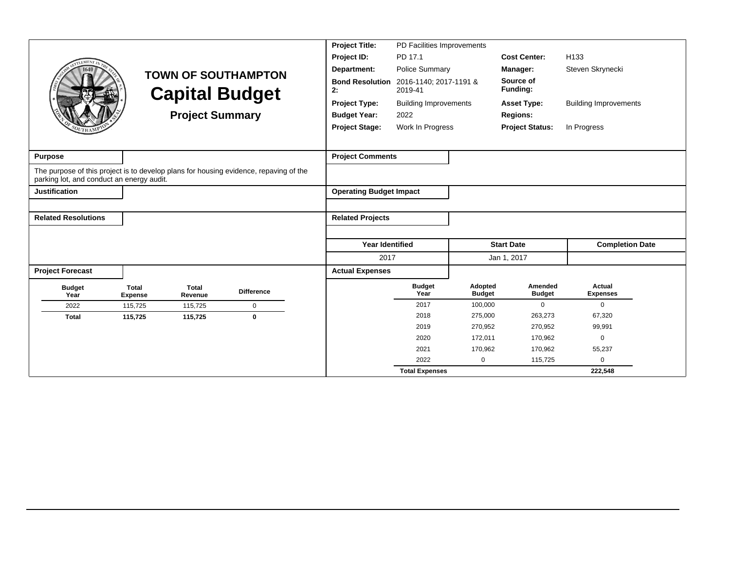# TOWN OF SOUTHAMPTON

# Capital Budget

## Project Summary

| | | | |
|---|---|---|---|
| **Project Title:** | PD Facilities Improvements | | |
| **Project ID:** | PD 17.1 | **Cost Center:** | H133 |
| **Department:** | Police Summary | **Manager:** | Steven Skrynecki |
| **Bond Resolution 2:** | 2016-1140; 2017-1191 & 2019-41 | **Source of Funding:** | |
| **Project Type:** | Building Improvements | **Asset Type:** | Building Improvements |
| **Budget Year:** | 2022 | **Regions:** | |
| **Project Stage:** | Work In Progress | **Project Status:** | In Progress |

**Purpose**

The purpose of this project is to develop plans for housing evidence, repaving of the parking lot, and conduct an energy audit.

**Justification**

**Related Resolutions**

**Project Comments**

**Operating Budget Impact**

**Related Projects**

| Year Identified | Start Date | Completion Date |
|---|---|---|
| 2017 | Jan 1, 2017 | |

**Project Forecast**

| Budget Year | Total Expense | Total Revenue | Difference |
|---|---|---|---|
| 2022 | 115,725 | 115,725 | 0 |
| **Total** | **115,725** | **115,725** | **0** |

**Actual Expenses**

| Budget Year | Adopted Budget | Amended Budget | Actual Expenses |
|---|---|---|---|
| 2017 | 100,000 | 0 | 0 |
| 2018 | 275,000 | 263,273 | 67,320 |
| 2019 | 270,952 | 270,952 | 99,991 |
| 2020 | 172,011 | 170,962 | 0 |
| 2021 | 170,962 | 170,962 | 55,237 |
| 2022 | 0 | 115,725 | 0 |
| **Total Expenses** | | | **222,548** |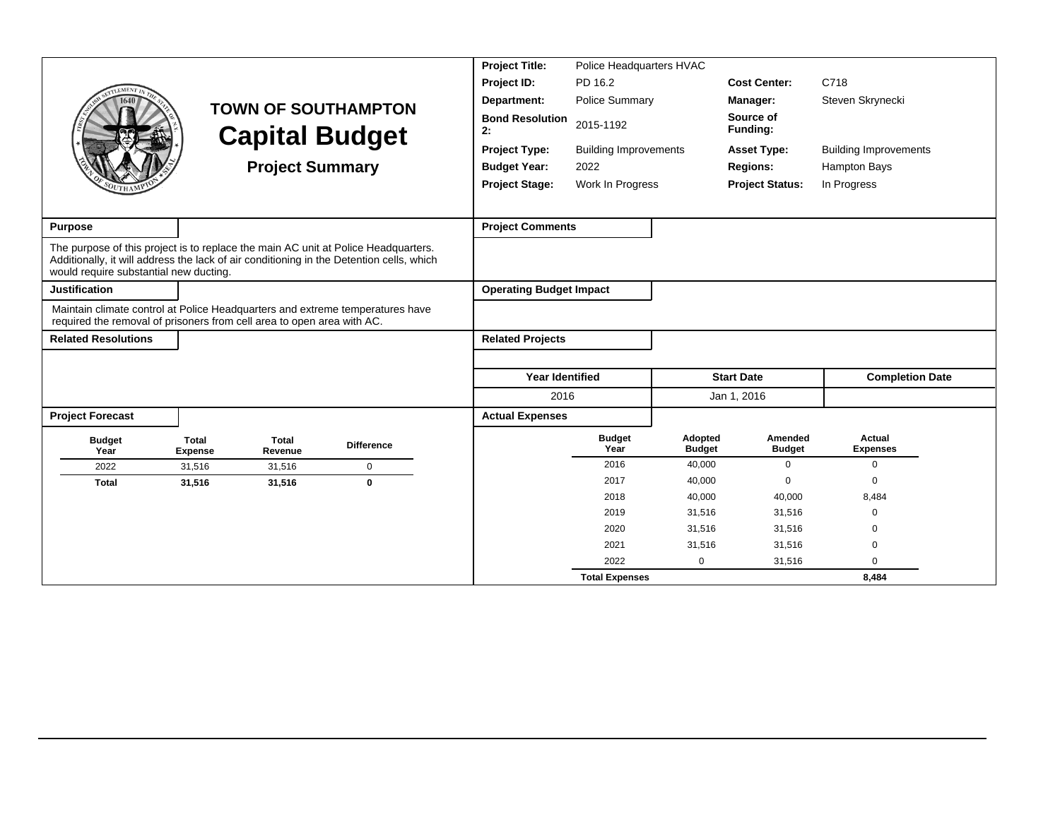# TOWN OF SOUTHAMPTON

## Capital Budget

### Project Summary

| | | | |
|---|---|---|---|
| **Project Title:** | Police Headquarters HVAC | | |
| **Project ID:** | PD 16.2 | **Cost Center:** | C718 |
| **Department:** | Police Summary | **Manager:** | Steven Skrynecki |
| **Bond Resolution 2:** | 2015-1192 | **Source of Funding:** | |
| **Project Type:** | Building Improvements | **Asset Type:** | Building Improvements |
| **Budget Year:** | 2022 | **Regions:** | Hampton Bays |
| **Project Stage:** | Work In Progress | **Project Status:** | In Progress |

**Purpose**

The purpose of this project is to replace the main AC unit at Police Headquarters. Additionally, it will address the lack of air conditioning in the Detention cells, which would require substantial new ducting.

**Justification**

Maintain climate control at Police Headquarters and extreme temperatures have required the removal of prisoners from cell area to open area with AC.

**Related Resolutions**

**Project Comments**

**Operating Budget Impact**

**Related Projects**

| Year Identified | Start Date | Completion Date |
|---|---|---|
| 2016 | Jan 1, 2016 | |

**Project Forecast**

| Budget Year | Total Expense | Total Revenue | Difference |
|---|---|---|---|
| 2022 | 31,516 | 31,516 | 0 |
| **Total** | **31,516** | **31,516** | **0** |

**Actual Expenses**

| Budget Year | Adopted Budget | Amended Budget | Actual Expenses |
|---|---|---|---|
| 2016 | 40,000 | 0 | 0 |
| 2017 | 40,000 | 0 | 0 |
| 2018 | 40,000 | 40,000 | 8,484 |
| 2019 | 31,516 | 31,516 | 0 |
| 2020 | 31,516 | 31,516 | 0 |
| 2021 | 31,516 | 31,516 | 0 |
| 2022 | 0 | 31,516 | 0 |
| **Total Expenses** | | | **8,484** |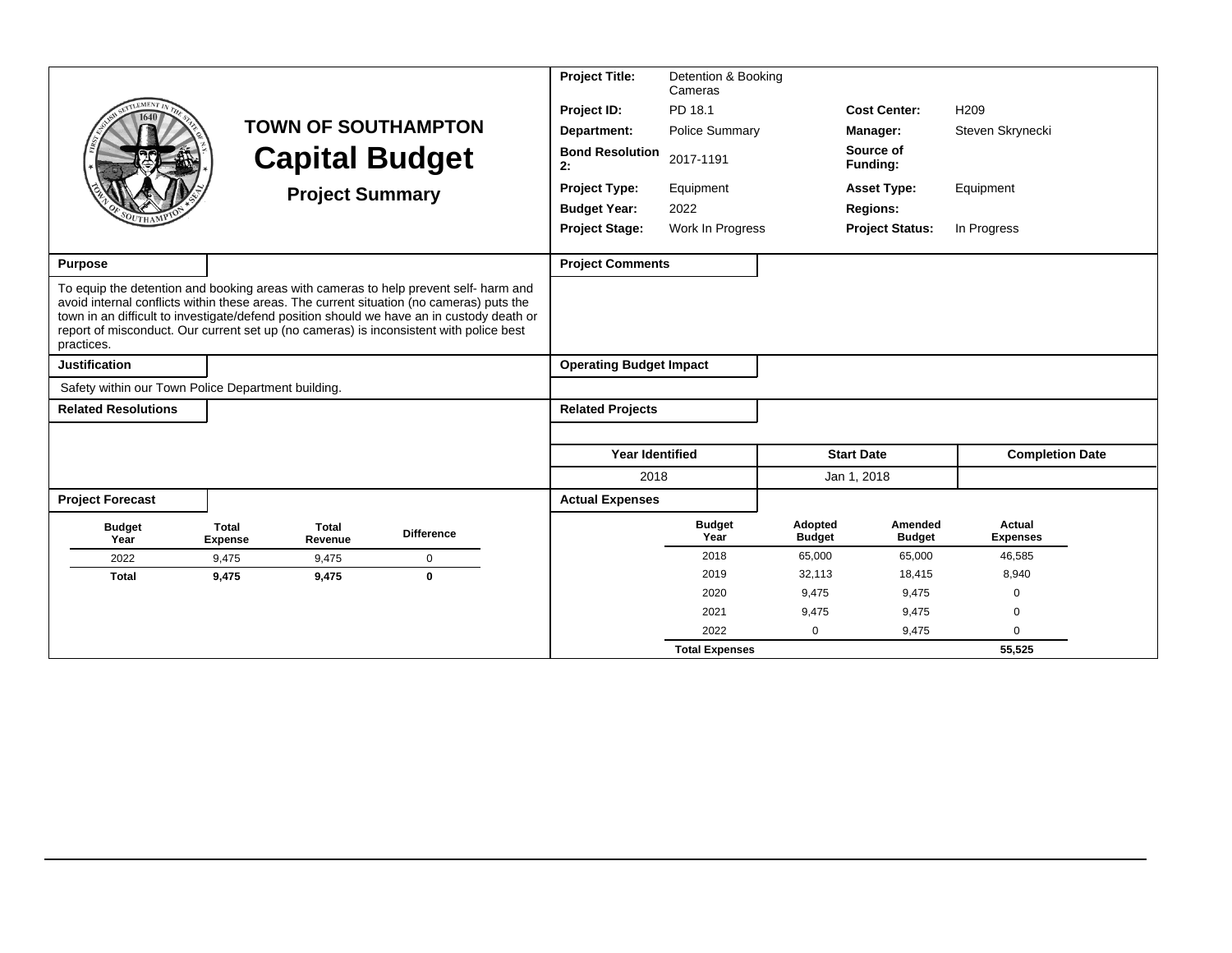# TOWN OF SOUTHAMPTON
# Capital Budget
## Project Summary

| | | | |
|---|---|---|---|
| **Project Title:** | Detention & Booking Cameras | | |
| **Project ID:** | PD 18.1 | **Cost Center:** | H209 |
| **Department:** | Police Summary | **Manager:** | Steven Skrynecki |
| **Bond Resolution 2:** | 2017-1191 | **Source of Funding:** | |
| **Project Type:** | Equipment | **Asset Type:** | Equipment |
| **Budget Year:** | 2022 | **Regions:** | |
| **Project Stage:** | Work In Progress | **Project Status:** | In Progress |

**Purpose**

To equip the detention and booking areas with cameras to help prevent self- harm and avoid internal conflicts within these areas. The current situation (no cameras) puts the town in an difficult to investigate/defend position should we have an in custody death or report of misconduct. Our current set up (no cameras) is inconsistent with police best practices.

**Justification**

Safety within our Town Police Department building.

**Related Resolutions**

**Project Comments**

**Operating Budget Impact**

**Related Projects**

| Year Identified | Start Date | Completion Date |
|---|---|---|
| 2018 | Jan 1, 2018 | |

**Project Forecast**

| Budget Year | Total Expense | Total Revenue | Difference |
|---|---|---|---|
| 2022 | 9,475 | 9,475 | 0 |
| **Total** | **9,475** | **9,475** | **0** |

**Actual Expenses**

| Budget Year | Adopted Budget | Amended Budget | Actual Expenses |
|---|---|---|---|
| 2018 | 65,000 | 65,000 | 46,585 |
| 2019 | 32,113 | 18,415 | 8,940 |
| 2020 | 9,475 | 9,475 | 0 |
| 2021 | 9,475 | 9,475 | 0 |
| 2022 | 0 | 9,475 | 0 |
| **Total Expenses** | | | **55,525** |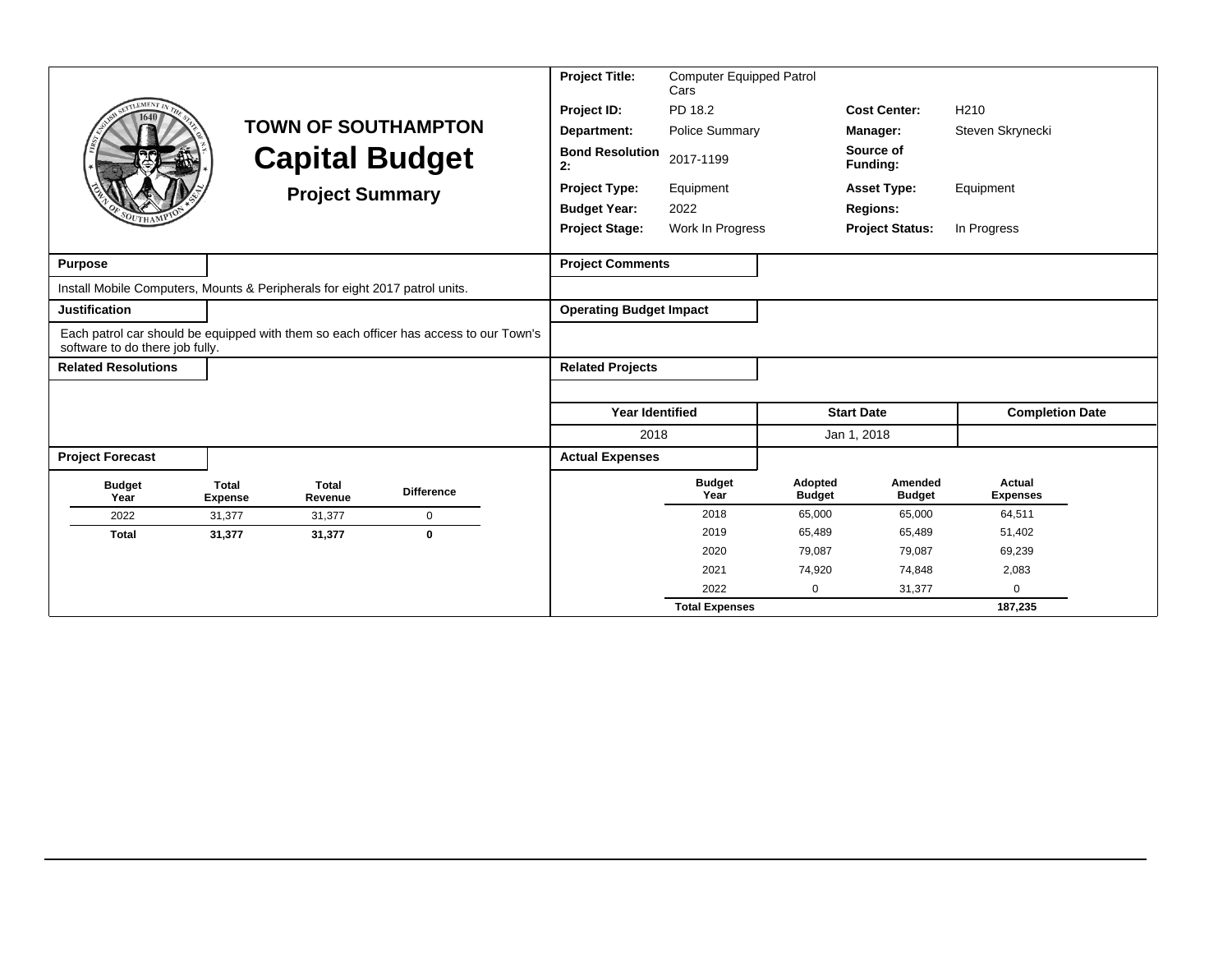# TOWN OF SOUTHAMPTON

# Capital Budget

## Project Summary

| | | | |
|---|---|---|---|
| **Project Title:** | Computer Equipped Patrol Cars | | |
| **Project ID:** | PD 18.2 | **Cost Center:** | H210 |
| **Department:** | Police Summary | **Manager:** | Steven Skrynecki |
| **Bond Resolution 2:** | 2017-1199 | **Source of Funding:** | |
| **Project Type:** | Equipment | **Asset Type:** | Equipment |
| **Budget Year:** | 2022 | **Regions:** | |
| **Project Stage:** | Work In Progress | **Project Status:** | In Progress |

**Purpose**

Install Mobile Computers, Mounts & Peripherals for eight 2017 patrol units.

**Justification**

Each patrol car should be equipped with them so each officer has access to our Town's software to do there job fully.

**Related Resolutions**

**Project Comments**

**Operating Budget Impact**

**Related Projects**

| Year Identified | Start Date | Completion Date |
|---|---|---|
| 2018 | Jan 1, 2018 | |

**Project Forecast**

| Budget Year | Total Expense | Total Revenue | Difference |
|---|---|---|---|
| 2022 | 31,377 | 31,377 | 0 |
| **Total** | **31,377** | **31,377** | **0** |

**Actual Expenses**

| Budget Year | Adopted Budget | Amended Budget | Actual Expenses |
|---|---|---|---|
| 2018 | 65,000 | 65,000 | 64,511 |
| 2019 | 65,489 | 65,489 | 51,402 |
| 2020 | 79,087 | 79,087 | 69,239 |
| 2021 | 74,920 | 74,848 | 2,083 |
| 2022 | 0 | 31,377 | 0 |
| **Total Expenses** | | | **187,235** |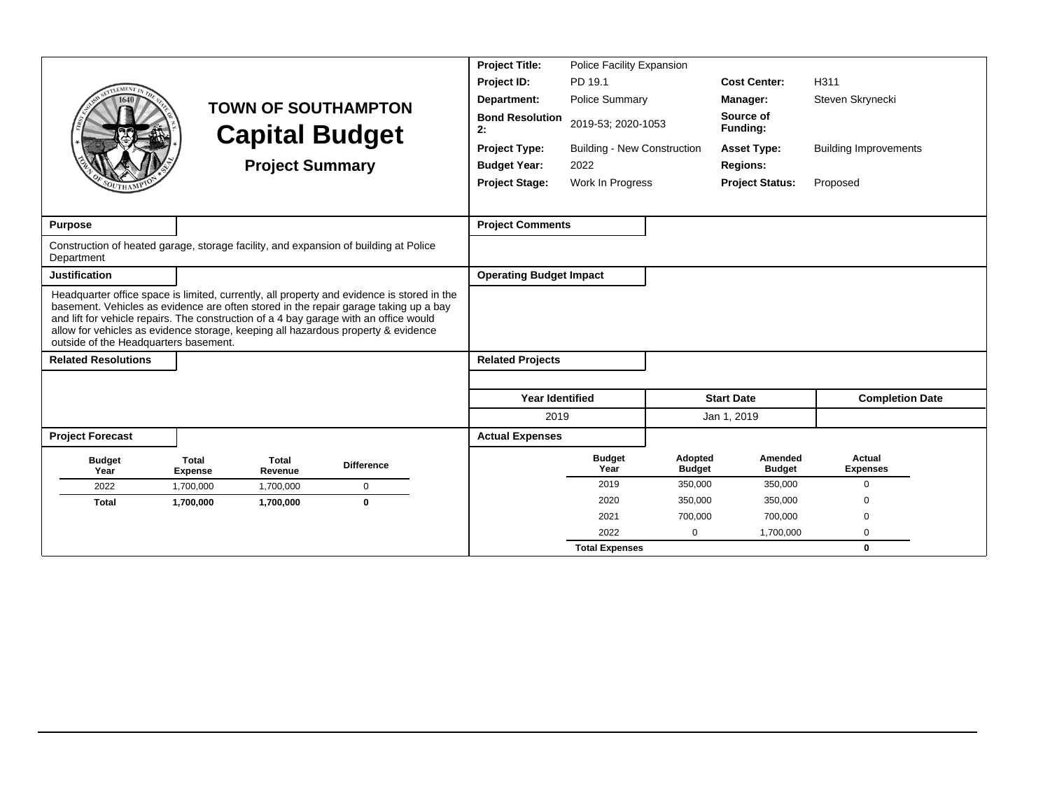# TOWN OF SOUTHAMPTON
## Capital Budget
### Project Summary

| | | | |
|---|---|---|---|
| **Project Title:** | Police Facility Expansion | | |
| **Project ID:** | PD 19.1 | **Cost Center:** | H311 |
| **Department:** | Police Summary | **Manager:** | Steven Skrynecki |
| **Bond Resolution 2:** | 2019-53; 2020-1053 | **Source of Funding:** | |
| **Project Type:** | Building - New Construction | **Asset Type:** | Building Improvements |
| **Budget Year:** | 2022 | **Regions:** | |
| **Project Stage:** | Work In Progress | **Project Status:** | Proposed |

**Purpose**

Construction of heated garage, storage facility, and expansion of building at Police Department

**Justification**

Headquarter office space is limited, currently, all property and evidence is stored in the basement. Vehicles as evidence are often stored in the repair garage taking up a bay and lift for vehicle repairs. The construction of a 4 bay garage with an office would allow for vehicles as evidence storage, keeping all hazardous property & evidence outside of the Headquarters basement.

**Related Resolutions**

**Project Comments**

**Operating Budget Impact**

**Related Projects**

| Year Identified | Start Date | Completion Date |
|---|---|---|
| 2019 | Jan 1, 2019 | |

**Project Forecast**

| Budget Year | Total Expense | Total Revenue | Difference |
|---|---|---|---|
| 2022 | 1,700,000 | 1,700,000 | 0 |
| **Total** | **1,700,000** | **1,700,000** | **0** |

**Actual Expenses**

| Budget Year | Adopted Budget | Amended Budget | Actual Expenses |
|---|---|---|---|
| 2019 | 350,000 | 350,000 | 0 |
| 2020 | 350,000 | 350,000 | 0 |
| 2021 | 700,000 | 700,000 | 0 |
| 2022 | 0 | 1,700,000 | 0 |
| **Total Expenses** | | | **0** |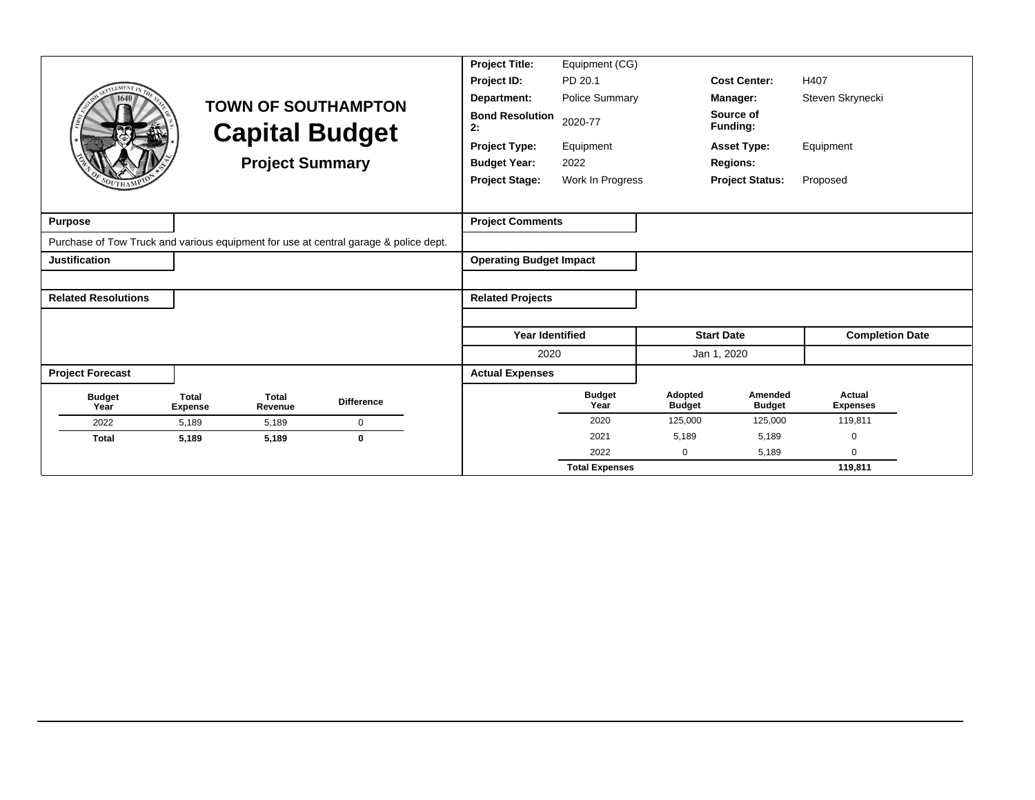# TOWN OF SOUTHAMPTON

## Capital Budget

### Project Summary

| | | | |
|---|---|---|---|
| **Project Title:** | Equipment (CG) | | |
| **Project ID:** | PD 20.1 | **Cost Center:** | H407 |
| **Department:** | Police Summary | **Manager:** | Steven Skrynecki |
| **Bond Resolution 2:** | 2020-77 | **Source of Funding:** | |
| **Project Type:** | Equipment | **Asset Type:** | Equipment |
| **Budget Year:** | 2022 | **Regions:** | |
| **Project Stage:** | Work In Progress | **Project Status:** | Proposed |

**Purpose**

Purchase of Tow Truck and various equipment for use at central garage & police dept.

**Justification**

**Related Resolutions**

**Project Comments**

**Operating Budget Impact**

**Related Projects**

| Year Identified | Start Date | Completion Date |
|---|---|---|
| 2020 | Jan 1, 2020 | |

**Project Forecast**

| Budget Year | Total Expense | Total Revenue | Difference |
|---|---|---|---|
| 2022 | 5,189 | 5,189 | 0 |
| **Total** | **5,189** | **5,189** | **0** |

**Actual Expenses**

| Budget Year | Adopted Budget | Amended Budget | Actual Expenses |
|---|---|---|---|
| 2020 | 125,000 | 125,000 | 119,811 |
| 2021 | 5,189 | 5,189 | 0 |
| 2022 | 0 | 5,189 | 0 |
| **Total Expenses** | | | **119,811** |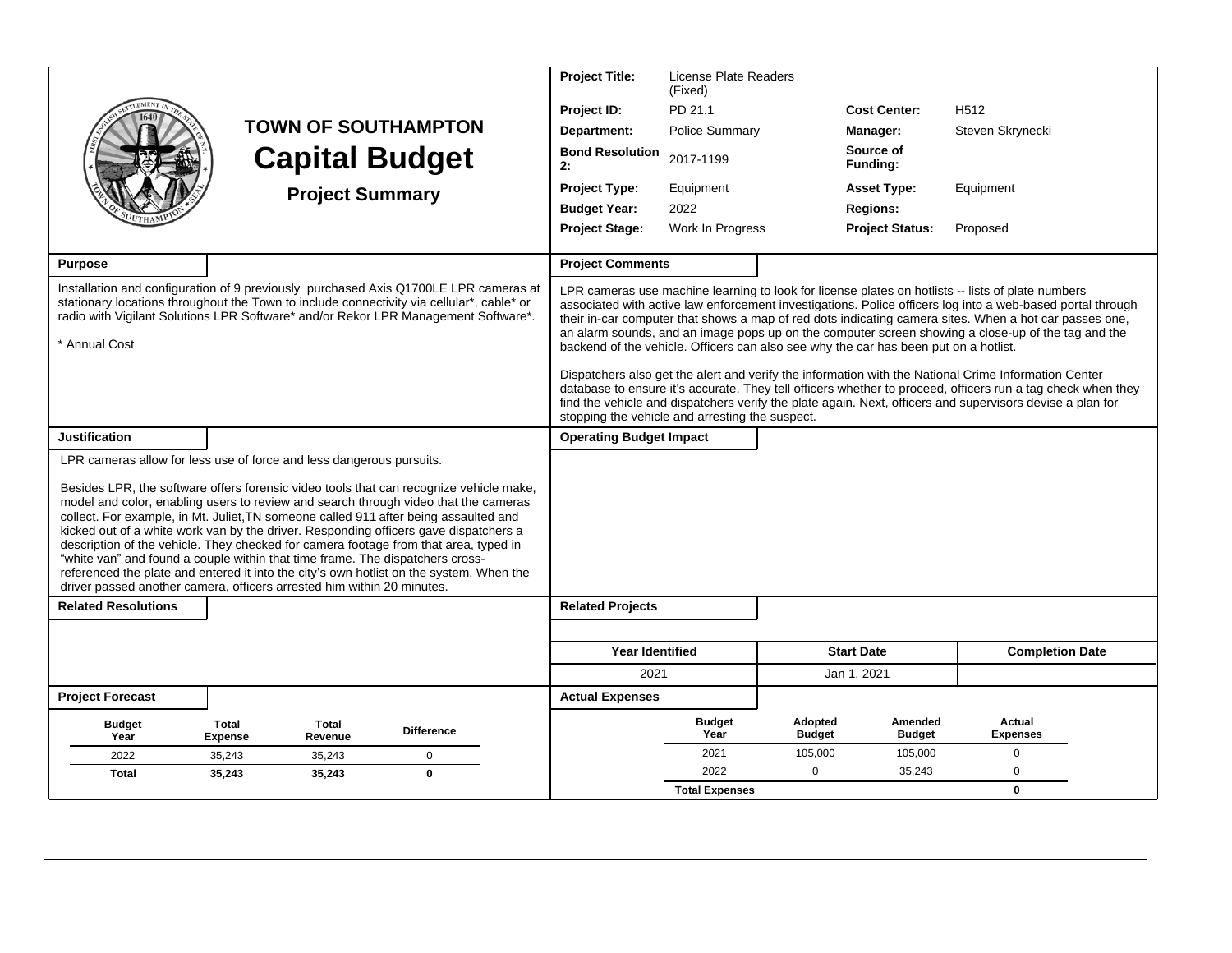# TOWN OF SOUTHAMPTON

# Capital Budget

## Project Summary

| | | | |
|---|---|---|---|
| **Project Title:** | License Plate Readers (Fixed) | | |
| **Project ID:** | PD 21.1 | **Cost Center:** | H512 |
| **Department:** | Police Summary | **Manager:** | Steven Skrynecki |
| **Bond Resolution 2:** | 2017-1199 | **Source of Funding:** | |
| **Project Type:** | Equipment | **Asset Type:** | Equipment |
| **Budget Year:** | 2022 | **Regions:** | |
| **Project Stage:** | Work In Progress | **Project Status:** | Proposed |

### Purpose

Installation and configuration of 9 previously purchased Axis Q1700LE LPR cameras at stationary locations throughout the Town to include connectivity via cellular*, cable* or radio with Vigilant Solutions LPR Software* and/or Rekor LPR Management Software*.

* Annual Cost

### Project Comments

LPR cameras use machine learning to look for license plates on hotlists -- lists of plate numbers associated with active law enforcement investigations. Police officers log into a web-based portal through their in-car computer that shows a map of red dots indicating camera sites. When a hot car passes one, an alarm sounds, and an image pops up on the computer screen showing a close-up of the tag and the backend of the vehicle. Officers can also see why the car has been put on a hotlist.

Dispatchers also get the alert and verify the information with the National Crime Information Center database to ensure it's accurate. They tell officers whether to proceed, officers run a tag check when they find the vehicle and dispatchers verify the plate again. Next, officers and supervisors devise a plan for stopping the vehicle and arresting the suspect.

### Justification

LPR cameras allow for less use of force and less dangerous pursuits.

Besides LPR, the software offers forensic video tools that can recognize vehicle make, model and color, enabling users to review and search through video that the cameras collect. For example, in Mt. Juliet,TN someone called 911 after being assaulted and kicked out of a white work van by the driver. Responding officers gave dispatchers a description of the vehicle. They checked for camera footage from that area, typed in "white van" and found a couple within that time frame. The dispatchers cross-referenced the plate and entered it into the city's own hotlist on the system. When the driver passed another camera, officers arrested him within 20 minutes.

### Operating Budget Impact

### Related Resolutions

### Related Projects

| Year Identified | Start Date | Completion Date |
|---|---|---|
| 2021 | Jan 1, 2021 | |

### Project Forecast

| Budget Year | Total Expense | Total Revenue | Difference |
|---|---|---|---|
| 2022 | 35,243 | 35,243 | 0 |
| **Total** | **35,243** | **35,243** | **0** |

### Actual Expenses

| Budget Year | Adopted Budget | Amended Budget | Actual Expenses |
|---|---|---|---|
| 2021 | 105,000 | 105,000 | 0 |
| 2022 | 0 | 35,243 | 0 |
| **Total Expenses** | | | **0** |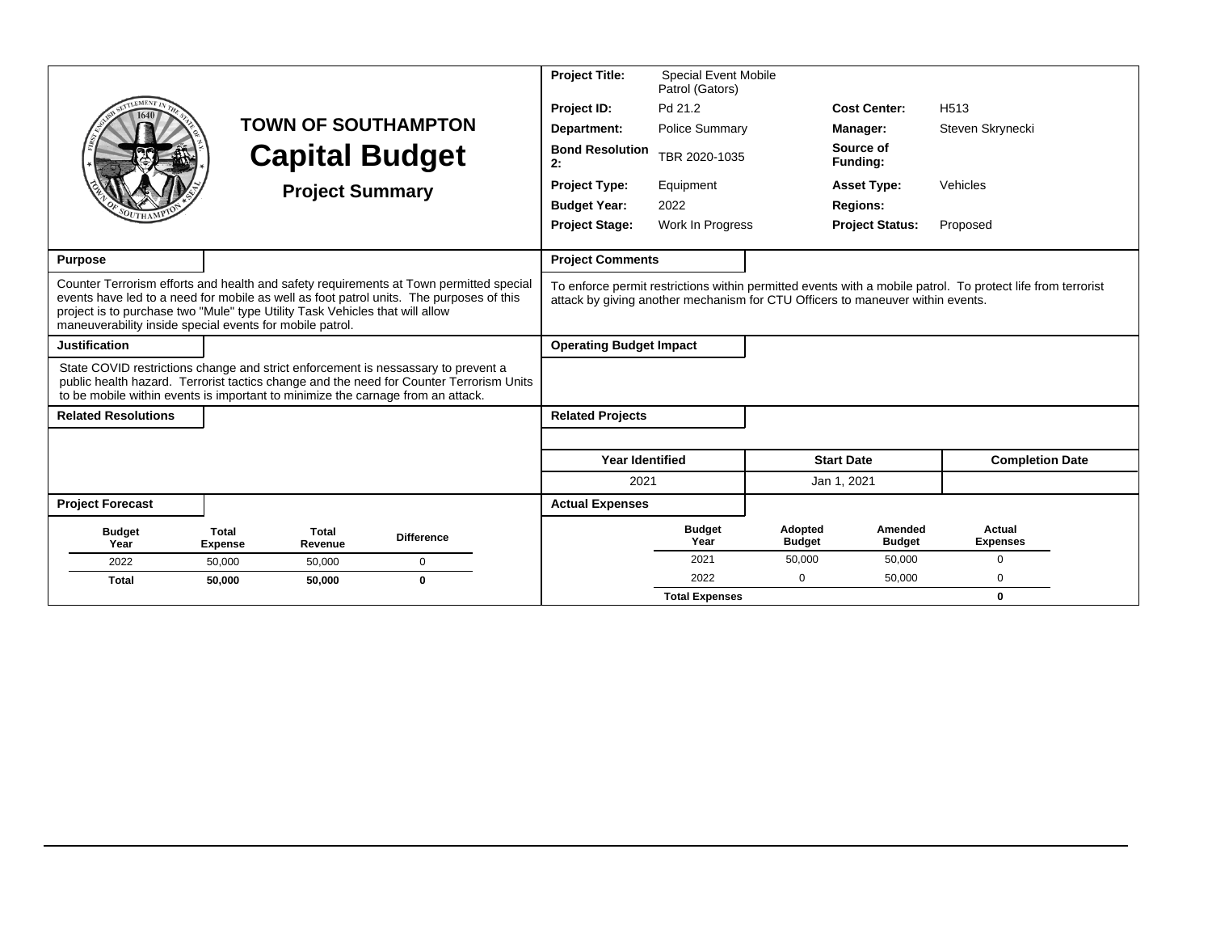# TOWN OF SOUTHAMPTON

## Capital Budget

### Project Summary

| | | | |
|---|---|---|---|
| **Project Title:** | Special Event Mobile Patrol (Gators) | | |
| **Project ID:** | Pd 21.2 | **Cost Center:** | H513 |
| **Department:** | Police Summary | **Manager:** | Steven Skrynecki |
| **Bond Resolution 2:** | TBR 2020-1035 | **Source of Funding:** | |
| **Project Type:** | Equipment | **Asset Type:** | Vehicles |
| **Budget Year:** | 2022 | **Regions:** | |
| **Project Stage:** | Work In Progress | **Project Status:** | Proposed |

**Purpose**

Counter Terrorism efforts and health and safety requirements at Town permitted special events have led to a need for mobile as well as foot patrol units. The purposes of this project is to purchase two "Mule" type Utility Task Vehicles that will allow maneuverability inside special events for mobile patrol.

**Project Comments**

To enforce permit restrictions within permitted events with a mobile patrol. To protect life from terrorist attack by giving another mechanism for CTU Officers to maneuver within events.

**Justification**

State COVID restrictions change and strict enforcement is nessassary to prevent a public health hazard. Terrorist tactics change and the need for Counter Terrorism Units to be mobile within events is important to minimize the carnage from an attack.

**Operating Budget Impact**

**Related Resolutions**

**Related Projects**

| Year Identified | Start Date | Completion Date |
|---|---|---|
| 2021 | Jan 1, 2021 | |

**Project Forecast**

| Budget Year | Total Expense | Total Revenue | Difference |
|---|---|---|---|
| 2022 | 50,000 | 50,000 | 0 |
| **Total** | **50,000** | **50,000** | **0** |

**Actual Expenses**

| Budget Year | Adopted Budget | Amended Budget | Actual Expenses |
|---|---|---|---|
| 2021 | 50,000 | 50,000 | 0 |
| 2022 | 0 | 50,000 | 0 |
| **Total Expenses** | | | **0** |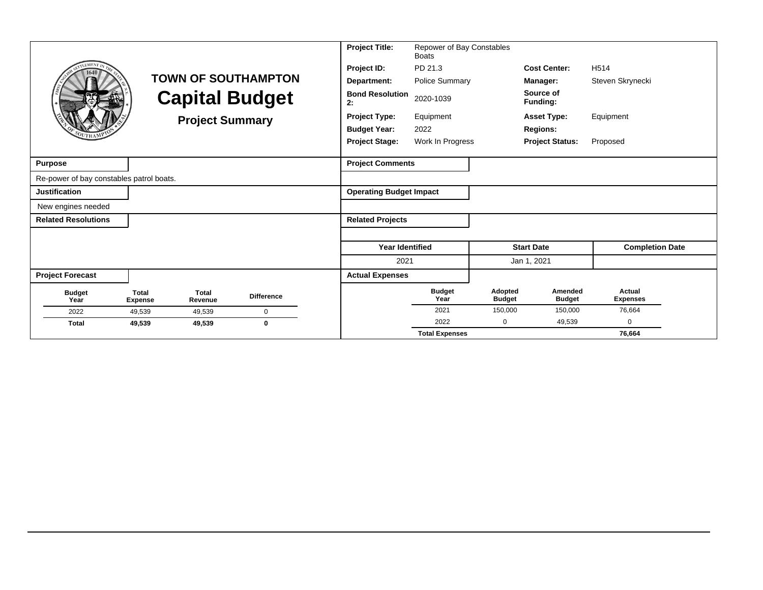# TOWN OF SOUTHAMPTON

## Capital Budget

### Project Summary

| | | | |
|---|---|---|---|
| **Project Title:** | Repower of Bay Constables Boats | | |
| **Project ID:** | PD 21.3 | **Cost Center:** | H514 |
| **Department:** | Police Summary | **Manager:** | Steven Skrynecki |
| **Bond Resolution 2:** | 2020-1039 | **Source of Funding:** | |
| **Project Type:** | Equipment | **Asset Type:** | Equipment |
| **Budget Year:** | 2022 | **Regions:** | |
| **Project Stage:** | Work In Progress | **Project Status:** | Proposed |

**Purpose**

Re-power of bay constables patrol boats.

**Justification**

New engines needed

**Related Resolutions**

**Project Comments**

**Operating Budget Impact**

**Related Projects**

| Year Identified | Start Date | Completion Date |
|---|---|---|
| 2021 | Jan 1, 2021 | |

**Project Forecast**

| Budget Year | Total Expense | Total Revenue | Difference |
|---|---|---|---|
| 2022 | 49,539 | 49,539 | 0 |
| **Total** | **49,539** | **49,539** | **0** |

**Actual Expenses**

| Budget Year | Adopted Budget | Amended Budget | Actual Expenses |
|---|---|---|---|
| 2021 | 150,000 | 150,000 | 76,664 |
| 2022 | 0 | 49,539 | 0 |
| **Total Expenses** | | | **76,664** |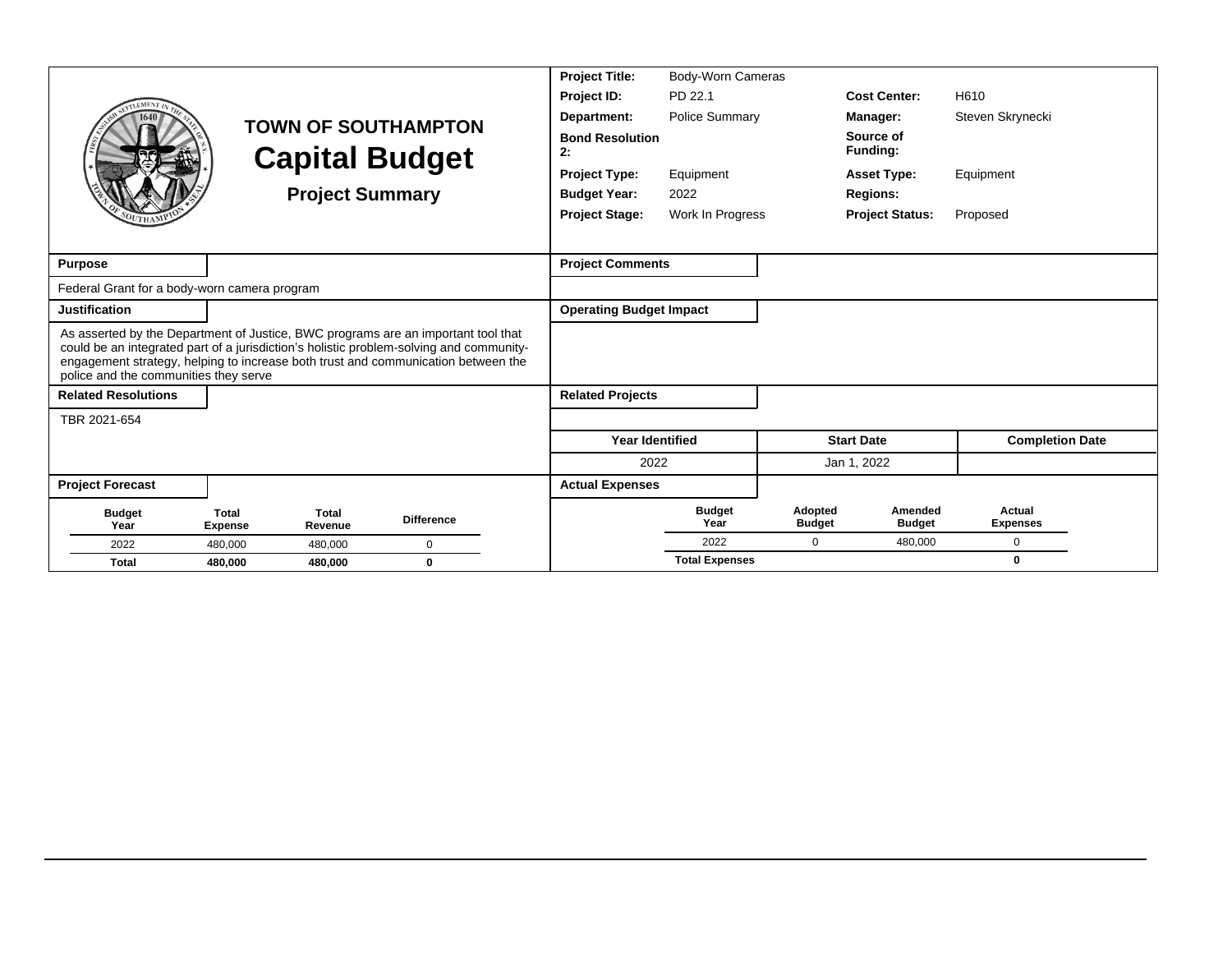# TOWN OF SOUTHAMPTON

## Capital Budget

### Project Summary

| | | | |
|---|---|---|---|
| **Project Title:** | Body-Worn Cameras | | |
| **Project ID:** | PD 22.1 | **Cost Center:** | H610 |
| **Department:** | Police Summary | **Manager:** | Steven Skrynecki |
| **Bond Resolution 2:** | | **Source of Funding:** | |
| **Project Type:** | Equipment | **Asset Type:** | Equipment |
| **Budget Year:** | 2022 | **Regions:** | |
| **Project Stage:** | Work In Progress | **Project Status:** | Proposed |

**Purpose**

Federal Grant for a body-worn camera program

**Justification**

As asserted by the Department of Justice, BWC programs are an important tool that could be an integrated part of a jurisdiction's holistic problem-solving and community-engagement strategy, helping to increase both trust and communication between the police and the communities they serve

**Related Resolutions**

TBR 2021-654

**Project Comments**

**Operating Budget Impact**

**Related Projects**

| Year Identified | Start Date | Completion Date |
|---|---|---|
| 2022 | Jan 1, 2022 | |

**Project Forecast**

| Budget Year | Total Expense | Total Revenue | Difference |
|---|---|---|---|
| 2022 | 480,000 | 480,000 | 0 |
| **Total** | **480,000** | **480,000** | **0** |

**Actual Expenses**

| Budget Year | Adopted Budget | Amended Budget | Actual Expenses |
|---|---|---|---|
| 2022 | 0 | 480,000 | 0 |
| **Total Expenses** | | | **0** |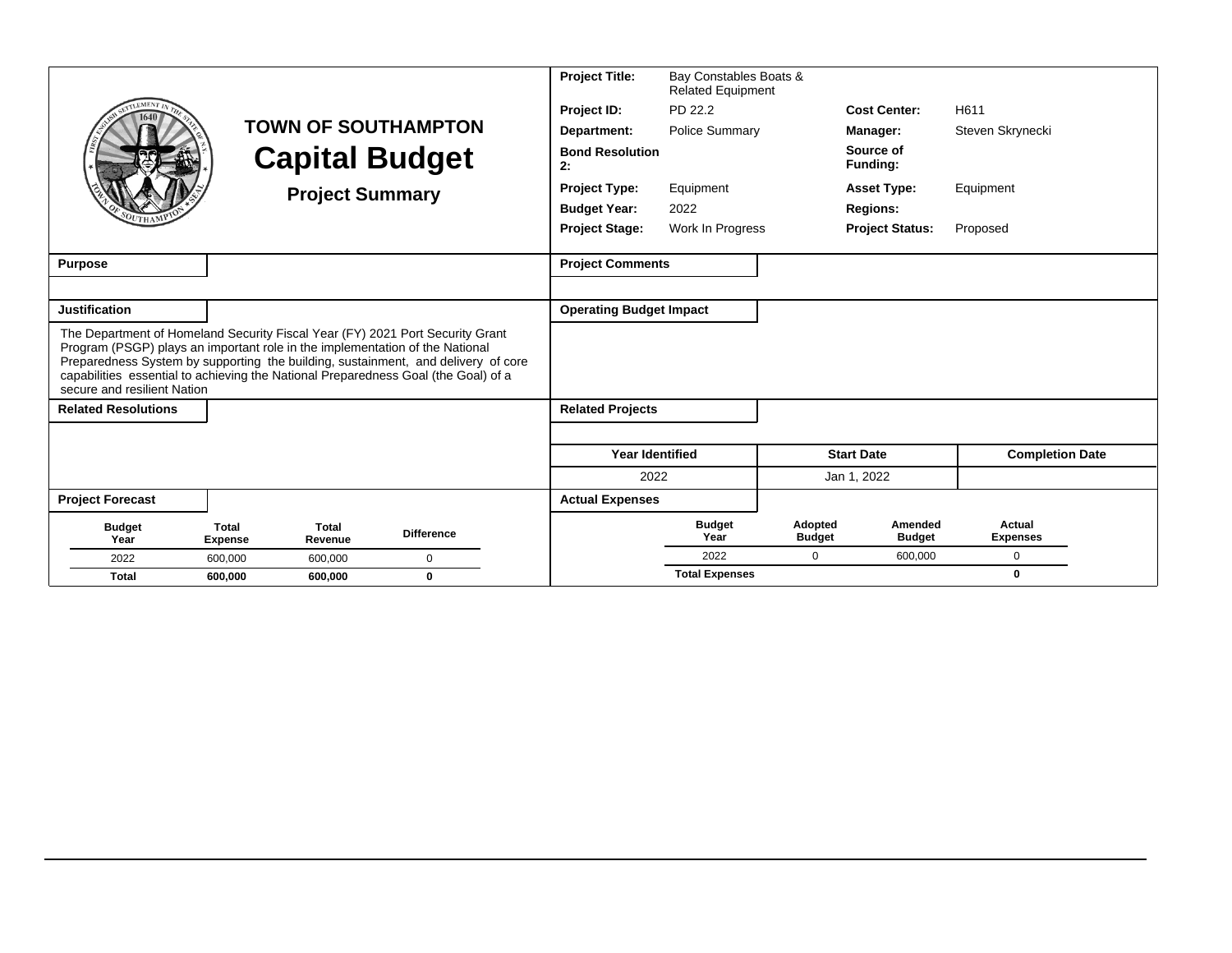# TOWN OF SOUTHAMPTON

## Capital Budget

### Project Summary

| | | | |
|---|---|---|---|
| **Project Title:** | Bay Constables Boats & Related Equipment | | |
| **Project ID:** | PD 22.2 | **Cost Center:** | H611 |
| **Department:** | Police Summary | **Manager:** | Steven Skrynecki |
| **Bond Resolution 2:** | | **Source of Funding:** | |
| **Project Type:** | Equipment | **Asset Type:** | Equipment |
| **Budget Year:** | 2022 | **Regions:** | |
| **Project Stage:** | Work In Progress | **Project Status:** | Proposed |

**Purpose**

**Justification**

The Department of Homeland Security Fiscal Year (FY) 2021 Port Security Grant Program (PSGP) plays an important role in the implementation of the National Preparedness System by supporting the building, sustainment, and delivery of core capabilities essential to achieving the National Preparedness Goal (the Goal) of a secure and resilient Nation

**Related Resolutions**

**Project Comments**

**Operating Budget Impact**

**Related Projects**

| Year Identified | Start Date | Completion Date |
|---|---|---|
| 2022 | Jan 1, 2022 | |

**Project Forecast**

| Budget Year | Total Expense | Total Revenue | Difference |
|---|---|---|---|
| 2022 | 600,000 | 600,000 | 0 |
| **Total** | **600,000** | **600,000** | **0** |

**Actual Expenses**

| Budget Year | Adopted Budget | Amended Budget | Actual Expenses |
|---|---|---|---|
| 2022 | 0 | 600,000 | 0 |
| **Total Expenses** | | | **0** |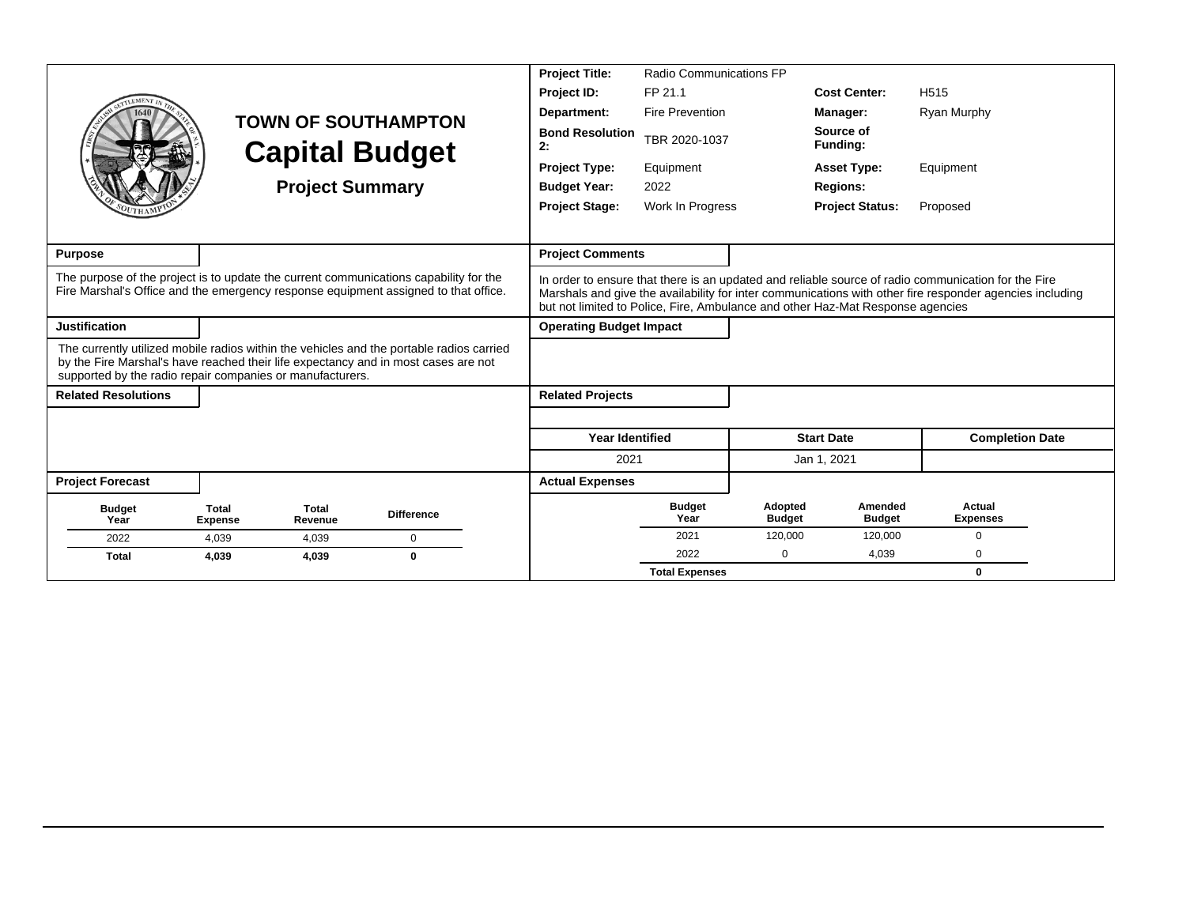# TOWN OF SOUTHAMPTON
## Capital Budget
### Project Summary

| | | | |
|---|---|---|---|
| **Project Title:** | Radio Communications FP | | |
| **Project ID:** | FP 21.1 | **Cost Center:** | H515 |
| **Department:** | Fire Prevention | **Manager:** | Ryan Murphy |
| **Bond Resolution 2:** | TBR 2020-1037 | **Source of Funding:** | |
| **Project Type:** | Equipment | **Asset Type:** | Equipment |
| **Budget Year:** | 2022 | **Regions:** | |
| **Project Stage:** | Work In Progress | **Project Status:** | Proposed |

**Purpose**

The purpose of the project is to update the current communications capability for the Fire Marshal's Office and the emergency response equipment assigned to that office.

**Justification**

The currently utilized mobile radios within the vehicles and the portable radios carried by the Fire Marshal's have reached their life expectancy and in most cases are not supported by the radio repair companies or manufacturers.

**Related Resolutions**

**Project Comments**

In order to ensure that there is an updated and reliable source of radio communication for the Fire Marshals and give the availability for inter communications with other fire responder agencies including but not limited to Police, Fire, Ambulance and other Haz-Mat Response agencies

**Operating Budget Impact**

**Related Projects**

| Year Identified | Start Date | Completion Date |
|---|---|---|
| 2021 | Jan 1, 2021 | |

**Project Forecast**

| Budget Year | Total Expense | Total Revenue | Difference |
|---|---|---|---|
| 2022 | 4,039 | 4,039 | 0 |
| **Total** | **4,039** | **4,039** | **0** |

**Actual Expenses**

| Budget Year | Adopted Budget | Amended Budget | Actual Expenses |
|---|---|---|---|
| 2021 | 120,000 | 120,000 | 0 |
| 2022 | 0 | 4,039 | 0 |
| **Total Expenses** | | | **0** |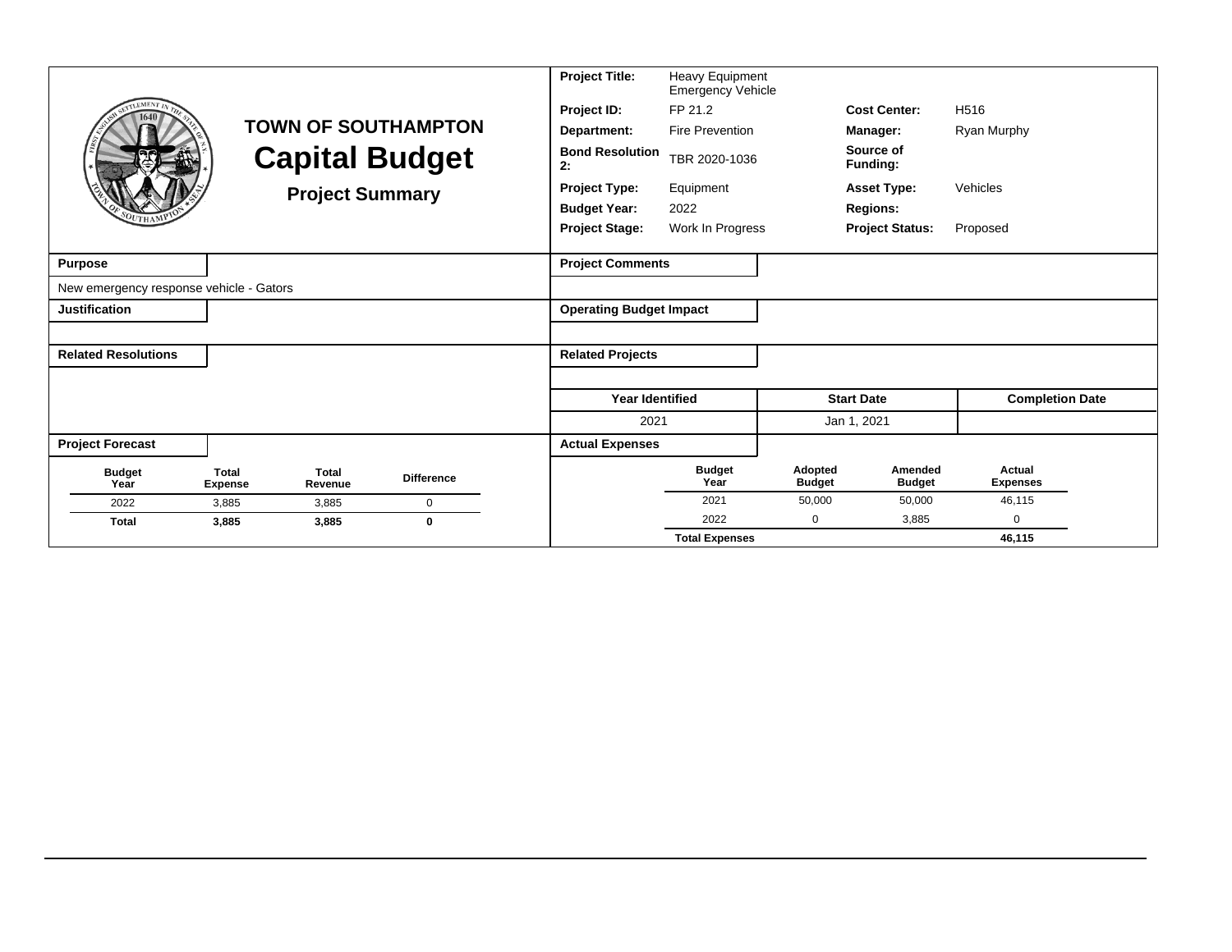# TOWN OF SOUTHAMPTON

# Capital Budget

## Project Summary

| | | | |
|---|---|---|---|
| **Project Title:** | Heavy Equipment Emergency Vehicle | | |
| **Project ID:** | FP 21.2 | **Cost Center:** | H516 |
| **Department:** | Fire Prevention | **Manager:** | Ryan Murphy |
| **Bond Resolution 2:** | TBR 2020-1036 | **Source of Funding:** | |
| **Project Type:** | Equipment | **Asset Type:** | Vehicles |
| **Budget Year:** | 2022 | **Regions:** | |
| **Project Stage:** | Work In Progress | **Project Status:** | Proposed |

**Purpose**

New emergency response vehicle - Gators

**Justification**

**Related Resolutions**

**Project Comments**

**Operating Budget Impact**

**Related Projects**

| Year Identified | Start Date | Completion Date |
|---|---|---|
| 2021 | Jan 1, 2021 | |

**Project Forecast**

| Budget Year | Total Expense | Total Revenue | Difference |
|---|---|---|---|
| 2022 | 3,885 | 3,885 | 0 |
| **Total** | **3,885** | **3,885** | **0** |

**Actual Expenses**

| Budget Year | Adopted Budget | Amended Budget | Actual Expenses |
|---|---|---|---|
| 2021 | 50,000 | 50,000 | 46,115 |
| 2022 | 0 | 3,885 | 0 |
| **Total Expenses** | | | **46,115** |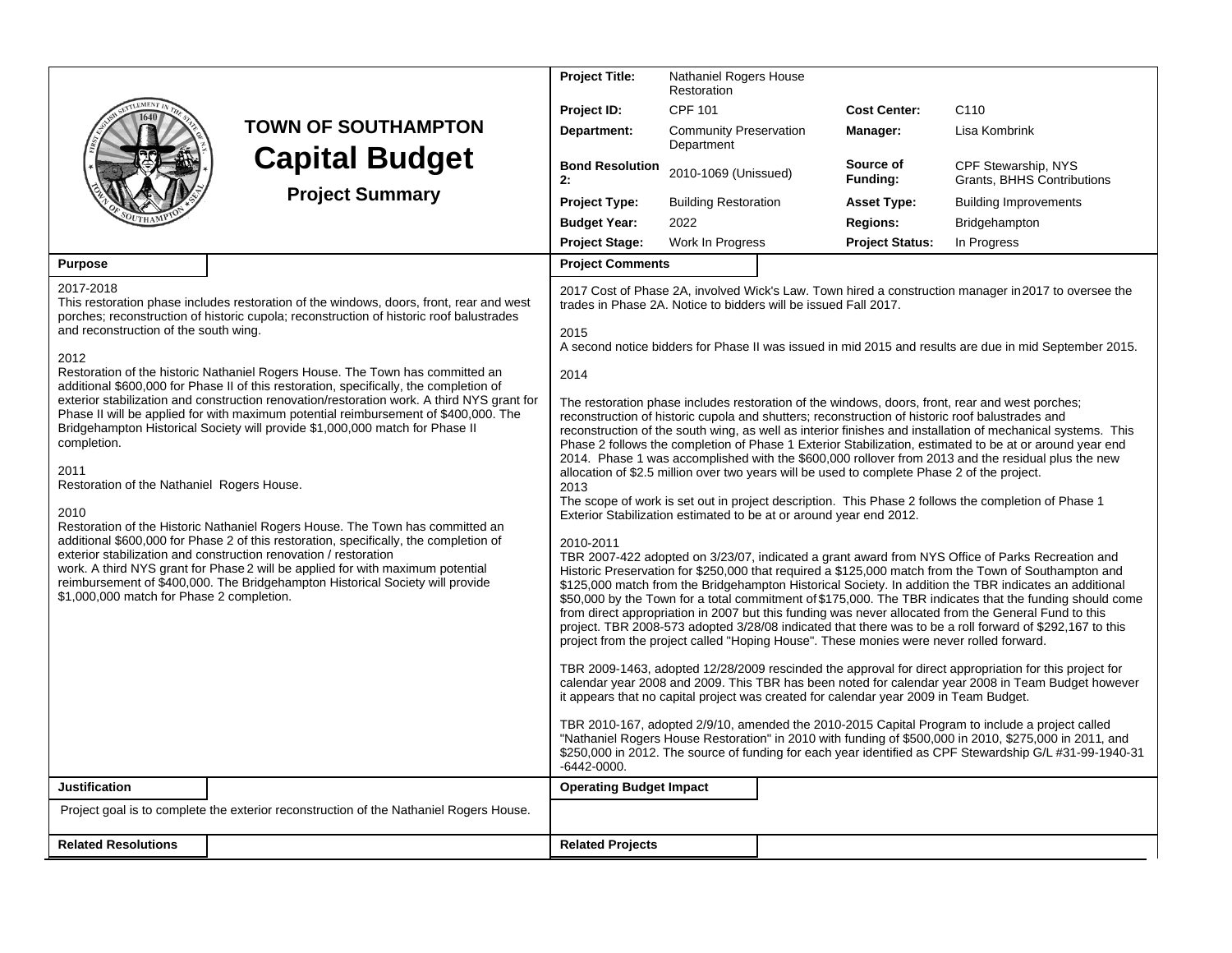# TOWN OF SOUTHAMPTON

## Capital Budget

### Project Summary

| | | | |
|---|---|---|---|
| **Project Title:** | Nathaniel Rogers House Restoration | | |
| **Project ID:** | CPF 101 | **Cost Center:** | C110 |
| **Department:** | Community Preservation Department | **Manager:** | Lisa Kombrink |
| **Bond Resolution 2:** | 2010-1069 (Unissued) | **Source of Funding:** | CPF Stewardship, NYS Grants, BHHS Contributions |
| **Project Type:** | Building Restoration | **Asset Type:** | Building Improvements |
| **Budget Year:** | 2022 | **Regions:** | Bridgehampton |
| **Project Stage:** | Work In Progress | **Project Status:** | In Progress |

**Purpose**

2017-2018
This restoration phase includes restoration of the windows, doors, front, rear and west porches; reconstruction of historic cupola; reconstruction of historic roof balustrades and reconstruction of the south wing.

2012
Restoration of the historic Nathaniel Rogers House. The Town has committed an additional $600,000 for Phase II of this restoration, specifically, the completion of exterior stabilization and construction renovation/restoration work. A third NYS grant for Phase II will be applied for with maximum potential reimbursement of $400,000. The Bridgehampton Historical Society will provide $1,000,000 match for Phase II completion.

2011
Restoration of the Nathaniel Rogers House.

2010
Restoration of the Historic Nathaniel Rogers House. The Town has committed an additional $600,000 for Phase 2 of this restoration, specifically, the completion of exterior stabilization and construction renovation / restoration work. A third NYS grant for Phase 2 will be applied for with maximum potential reimbursement of $400,000. The Bridgehampton Historical Society will provide $1,000,000 match for Phase 2 completion.

**Project Comments**

2017 Cost of Phase 2A, involved Wick's Law. Town hired a construction manager in 2017 to oversee the trades in Phase 2A. Notice to bidders will be issued Fall 2017.

2015
A second notice bidders for Phase II was issued in mid 2015 and results are due in mid September 2015.

2014

The restoration phase includes restoration of the windows, doors, front, rear and west porches; reconstruction of historic cupola and shutters; reconstruction of historic roof balustrades and reconstruction of the south wing, as well as interior finishes and installation of mechanical systems. This Phase 2 follows the completion of Phase 1 Exterior Stabilization, estimated to be at or around year end 2014. Phase 1 was accomplished with the $600,000 rollover from 2013 and the residual plus the new allocation of $2.5 million over two years will be used to complete Phase 2 of the project.

2013
The scope of work is set out in project description. This Phase 2 follows the completion of Phase 1 Exterior Stabilization estimated to be at or around year end 2012.

2010-2011
TBR 2007-422 adopted on 3/23/07, indicated a grant award from NYS Office of Parks Recreation and Historic Preservation for $250,000 that required a $125,000 match from the Town of Southampton and $125,000 match from the Bridgehampton Historical Society. In addition the TBR indicates an additional $50,000 by the Town for a total commitment of $175,000. The TBR indicates that the funding should come from direct appropriation in 2007 but this funding was never allocated from the General Fund to this project. TBR 2008-573 adopted 3/28/08 indicated that there was to be a roll forward of $292,167 to this project from the project called "Hoping House". These monies were never rolled forward.

TBR 2009-1463, adopted 12/28/2009 rescinded the approval for direct appropriation for this project for calendar year 2008 and 2009. This TBR has been noted for calendar year 2008 in Team Budget however it appears that no capital project was created for calendar year 2009 in Team Budget.

TBR 2010-167, adopted 2/9/10, amended the 2010-2015 Capital Program to include a project called "Nathaniel Rogers House Restoration" in 2010 with funding of $500,000 in 2010, $275,000 in 2011, and $250,000 in 2012. The source of funding for each year identified as CPF Stewardship G/L #31-99-1940-31-6442-0000.

**Justification**

Project goal is to complete the exterior reconstruction of the Nathaniel Rogers House.

**Operating Budget Impact**

**Related Resolutions**

**Related Projects**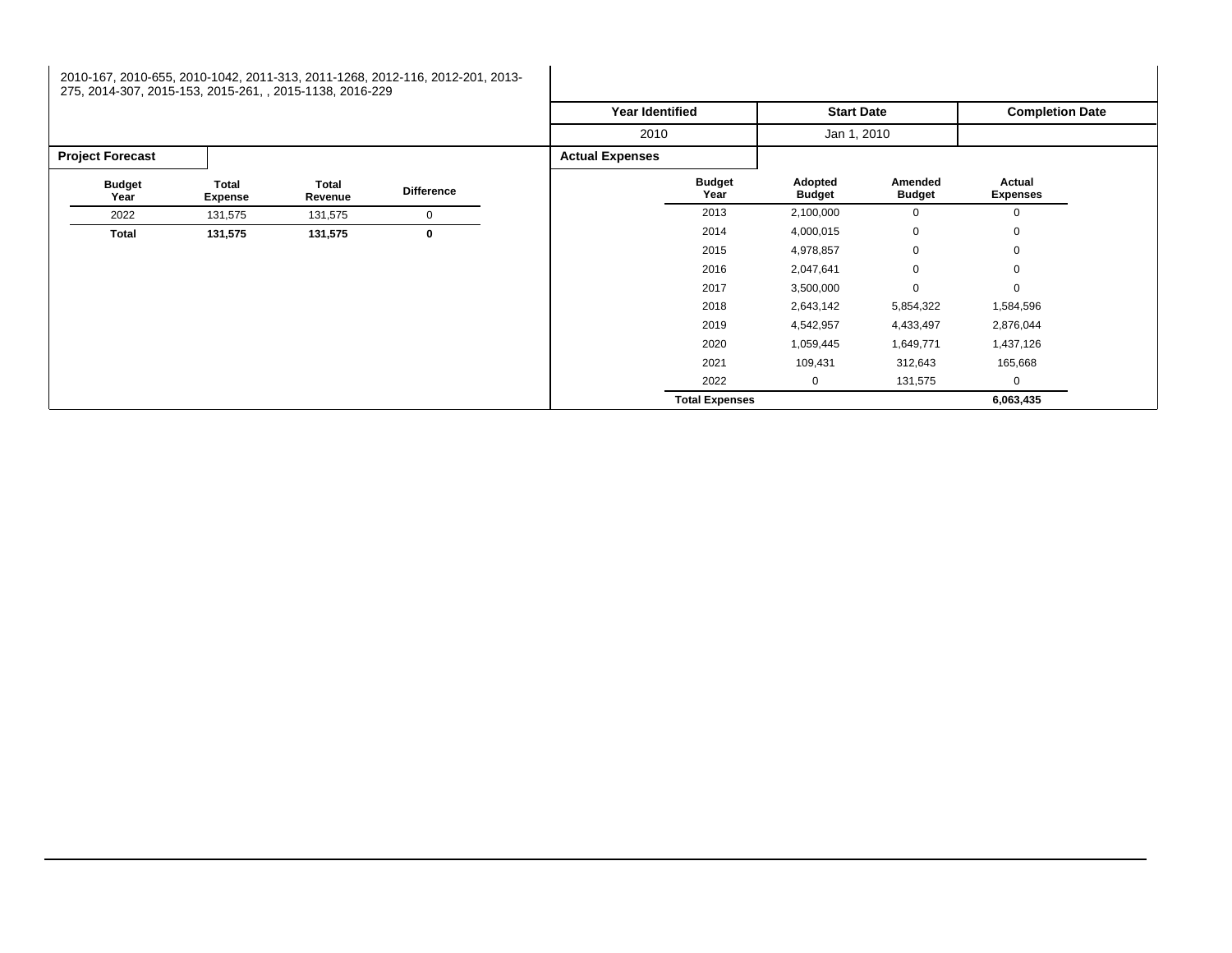2010-167, 2010-655, 2010-1042, 2011-313, 2011-1268, 2012-116, 2012-201, 2013-275, 2014-307, 2015-153, 2015-261, , 2015-1138, 2016-229

| Year Identified | Start Date | Completion Date |
|---|---|---|
| 2010 | Jan 1, 2010 | |

**Project Forecast**

| Budget Year | Total Expense | Total Revenue | Difference |
|---|---|---|---|
| 2022 | 131,575 | 131,575 | 0 |
| **Total** | **131,575** | **131,575** | **0** |

**Actual Expenses**

| Budget Year | Adopted Budget | Amended Budget | Actual Expenses |
|---|---|---|---|
| 2013 | 2,100,000 | 0 | 0 |
| 2014 | 4,000,015 | 0 | 0 |
| 2015 | 4,978,857 | 0 | 0 |
| 2016 | 2,047,641 | 0 | 0 |
| 2017 | 3,500,000 | 0 | 0 |
| 2018 | 2,643,142 | 5,854,322 | 1,584,596 |
| 2019 | 4,542,957 | 4,433,497 | 2,876,044 |
| 2020 | 1,059,445 | 1,649,771 | 1,437,126 |
| 2021 | 109,431 | 312,643 | 165,668 |
| 2022 | 0 | 131,575 | 0 |
| **Total Expenses** | | | **6,063,435** |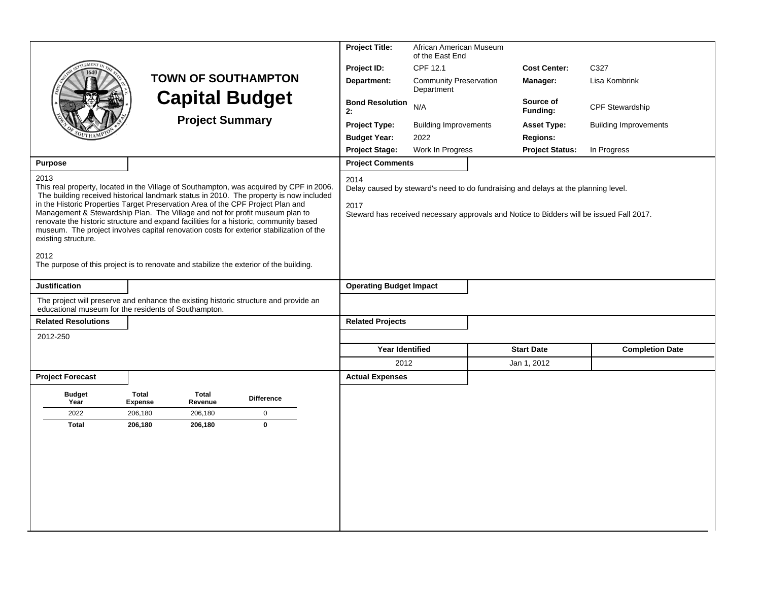# TOWN OF SOUTHAMPTON
# Capital Budget
## Project Summary

| | | | |
|---|---|---|---|
| **Project Title:** | African American Museum of the East End | | |
| **Project ID:** | CPF 12.1 | **Cost Center:** | C327 |
| **Department:** | Community Preservation Department | **Manager:** | Lisa Kombrink |
| **Bond Resolution 2:** | N/A | **Source of Funding:** | CPF Stewardship |
| **Project Type:** | Building Improvements | **Asset Type:** | Building Improvements |
| **Budget Year:** | 2022 | **Regions:** | |
| **Project Stage:** | Work In Progress | **Project Status:** | In Progress |

### Purpose

2013
This real property, located in the Village of Southampton, was acquired by CPF in 2006. The building received historical landmark status in 2010. The property is now included in the Historic Properties Target Preservation Area of the CPF Project Plan and Management & Stewardship Plan. The Village and not for profit museum plan to renovate the historic structure and expand facilities for a historic, community based museum. The project involves capital renovation costs for exterior stabilization of the existing structure.

2012
The purpose of this project is to renovate and stabilize the exterior of the building.

### Project Comments

2014
Delay caused by steward's need to do fundraising and delays at the planning level.

2017
Steward has received necessary approvals and Notice to Bidders will be issued Fall 2017.

### Justification

The project will preserve and enhance the existing historic structure and provide an educational museum for the residents of Southampton.

### Operating Budget Impact

### Related Resolutions

2012-250

### Related Projects

| Year Identified | Start Date | Completion Date |
|---|---|---|
| 2012 | Jan 1, 2012 | |

### Project Forecast

| Budget Year | Total Expense | Total Revenue | Difference |
|---|---|---|---|
| 2022 | 206,180 | 206,180 | 0 |
| **Total** | **206,180** | **206,180** | **0** |

### Actual Expenses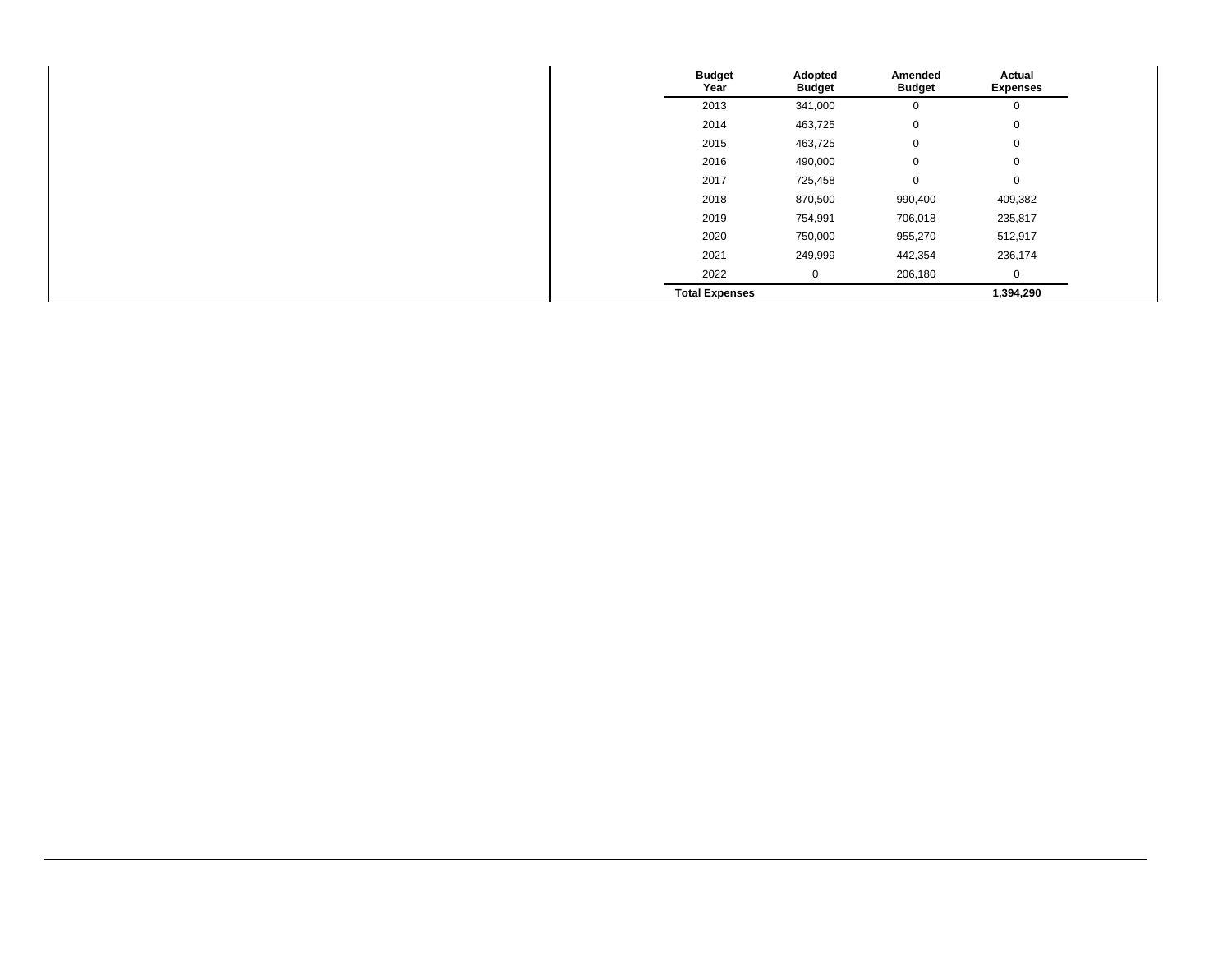| Budget Year | Adopted Budget | Amended Budget | Actual Expenses |
|---|---|---|---|
| 2013 | 341,000 | 0 | 0 |
| 2014 | 463,725 | 0 | 0 |
| 2015 | 463,725 | 0 | 0 |
| 2016 | 490,000 | 0 | 0 |
| 2017 | 725,458 | 0 | 0 |
| 2018 | 870,500 | 990,400 | 409,382 |
| 2019 | 754,991 | 706,018 | 235,817 |
| 2020 | 750,000 | 955,270 | 512,917 |
| 2021 | 249,999 | 442,354 | 236,174 |
| 2022 | 0 | 206,180 | 0 |
| **Total Expenses** | | | **1,394,290** |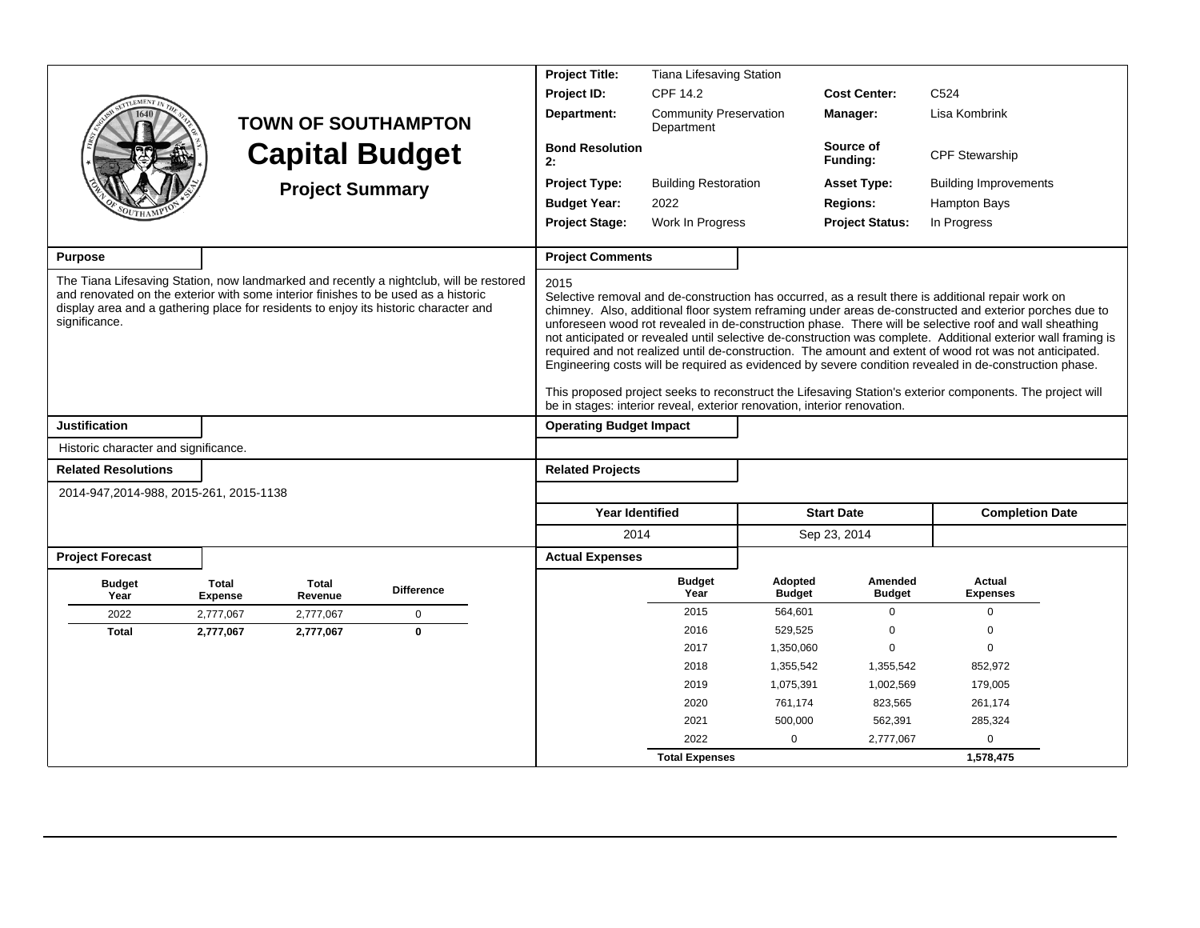# TOWN OF SOUTHAMPTON

## Capital Budget

### Project Summary

| | | | |
|---|---|---|---|
| **Project Title:** | Tiana Lifesaving Station | | |
| **Project ID:** | CPF 14.2 | **Cost Center:** | C524 |
| **Department:** | Community Preservation Department | **Manager:** | Lisa Kombrink |
| **Bond Resolution 2:** | | **Source of Funding:** | CPF Stewarship |
| **Project Type:** | Building Restoration | **Asset Type:** | Building Improvements |
| **Budget Year:** | 2022 | **Regions:** | Hampton Bays |
| **Project Stage:** | Work In Progress | **Project Status:** | In Progress |

**Purpose**

The Tiana Lifesaving Station, now landmarked and recently a nightclub, will be restored and renovated on the exterior with some interior finishes to be used as a historic display area and a gathering place for residents to enjoy its historic character and significance.

**Project Comments**

2015
Selective removal and de-construction has occurred, as a result there is additional repair work on chimney. Also, additional floor system reframing under areas de-constructed and exterior porches due to unforeseen wood rot revealed in de-construction phase. There will be selective roof and wall sheathing not anticipated or revealed until selective de-construction was complete. Additional exterior wall framing is required and not realized until de-construction. The amount and extent of wood rot was not anticipated. Engineering costs will be required as evidenced by severe condition revealed in de-construction phase.

This proposed project seeks to reconstruct the Lifesaving Station's exterior components. The project will be in stages: interior reveal, exterior renovation, interior renovation.

**Justification**

Historic character and significance.

**Operating Budget Impact**

**Related Resolutions**

2014-947,2014-988, 2015-261, 2015-1138

**Related Projects**

| Year Identified | Start Date | Completion Date |
|---|---|---|
| 2014 | Sep 23, 2014 | |

**Project Forecast**

| Budget Year | Total Expense | Total Revenue | Difference |
|---|---|---|---|
| 2022 | 2,777,067 | 2,777,067 | 0 |
| **Total** | **2,777,067** | **2,777,067** | **0** |

**Actual Expenses**

| Budget Year | Adopted Budget | Amended Budget | Actual Expenses |
|---|---|---|---|
| 2015 | 564,601 | 0 | 0 |
| 2016 | 529,525 | 0 | 0 |
| 2017 | 1,350,060 | 0 | 0 |
| 2018 | 1,355,542 | 1,355,542 | 852,972 |
| 2019 | 1,075,391 | 1,002,569 | 179,005 |
| 2020 | 761,174 | 823,565 | 261,174 |
| 2021 | 500,000 | 562,391 | 285,324 |
| 2022 | 0 | 2,777,067 | 0 |
| **Total Expenses** | | | **1,578,475** |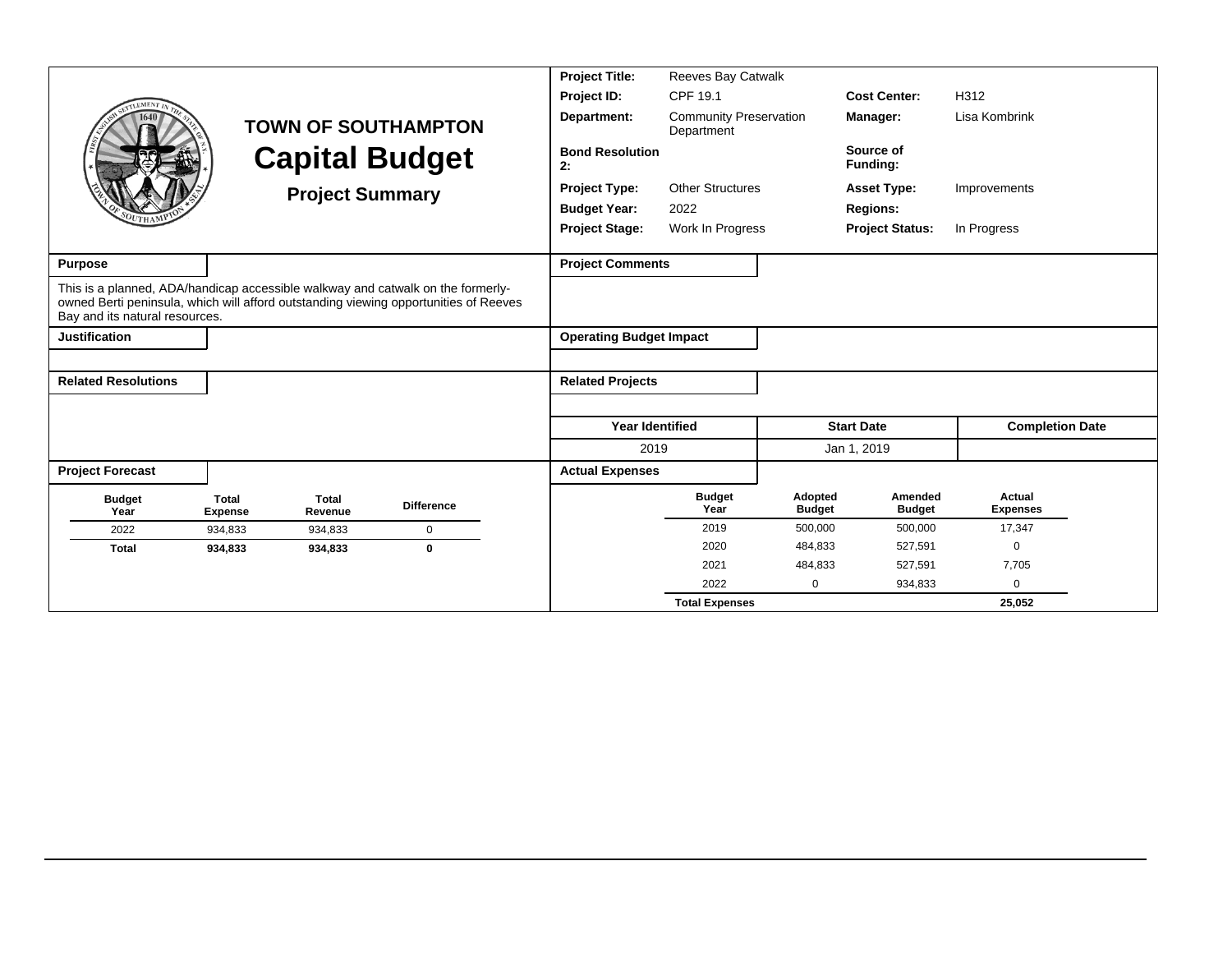# TOWN OF SOUTHAMPTON

# Capital Budget

## Project Summary

| | | | |
|---|---|---|---|
| **Project Title:** | Reeves Bay Catwalk | | |
| **Project ID:** | CPF 19.1 | **Cost Center:** | H312 |
| **Department:** | Community Preservation Department | **Manager:** | Lisa Kombrink |
| **Bond Resolution 2:** | | **Source of Funding:** | |
| **Project Type:** | Other Structures | **Asset Type:** | Improvements |
| **Budget Year:** | 2022 | **Regions:** | |
| **Project Stage:** | Work In Progress | **Project Status:** | In Progress |

**Purpose**

This is a planned, ADA/handicap accessible walkway and catwalk on the formerly-owned Berti peninsula, which will afford outstanding viewing opportunities of Reeves Bay and its natural resources.

**Project Comments**

**Justification**

**Operating Budget Impact**

**Related Resolutions**

**Related Projects**

| Year Identified | Start Date | Completion Date |
|---|---|---|
| 2019 | Jan 1, 2019 | |

**Project Forecast**

| Budget Year | Total Expense | Total Revenue | Difference |
|---|---|---|---|
| 2022 | 934,833 | 934,833 | 0 |
| **Total** | **934,833** | **934,833** | **0** |

**Actual Expenses**

| Budget Year | Adopted Budget | Amended Budget | Actual Expenses |
|---|---|---|---|
| 2019 | 500,000 | 500,000 | 17,347 |
| 2020 | 484,833 | 527,591 | 0 |
| 2021 | 484,833 | 527,591 | 7,705 |
| 2022 | 0 | 934,833 | 0 |
| **Total Expenses** | | | **25,052** |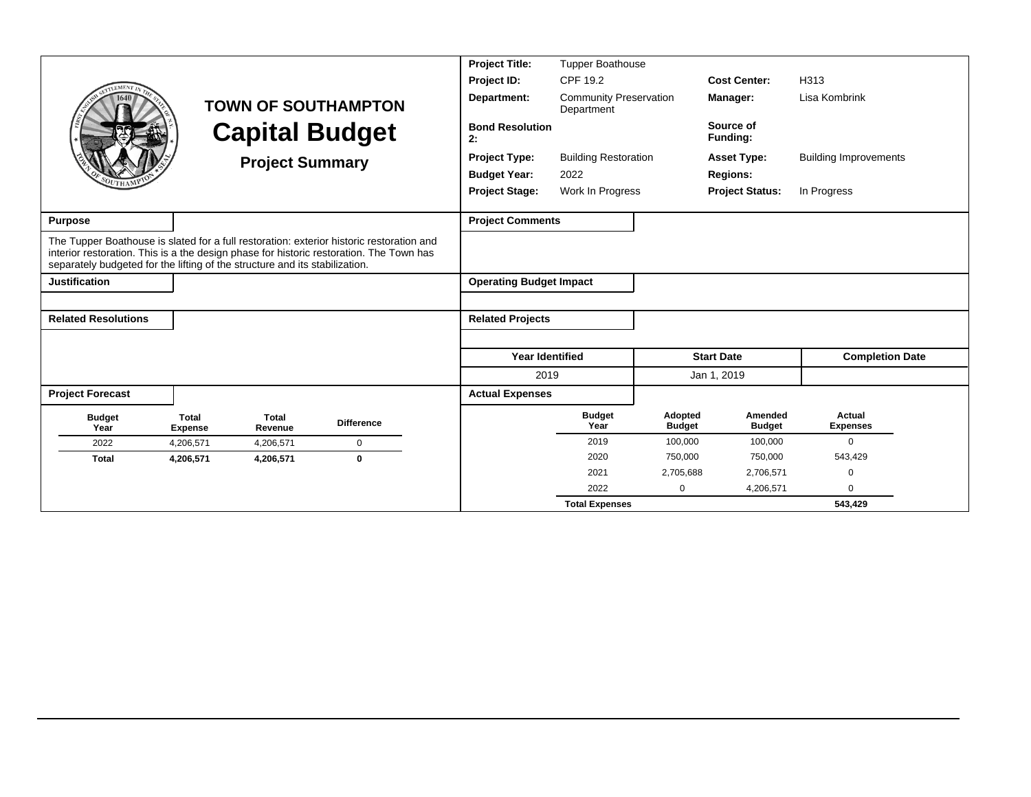# TOWN OF SOUTHAMPTON

# Capital Budget

## Project Summary

| | | | |
|---|---|---|---|
| **Project Title:** | Tupper Boathouse | | |
| **Project ID:** | CPF 19.2 | **Cost Center:** | H313 |
| **Department:** | Community Preservation Department | **Manager:** | Lisa Kombrink |
| **Bond Resolution 2:** | | **Source of Funding:** | |
| **Project Type:** | Building Restoration | **Asset Type:** | Building Improvements |
| **Budget Year:** | 2022 | **Regions:** | |
| **Project Stage:** | Work In Progress | **Project Status:** | In Progress |

**Purpose**

The Tupper Boathouse is slated for a full restoration: exterior historic restoration and interior restoration. This is a the design phase for historic restoration. The Town has separately budgeted for the lifting of the structure and its stabilization.

**Project Comments**

**Justification**

**Operating Budget Impact**

**Related Resolutions**

**Related Projects**

| Year Identified | Start Date | Completion Date |
|---|---|---|
| 2019 | Jan 1, 2019 | |

**Project Forecast**

| Budget Year | Total Expense | Total Revenue | Difference |
|---|---|---|---|
| 2022 | 4,206,571 | 4,206,571 | 0 |
| **Total** | **4,206,571** | **4,206,571** | **0** |

**Actual Expenses**

| Budget Year | Adopted Budget | Amended Budget | Actual Expenses |
|---|---|---|---|
| 2019 | 100,000 | 100,000 | 0 |
| 2020 | 750,000 | 750,000 | 543,429 |
| 2021 | 2,705,688 | 2,706,571 | 0 |
| 2022 | 0 | 4,206,571 | 0 |
| **Total Expenses** | | | **543,429** |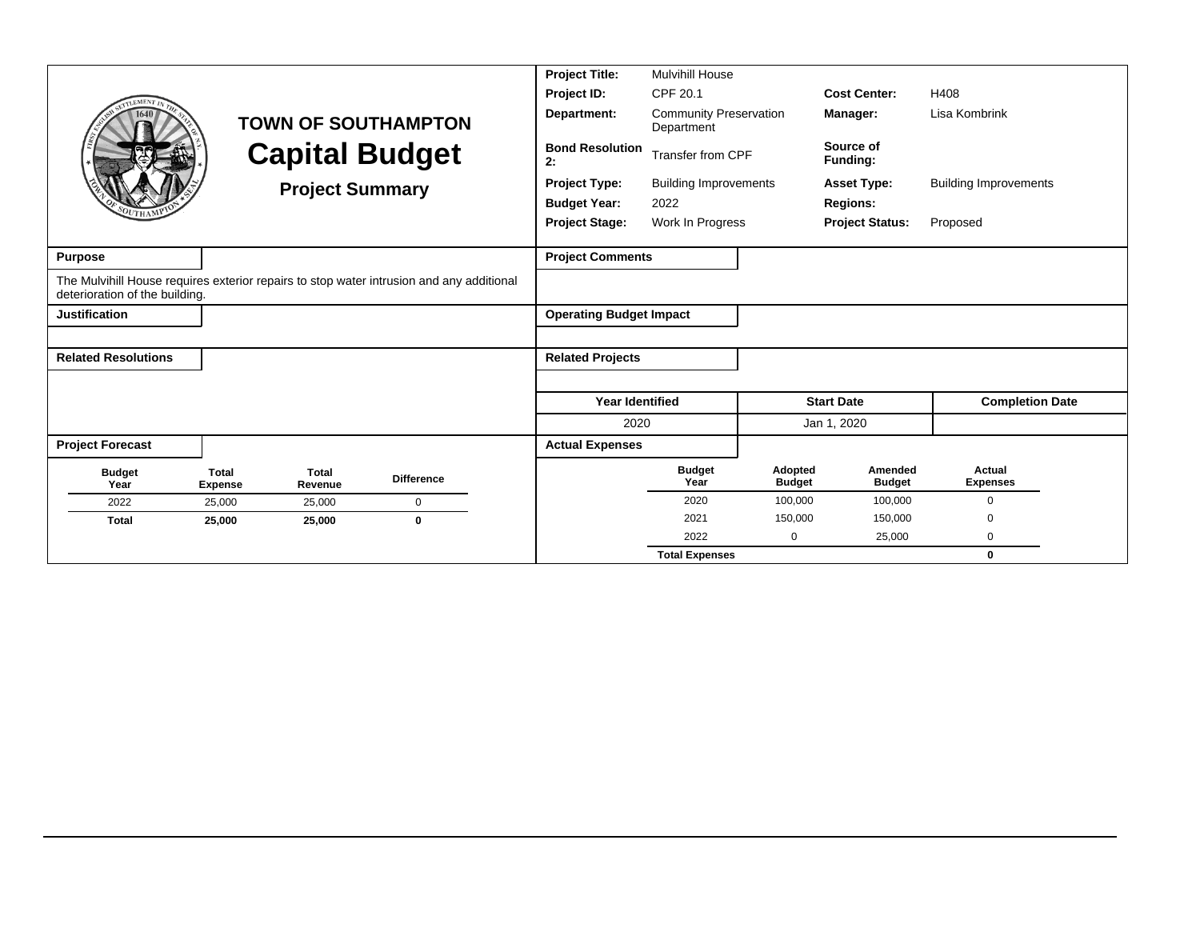# TOWN OF SOUTHAMPTON
# Capital Budget
## Project Summary

| | | | |
|---|---|---|---|
| **Project Title:** | Mulvihill House | | |
| **Project ID:** | CPF 20.1 | **Cost Center:** | H408 |
| **Department:** | Community Preservation Department | **Manager:** | Lisa Kombrink |
| **Bond Resolution 2:** | Transfer from CPF | **Source of Funding:** | |
| **Project Type:** | Building Improvements | **Asset Type:** | Building Improvements |
| **Budget Year:** | 2022 | **Regions:** | |
| **Project Stage:** | Work In Progress | **Project Status:** | Proposed |

**Purpose**

The Mulvihill House requires exterior repairs to stop water intrusion and any additional deterioration of the building.

**Justification**

**Related Resolutions**

**Project Comments**

**Operating Budget Impact**

**Related Projects**

| Year Identified | Start Date | Completion Date |
|---|---|---|
| 2020 | Jan 1, 2020 | |

**Project Forecast**

| Budget Year | Total Expense | Total Revenue | Difference |
|---|---|---|---|
| 2022 | 25,000 | 25,000 | 0 |
| **Total** | **25,000** | **25,000** | **0** |

**Actual Expenses**

| Budget Year | Adopted Budget | Amended Budget | Actual Expenses |
|---|---|---|---|
| 2020 | 100,000 | 100,000 | 0 |
| 2021 | 150,000 | 150,000 | 0 |
| 2022 | 0 | 25,000 | 0 |
| **Total Expenses** | | | **0** |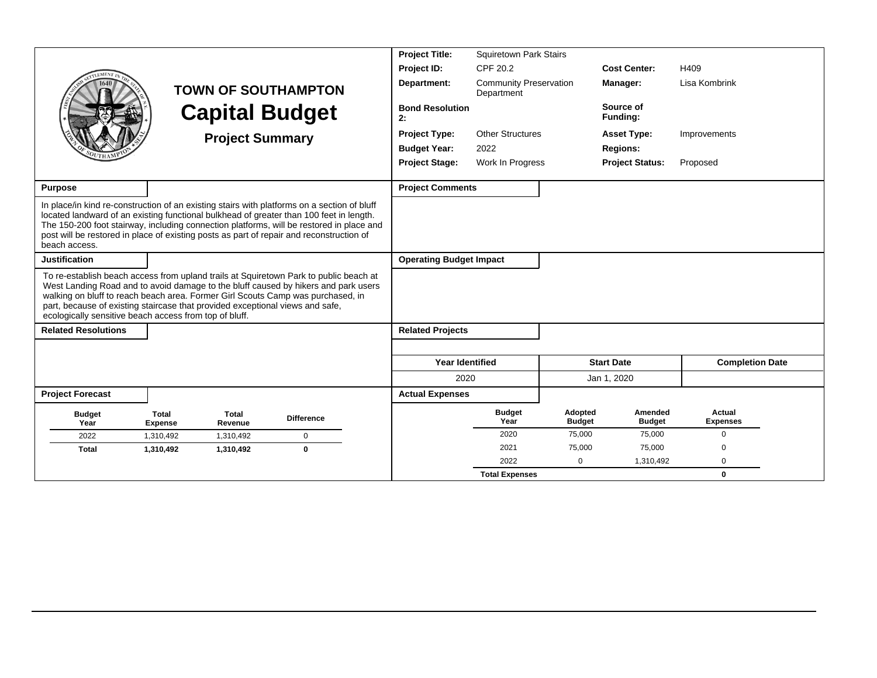# TOWN OF SOUTHAMPTON

# Capital Budget

## Project Summary

| | | | |
|---|---|---|---|
| **Project Title:** | Squiretown Park Stairs | | |
| **Project ID:** | CPF 20.2 | **Cost Center:** | H409 |
| **Department:** | Community Preservation Department | **Manager:** | Lisa Kombrink |
| **Bond Resolution 2:** | | **Source of Funding:** | |
| **Project Type:** | Other Structures | **Asset Type:** | Improvements |
| **Budget Year:** | 2022 | **Regions:** | |
| **Project Stage:** | Work In Progress | **Project Status:** | Proposed |

**Purpose**

In place/in kind re-construction of an existing stairs with platforms on a section of bluff located landward of an existing functional bulkhead of greater than 100 feet in length. The 150-200 foot stairway, including connection platforms, will be restored in place and post will be restored in place of existing posts as part of repair and reconstruction of beach access.

**Justification**

To re-establish beach access from upland trails at Squiretown Park to public beach at West Landing Road and to avoid damage to the bluff caused by hikers and park users walking on bluff to reach beach area. Former Girl Scouts Camp was purchased, in part, because of existing staircase that provided exceptional views and safe, ecologically sensitive beach access from top of bluff.

**Related Resolutions**

**Project Comments**

**Operating Budget Impact**

**Related Projects**

| Year Identified | Start Date | Completion Date |
|---|---|---|
| 2020 | Jan 1, 2020 | |

**Project Forecast**

| Budget Year | Total Expense | Total Revenue | Difference |
|---|---|---|---|
| 2022 | 1,310,492 | 1,310,492 | 0 |
| **Total** | **1,310,492** | **1,310,492** | **0** |

**Actual Expenses**

| Budget Year | Adopted Budget | Amended Budget | Actual Expenses |
|---|---|---|---|
| 2020 | 75,000 | 75,000 | 0 |
| 2021 | 75,000 | 75,000 | 0 |
| 2022 | 0 | 1,310,492 | 0 |
| **Total Expenses** | | | **0** |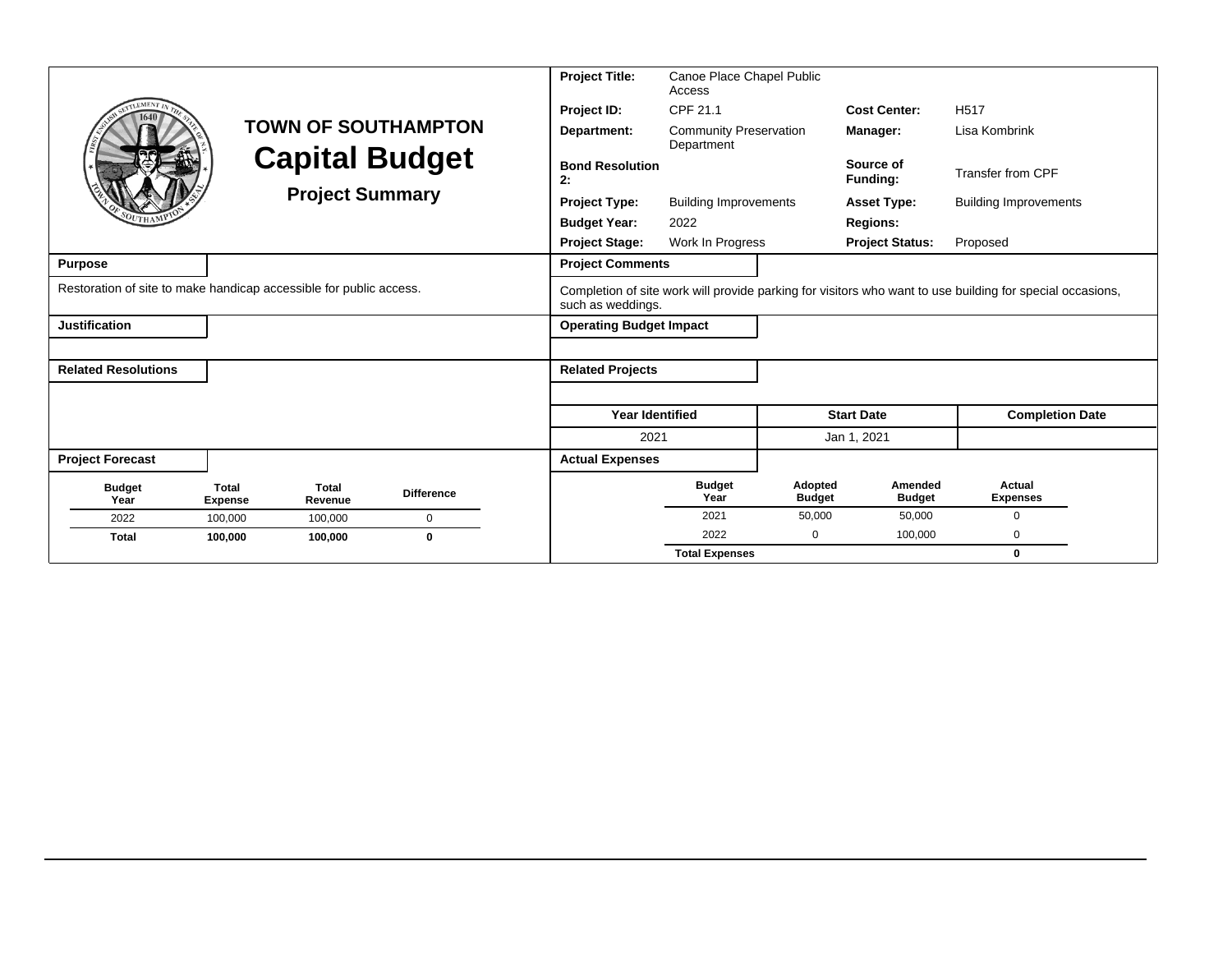# TOWN OF SOUTHAMPTON

## Capital Budget

### Project Summary

| | | | |
|---|---|---|---|
| **Project Title:** | Canoe Place Chapel Public Access | | |
| **Project ID:** | CPF 21.1 | **Cost Center:** | H517 |
| **Department:** | Community Preservation Department | **Manager:** | Lisa Kombrink |
| **Bond Resolution 2:** | | **Source of Funding:** | Transfer from CPF |
| **Project Type:** | Building Improvements | **Asset Type:** | Building Improvements |
| **Budget Year:** | 2022 | **Regions:** | |
| **Project Stage:** | Work In Progress | **Project Status:** | Proposed |

**Purpose**

Restoration of site to make handicap accessible for public access.

**Project Comments**

Completion of site work will provide parking for visitors who want to use building for special occasions, such as weddings.

**Justification**

**Operating Budget Impact**

**Related Resolutions**

**Related Projects**

| Year Identified | Start Date | Completion Date |
|---|---|---|
| 2021 | Jan 1, 2021 | |

**Project Forecast**

| Budget Year | Total Expense | Total Revenue | Difference |
|---|---|---|---|
| 2022 | 100,000 | 100,000 | 0 |
| **Total** | **100,000** | **100,000** | **0** |

**Actual Expenses**

| Budget Year | Adopted Budget | Amended Budget | Actual Expenses |
|---|---|---|---|
| 2021 | 50,000 | 50,000 | 0 |
| 2022 | 0 | 100,000 | 0 |
| **Total Expenses** | | | **0** |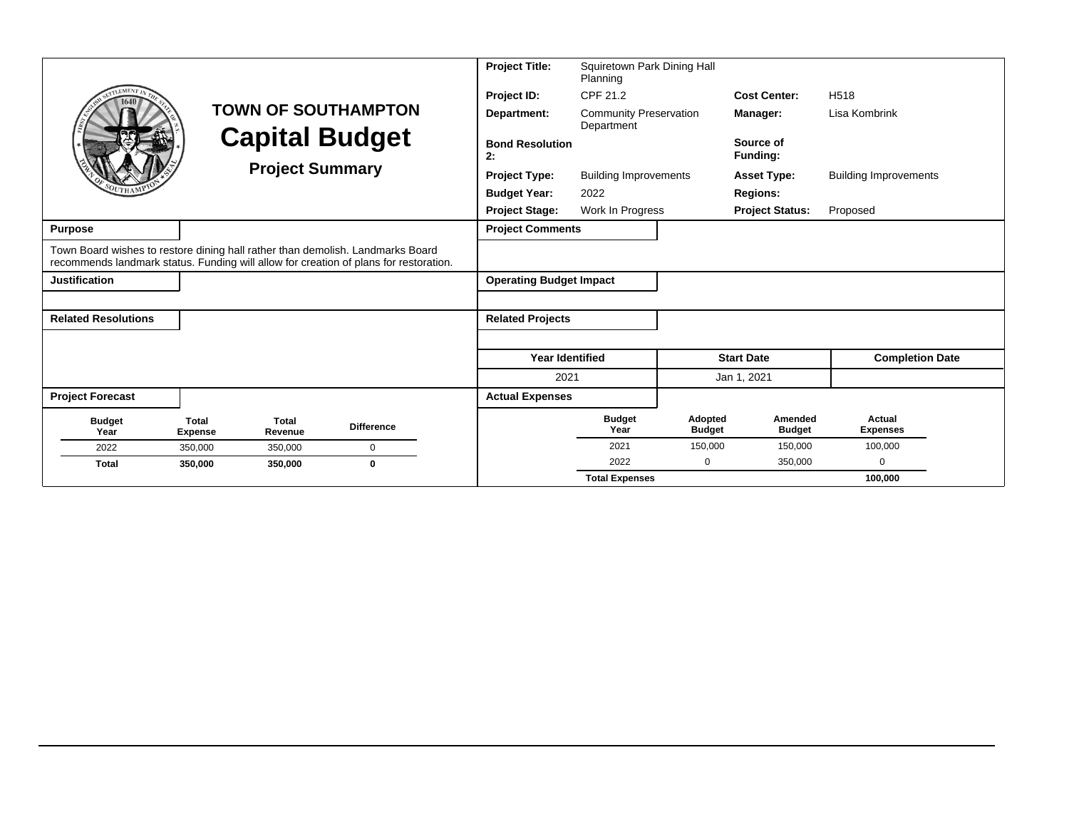# TOWN OF SOUTHAMPTON

# Capital Budget

## Project Summary

| | | | |
|---|---|---|---|
| **Project Title:** | Squiretown Park Dining Hall Planning | | |
| **Project ID:** | CPF 21.2 | **Cost Center:** | H518 |
| **Department:** | Community Preservation Department | **Manager:** | Lisa Kombrink |
| **Bond Resolution 2:** | | **Source of Funding:** | |
| **Project Type:** | Building Improvements | **Asset Type:** | Building Improvements |
| **Budget Year:** | 2022 | **Regions:** | |
| **Project Stage:** | Work In Progress | **Project Status:** | Proposed |

**Purpose**

Town Board wishes to restore dining hall rather than demolish. Landmarks Board recommends landmark status. Funding will allow for creation of plans for restoration.

**Justification**

**Related Resolutions**

**Project Comments**

**Operating Budget Impact**

**Related Projects**

| Year Identified | Start Date | Completion Date |
|---|---|---|
| 2021 | Jan 1, 2021 | |

**Project Forecast**

| Budget Year | Total Expense | Total Revenue | Difference |
|---|---|---|---|
| 2022 | 350,000 | 350,000 | 0 |
| **Total** | **350,000** | **350,000** | **0** |

**Actual Expenses**

| Budget Year | Adopted Budget | Amended Budget | Actual Expenses |
|---|---|---|---|
| 2021 | 150,000 | 150,000 | 100,000 |
| 2022 | 0 | 350,000 | 0 |
| **Total Expenses** | | | **100,000** |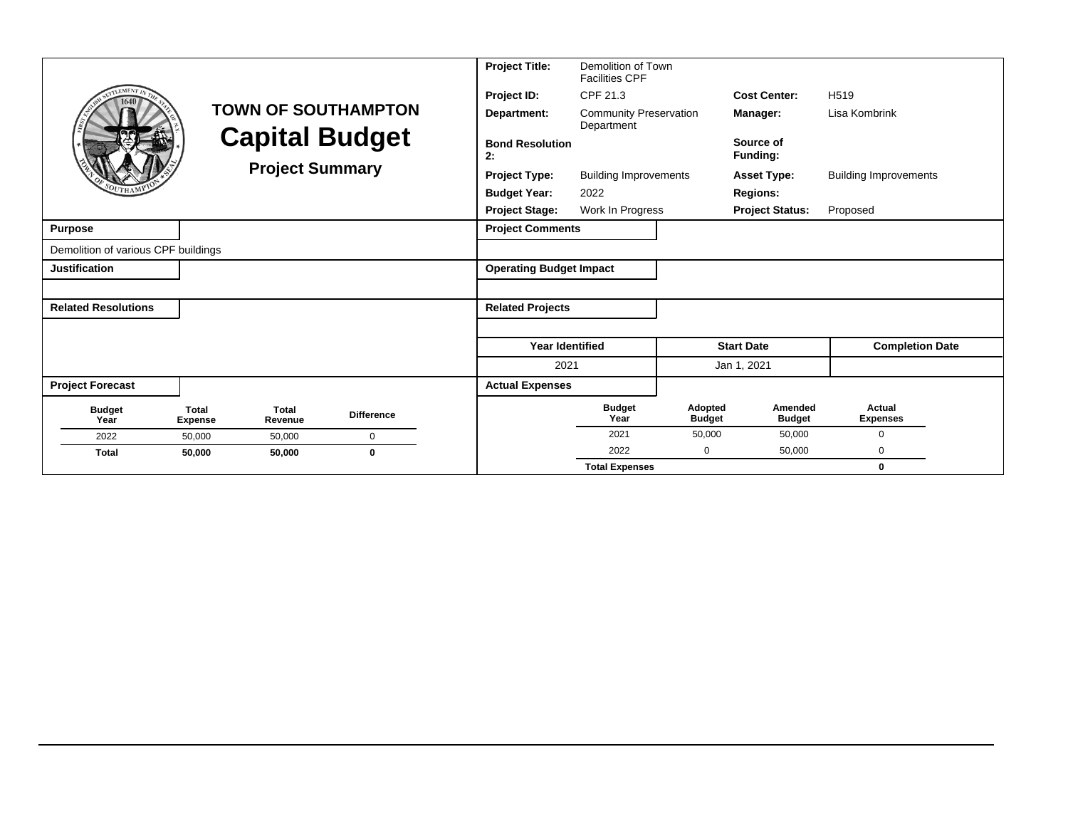# TOWN OF SOUTHAMPTON
# Capital Budget
## Project Summary

| | | | |
|---|---|---|---|
| **Project Title:** | Demolition of Town Facilities CPF | | |
| **Project ID:** | CPF 21.3 | **Cost Center:** | H519 |
| **Department:** | Community Preservation Department | **Manager:** | Lisa Kombrink |
| **Bond Resolution 2:** | | **Source of Funding:** | |
| **Project Type:** | Building Improvements | **Asset Type:** | Building Improvements |
| **Budget Year:** | 2022 | **Regions:** | |
| **Project Stage:** | Work In Progress | **Project Status:** | Proposed |

**Purpose**

Demolition of various CPF buildings

**Justification**

**Related Resolutions**

**Project Comments**

**Operating Budget Impact**

**Related Projects**

| Year Identified | Start Date | Completion Date |
|---|---|---|
| 2021 | Jan 1, 2021 | |

**Project Forecast**

| Budget Year | Total Expense | Total Revenue | Difference |
|---|---|---|---|
| 2022 | 50,000 | 50,000 | 0 |
| **Total** | **50,000** | **50,000** | **0** |

**Actual Expenses**

| Budget Year | Adopted Budget | Amended Budget | Actual Expenses |
|---|---|---|---|
| 2021 | 50,000 | 50,000 | 0 |
| 2022 | 0 | 50,000 | 0 |
| **Total Expenses** | | | **0** |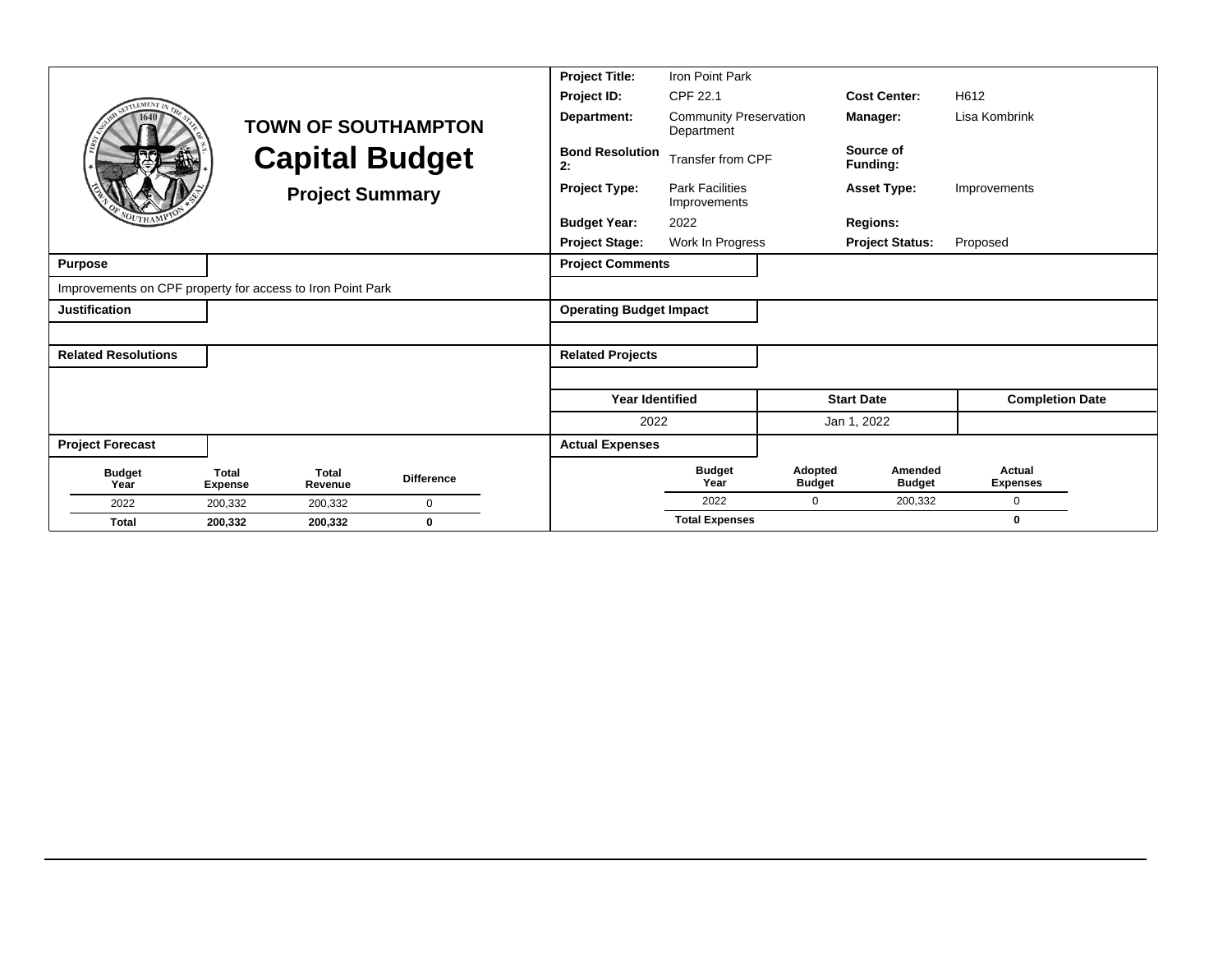# TOWN OF SOUTHAMPTON

# Capital Budget

## Project Summary

| | | | |
|---|---|---|---|
| **Project Title:** | Iron Point Park | | |
| **Project ID:** | CPF 22.1 | **Cost Center:** | H612 |
| **Department:** | Community Preservation Department | **Manager:** | Lisa Kombrink |
| **Bond Resolution 2:** | Transfer from CPF | **Source of Funding:** | |
| **Project Type:** | Park Facilities Improvements | **Asset Type:** | Improvements |
| **Budget Year:** | 2022 | **Regions:** | |
| **Project Stage:** | Work In Progress | **Project Status:** | Proposed |

**Purpose**

Improvements on CPF property for access to Iron Point Park

**Justification**

**Related Resolutions**

**Project Comments**

**Operating Budget Impact**

**Related Projects**

| Year Identified | Start Date | Completion Date |
|---|---|---|
| 2022 | Jan 1, 2022 | |

**Project Forecast**

| Budget Year | Total Expense | Total Revenue | Difference |
|---|---|---|---|
| 2022 | 200,332 | 200,332 | 0 |
| **Total** | **200,332** | **200,332** | **0** |

**Actual Expenses**

| Budget Year | Adopted Budget | Amended Budget | Actual Expenses |
|---|---|---|---|
| 2022 | 0 | 200,332 | 0 |
| **Total Expenses** | | | **0** |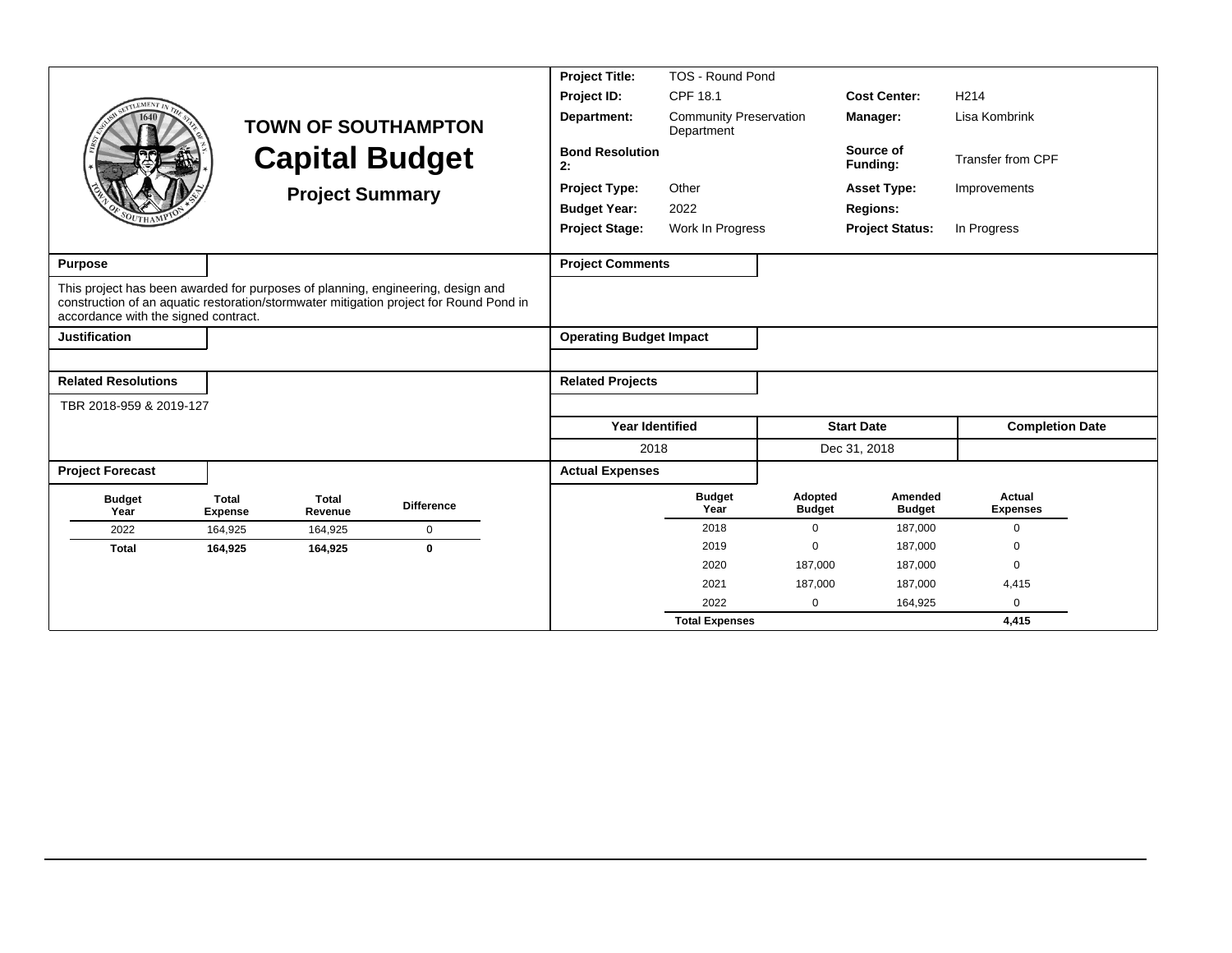# TOWN OF SOUTHAMPTON

# Capital Budget

## Project Summary

| | | | |
|---|---|---|---|
| **Project Title:** | TOS - Round Pond | | |
| **Project ID:** | CPF 18.1 | **Cost Center:** | H214 |
| **Department:** | Community Preservation Department | **Manager:** | Lisa Kombrink |
| **Bond Resolution 2:** | | **Source of Funding:** | Transfer from CPF |
| **Project Type:** | Other | **Asset Type:** | Improvements |
| **Budget Year:** | 2022 | **Regions:** | |
| **Project Stage:** | Work In Progress | **Project Status:** | In Progress |

**Purpose**

This project has been awarded for purposes of planning, engineering, design and construction of an aquatic restoration/stormwater mitigation project for Round Pond in accordance with the signed contract.

**Project Comments**

**Justification**

**Operating Budget Impact**

**Related Resolutions**

TBR 2018-959 & 2019-127

**Related Projects**

| Year Identified | Start Date | Completion Date |
|---|---|---|
| 2018 | Dec 31, 2018 | |

**Project Forecast**

| Budget Year | Total Expense | Total Revenue | Difference |
|---|---|---|---|
| 2022 | 164,925 | 164,925 | 0 |
| **Total** | **164,925** | **164,925** | **0** |

**Actual Expenses**

| Budget Year | Adopted Budget | Amended Budget | Actual Expenses |
|---|---|---|---|
| 2018 | 0 | 187,000 | 0 |
| 2019 | 0 | 187,000 | 0 |
| 2020 | 187,000 | 187,000 | 0 |
| 2021 | 187,000 | 187,000 | 4,415 |
| 2022 | 0 | 164,925 | 0 |
| **Total Expenses** | | | **4,415** |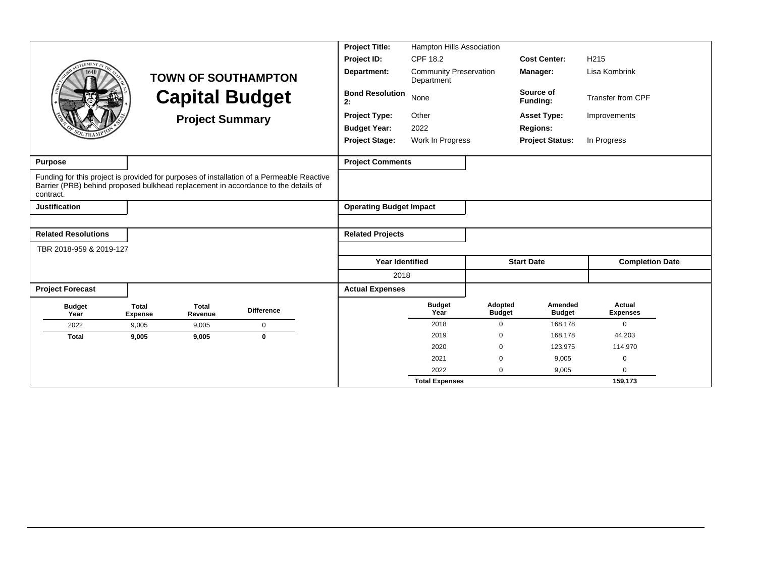# TOWN OF SOUTHAMPTON
# Capital Budget
## Project Summary

| | | | |
|---|---|---|---|
| **Project Title:** | Hampton Hills Association | | |
| **Project ID:** | CPF 18.2 | **Cost Center:** | H215 |
| **Department:** | Community Preservation Department | **Manager:** | Lisa Kombrink |
| **Bond Resolution 2:** | None | **Source of Funding:** | Transfer from CPF |
| **Project Type:** | Other | **Asset Type:** | Improvements |
| **Budget Year:** | 2022 | **Regions:** | |
| **Project Stage:** | Work In Progress | **Project Status:** | In Progress |

### Purpose

Funding for this project is provided for purposes of installation of a Permeable Reactive Barrier (PRB) behind proposed bulkhead replacement in accordance to the details of contract.

### Project Comments

### Justification

### Operating Budget Impact

### Related Resolutions

TBR 2018-959 & 2019-127

### Related Projects

| Year Identified | Start Date | Completion Date |
|---|---|---|
| 2018 | | |

### Project Forecast

| Budget Year | Total Expense | Total Revenue | Difference |
|---|---|---|---|
| 2022 | 9,005 | 9,005 | 0 |
| **Total** | **9,005** | **9,005** | **0** |

### Actual Expenses

| Budget Year | Adopted Budget | Amended Budget | Actual Expenses |
|---|---|---|---|
| 2018 | 0 | 168,178 | 0 |
| 2019 | 0 | 168,178 | 44,203 |
| 2020 | 0 | 123,975 | 114,970 |
| 2021 | 0 | 9,005 | 0 |
| 2022 | 0 | 9,005 | 0 |
| **Total Expenses** | | | **159,173** |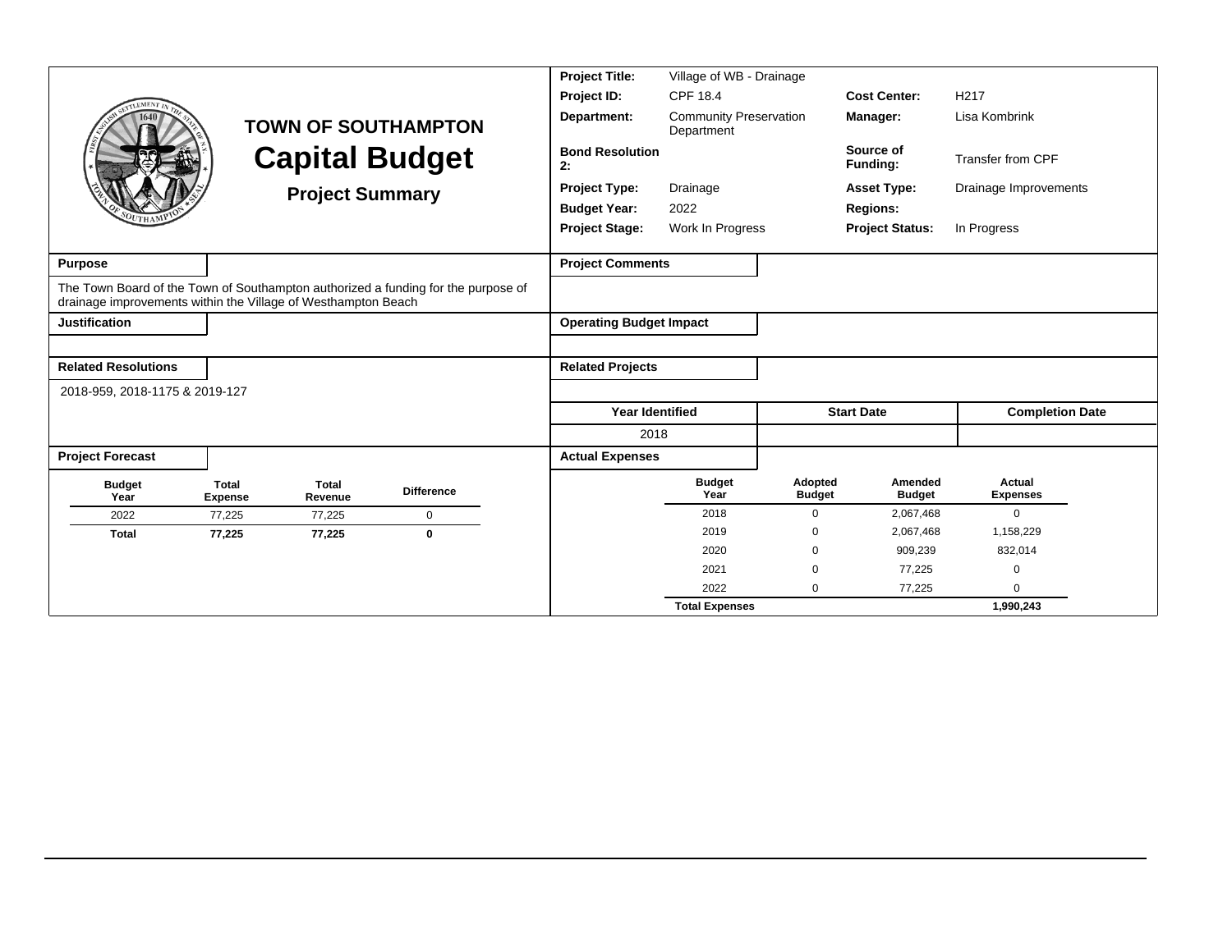# TOWN OF SOUTHAMPTON

## Capital Budget

### Project Summary

| | | | |
|---|---|---|---|
| **Project Title:** | Village of WB - Drainage | | |
| **Project ID:** | CPF 18.4 | **Cost Center:** | H217 |
| **Department:** | Community Preservation Department | **Manager:** | Lisa Kombrink |
| **Bond Resolution 2:** | | **Source of Funding:** | Transfer from CPF |
| **Project Type:** | Drainage | **Asset Type:** | Drainage Improvements |
| **Budget Year:** | 2022 | **Regions:** | |
| **Project Stage:** | Work In Progress | **Project Status:** | In Progress |

**Purpose**

The Town Board of the Town of Southampton authorized a funding for the purpose of drainage improvements within the Village of Westhampton Beach

**Justification**

**Related Resolutions**

2018-959, 2018-1175 & 2019-127

**Project Comments**

**Operating Budget Impact**

**Related Projects**

| Year Identified | Start Date | Completion Date |
|---|---|---|
| 2018 | | |

**Project Forecast**

| Budget Year | Total Expense | Total Revenue | Difference |
|---|---|---|---|
| 2022 | 77,225 | 77,225 | 0 |
| **Total** | **77,225** | **77,225** | **0** |

**Actual Expenses**

| Budget Year | Adopted Budget | Amended Budget | Actual Expenses |
|---|---|---|---|
| 2018 | 0 | 2,067,468 | 0 |
| 2019 | 0 | 2,067,468 | 1,158,229 |
| 2020 | 0 | 909,239 | 832,014 |
| 2021 | 0 | 77,225 | 0 |
| 2022 | 0 | 77,225 | 0 |
| **Total Expenses** | | | **1,990,243** |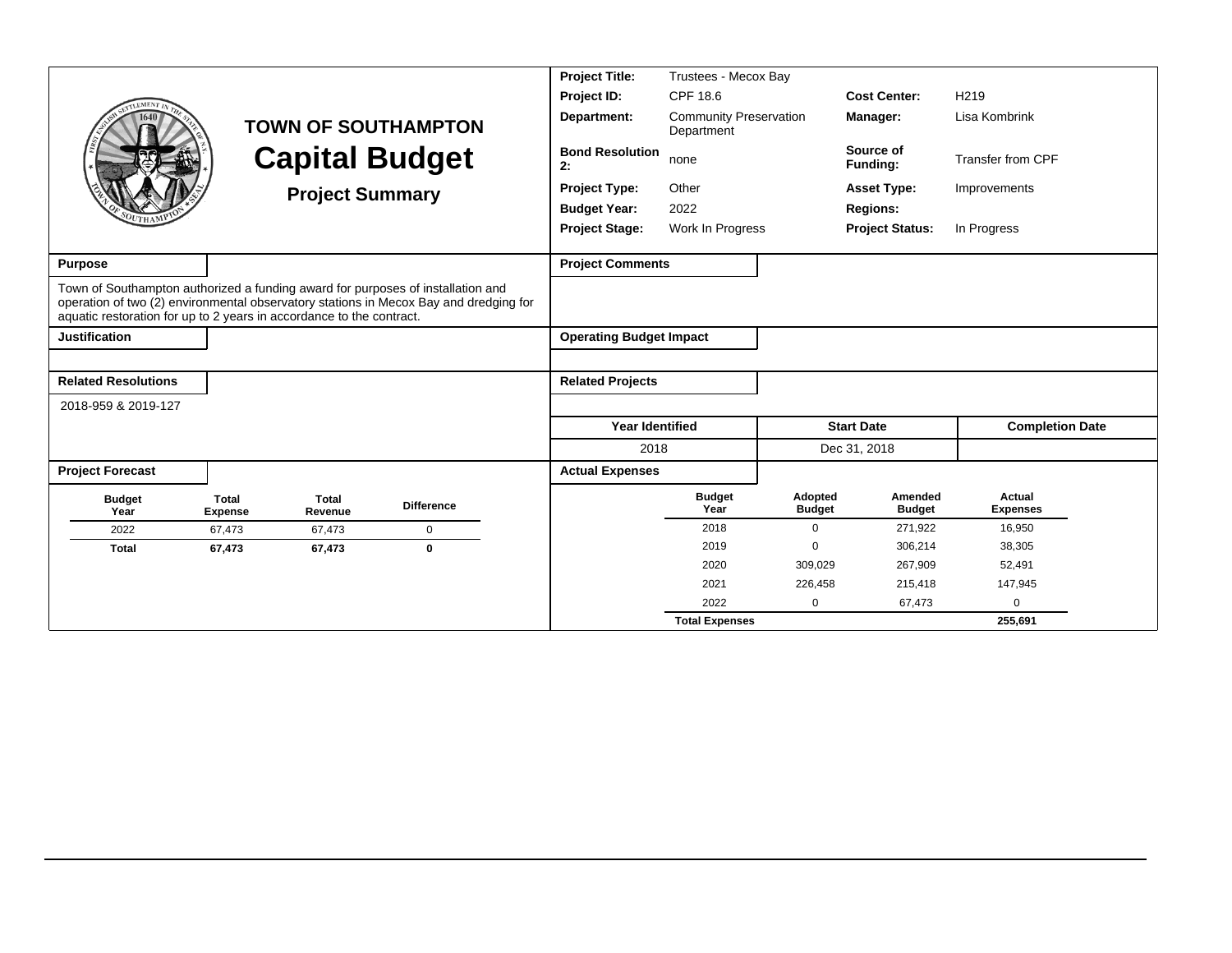# TOWN OF SOUTHAMPTON

# Capital Budget

## Project Summary

| | | | |
|---|---|---|---|
| **Project Title:** | Trustees - Mecox Bay | | |
| **Project ID:** | CPF 18.6 | **Cost Center:** | H219 |
| **Department:** | Community Preservation Department | **Manager:** | Lisa Kombrink |
| **Bond Resolution 2:** | none | **Source of Funding:** | Transfer from CPF |
| **Project Type:** | Other | **Asset Type:** | Improvements |
| **Budget Year:** | 2022 | **Regions:** | |
| **Project Stage:** | Work In Progress | **Project Status:** | In Progress |

### Purpose

Town of Southampton authorized a funding award for purposes of installation and operation of two (2) environmental observatory stations in Mecox Bay and dredging for aquatic restoration for up to 2 years in accordance to the contract.

### Project Comments

### Justification

### Operating Budget Impact

### Related Resolutions

2018-959 & 2019-127

### Related Projects

| Year Identified | Start Date | Completion Date |
|---|---|---|
| 2018 | Dec 31, 2018 | |

### Project Forecast

| Budget Year | Total Expense | Total Revenue | Difference |
|---|---|---|---|
| 2022 | 67,473 | 67,473 | 0 |
| **Total** | **67,473** | **67,473** | **0** |

### Actual Expenses

| Budget Year | Adopted Budget | Amended Budget | Actual Expenses |
|---|---|---|---|
| 2018 | 0 | 271,922 | 16,950 |
| 2019 | 0 | 306,214 | 38,305 |
| 2020 | 309,029 | 267,909 | 52,491 |
| 2021 | 226,458 | 215,418 | 147,945 |
| 2022 | 0 | 67,473 | 0 |
| **Total Expenses** | | | **255,691** |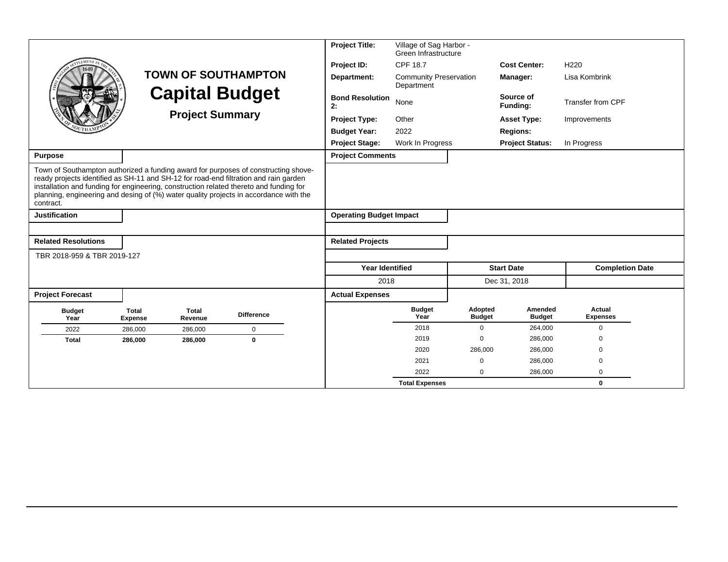# TOWN OF SOUTHAMPTON

# Capital Budget

## Project Summary

| | | | |
|---|---|---|---|
| **Project Title:** | Village of Sag Harbor - Green Infrastructure | | |
| **Project ID:** | CPF 18.7 | **Cost Center:** | H220 |
| **Department:** | Community Preservation Department | **Manager:** | Lisa Kombrink |
| **Bond Resolution 2:** | None | **Source of Funding:** | Transfer from CPF |
| **Project Type:** | Other | **Asset Type:** | Improvements |
| **Budget Year:** | 2022 | **Regions:** | |
| **Project Stage:** | Work In Progress | **Project Status:** | In Progress |

### Purpose

Town of Southampton authorized a funding award for purposes of constructing shove-ready projects identified as SH-11 and SH-12 for road-end filtration and rain garden installation and funding for engineering, construction related thereto and funding for planning, engineering and desing of (%) water quality projects in accordance with the contract.

### Project Comments

### Justification

### Operating Budget Impact

### Related Resolutions

TBR 2018-959 & TBR 2019-127

### Related Projects

| Year Identified | Start Date | Completion Date |
|---|---|---|
| 2018 | Dec 31, 2018 | |

### Project Forecast

| Budget Year | Total Expense | Total Revenue | Difference |
|---|---|---|---|
| 2022 | 286,000 | 286,000 | 0 |
| **Total** | **286,000** | **286,000** | **0** |

### Actual Expenses

| Budget Year | Adopted Budget | Amended Budget | Actual Expenses |
|---|---|---|---|
| 2018 | 0 | 264,000 | 0 |
| 2019 | 0 | 286,000 | 0 |
| 2020 | 286,000 | 286,000 | 0 |
| 2021 | 0 | 286,000 | 0 |
| 2022 | 0 | 286,000 | 0 |
| **Total Expenses** | | | **0** |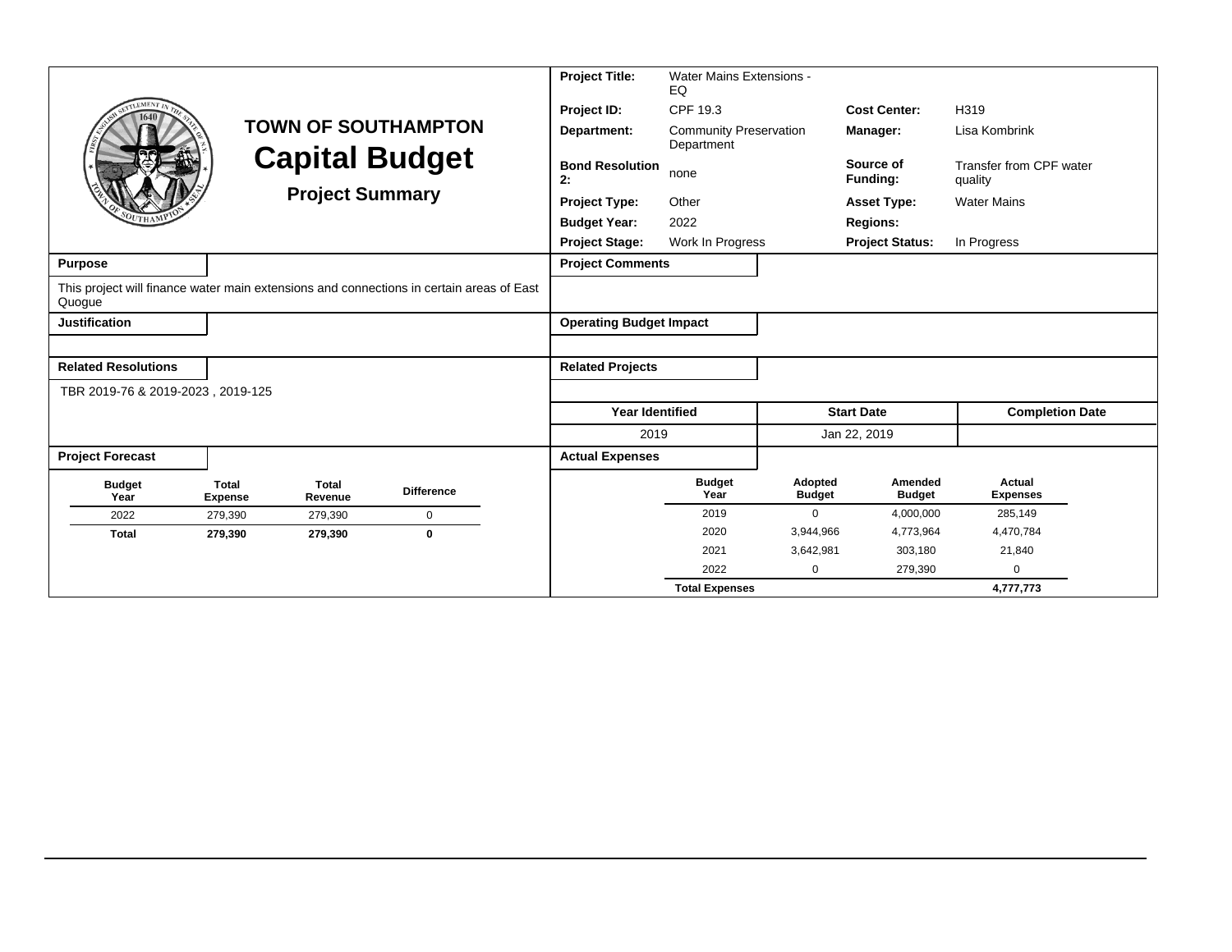# TOWN OF SOUTHAMPTON

## Capital Budget

### Project Summary

| | | | |
|---|---|---|---|
| **Project Title:** | Water Mains Extensions - EQ | | |
| **Project ID:** | CPF 19.3 | **Cost Center:** | H319 |
| **Department:** | Community Preservation Department | **Manager:** | Lisa Kombrink |
| **Bond Resolution 2:** | none | **Source of Funding:** | Transfer from CPF water quality |
| **Project Type:** | Other | **Asset Type:** | Water Mains |
| **Budget Year:** | 2022 | **Regions:** | |
| **Project Stage:** | Work In Progress | **Project Status:** | In Progress |

**Purpose**

This project will finance water main extensions and connections in certain areas of East Quogue

**Justification**

**Related Resolutions**

TBR 2019-76 & 2019-2023 , 2019-125

**Project Comments**

**Operating Budget Impact**

**Related Projects**

| Year Identified | Start Date | Completion Date |
|---|---|---|
| 2019 | Jan 22, 2019 | |

**Project Forecast**

| Budget Year | Total Expense | Total Revenue | Difference |
|---|---|---|---|
| 2022 | 279,390 | 279,390 | 0 |
| **Total** | **279,390** | **279,390** | **0** |

**Actual Expenses**

| Budget Year | Adopted Budget | Amended Budget | Actual Expenses |
|---|---|---|---|
| 2019 | 0 | 4,000,000 | 285,149 |
| 2020 | 3,944,966 | 4,773,964 | 4,470,784 |
| 2021 | 3,642,981 | 303,180 | 21,840 |
| 2022 | 0 | 279,390 | 0 |
| **Total Expenses** | | | **4,777,773** |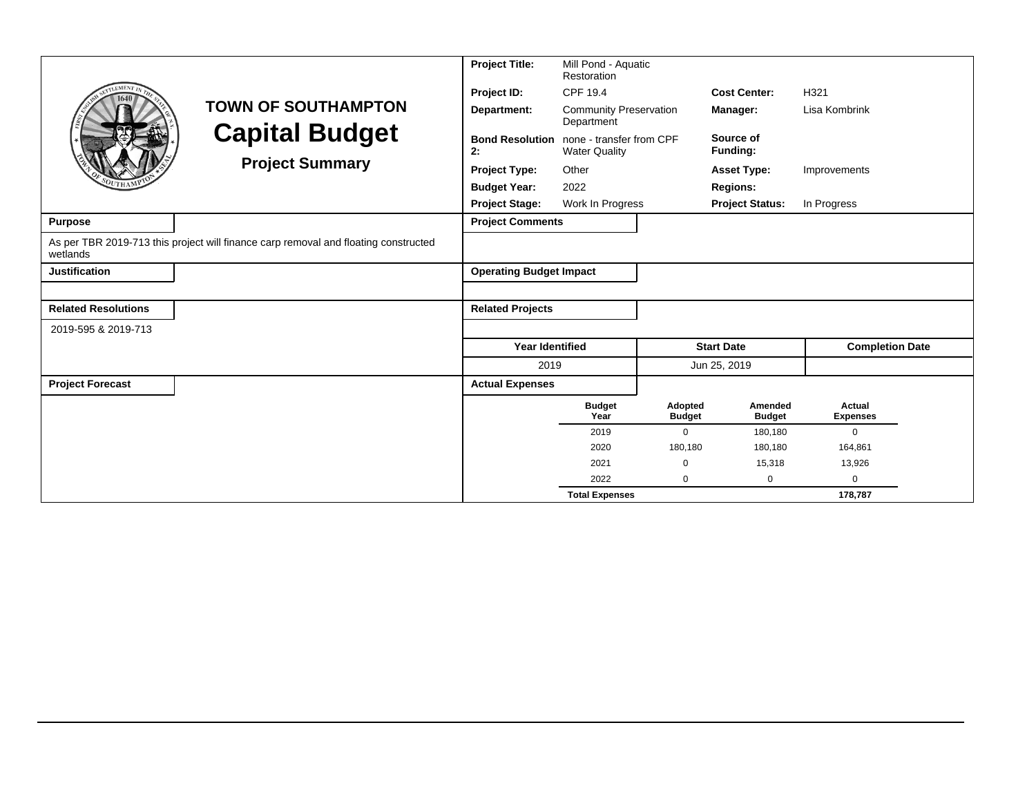# TOWN OF SOUTHAMPTON

# Capital Budget

## Project Summary

| | | | |
|---|---|---|---|
| **Project Title:** | Mill Pond - Aquatic Restoration | | |
| **Project ID:** | CPF 19.4 | **Cost Center:** | H321 |
| **Department:** | Community Preservation Department | **Manager:** | Lisa Kombrink |
| **Bond Resolution 2:** | none - transfer from CPF Water Quality | **Source of Funding:** | |
| **Project Type:** | Other | **Asset Type:** | Improvements |
| **Budget Year:** | 2022 | **Regions:** | |
| **Project Stage:** | Work In Progress | **Project Status:** | In Progress |

**Purpose**

As per TBR 2019-713 this project will finance carp removal and floating constructed wetlands

**Project Comments**

**Justification**

**Operating Budget Impact**

**Related Resolutions**

2019-595 & 2019-713

**Related Projects**

| Year Identified | Start Date | Completion Date |
|---|---|---|
| 2019 | Jun 25, 2019 | |

**Project Forecast**

**Actual Expenses**

| Budget Year | Adopted Budget | Amended Budget | Actual Expenses |
|---|---|---|---|
| 2019 | 0 | 180,180 | 0 |
| 2020 | 180,180 | 180,180 | 164,861 |
| 2021 | 0 | 15,318 | 13,926 |
| 2022 | 0 | 0 | 0 |
| **Total Expenses** | | | **178,787** |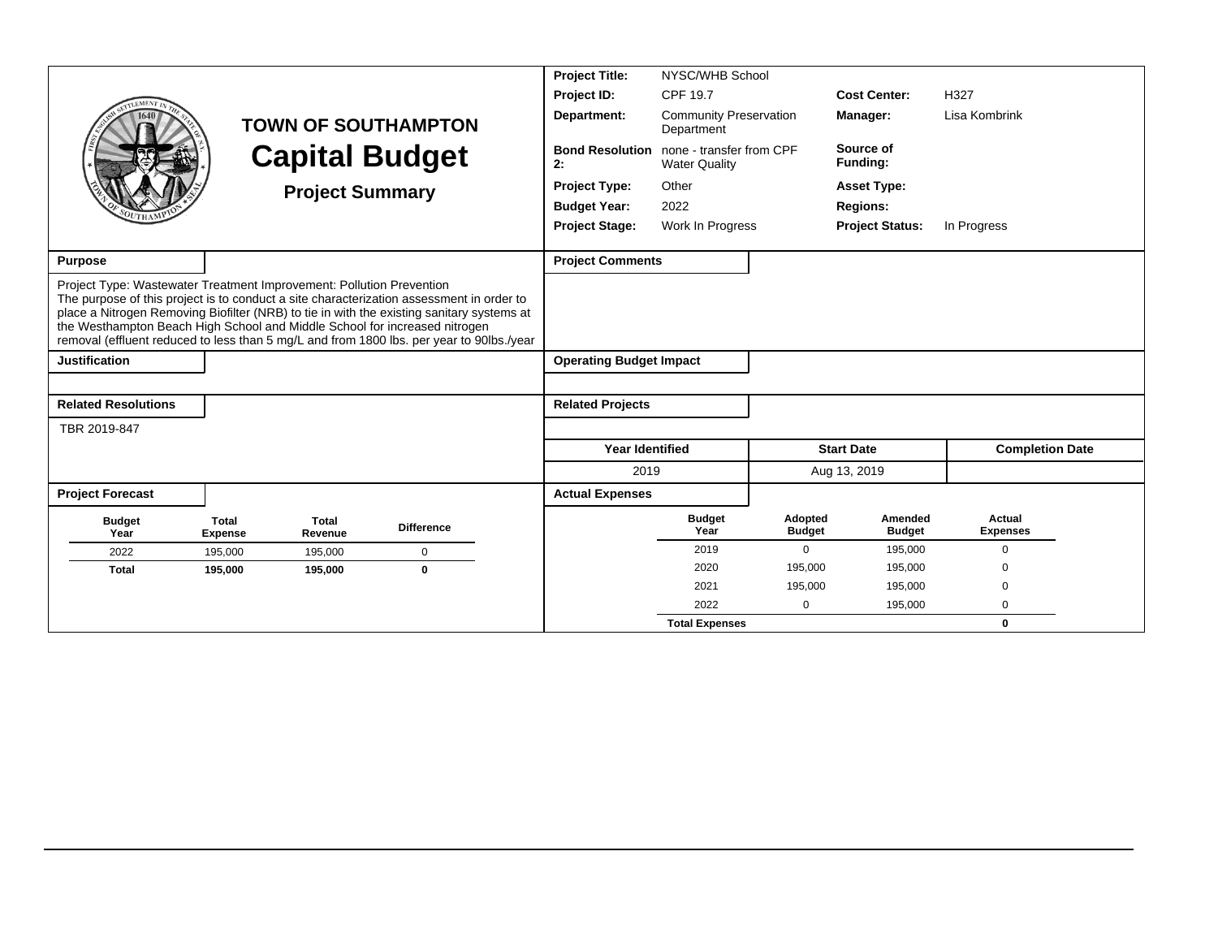# TOWN OF SOUTHAMPTON

# Capital Budget

## Project Summary

| | | | |
|---|---|---|---|
| **Project Title:** | NYSC/WHB School | | |
| **Project ID:** | CPF 19.7 | **Cost Center:** | H327 |
| **Department:** | Community Preservation Department | **Manager:** | Lisa Kombrink |
| **Bond Resolution 2:** | none - transfer from CPF Water Quality | **Source of Funding:** | |
| **Project Type:** | Other | **Asset Type:** | |
| **Budget Year:** | 2022 | **Regions:** | |
| **Project Stage:** | Work In Progress | **Project Status:** | In Progress |

### Purpose

Project Type: Wastewater Treatment Improvement: Pollution Prevention
The purpose of this project is to conduct a site characterization assessment in order to place a Nitrogen Removing Biofilter (NRB) to tie in with the existing sanitary systems at the Westhampton Beach High School and Middle School for increased nitrogen removal (effluent reduced to less than 5 mg/L and from 1800 lbs. per year to 90lbs./year

### Project Comments

### Justification

### Operating Budget Impact

### Related Resolutions

TBR 2019-847

### Related Projects

| Year Identified | Start Date | Completion Date |
|---|---|---|
| 2019 | Aug 13, 2019 | |

### Project Forecast

| Budget Year | Total Expense | Total Revenue | Difference |
|---|---|---|---|
| 2022 | 195,000 | 195,000 | 0 |
| **Total** | **195,000** | **195,000** | **0** |

### Actual Expenses

| Budget Year | Adopted Budget | Amended Budget | Actual Expenses |
|---|---|---|---|
| 2019 | 0 | 195,000 | 0 |
| 2020 | 195,000 | 195,000 | 0 |
| 2021 | 195,000 | 195,000 | 0 |
| 2022 | 0 | 195,000 | 0 |
| **Total Expenses** | | | **0** |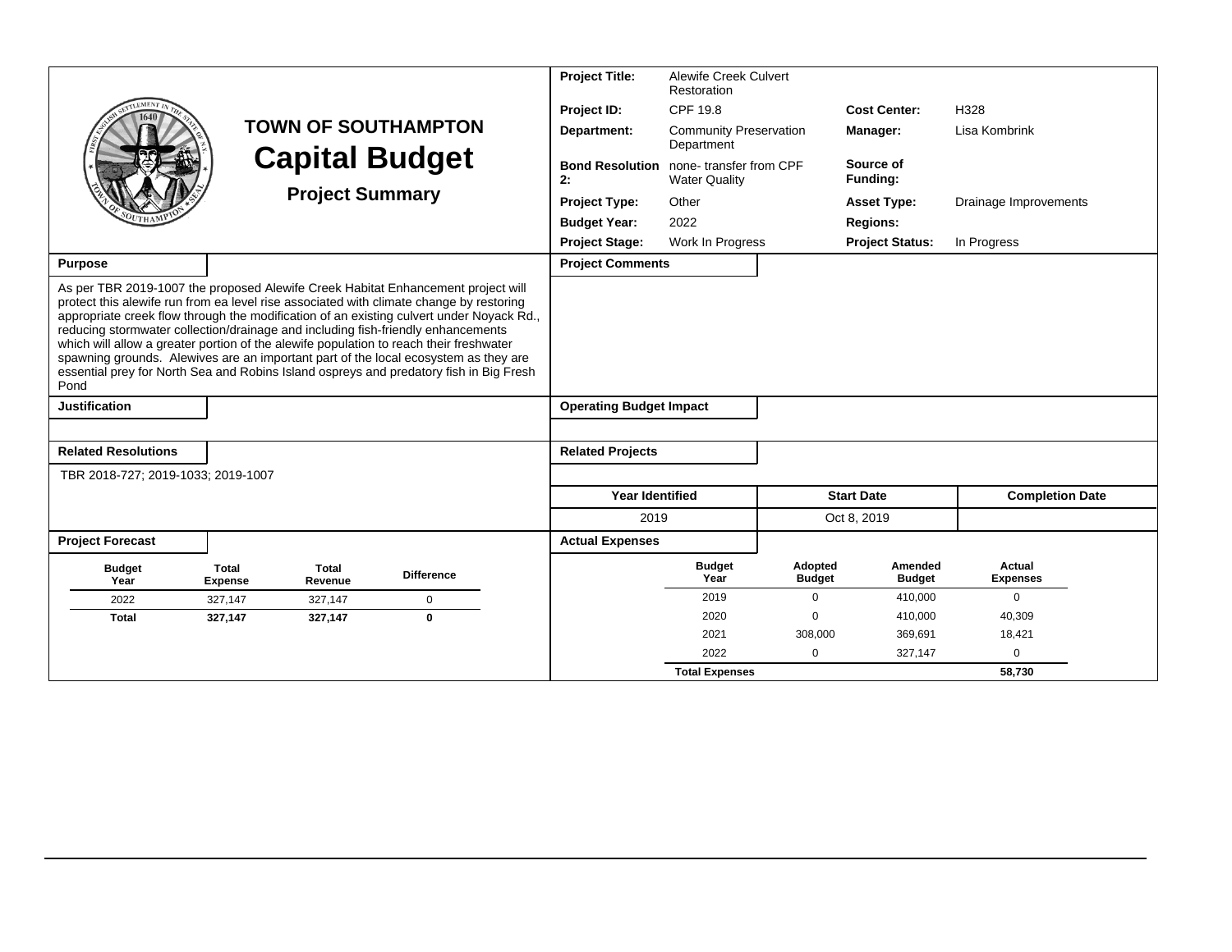# TOWN OF SOUTHAMPTON

# Capital Budget

## Project Summary

| | | | |
|---|---|---|---|
| **Project Title:** | Alewife Creek Culvert Restoration | | |
| **Project ID:** | CPF 19.8 | **Cost Center:** | H328 |
| **Department:** | Community Preservation Department | **Manager:** | Lisa Kombrink |
| **Bond Resolution 2:** | none- transfer from CPF Water Quality | **Source of Funding:** | |
| **Project Type:** | Other | **Asset Type:** | Drainage Improvements |
| **Budget Year:** | 2022 | **Regions:** | |
| **Project Stage:** | Work In Progress | **Project Status:** | In Progress |

**Purpose**

As per TBR 2019-1007 the proposed Alewife Creek Habitat Enhancement project will protect this alewife run from ea level rise associated with climate change by restoring appropriate creek flow through the modification of an existing culvert under Noyack Rd., reducing stormwater collection/drainage and including fish-friendly enhancements which will allow a greater portion of the alewife population to reach their freshwater spawning grounds. Alewives are an important part of the local ecosystem as they are essential prey for North Sea and Robins Island ospreys and predatory fish in Big Fresh Pond

**Project Comments**

**Justification**

**Operating Budget Impact**

**Related Resolutions**

TBR 2018-727; 2019-1033; 2019-1007

**Related Projects**

| Year Identified | Start Date | Completion Date |
|---|---|---|
| 2019 | Oct 8, 2019 | |

**Project Forecast**

| Budget Year | Total Expense | Total Revenue | Difference |
|---|---|---|---|
| 2022 | 327,147 | 327,147 | 0 |
| **Total** | **327,147** | **327,147** | **0** |

**Actual Expenses**

| Budget Year | Adopted Budget | Amended Budget | Actual Expenses |
|---|---|---|---|
| 2019 | 0 | 410,000 | 0 |
| 2020 | 0 | 410,000 | 40,309 |
| 2021 | 308,000 | 369,691 | 18,421 |
| 2022 | 0 | 327,147 | 0 |
| **Total Expenses** | | | **58,730** |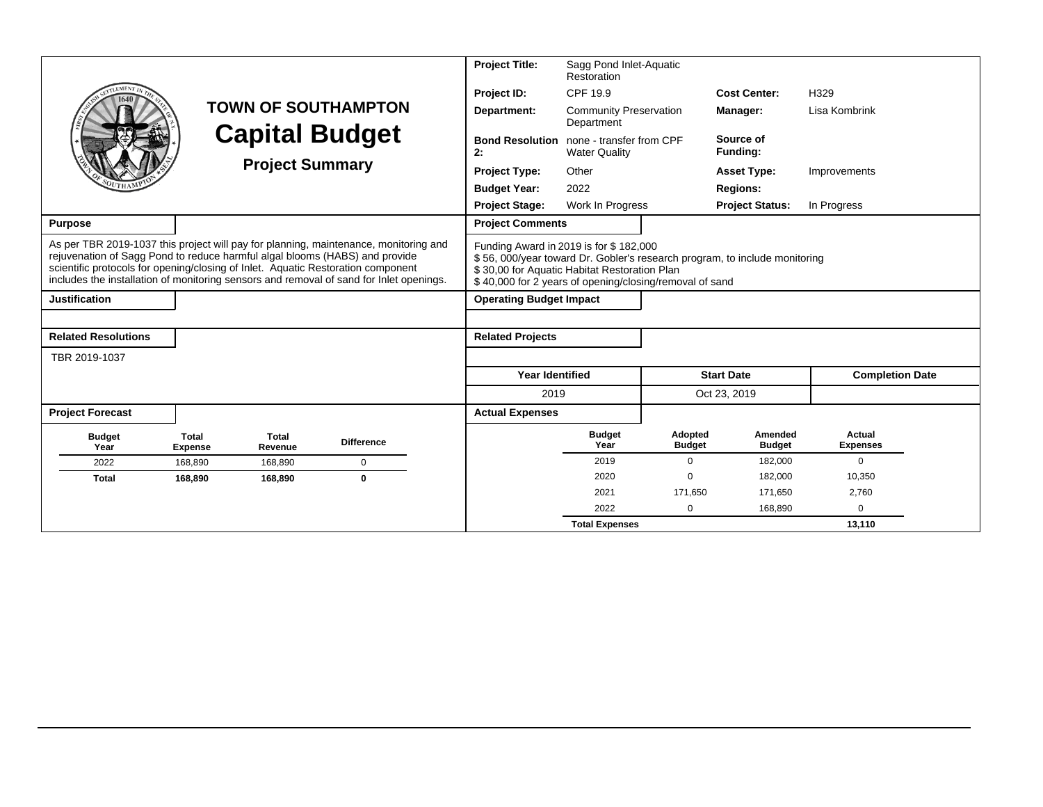# TOWN OF SOUTHAMPTON

# Capital Budget

## Project Summary

| | | | |
|---|---|---|---|
| **Project Title:** | Sagg Pond Inlet-Aquatic Restoration | | |
| **Project ID:** | CPF 19.9 | **Cost Center:** | H329 |
| **Department:** | Community Preservation Department | **Manager:** | Lisa Kombrink |
| **Bond Resolution 2:** | none - transfer from CPF Water Quality | **Source of Funding:** | |
| **Project Type:** | Other | **Asset Type:** | Improvements |
| **Budget Year:** | 2022 | **Regions:** | |
| **Project Stage:** | Work In Progress | **Project Status:** | In Progress |

### Purpose

As per TBR 2019-1037 this project will pay for planning, maintenance, monitoring and rejuvenation of Sagg Pond to reduce harmful algal blooms (HABS) and provide scientific protocols for opening/closing of Inlet. Aquatic Restoration component includes the installation of monitoring sensors and removal of sand for Inlet openings.

### Project Comments

Funding Award in 2019 is for $ 182,000
$ 56, 000/year toward Dr. Gobler's research program, to include monitoring
$ 30,00 for Aquatic Habitat Restoration Plan
$ 40,000 for 2 years of opening/closing/removal of sand

### Justification

### Operating Budget Impact

### Related Resolutions

TBR 2019-1037

### Related Projects

| Year Identified | Start Date | Completion Date |
|---|---|---|
| 2019 | Oct 23, 2019 | |

### Project Forecast

| Budget Year | Total Expense | Total Revenue | Difference |
|---|---|---|---|
| 2022 | 168,890 | 168,890 | 0 |
| **Total** | **168,890** | **168,890** | **0** |

### Actual Expenses

| Budget Year | Adopted Budget | Amended Budget | Actual Expenses |
|---|---|---|---|
| 2019 | 0 | 182,000 | 0 |
| 2020 | 0 | 182,000 | 10,350 |
| 2021 | 171,650 | 171,650 | 2,760 |
| 2022 | 0 | 168,890 | 0 |
| **Total Expenses** | | | **13,110** |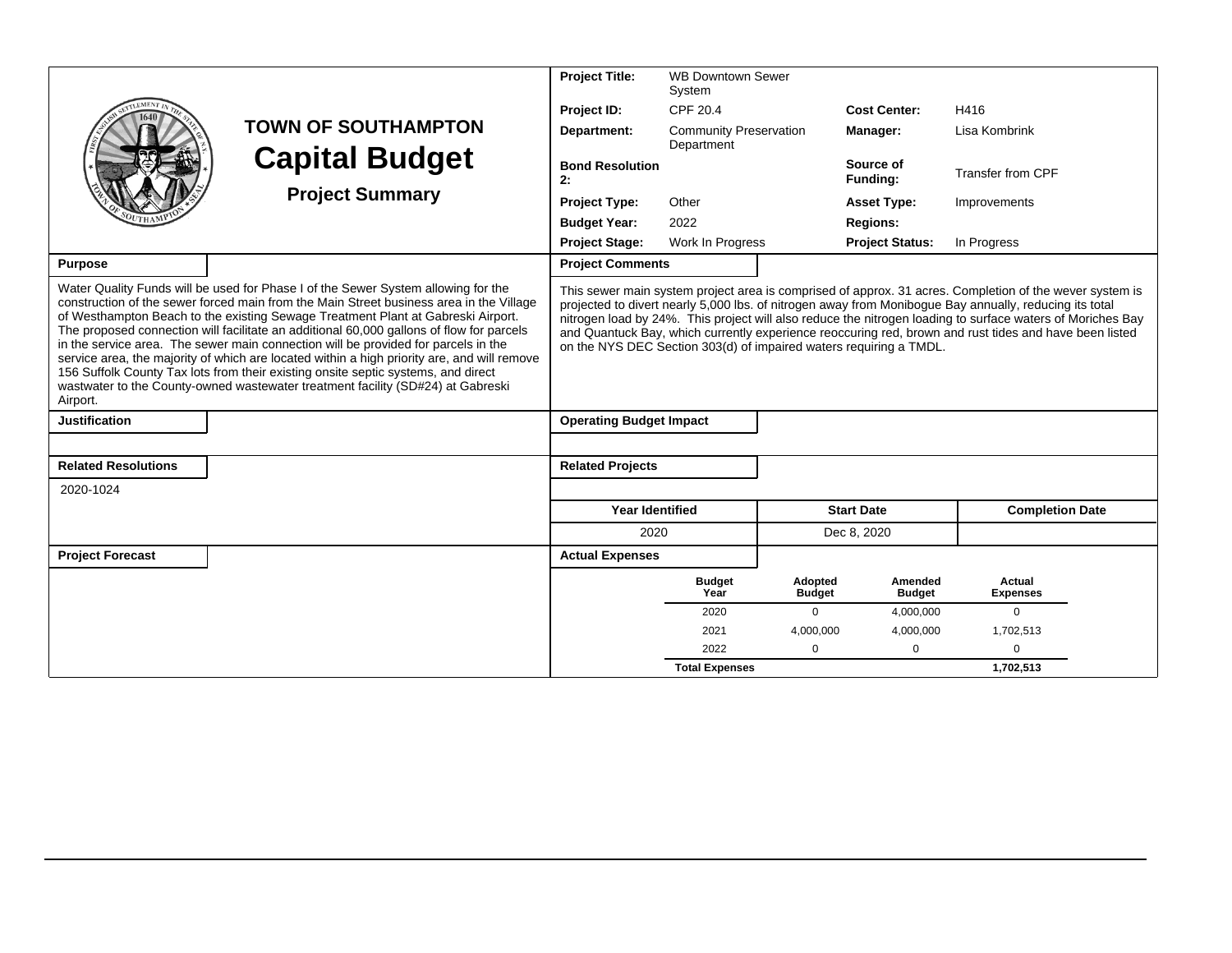# TOWN OF SOUTHAMPTON

# Capital Budget

## Project Summary

| | | | |
|---|---|---|---|
| **Project Title:** | WB Downtown Sewer System | | |
| **Project ID:** | CPF 20.4 | **Cost Center:** | H416 |
| **Department:** | Community Preservation Department | **Manager:** | Lisa Kombrink |
| **Bond Resolution 2:** | | **Source of Funding:** | Transfer from CPF |
| **Project Type:** | Other | **Asset Type:** | Improvements |
| **Budget Year:** | 2022 | **Regions:** | |
| **Project Stage:** | Work In Progress | **Project Status:** | In Progress |

**Purpose**

Water Quality Funds will be used for Phase I of the Sewer System allowing for the construction of the sewer forced main from the Main Street business area in the Village of Westhampton Beach to the existing Sewage Treatment Plant at Gabreski Airport. The proposed connection will facilitate an additional 60,000 gallons of flow for parcels in the service area. The sewer main connection will be provided for parcels in the service area, the majority of which are located within a high priority are, and will remove 156 Suffolk County Tax lots from their existing onsite septic systems, and direct wastewater to the County-owned wastewater treatment facility (SD#24) at Gabreski Airport.

**Project Comments**

This sewer main system project area is comprised of approx. 31 acres. Completion of the wever system is projected to divert nearly 5,000 lbs. of nitrogen away from Monibogue Bay annually, reducing its total nitrogen load by 24%. This project will also reduce the nitrogen loading to surface waters of Moriches Bay and Quantuck Bay, which currently experience reoccuring red, brown and rust tides and have been listed on the NYS DEC Section 303(d) of impaired waters requiring a TMDL.

**Justification**

**Operating Budget Impact**

**Related Resolutions**

2020-1024

**Related Projects**

| Year Identified | Start Date | Completion Date |
|---|---|---|
| 2020 | Dec 8, 2020 | |

**Project Forecast**

**Actual Expenses**

| Budget Year | Adopted Budget | Amended Budget | Actual Expenses |
|---|---|---|---|
| 2020 | 0 | 4,000,000 | 0 |
| 2021 | 4,000,000 | 4,000,000 | 1,702,513 |
| 2022 | 0 | 0 | 0 |
| **Total Expenses** | | | **1,702,513** |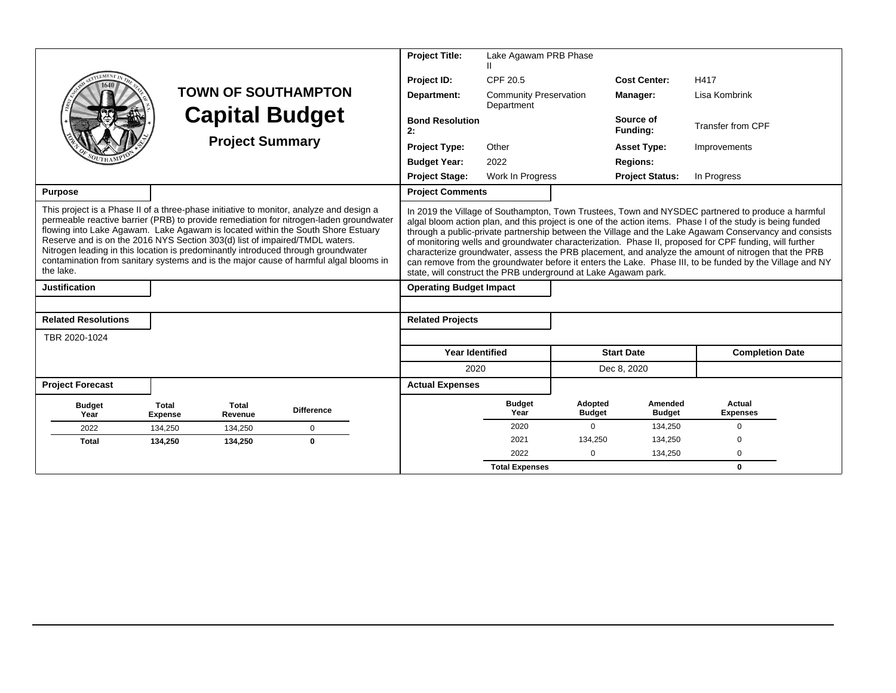# TOWN OF SOUTHAMPTON

## Capital Budget

### Project Summary

| | | | |
|---|---|---|---|
| **Project Title:** | Lake Agawam PRB Phase II | | |
| **Project ID:** | CPF 20.5 | **Cost Center:** | H417 |
| **Department:** | Community Preservation Department | **Manager:** | Lisa Kombrink |
| **Bond Resolution 2:** | | **Source of Funding:** | Transfer from CPF |
| **Project Type:** | Other | **Asset Type:** | Improvements |
| **Budget Year:** | 2022 | **Regions:** | |
| **Project Stage:** | Work In Progress | **Project Status:** | In Progress |

**Purpose**

This project is a Phase II of a three-phase initiative to monitor, analyze and design a permeable reactive barrier (PRB) to provide remediation for nitrogen-laden groundwater flowing into Lake Agawam. Lake Agawam is located within the South Shore Estuary Reserve and is on the 2016 NYS Section 303(d) list of impaired/TMDL waters. Nitrogen leading in this location is predominantly introduced through groundwater contamination from sanitary systems and is the major cause of harmful algal blooms in the lake.

**Project Comments**

In 2019 the Village of Southampton, Town Trustees, Town and NYSDEC partnered to produce a harmful algal bloom action plan, and this project is one of the action items. Phase I of the study is being funded through a public-private partnership between the Village and the Lake Agawam Conservancy and consists of monitoring wells and groundwater characterization. Phase II, proposed for CPF funding, will further characterize groundwater, assess the PRB placement, and analyze the amount of nitrogen that the PRB can remove from the groundwater before it enters the Lake. Phase III, to be funded by the Village and NY state, will construct the PRB underground at Lake Agawam park.

**Justification**

**Operating Budget Impact**

**Related Resolutions**

TBR 2020-1024

**Related Projects**

| Year Identified | Start Date | Completion Date |
|---|---|---|
| 2020 | Dec 8, 2020 | |

**Project Forecast**

| Budget Year | Total Expense | Total Revenue | Difference |
|---|---|---|---|
| 2022 | 134,250 | 134,250 | 0 |
| **Total** | **134,250** | **134,250** | **0** |

**Actual Expenses**

| Budget Year | Adopted Budget | Amended Budget | Actual Expenses |
|---|---|---|---|
| 2020 | 0 | 134,250 | 0 |
| 2021 | 134,250 | 134,250 | 0 |
| 2022 | 0 | 134,250 | 0 |
| **Total Expenses** | | | **0** |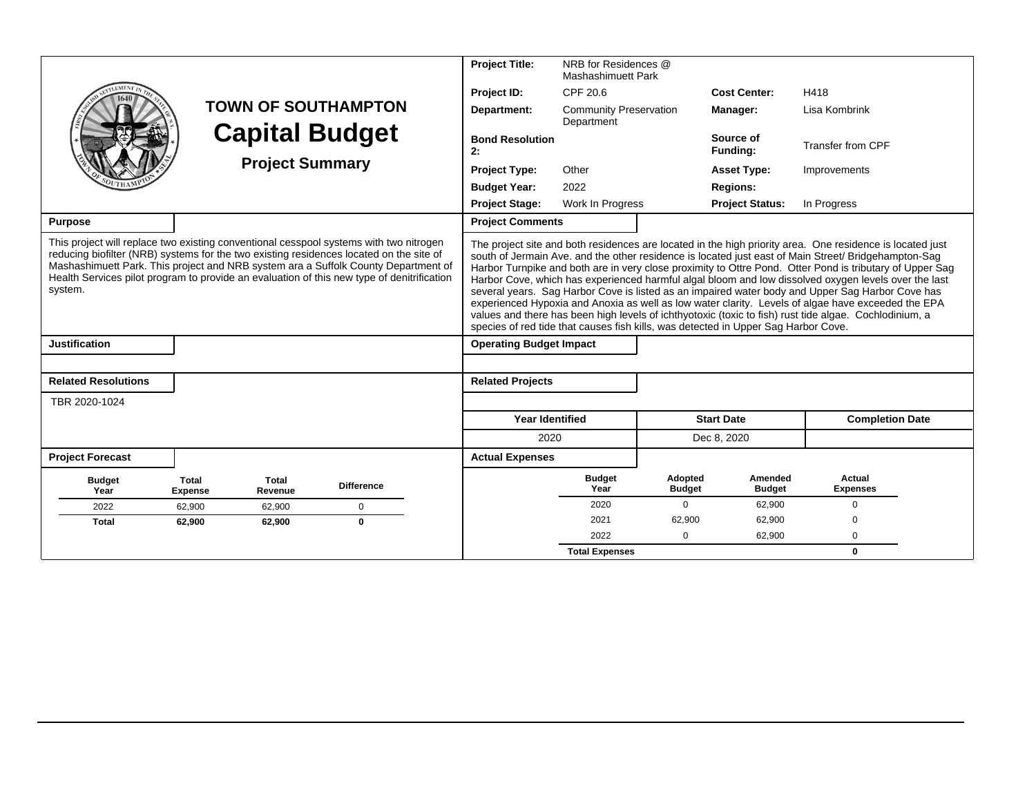# TOWN OF SOUTHAMPTON

# Capital Budget

## Project Summary

| | | | |
|---|---|---|---|
| **Project Title:** | NRB for Residences @ Mashashimuett Park | | |
| **Project ID:** | CPF 20.6 | **Cost Center:** | H418 |
| **Department:** | Community Preservation Department | **Manager:** | Lisa Kombrink |
| **Bond Resolution 2:** | | **Source of Funding:** | Transfer from CPF |
| **Project Type:** | Other | **Asset Type:** | Improvements |
| **Budget Year:** | 2022 | **Regions:** | |
| **Project Stage:** | Work In Progress | **Project Status:** | In Progress |

### Purpose

This project will replace two existing conventional cesspool systems with two nitrogen reducing biofilter (NRB) systems for the two existing residences located on the site of Mashashimuett Park. This project and NRB system ara a Suffolk County Department of Health Services pilot program to provide an evaluation of this new type of denitrification system.

### Project Comments

The project site and both residences are located in the high priority area. One residence is located just south of Jermain Ave. and the other residence is located just east of Main Street/ Bridgehampton-Sag Harbor Turnpike and both are in very close proximity to Ottre Pond. Otter Pond is tributary of Upper Sag Harbor Cove, which has experienced harmful algal bloom and low dissolved oxygen levels over the last several years. Sag Harbor Cove is listed as an impaired water body and Upper Sag Harbor Cove has experienced Hypoxia and Anoxia as well as low water clarity. Levels of algae have exceeded the EPA values and there has been high levels of ichthyotoxic (toxic to fish) rust tide algae. Cochlodinium, a species of red tide that causes fish kills, was detected in Upper Sag Harbor Cove.

### Justification

### Operating Budget Impact

### Related Resolutions

TBR 2020-1024

### Related Projects

| Year Identified | Start Date | Completion Date |
|---|---|---|
| 2020 | Dec 8, 2020 | |

### Project Forecast

| Budget Year | Total Expense | Total Revenue | Difference |
|---|---|---|---|
| 2022 | 62,900 | 62,900 | 0 |
| **Total** | **62,900** | **62,900** | **0** |

### Actual Expenses

| Budget Year | Adopted Budget | Amended Budget | Actual Expenses |
|---|---|---|---|
| 2020 | 0 | 62,900 | 0 |
| 2021 | 62,900 | 62,900 | 0 |
| 2022 | 0 | 62,900 | 0 |
| **Total Expenses** | | | **0** |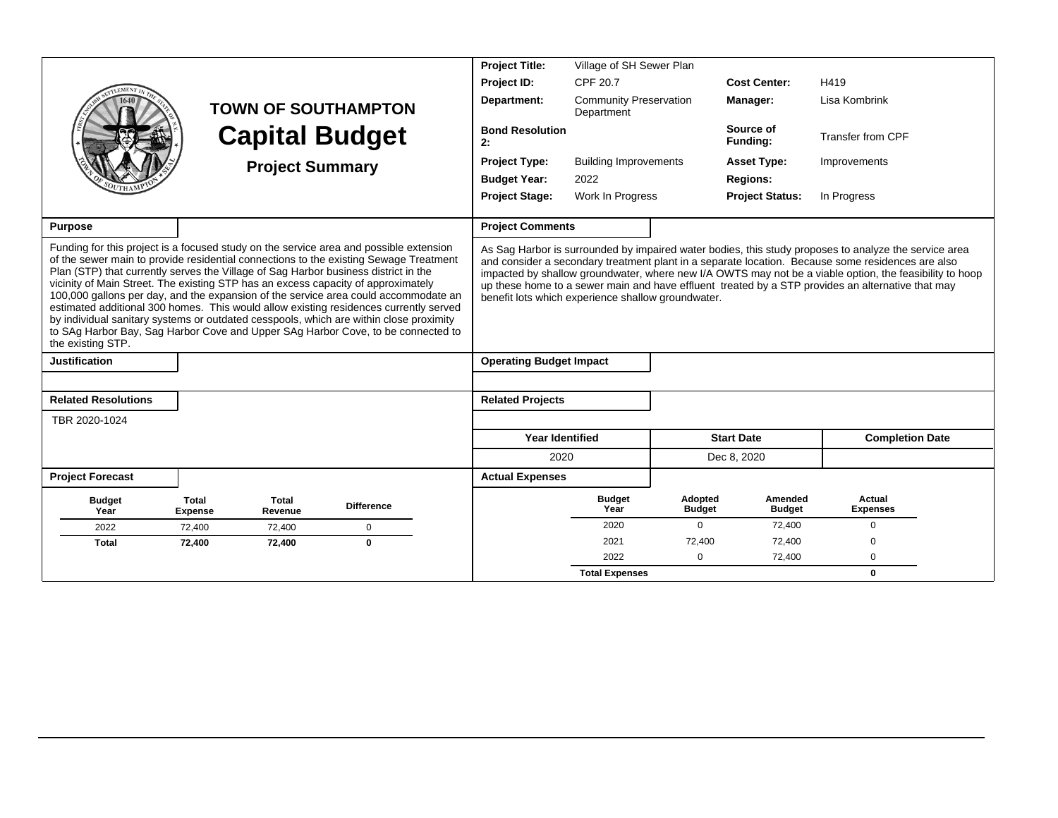# TOWN OF SOUTHAMPTON
## Capital Budget
### Project Summary

| | | | |
|---|---|---|---|
| **Project Title:** | Village of SH Sewer Plan | | |
| **Project ID:** | CPF 20.7 | **Cost Center:** | H419 |
| **Department:** | Community Preservation Department | **Manager:** | Lisa Kombrink |
| **Bond Resolution 2:** | | **Source of Funding:** | Transfer from CPF |
| **Project Type:** | Building Improvements | **Asset Type:** | Improvements |
| **Budget Year:** | 2022 | **Regions:** | |
| **Project Stage:** | Work In Progress | **Project Status:** | In Progress |

**Purpose**

Funding for this project is a focused study on the service area and possible extension of the sewer main to provide residential connections to the existing Sewage Treatment Plan (STP) that currently serves the Village of Sag Harbor business district in the vicinity of Main Street. The existing STP has an excess capacity of approximately 100,000 gallons per day, and the expansion of the service area could accommodate an estimated additional 300 homes. This would allow existing residences currently served by individual sanitary systems or outdated cesspools, which are within close proximity to SAg Harbor Bay, Sag Harbor Cove and Upper SAg Harbor Cove, to be connected to the existing STP.

**Project Comments**

As Sag Harbor is surrounded by impaired water bodies, this study proposes to analyze the service area and consider a secondary treatment plant in a separate location. Because some residences are also impacted by shallow groundwater, where new I/A OWTS may not be a viable option, the feasibility to hoop up these home to a sewer main and have effluent treated by a STP provides an alternative that may benefit lots which experience shallow groundwater.

**Justification**

**Operating Budget Impact**

**Related Resolutions**

TBR 2020-1024

**Related Projects**

| Year Identified | Start Date | Completion Date |
|---|---|---|
| 2020 | Dec 8, 2020 | |

**Project Forecast**

| Budget Year | Total Expense | Total Revenue | Difference |
|---|---|---|---|
| 2022 | 72,400 | 72,400 | 0 |
| **Total** | **72,400** | **72,400** | **0** |

**Actual Expenses**

| Budget Year | Adopted Budget | Amended Budget | Actual Expenses |
|---|---|---|---|
| 2020 | 0 | 72,400 | 0 |
| 2021 | 72,400 | 72,400 | 0 |
| 2022 | 0 | 72,400 | 0 |
| **Total Expenses** | | | **0** |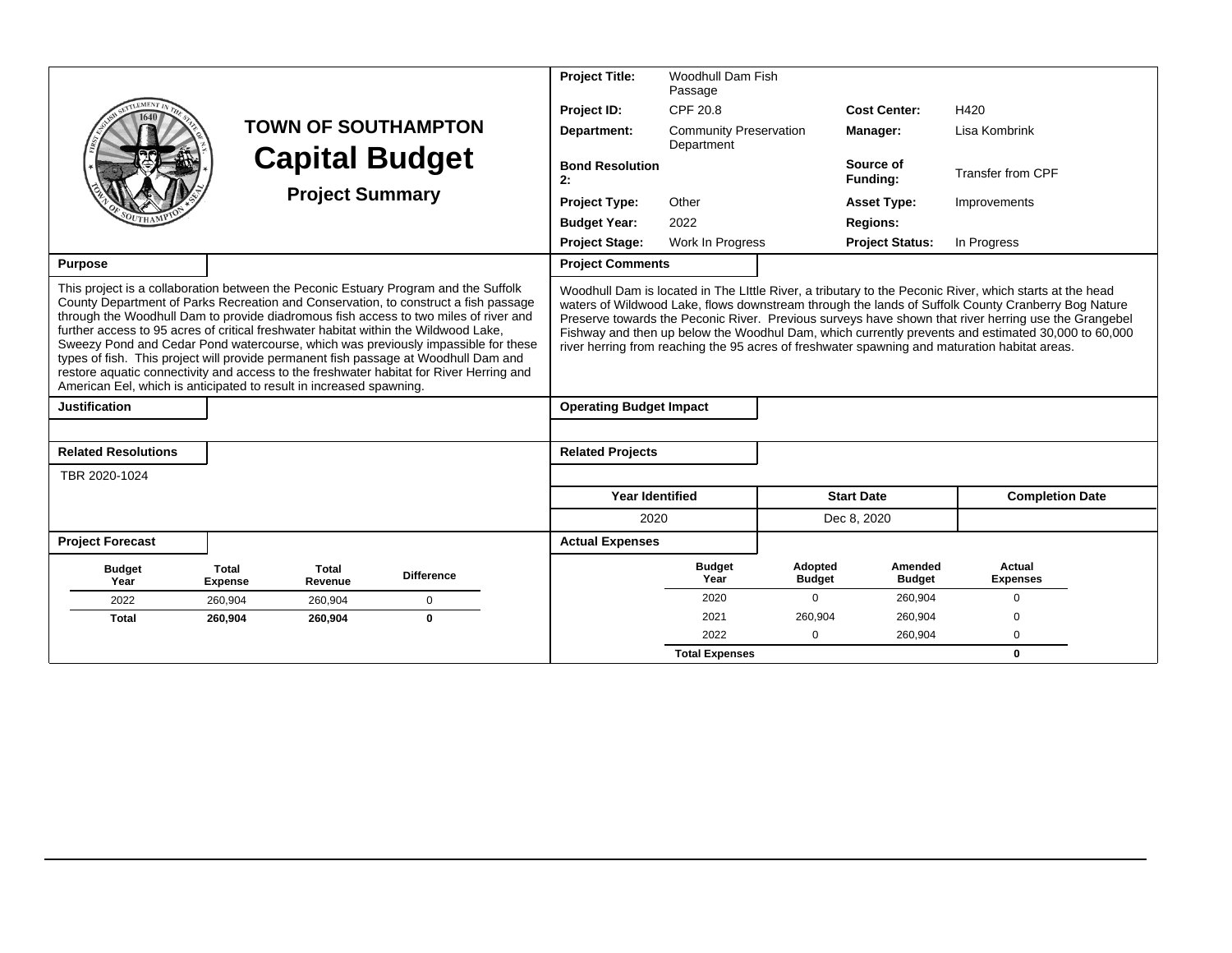# TOWN OF SOUTHAMPTON

## Capital Budget

### Project Summary

| | | | |
|---|---|---|---|
| **Project Title:** | Woodhull Dam Fish Passage | | |
| **Project ID:** | CPF 20.8 | **Cost Center:** | H420 |
| **Department:** | Community Preservation Department | **Manager:** | Lisa Kombrink |
| **Bond Resolution 2:** | | **Source of Funding:** | Transfer from CPF |
| **Project Type:** | Other | **Asset Type:** | Improvements |
| **Budget Year:** | 2022 | **Regions:** | |
| **Project Stage:** | Work In Progress | **Project Status:** | In Progress |

**Purpose**

This project is a collaboration between the Peconic Estuary Program and the Suffolk County Department of Parks Recreation and Conservation, to construct a fish passage through the Woodhull Dam to provide diadromous fish access to two miles of river and further access to 95 acres of critical freshwater habitat within the Wildwood Lake, Sweezy Pond and Cedar Pond watercourse, which was previously impassible for these types of fish. This project will provide permanent fish passage at Woodhull Dam and restore aquatic connectivity and access to the freshwater habitat for River Herring and American Eel, which is anticipated to result in increased spawning.

**Project Comments**

Woodhull Dam is located in The LIttle River, a tributary to the Peconic River, which starts at the head waters of Wildwood Lake, flows downstream through the lands of Suffolk County Cranberry Bog Nature Preserve towards the Peconic River. Previous surveys have shown that river herring use the Grangebel Fishway and then up below the Woodhul Dam, which currently prevents and estimated 30,000 to 60,000 river herring from reaching the 95 acres of freshwater spawning and maturation habitat areas.

**Justification**

**Operating Budget Impact**

**Related Resolutions**

TBR 2020-1024

**Related Projects**

| Year Identified | Start Date | Completion Date |
|---|---|---|
| 2020 | Dec 8, 2020 | |

**Project Forecast**

| Budget Year | Total Expense | Total Revenue | Difference |
|---|---|---|---|
| 2022 | 260,904 | 260,904 | 0 |
| **Total** | **260,904** | **260,904** | **0** |

**Actual Expenses**

| Budget Year | Adopted Budget | Amended Budget | Actual Expenses |
|---|---|---|---|
| 2020 | 0 | 260,904 | 0 |
| 2021 | 260,904 | 260,904 | 0 |
| 2022 | 0 | 260,904 | 0 |
| **Total Expenses** | | | **0** |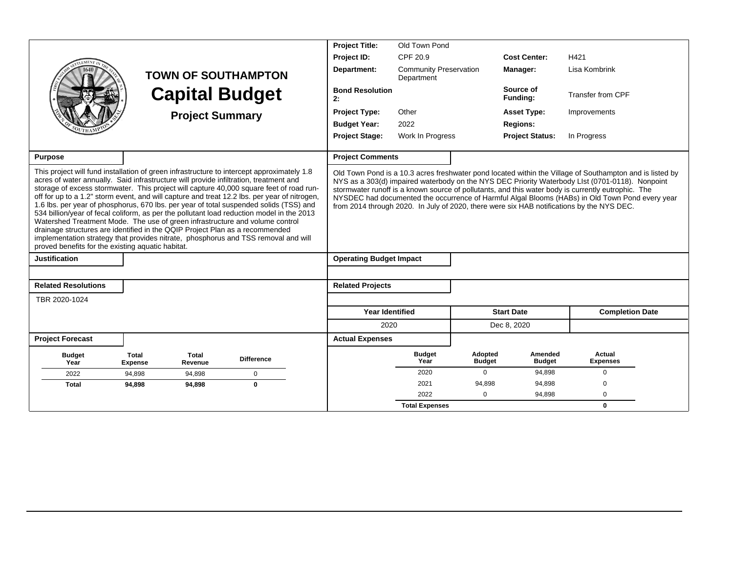# TOWN OF SOUTHAMPTON
## Capital Budget
### Project Summary

| | | | |
|---|---|---|---|
| **Project Title:** | Old Town Pond | | |
| **Project ID:** | CPF 20.9 | **Cost Center:** | H421 |
| **Department:** | Community Preservation Department | **Manager:** | Lisa Kombrink |
| **Bond Resolution 2:** | | **Source of Funding:** | Transfer from CPF |
| **Project Type:** | Other | **Asset Type:** | Improvements |
| **Budget Year:** | 2022 | **Regions:** | |
| **Project Stage:** | Work In Progress | **Project Status:** | In Progress |

**Purpose**

This project will fund installation of green infrastructure to intercept approximately 1.8 acres of water annually. Said infrastructure will provide infiltration, treatment and storage of excess stormwater. This project will capture 40,000 square feet of road run-off for up to a 1.2" storm event, and will capture and treat 12.2 lbs. per year of nitrogen, 1.6 lbs. per year of phosphorus, 670 lbs. per year of total suspended solids (TSS) and 534 billion/year of fecal coliform, as per the pollutant load reduction model in the 2013 Watershed Treatment Mode. The use of green infrastructure and volume control drainage structures are identified in the QQIP Project Plan as a recommended implementation strategy that provides nitrate, phosphorus and TSS removal and will proved benefits for the existing aquatic habitat.

**Project Comments**

Old Town Pond is a 10.3 acres freshwater pond located within the Village of Southampton and is listed by NYS as a 303(d) impaired waterbody on the NYS DEC Priority Waterbody LIst (0701-0118). Nonpoint stormwater runoff is a known source of pollutants, and this water body is currently eutrophic. The NYSDEC had documented the occurrence of Harmful Algal Blooms (HABs) in Old Town Pond every year from 2014 through 2020. In July of 2020, there were six HAB notifications by the NYS DEC.

**Justification**

**Operating Budget Impact**

**Related Resolutions**

TBR 2020-1024

**Related Projects**

| Year Identified | Start Date | Completion Date |
|---|---|---|
| 2020 | Dec 8, 2020 | |

**Project Forecast**

| Budget Year | Total Expense | Total Revenue | Difference |
|---|---|---|---|
| 2022 | 94,898 | 94,898 | 0 |
| **Total** | **94,898** | **94,898** | **0** |

**Actual Expenses**

| Budget Year | Adopted Budget | Amended Budget | Actual Expenses |
|---|---|---|---|
| 2020 | 0 | 94,898 | 0 |
| 2021 | 94,898 | 94,898 | 0 |
| 2022 | 0 | 94,898 | 0 |
| **Total Expenses** | | | **0** |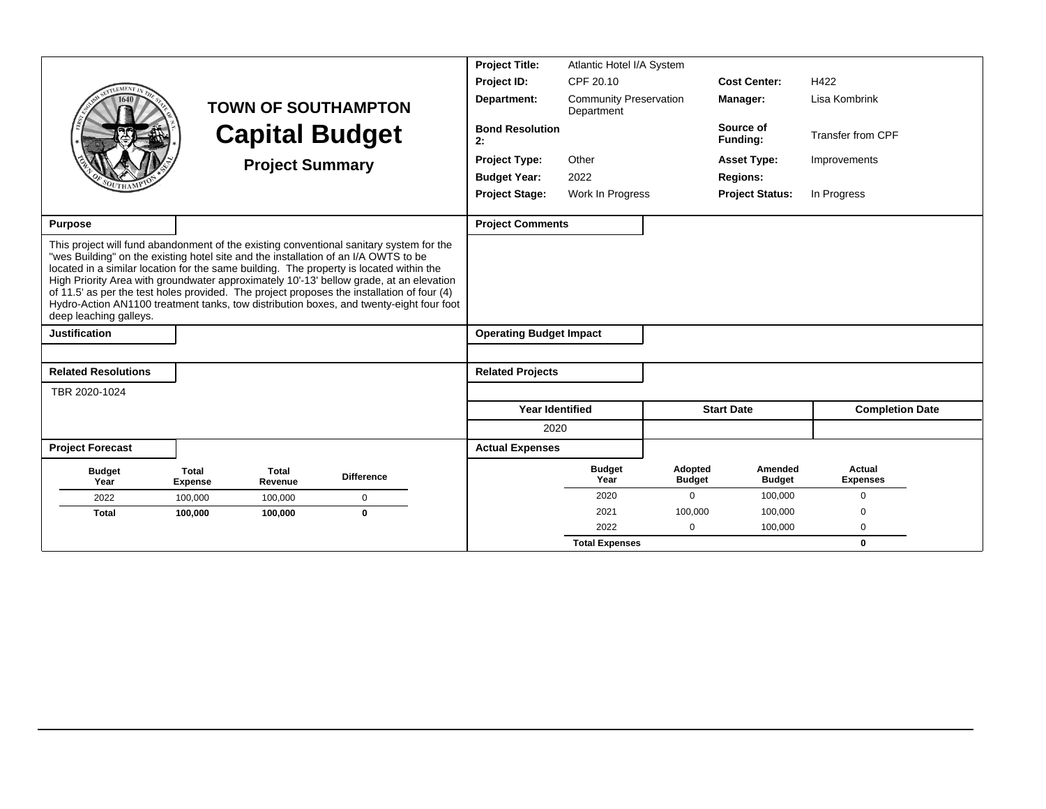# TOWN OF SOUTHAMPTON

# Capital Budget

## Project Summary

| | | | |
|---|---|---|---|
| **Project Title:** | Atlantic Hotel I/A System | | |
| **Project ID:** | CPF 20.10 | **Cost Center:** | H422 |
| **Department:** | Community Preservation Department | **Manager:** | Lisa Kombrink |
| **Bond Resolution 2:** | | **Source of Funding:** | Transfer from CPF |
| **Project Type:** | Other | **Asset Type:** | Improvements |
| **Budget Year:** | 2022 | **Regions:** | |
| **Project Stage:** | Work In Progress | **Project Status:** | In Progress |

### Purpose

This project will fund abandonment of the existing conventional sanitary system for the "wes Building" on the existing hotel site and the installation of an I/A OWTS to be located in a similar location for the same building. The property is located within the High Priority Area with groundwater approximately 10'-13' bellow grade, at an elevation of 11.5' as per the test holes provided. The project proposes the installation of four (4) Hydro-Action AN1100 treatment tanks, tow distribution boxes, and twenty-eight four foot deep leaching galleys.

### Project Comments

### Justification

### Operating Budget Impact

### Related Resolutions

TBR 2020-1024

### Related Projects

| Year Identified | Start Date | Completion Date |
|---|---|---|
| 2020 | | |

### Project Forecast

| Budget Year | Total Expense | Total Revenue | Difference |
|---|---|---|---|
| 2022 | 100,000 | 100,000 | 0 |
| **Total** | **100,000** | **100,000** | **0** |

### Actual Expenses

| Budget Year | Adopted Budget | Amended Budget | Actual Expenses |
|---|---|---|---|
| 2020 | 0 | 100,000 | 0 |
| 2021 | 100,000 | 100,000 | 0 |
| 2022 | 0 | 100,000 | 0 |
| **Total Expenses** | | | **0** |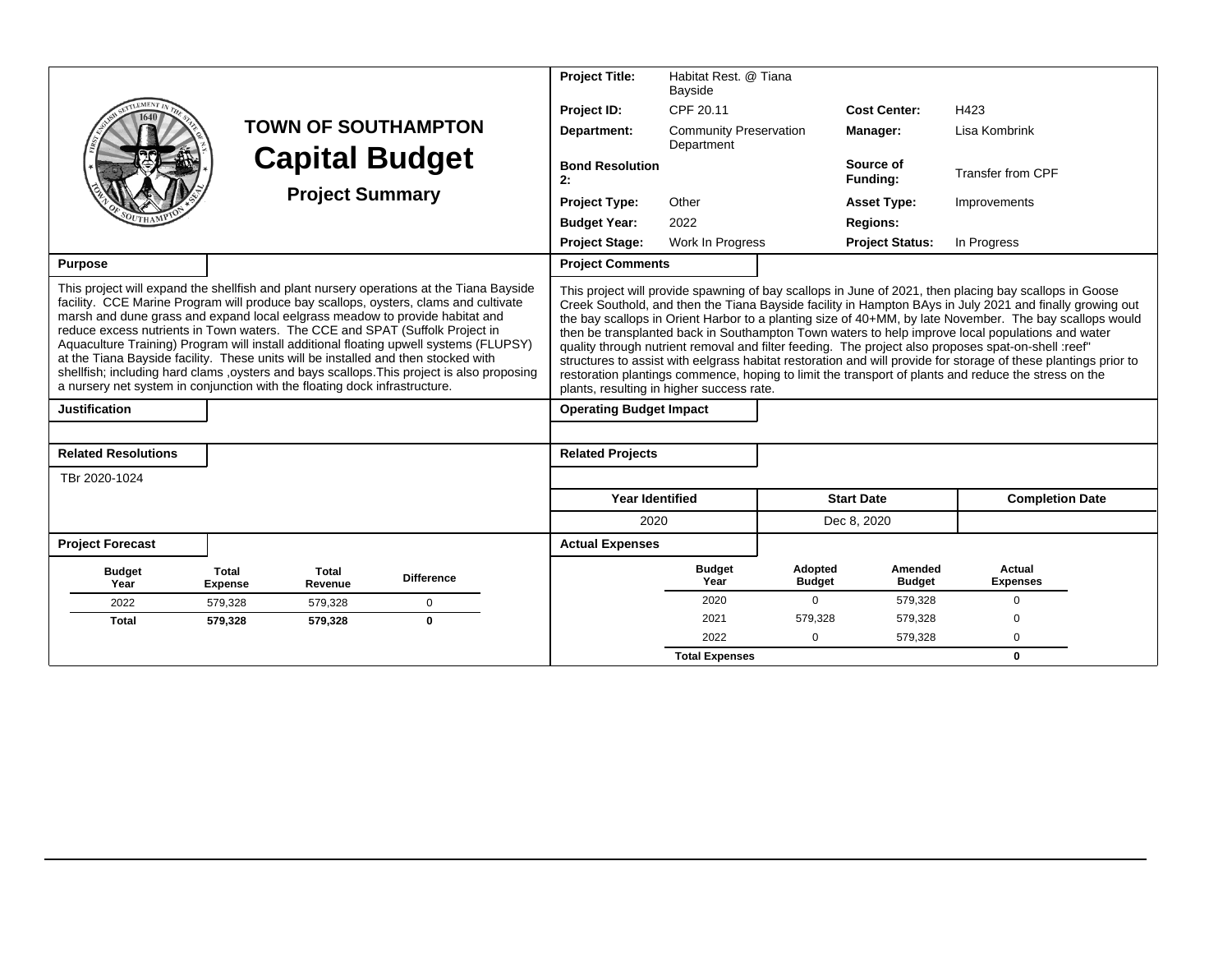# TOWN OF SOUTHAMPTON

# Capital Budget

## Project Summary

| | | | |
|---|---|---|---|
| **Project Title:** | Habitat Rest. @ Tiana Bayside | | |
| **Project ID:** | CPF 20.11 | **Cost Center:** | H423 |
| **Department:** | Community Preservation Department | **Manager:** | Lisa Kombrink |
| **Bond Resolution 2:** | | **Source of Funding:** | Transfer from CPF |
| **Project Type:** | Other | **Asset Type:** | Improvements |
| **Budget Year:** | 2022 | **Regions:** | |
| **Project Stage:** | Work In Progress | **Project Status:** | In Progress |

**Purpose**

This project will expand the shellfish and plant nursery operations at the Tiana Bayside facility. CCE Marine Program will produce bay scallops, oysters, clams and cultivate marsh and dune grass and expand local eelgrass meadow to provide habitat and reduce excess nutrients in Town waters. The CCE and SPAT (Suffolk Project in Aquaculture Training) Program will install additional floating upwell systems (FLUPSY) at the Tiana Bayside facility. These units will be installed and then stocked with shellfish; including hard clams ,oysters and bays scallops.This project is also proposing a nursery net system in conjunction with the floating dock infrastructure.

**Project Comments**

This project will provide spawning of bay scallops in June of 2021, then placing bay scallops in Goose Creek Southold, and then the Tiana Bayside facility in Hampton BAys in July 2021 and finally growing out the bay scallops in Orient Harbor to a planting size of 40+MM, by late November. The bay scallops would then be transplanted back in Southampton Town waters to help improve local populations and water quality through nutrient removal and filter feeding. The project also proposes spat-on-shell :reef" structures to assist with eelgrass habitat restoration and will provide for storage of these plantings prior to restoration plantings commence, hoping to limit the transport of plants and reduce the stress on the plants, resulting in higher success rate.

**Justification**

**Operating Budget Impact**

**Related Resolutions**

TBr 2020-1024

**Related Projects**

| Year Identified | Start Date | Completion Date |
|---|---|---|
| 2020 | Dec 8, 2020 | |

**Project Forecast**

| Budget Year | Total Expense | Total Revenue | Difference |
|---|---|---|---|
| 2022 | 579,328 | 579,328 | 0 |
| **Total** | **579,328** | **579,328** | **0** |

**Actual Expenses**

| Budget Year | Adopted Budget | Amended Budget | Actual Expenses |
|---|---|---|---|
| 2020 | 0 | 579,328 | 0 |
| 2021 | 579,328 | 579,328 | 0 |
| 2022 | 0 | 579,328 | 0 |
| **Total Expenses** | | | **0** |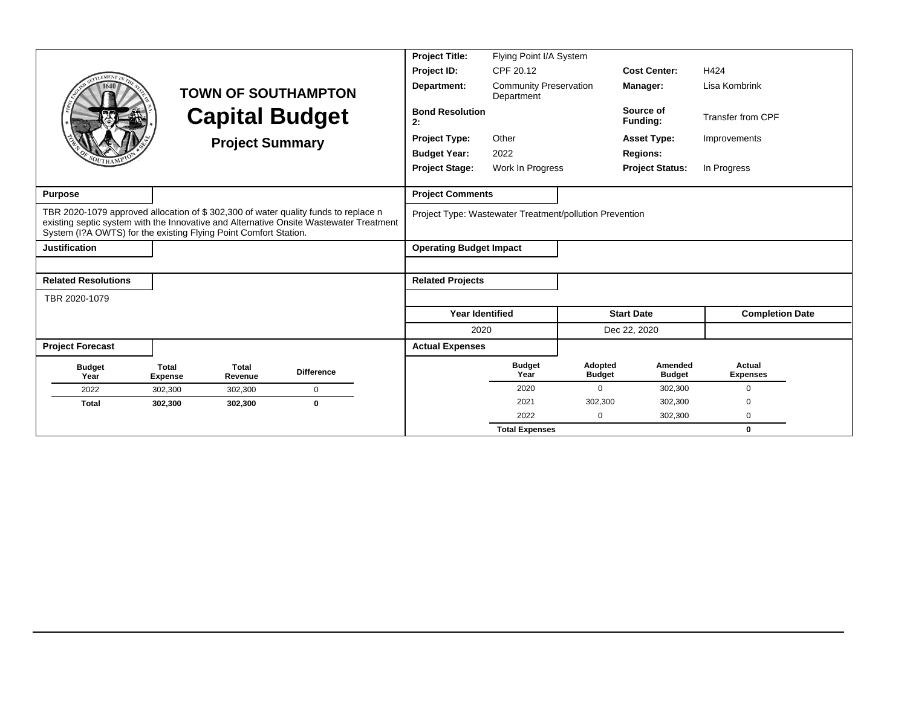# TOWN OF SOUTHAMPTON

# Capital Budget

## Project Summary

| | | | |
|---|---|---|---|
| **Project Title:** | Flying Point I/A System | | |
| **Project ID:** | CPF 20.12 | **Cost Center:** | H424 |
| **Department:** | Community Preservation Department | **Manager:** | Lisa Kombrink |
| **Bond Resolution 2:** | | **Source of Funding:** | Transfer from CPF |
| **Project Type:** | Other | **Asset Type:** | Improvements |
| **Budget Year:** | 2022 | **Regions:** | |
| **Project Stage:** | Work In Progress | **Project Status:** | In Progress |

**Purpose**

TBR 2020-1079 approved allocation of $ 302,300 of water quality funds to replace n existing septic system with the Innovative and Alternative Onsite Wastewater Treatment System (I?A OWTS) for the existing Flying Point Comfort Station.

**Justification**

**Related Resolutions**

TBR 2020-1079

**Project Comments**

Project Type: Wastewater Treatment/pollution Prevention

**Operating Budget Impact**

**Related Projects**

| Year Identified | Start Date | Completion Date |
|---|---|---|
| 2020 | Dec 22, 2020 | |

**Project Forecast**

| Budget Year | Total Expense | Total Revenue | Difference |
|---|---|---|---|
| 2022 | 302,300 | 302,300 | 0 |
| **Total** | **302,300** | **302,300** | **0** |

**Actual Expenses**

| Budget Year | Adopted Budget | Amended Budget | Actual Expenses |
|---|---|---|---|
| 2020 | 0 | 302,300 | 0 |
| 2021 | 302,300 | 302,300 | 0 |
| 2022 | 0 | 302,300 | 0 |
| **Total Expenses** | | | **0** |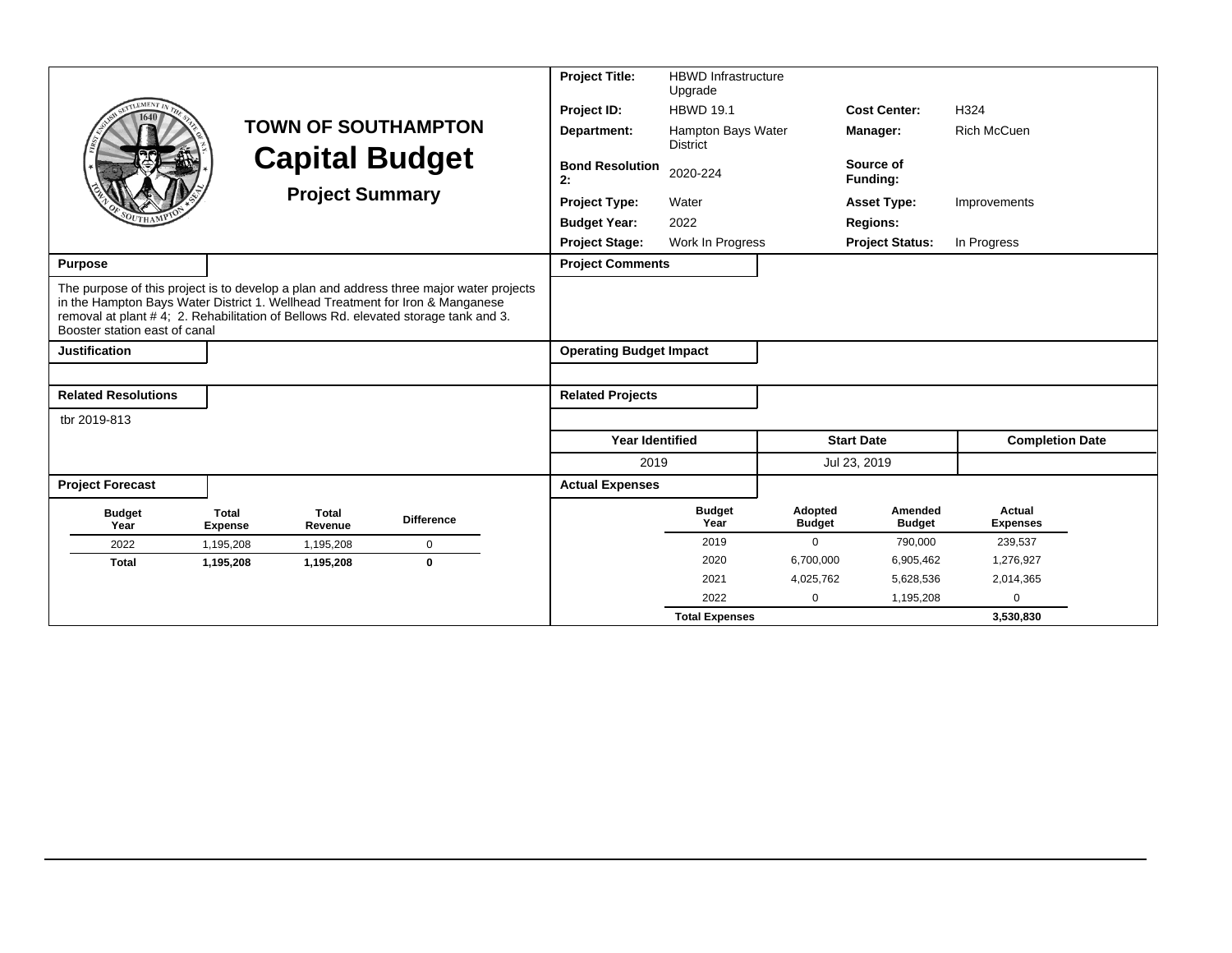# TOWN OF SOUTHAMPTON

## Capital Budget

### Project Summary

| | | | |
|---|---|---|---|
| **Project Title:** | HBWD Infrastructure Upgrade | | |
| **Project ID:** | HBWD 19.1 | **Cost Center:** | H324 |
| **Department:** | Hampton Bays Water District | **Manager:** | Rich McCuen |
| **Bond Resolution 2:** | 2020-224 | **Source of Funding:** | |
| **Project Type:** | Water | **Asset Type:** | Improvements |
| **Budget Year:** | 2022 | **Regions:** | |
| **Project Stage:** | Work In Progress | **Project Status:** | In Progress |

**Purpose**

The purpose of this project is to develop a plan and address three major water projects in the Hampton Bays Water District 1. Wellhead Treatment for Iron & Manganese removal at plant # 4; 2. Rehabilitation of Bellows Rd. elevated storage tank and 3. Booster station east of canal

**Project Comments**

**Justification**

**Operating Budget Impact**

**Related Resolutions**

tbr 2019-813

**Related Projects**

| Year Identified | Start Date | Completion Date |
|---|---|---|
| 2019 | Jul 23, 2019 | |

**Project Forecast**

| Budget Year | Total Expense | Total Revenue | Difference |
|---|---|---|---|
| 2022 | 1,195,208 | 1,195,208 | 0 |
| **Total** | **1,195,208** | **1,195,208** | **0** |

**Actual Expenses**

| Budget Year | Adopted Budget | Amended Budget | Actual Expenses |
|---|---|---|---|
| 2019 | 0 | 790,000 | 239,537 |
| 2020 | 6,700,000 | 6,905,462 | 1,276,927 |
| 2021 | 4,025,762 | 5,628,536 | 2,014,365 |
| 2022 | 0 | 1,195,208 | 0 |
| **Total Expenses** | | | **3,530,830** |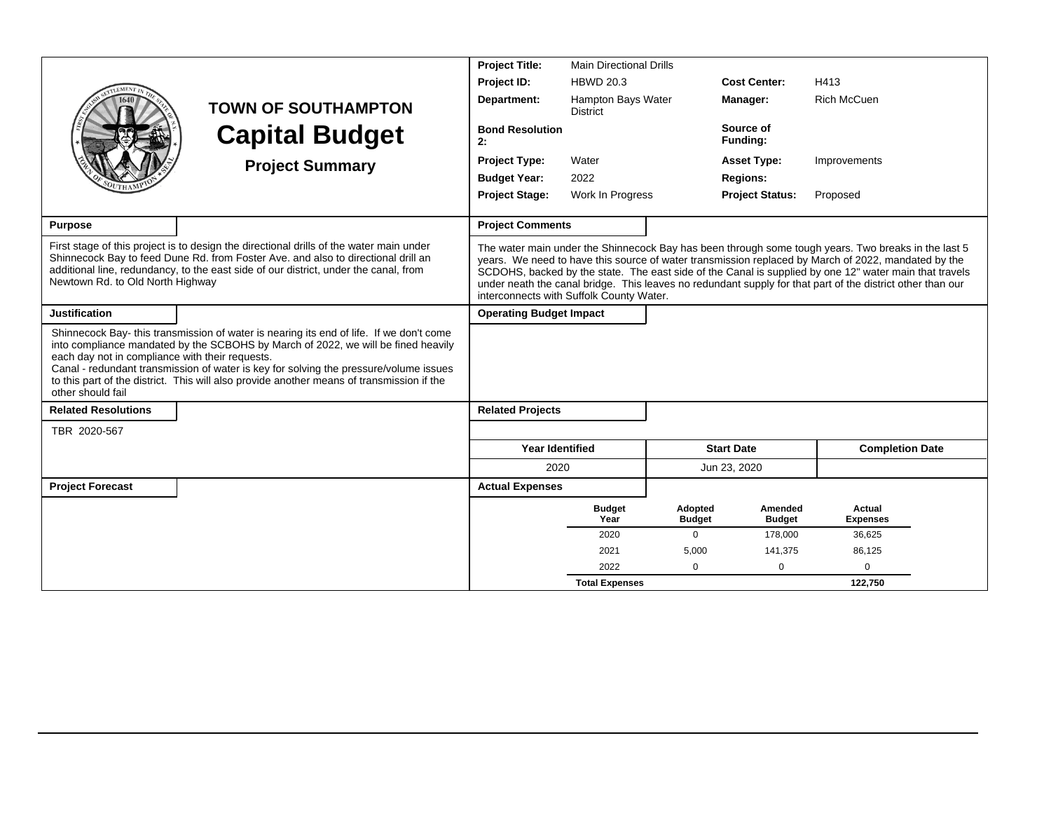# TOWN OF SOUTHAMPTON

# Capital Budget

## Project Summary

| | | | |
|---|---|---|---|
| **Project Title:** | Main Directional Drills | | |
| **Project ID:** | HBWD 20.3 | **Cost Center:** | H413 |
| **Department:** | Hampton Bays Water District | **Manager:** | Rich McCuen |
| **Bond Resolution 2:** | | **Source of Funding:** | |
| **Project Type:** | Water | **Asset Type:** | Improvements |
| **Budget Year:** | 2022 | **Regions:** | |
| **Project Stage:** | Work In Progress | **Project Status:** | Proposed |

**Purpose**

First stage of this project is to design the directional drills of the water main under Shinnecock Bay to feed Dune Rd. from Foster Ave. and also to directional drill an additional line, redundancy, to the east side of our district, under the canal, from Newtown Rd. to Old North Highway

**Project Comments**

The water main under the Shinnecock Bay has been through some tough years. Two breaks in the last 5 years. We need to have this source of water transmission replaced by March of 2022, mandated by the SCDOHS, backed by the state. The east side of the Canal is supplied by one 12" water main that travels under neath the canal bridge. This leaves no redundant supply for that part of the district other than our interconnects with Suffolk County Water.

**Justification**

Shinnecock Bay- this transmission of water is nearing its end of life. If we don't come into compliance mandated by the SCBOHS by March of 2022, we will be fined heavily each day not in compliance with their requests.
Canal - redundant transmission of water is key for solving the pressure/volume issues to this part of the district. This will also provide another means of transmission if the other should fail

**Operating Budget Impact**

**Related Resolutions**

TBR 2020-567

**Related Projects**

| Year Identified | Start Date | Completion Date |
|---|---|---|
| 2020 | Jun 23, 2020 | |

**Project Forecast**

**Actual Expenses**

| Budget Year | Adopted Budget | Amended Budget | Actual Expenses |
|---|---|---|---|
| 2020 | 0 | 178,000 | 36,625 |
| 2021 | 5,000 | 141,375 | 86,125 |
| 2022 | 0 | 0 | 0 |
| **Total Expenses** | | | **122,750** |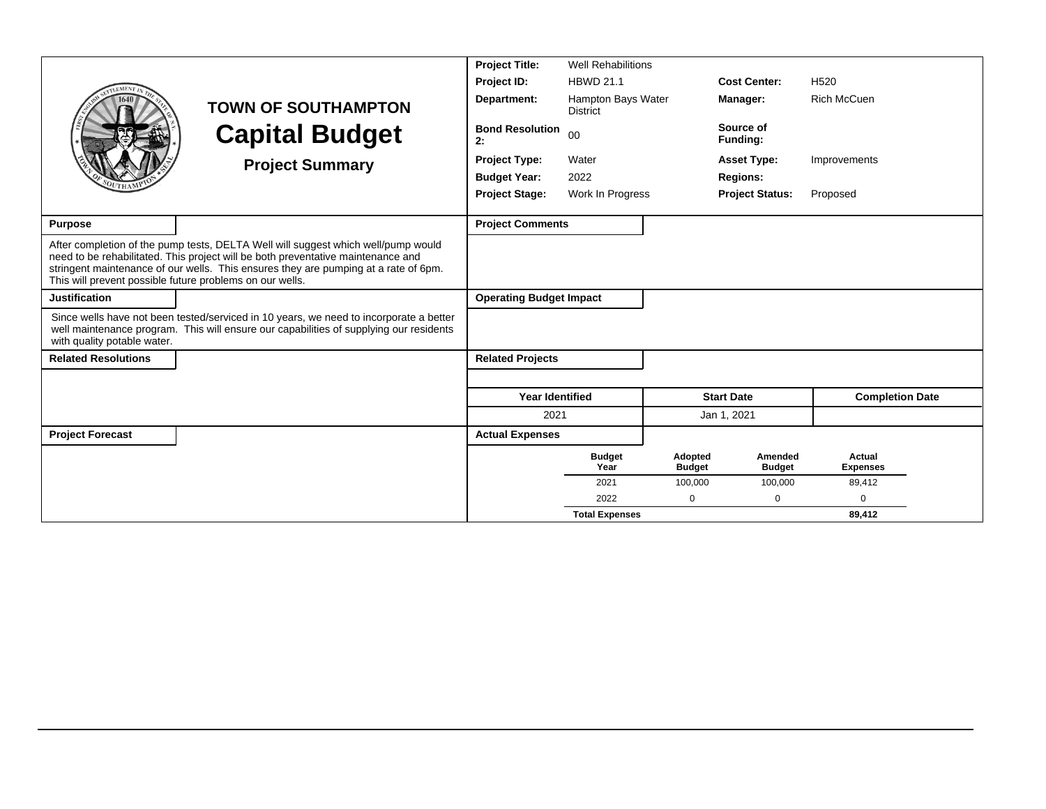# TOWN OF SOUTHAMPTON

# Capital Budget

## Project Summary

| | | | |
|---|---|---|---|
| **Project Title:** | Well Rehabilitions | | |
| **Project ID:** | HBWD 21.1 | **Cost Center:** | H520 |
| **Department:** | Hampton Bays Water District | **Manager:** | Rich McCuen |
| **Bond Resolution 2:** | 00 | **Source of Funding:** | |
| **Project Type:** | Water | **Asset Type:** | Improvements |
| **Budget Year:** | 2022 | **Regions:** | |
| **Project Stage:** | Work In Progress | **Project Status:** | Proposed |

**Purpose**

After completion of the pump tests, DELTA Well will suggest which well/pump would need to be rehabilitated. This project will be both preventative maintenance and stringent maintenance of our wells. This ensures they are pumping at a rate of 6pm. This will prevent possible future problems on our wells.

**Justification**

Since wells have not been tested/serviced in 10 years, we need to incorporate a better well maintenance program. This will ensure our capabilities of supplying our residents with quality potable water.

**Related Resolutions**

**Project Forecast**

**Project Comments**

**Operating Budget Impact**

**Related Projects**

| Year Identified | Start Date | Completion Date |
|---|---|---|
| 2021 | Jan 1, 2021 | |

**Actual Expenses**

| Budget Year | Adopted Budget | Amended Budget | Actual Expenses |
|---|---|---|---|
| 2021 | 100,000 | 100,000 | 89,412 |
| 2022 | 0 | 0 | 0 |
| **Total Expenses** | | | **89,412** |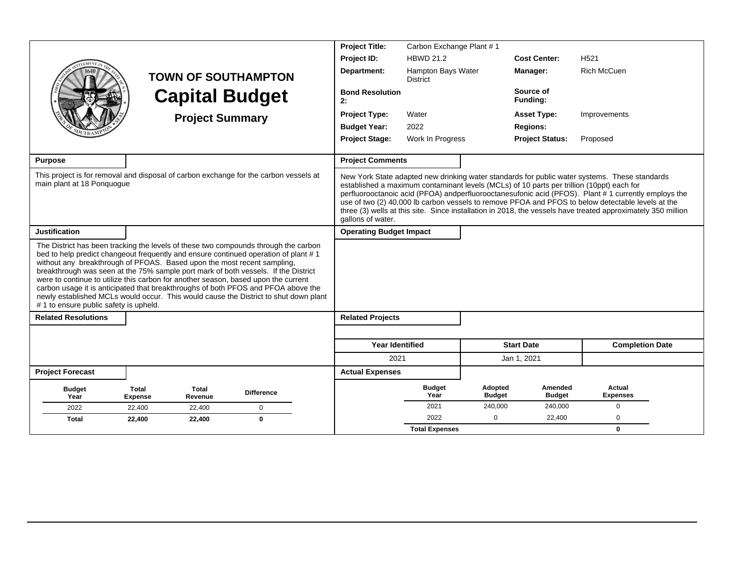# TOWN OF SOUTHAMPTON

## Capital Budget

### Project Summary

| | | | |
|---|---|---|---|
| **Project Title:** | Carbon Exchange Plant # 1 | | |
| **Project ID:** | HBWD 21.2 | **Cost Center:** | H521 |
| **Department:** | Hampton Bays Water District | **Manager:** | Rich McCuen |
| **Bond Resolution 2:** | | **Source of Funding:** | |
| **Project Type:** | Water | **Asset Type:** | Improvements |
| **Budget Year:** | 2022 | **Regions:** | |
| **Project Stage:** | Work In Progress | **Project Status:** | Proposed |

**Purpose**

This project is for removal and disposal of carbon exchange for the carbon vessels at main plant at 18 Ponquogue

**Project Comments**

New York State adapted new drinking water standards for public water systems. These standards established a maximum contaminant levels (MCLs) of 10 parts per trillion (10ppt) each for perfluorooctanoic acid (PFOA) andperfluorooctanesufonic acid (PFOS). Plant # 1 currently employs the use of two (2) 40,000 lb carbon vessels to remove PFOA and PFOS to below detectable levels at the three (3) wells at this site. Since installation in 2018, the vessels have treated approximately 350 million gallons of water.

**Justification**

The District has been tracking the levels of these two compounds through the carbon bed to help predict changeout frequently and ensure continued operation of plant # 1 without any breakthrough of PFOAS. Based upon the most recent sampling, breakthrough was seen at the 75% sample port mark of both vessels. If the District were to continue to utilize this carbon for another season, based upon the current carbon usage it is anticipated that breakthroughs of both PFOS and PFOA above the newly established MCLs would occur. This would cause the District to shut down plant # 1 to ensure public safety is upheld.

**Operating Budget Impact**

**Related Resolutions**

**Related Projects**

| Year Identified | Start Date | Completion Date |
|---|---|---|
| 2021 | Jan 1, 2021 | |

**Project Forecast**

| Budget Year | Total Expense | Total Revenue | Difference |
|---|---|---|---|
| 2022 | 22,400 | 22,400 | 0 |
| **Total** | **22,400** | **22,400** | **0** |

**Actual Expenses**

| Budget Year | Adopted Budget | Amended Budget | Actual Expenses |
|---|---|---|---|
| 2021 | 240,000 | 240,000 | 0 |
| 2022 | 0 | 22,400 | 0 |
| **Total Expenses** | | | **0** |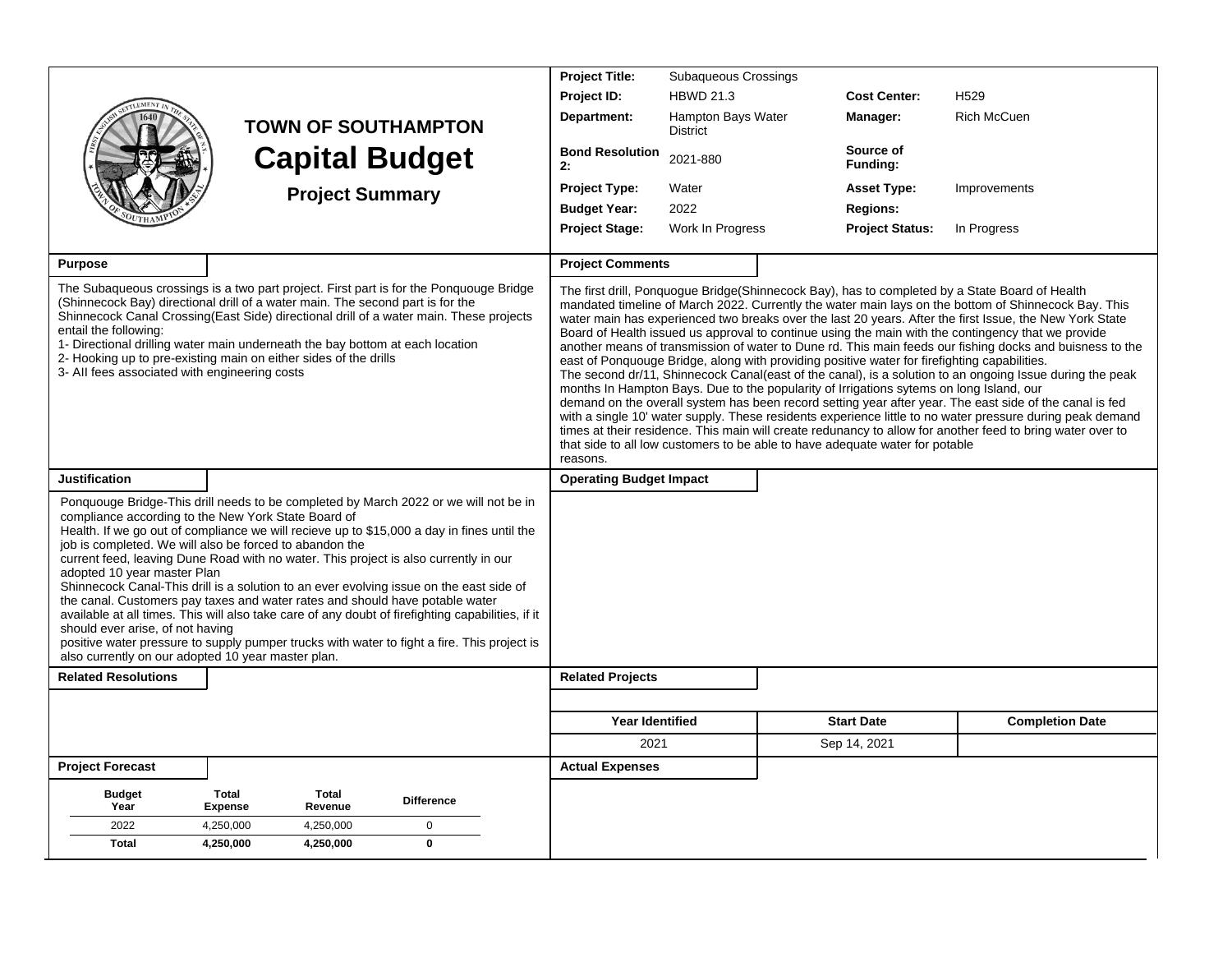# TOWN OF SOUTHAMPTON
# Capital Budget
## Project Summary

| | | | |
|---|---|---|---|
| **Project Title:** | Subaqueous Crossings | | |
| **Project ID:** | HBWD 21.3 | **Cost Center:** | H529 |
| **Department:** | Hampton Bays Water District | **Manager:** | Rich McCuen |
| **Bond Resolution 2:** | 2021-880 | **Source of Funding:** | |
| **Project Type:** | Water | **Asset Type:** | Improvements |
| **Budget Year:** | 2022 | **Regions:** | |
| **Project Stage:** | Work In Progress | **Project Status:** | In Progress |

### Purpose

The Subaqueous crossings is a two part project. First part is for the Ponquouge Bridge (Shinnecock Bay) directional drill of a water main. The second part is for the Shinnecock Canal Crossing(East Side) directional drill of a water main. These projects entail the following:
1- Directional drilling water main underneath the bay bottom at each location
2- Hooking up to pre-existing main on either sides of the drills
3- All fees associated with engineering costs

### Project Comments

The first drill, Ponquogue Bridge(Shinnecock Bay), has to completed by a State Board of Health mandated timeline of March 2022. Currently the water main lays on the bottom of Shinnecock Bay. This water main has experienced two breaks over the last 20 years. After the first Issue, the New York State Board of Health issued us approval to continue using the main with the contingency that we provide another means of transmission of water to Dune rd. This main feeds our fishing docks and buisness to the east of Ponquouge Bridge, along with providing positive water for firefighting capabilities.
The second dr/11, Shinnecock Canal(east of the canal), is a solution to an ongoing Issue during the peak months In Hampton Bays. Due to the popularity of Irrigations sytems on long Island, our demand on the overall system has been record setting year after year. The east side of the canal is fed with a single 10' water supply. These residents experience little to no water pressure during peak demand times at their residence. This main will create redunancy to allow for another feed to bring water over to that side to all low customers to be able to have adequate water for potable reasons.

### Justification

Ponquouge Bridge-This drill needs to be completed by March 2022 or we will not be in compliance according to the New York State Board of Health. If we go out of compliance we will recieve up to $15,000 a day in fines until the job is completed. We will also be forced to abandon the current feed, leaving Dune Road with no water. This project is also currently in our adopted 10 year master Plan
Shinnecock Canal-This drill is a solution to an ever evolving issue on the east side of the canal. Customers pay taxes and water rates and should have potable water available at all times. This will also take care of any doubt of firefighting capabilities, if it should ever arise, of not having positive water pressure to supply pumper trucks with water to fight a fire. This project is also currently on our adopted 10 year master plan.

### Operating Budget Impact

### Related Resolutions

### Related Projects

| Year Identified | Start Date | Completion Date |
|---|---|---|
| 2021 | Sep 14, 2021 | |

### Project Forecast

| Budget Year | Total Expense | Total Revenue | Difference |
|---|---|---|---|
| 2022 | 4,250,000 | 4,250,000 | 0 |
| **Total** | **4,250,000** | **4,250,000** | **0** |

### Actual Expenses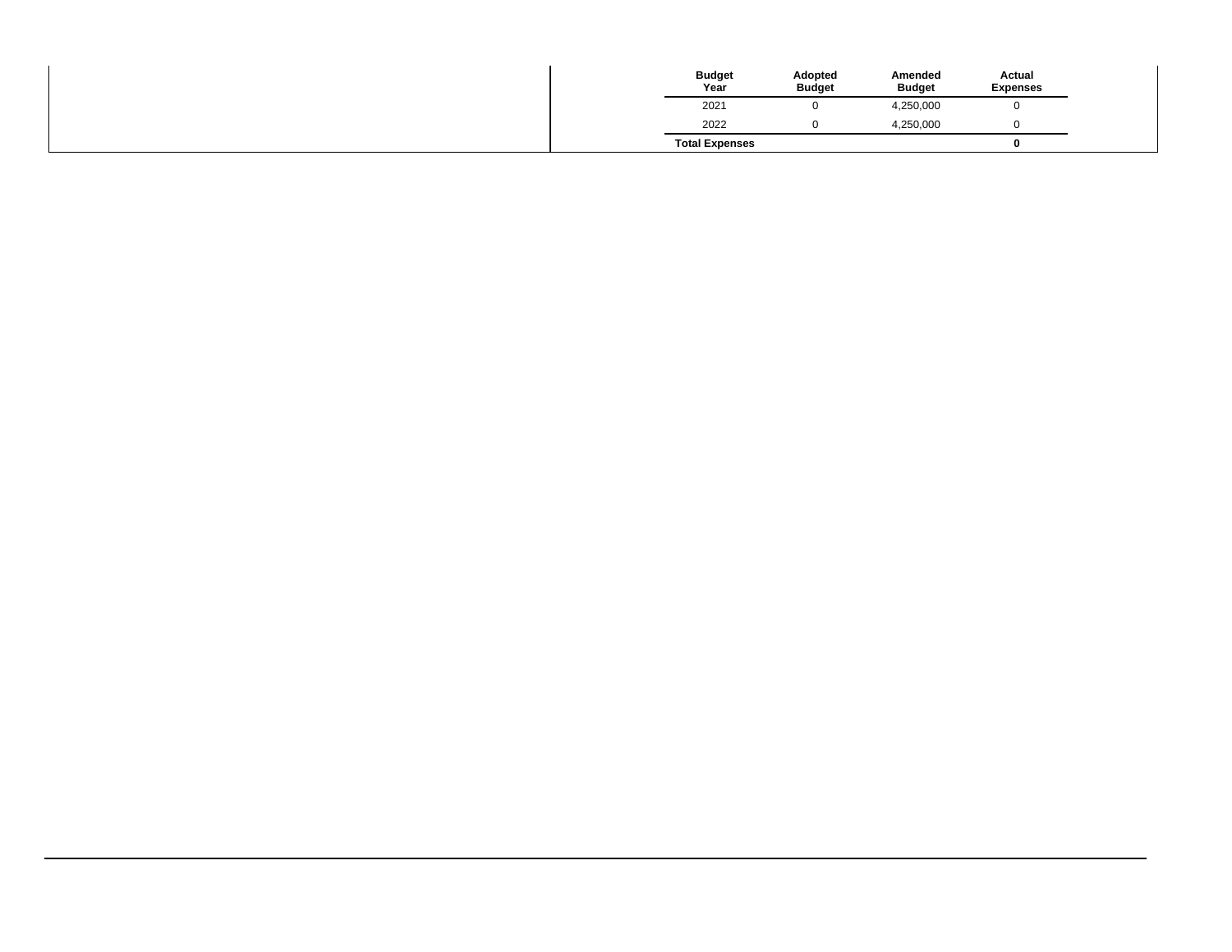| Budget Year | Adopted Budget | Amended Budget | Actual Expenses |
|---|---|---|---|
| 2021 | 0 | 4,250,000 | 0 |
| 2022 | 0 | 4,250,000 | 0 |
| **Total Expenses** | | | **0** |